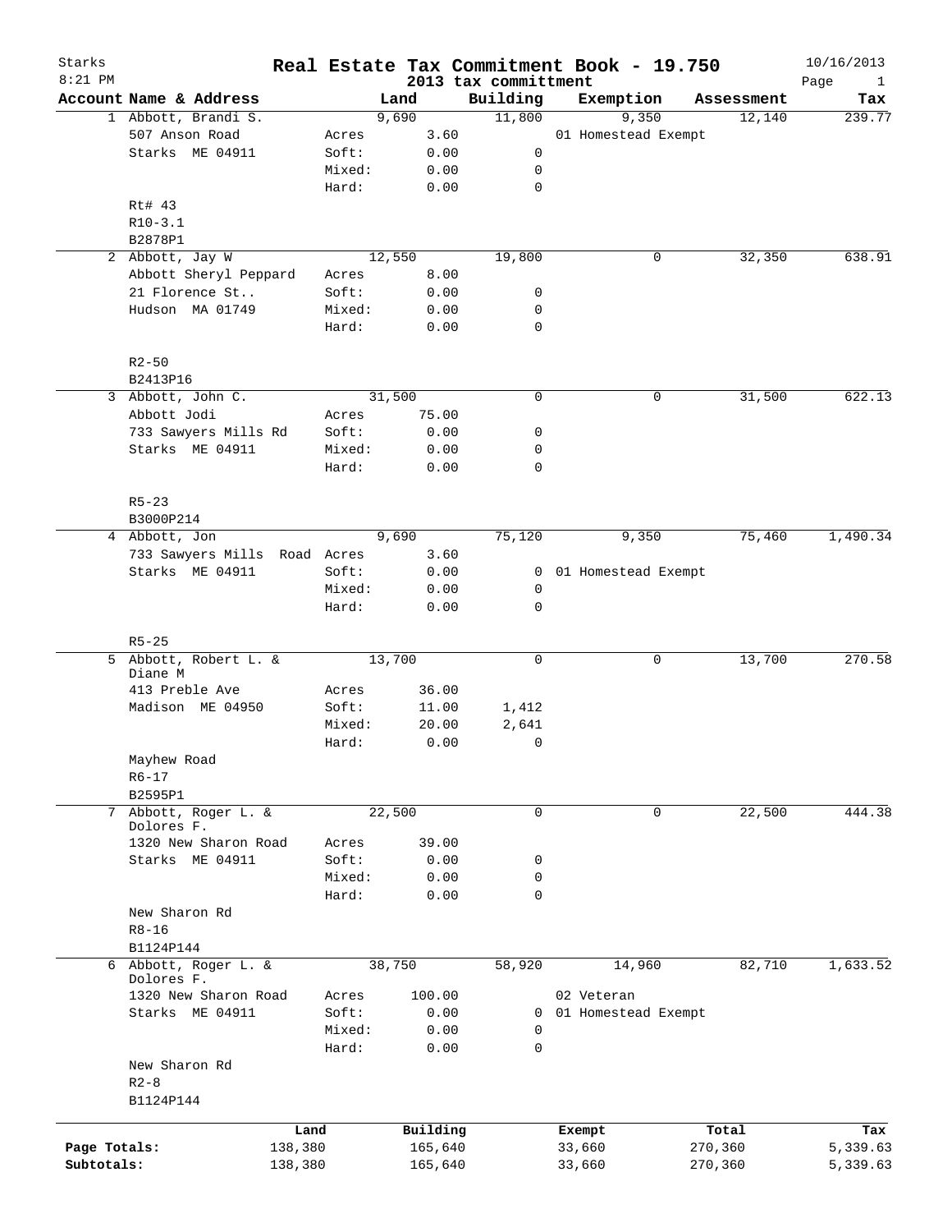# Real Estate Tax Commitment Book - 19.750

Starks
8:21 PM

2013 tax committment

10/16/2013

| Account | Name & Address | | Land | Building | Exemption | Assessment | Tax |
|---|---|---|---|---|---|---|---|
| 1 | Abbott, Brandi S. | | 9,690 | 11,800 | 9,350 | 12,140 | 239.77 |
| | 507 Anson Road | Acres | 3.60 | | 01 Homestead Exempt | | |
| | Starks ME 04911 | Soft: | 0.00 | 0 | | | |
| | | Mixed: | 0.00 | 0 | | | |
| | | Hard: | 0.00 | 0 | | | |
| | Rt# 43 | | | | | | |
| | R10-3.1 | | | | | | |
| | B2878P1 | | | | | | |
| 2 | Abbott, Jay W | | 12,550 | 19,800 | 0 | 32,350 | 638.91 |
| | Abbott Sheryl Peppard | Acres | 8.00 | | | | |
| | 21 Florence St.. | Soft: | 0.00 | 0 | | | |
| | Hudson MA 01749 | Mixed: | 0.00 | 0 | | | |
| | | Hard: | 0.00 | 0 | | | |
| | R2-50 | | | | | | |
| | B2413P16 | | | | | | |
| 3 | Abbott, John C. | | 31,500 | 0 | 0 | 31,500 | 622.13 |
| | Abbott Jodi | Acres | 75.00 | | | | |
| | 733 Sawyers Mills Rd | Soft: | 0.00 | 0 | | | |
| | Starks ME 04911 | Mixed: | 0.00 | 0 | | | |
| | | Hard: | 0.00 | 0 | | | |
| | R5-23 | | | | | | |
| | B3000P214 | | | | | | |
| 4 | Abbott, Jon | | 9,690 | 75,120 | 9,350 | 75,460 | 1,490.34 |
| | 733 Sawyers Mills Road | Acres | 3.60 | | | | |
| | Starks ME 04911 | Soft: | 0.00 | 0 | 01 Homestead Exempt | | |
| | | Mixed: | 0.00 | 0 | | | |
| | | Hard: | 0.00 | 0 | | | |
| | R5-25 | | | | | | |
| 5 | Abbott, Robert L. & Diane M | | 13,700 | 0 | 0 | 13,700 | 270.58 |
| | 413 Preble Ave | Acres | 36.00 | | | | |
| | Madison ME 04950 | Soft: | 11.00 | 1,412 | | | |
| | | Mixed: | 20.00 | 2,641 | | | |
| | | Hard: | 0.00 | 0 | | | |
| | Mayhew Road | | | | | | |
| | R6-17 | | | | | | |
| | B2595P1 | | | | | | |
| 7 | Abbott, Roger L. & Dolores F. | | 22,500 | 0 | 0 | 22,500 | 444.38 |
| | 1320 New Sharon Road | Acres | 39.00 | | | | |
| | Starks ME 04911 | Soft: | 0.00 | 0 | | | |
| | | Mixed: | 0.00 | 0 | | | |
| | | Hard: | 0.00 | 0 | | | |
| | New Sharon Rd | | | | | | |
| | R8-16 | | | | | | |
| | B1124P144 | | | | | | |
| 6 | Abbott, Roger L. & Dolores F. | | 38,750 | 58,920 | 14,960 | 82,710 | 1,633.52 |
| | 1320 New Sharon Road | Acres | 100.00 | | 02 Veteran | | |
| | Starks ME 04911 | Soft: | 0.00 | 0 | 01 Homestead Exempt | | |
| | | Mixed: | 0.00 | 0 | | | |
| | | Hard: | 0.00 | 0 | | | |
| | New Sharon Rd | | | | | | |
| | R2-8 | | | | | | |
| | B1124P144 | | | | | | |

| | Land | Building | Exempt | Total | Tax |
|---|---|---|---|---|---|
| Page Totals: | 138,380 | 165,640 | 33,660 | 270,360 | 5,339.63 |
| Subtotals: | 138,380 | 165,640 | 33,660 | 270,360 | 5,339.63 |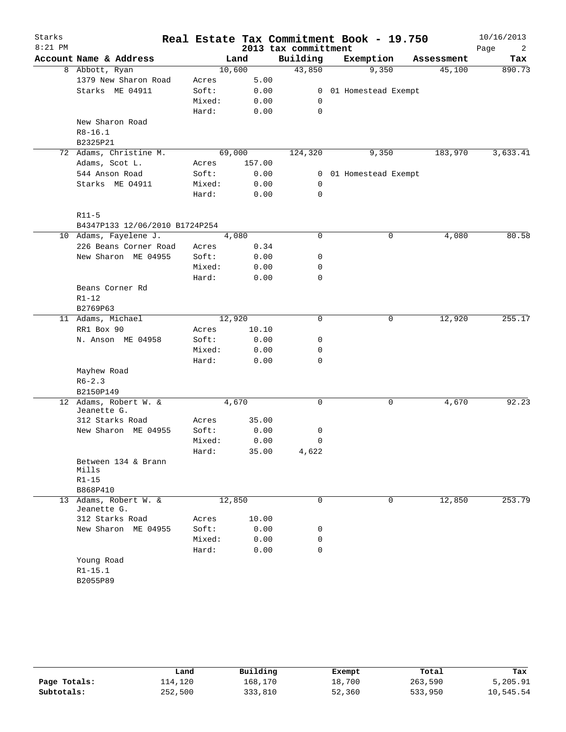# Starks Real Estate Tax Commitment Book - 19.750

2013 tax committment

10/16/2013 8:21 PM

| Account | Name & Address | | Land | Building | Exemption | Assessment | Tax |
|---|---|---|---|---|---|---|---|
| 8 | Abbott, Ryan | | 10,600 | 43,850 | 9,350 | 45,100 | 890.73 |
| | 1379 New Sharon Road | Acres | 5.00 | | | | |
| | Starks ME 04911 | Soft: | 0.00 | 0 | 01 Homestead Exempt | | |
| | | Mixed: | 0.00 | 0 | | | |
| | | Hard: | 0.00 | 0 | | | |
| | New Sharon Road | | | | | | |
| | R8-16.1 | | | | | | |
| | B2325P21 | | | | | | |
| 72 | Adams, Christine M. | | 69,000 | 124,320 | 9,350 | 183,970 | 3,633.41 |
| | Adams, Scot L. | Acres | 157.00 | | | | |
| | 544 Anson Road | Soft: | 0.00 | 0 | 01 Homestead Exempt | | |
| | Starks ME O4911 | Mixed: | 0.00 | 0 | | | |
| | | Hard: | 0.00 | 0 | | | |
| | R11-5 | | | | | | |
| | B4347P133 12/06/2010 B1724P254 | | | | | | |
| 10 | Adams, Fayelene J. | | 4,080 | 0 | 0 | 4,080 | 80.58 |
| | 226 Beans Corner Road | Acres | 0.34 | | | | |
| | New Sharon ME 04955 | Soft: | 0.00 | 0 | | | |
| | | Mixed: | 0.00 | 0 | | | |
| | | Hard: | 0.00 | 0 | | | |
| | Beans Corner Rd | | | | | | |
| | R1-12 | | | | | | |
| | B2769P63 | | | | | | |
| 11 | Adams, Michael | | 12,920 | 0 | 0 | 12,920 | 255.17 |
| | RR1 Box 90 | Acres | 10.10 | | | | |
| | N. Anson ME 04958 | Soft: | 0.00 | 0 | | | |
| | | Mixed: | 0.00 | 0 | | | |
| | | Hard: | 0.00 | 0 | | | |
| | Mayhew Road | | | | | | |
| | R6-2.3 | | | | | | |
| | B2150P149 | | | | | | |
| 12 | Adams, Robert W. & Jeanette G. | | 4,670 | 0 | 0 | 4,670 | 92.23 |
| | 312 Starks Road | Acres | 35.00 | | | | |
| | New Sharon ME 04955 | Soft: | 0.00 | 0 | | | |
| | | Mixed: | 0.00 | 0 | | | |
| | | Hard: | 35.00 | 4,622 | | | |
| | Between 134 & Brann Mills | | | | | | |
| | R1-15 | | | | | | |
| | B868P410 | | | | | | |
| 13 | Adams, Robert W. & Jeanette G. | | 12,850 | 0 | 0 | 12,850 | 253.79 |
| | 312 Starks Road | Acres | 10.00 | | | | |
| | New Sharon ME 04955 | Soft: | 0.00 | 0 | | | |
| | | Mixed: | 0.00 | 0 | | | |
| | | Hard: | 0.00 | 0 | | | |
| | Young Road | | | | | | |
| | R1-15.1 | | | | | | |
| | B2055P89 | | | | | | |

| | Land | Building | Exempt | Total | Tax |
|---|---|---|---|---|---|
| **Page Totals:** | 114,120 | 168,170 | 18,700 | 263,590 | 5,205.91 |
| **Subtotals:** | 252,500 | 333,810 | 52,360 | 533,950 | 10,545.54 |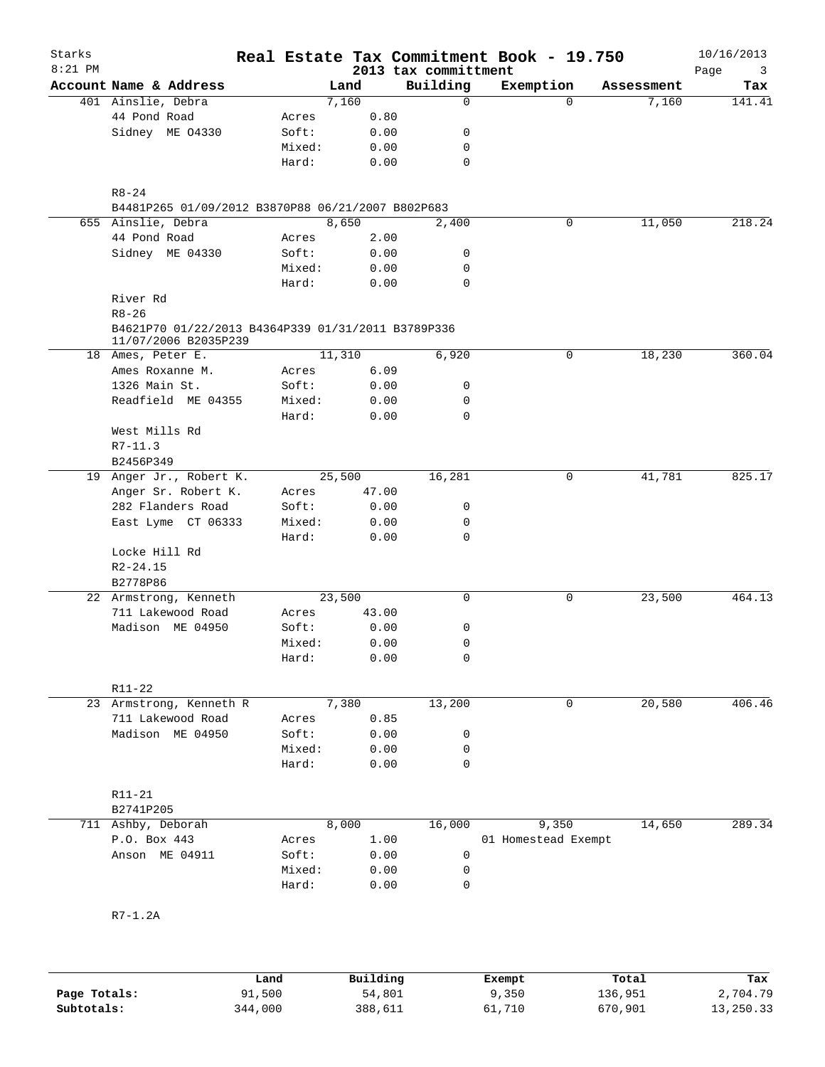Starks
8:21 PM

# Real Estate Tax Commitment Book - 19.750

2013 tax committment

10/16/2013

| Account Name & Address | | Land | Building | Exemption | Assessment | Tax |
|---|---|---|---|---|---|---|
| 401 Ainslie, Debra | | 7,160 | 0 | 0 | 7,160 | 141.41 |
| 44 Pond Road | Acres | 0.80 | | | | |
| Sidney ME 04330 | Soft: | 0.00 | 0 | | | |
| | Mixed: | 0.00 | 0 | | | |
| | Hard: | 0.00 | 0 | | | |
| R8-24 | | | | | | |
| B4481P265 01/09/2012 B3870P88 06/21/2007 B802P683 | | | | | | |
| 655 Ainslie, Debra | | 8,650 | 2,400 | 0 | 11,050 | 218.24 |
| 44 Pond Road | Acres | 2.00 | | | | |
| Sidney ME 04330 | Soft: | 0.00 | 0 | | | |
| | Mixed: | 0.00 | 0 | | | |
| | Hard: | 0.00 | 0 | | | |
| River Rd | | | | | | |
| R8-26 | | | | | | |
| B4621P70 01/22/2013 B4364P339 01/31/2011 B3789P336 11/07/2006 B2035P239 | | | | | | |
| 18 Ames, Peter E. | | 11,310 | 6,920 | 0 | 18,230 | 360.04 |
| Ames Roxanne M. | Acres | 6.09 | | | | |
| 1326 Main St. | Soft: | 0.00 | 0 | | | |
| Readfield ME 04355 | Mixed: | 0.00 | 0 | | | |
| | Hard: | 0.00 | 0 | | | |
| West Mills Rd | | | | | | |
| R7-11.3 | | | | | | |
| B2456P349 | | | | | | |
| 19 Anger Jr., Robert K. | | 25,500 | 16,281 | 0 | 41,781 | 825.17 |
| Anger Sr. Robert K. | Acres | 47.00 | | | | |
| 282 Flanders Road | Soft: | 0.00 | 0 | | | |
| East Lyme CT 06333 | Mixed: | 0.00 | 0 | | | |
| | Hard: | 0.00 | 0 | | | |
| Locke Hill Rd | | | | | | |
| R2-24.15 | | | | | | |
| B2778P86 | | | | | | |
| 22 Armstrong, Kenneth | | 23,500 | 0 | 0 | 23,500 | 464.13 |
| 711 Lakewood Road | Acres | 43.00 | | | | |
| Madison ME 04950 | Soft: | 0.00 | 0 | | | |
| | Mixed: | 0.00 | 0 | | | |
| | Hard: | 0.00 | 0 | | | |
| R11-22 | | | | | | |
| 23 Armstrong, Kenneth R | | 7,380 | 13,200 | 0 | 20,580 | 406.46 |
| 711 Lakewood Road | Acres | 0.85 | | | | |
| Madison ME 04950 | Soft: | 0.00 | 0 | | | |
| | Mixed: | 0.00 | 0 | | | |
| | Hard: | 0.00 | 0 | | | |
| R11-21 | | | | | | |
| B2741P205 | | | | | | |
| 711 Ashby, Deborah | | 8,000 | 16,000 | 9,350 | 14,650 | 289.34 |
| P.O. Box 443 | Acres | 1.00 | | 01 Homestead Exempt | | |
| Anson ME 04911 | Soft: | 0.00 | 0 | | | |
| | Mixed: | 0.00 | 0 | | | |
| | Hard: | 0.00 | 0 | | | |
| R7-1.2A | | | | | | |

| | Land | Building | Exempt | Total | Tax |
|---|---|---|---|---|---|
| Page Totals: | 91,500 | 54,801 | 9,350 | 136,951 | 2,704.79 |
| Subtotals: | 344,000 | 388,611 | 61,710 | 670,901 | 13,250.33 |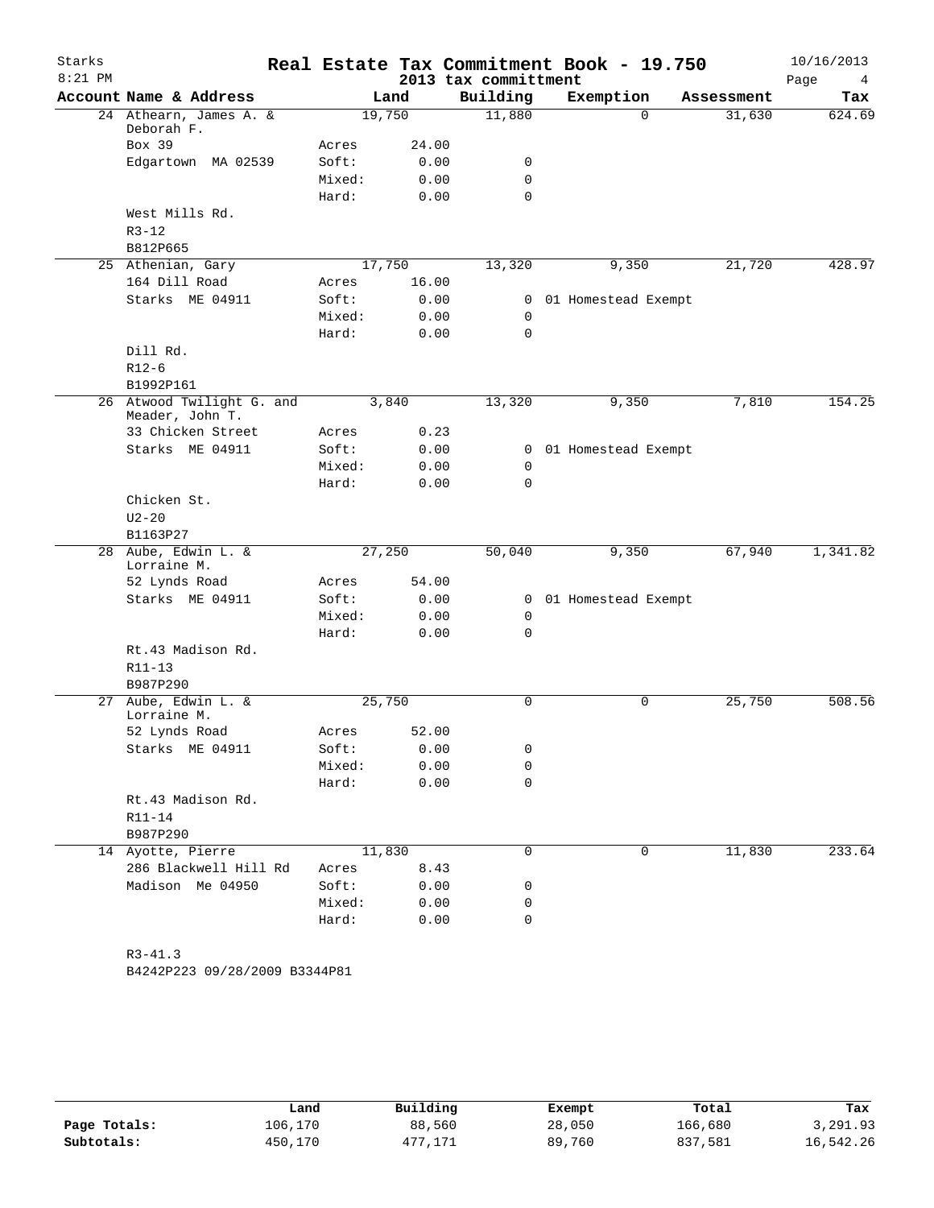# Real Estate Tax Commitment Book - 19.750

Starks
8:21 PM

2013 tax committment

10/16/2013

| Account Name & Address | Land | | Building | Exemption | Assessment | Tax |
|---|---|---|---|---|---|---|
| 24 Athearn, James A. & Deborah F. | 19,750 | | 11,880 | 0 | 31,630 | 624.69 |
| Box 39 | Acres | 24.00 | | | | |
| Edgartown MA 02539 | Soft: | 0.00 | 0 | | | |
| | Mixed: | 0.00 | 0 | | | |
| | Hard: | 0.00 | 0 | | | |
| West Mills Rd. | | | | | | |
| R3-12 | | | | | | |
| B812P665 | | | | | | |
| 25 Athenian, Gary | 17,750 | | 13,320 | 9,350 | 21,720 | 428.97 |
| 164 Dill Road | Acres | 16.00 | | | | |
| Starks ME 04911 | Soft: | 0.00 | 0 | 01 Homestead Exempt | | |
| | Mixed: | 0.00 | 0 | | | |
| | Hard: | 0.00 | 0 | | | |
| Dill Rd. | | | | | | |
| R12-6 | | | | | | |
| B1992P161 | | | | | | |
| 26 Atwood Twilight G. and Meader, John T. | 3,840 | | 13,320 | 9,350 | 7,810 | 154.25 |
| 33 Chicken Street | Acres | 0.23 | | | | |
| Starks ME 04911 | Soft: | 0.00 | 0 | 01 Homestead Exempt | | |
| | Mixed: | 0.00 | 0 | | | |
| | Hard: | 0.00 | 0 | | | |
| Chicken St. | | | | | | |
| U2-20 | | | | | | |
| B1163P27 | | | | | | |
| 28 Aube, Edwin L. & Lorraine M. | 27,250 | | 50,040 | 9,350 | 67,940 | 1,341.82 |
| 52 Lynds Road | Acres | 54.00 | | | | |
| Starks ME 04911 | Soft: | 0.00 | 0 | 01 Homestead Exempt | | |
| | Mixed: | 0.00 | 0 | | | |
| | Hard: | 0.00 | 0 | | | |
| Rt.43 Madison Rd. | | | | | | |
| R11-13 | | | | | | |
| B987P290 | | | | | | |
| 27 Aube, Edwin L. & Lorraine M. | 25,750 | | 0 | 0 | 25,750 | 508.56 |
| 52 Lynds Road | Acres | 52.00 | | | | |
| Starks ME 04911 | Soft: | 0.00 | 0 | | | |
| | Mixed: | 0.00 | 0 | | | |
| | Hard: | 0.00 | 0 | | | |
| Rt.43 Madison Rd. | | | | | | |
| R11-14 | | | | | | |
| B987P290 | | | | | | |
| 14 Ayotte, Pierre | 11,830 | | 0 | 0 | 11,830 | 233.64 |
| 286 Blackwell Hill Rd | Acres | 8.43 | | | | |
| Madison Me 04950 | Soft: | 0.00 | 0 | | | |
| | Mixed: | 0.00 | 0 | | | |
| | Hard: | 0.00 | 0 | | | |
| R3-41.3 | | | | | | |
| B4242P223 09/28/2009 B3344P81 | | | | | | |

| | Land | Building | Exempt | Total | Tax |
|---|---|---|---|---|---|
| Page Totals: | 106,170 | 88,560 | 28,050 | 166,680 | 3,291.93 |
| Subtotals: | 450,170 | 477,171 | 89,760 | 837,581 | 16,542.26 |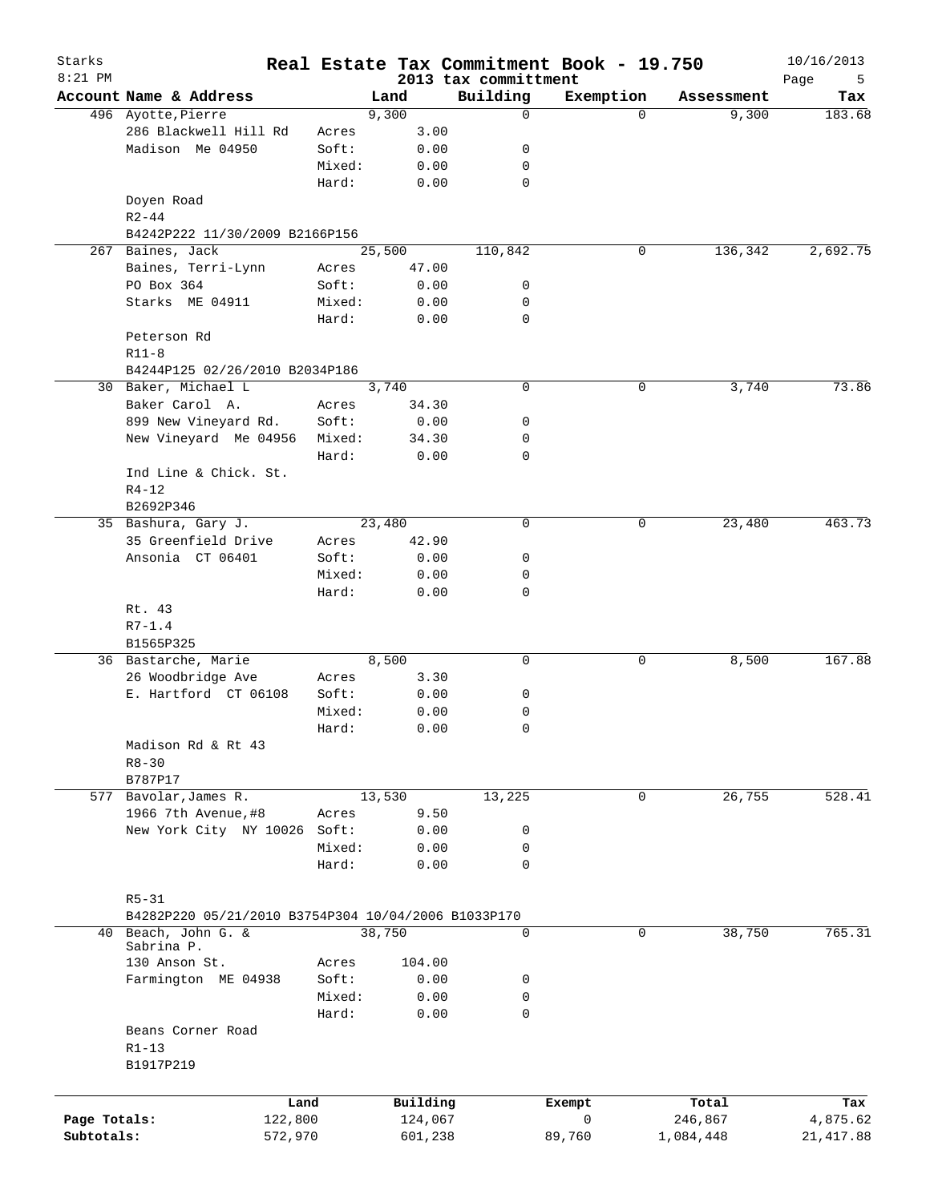Starks 8:21 PM

# Real Estate Tax Commitment Book - 19.750

2013 tax committment

10/16/2013

| Account | Name & Address | | Land | Building | Exemption | Assessment | Tax |
|---|---|---|---|---|---|---|---|
| 496 | Ayotte,Pierre | | 9,300 | 0 | 0 | 9,300 | 183.68 |
| | 286 Blackwell Hill Rd | Acres | 3.00 | | | | |
| | Madison Me 04950 | Soft: | 0.00 | 0 | | | |
| | | Mixed: | 0.00 | 0 | | | |
| | | Hard: | 0.00 | 0 | | | |
| | Doyen Road | | | | | | |
| | R2-44 | | | | | | |
| | B4242P222 11/30/2009 B2166P156 | | | | | | |
| 267 | Baines, Jack | | 25,500 | 110,842 | 0 | 136,342 | 2,692.75 |
| | Baines, Terri-Lynn | Acres | 47.00 | | | | |
| | PO Box 364 | Soft: | 0.00 | 0 | | | |
| | Starks ME 04911 | Mixed: | 0.00 | 0 | | | |
| | | Hard: | 0.00 | 0 | | | |
| | Peterson Rd | | | | | | |
| | R11-8 | | | | | | |
| | B4244P125 02/26/2010 B2034P186 | | | | | | |
| 30 | Baker, Michael L | | 3,740 | 0 | 0 | 3,740 | 73.86 |
| | Baker Carol A. | Acres | 34.30 | | | | |
| | 899 New Vineyard Rd. | Soft: | 0.00 | 0 | | | |
| | New Vineyard Me 04956 | Mixed: | 34.30 | 0 | | | |
| | | Hard: | 0.00 | 0 | | | |
| | Ind Line & Chick. St. | | | | | | |
| | R4-12 | | | | | | |
| | B2692P346 | | | | | | |
| 35 | Bashura, Gary J. | | 23,480 | 0 | 0 | 23,480 | 463.73 |
| | 35 Greenfield Drive | Acres | 42.90 | | | | |
| | Ansonia CT 06401 | Soft: | 0.00 | 0 | | | |
| | | Mixed: | 0.00 | 0 | | | |
| | | Hard: | 0.00 | 0 | | | |
| | Rt. 43 | | | | | | |
| | R7-1.4 | | | | | | |
| | B1565P325 | | | | | | |
| 36 | Bastarche, Marie | | 8,500 | 0 | 0 | 8,500 | 167.88 |
| | 26 Woodbridge Ave | Acres | 3.30 | | | | |
| | E. Hartford CT 06108 | Soft: | 0.00 | 0 | | | |
| | | Mixed: | 0.00 | 0 | | | |
| | | Hard: | 0.00 | 0 | | | |
| | Madison Rd & Rt 43 | | | | | | |
| | R8-30 | | | | | | |
| | B787P17 | | | | | | |
| 577 | Bavolar,James R. | | 13,530 | 13,225 | 0 | 26,755 | 528.41 |
| | 1966 7th Avenue,#8 | Acres | 9.50 | | | | |
| | New York City NY 10026 | Soft: | 0.00 | 0 | | | |
| | | Mixed: | 0.00 | 0 | | | |
| | | Hard: | 0.00 | 0 | | | |
| | R5-31 | | | | | | |
| | B4282P220 05/21/2010 B3754P304 10/04/2006 B1033P170 | | | | | | |
| 40 | Beach, John G. & Sabrina P. | | 38,750 | 0 | 0 | 38,750 | 765.31 |
| | 130 Anson St. | Acres | 104.00 | | | | |
| | Farmington ME 04938 | Soft: | 0.00 | 0 | | | |
| | | Mixed: | 0.00 | 0 | | | |
| | | Hard: | 0.00 | 0 | | | |
| | Beans Corner Road | | | | | | |
| | R1-13 | | | | | | |
| | B1917P219 | | | | | | |

| | Land | Building | Exempt | Total | Tax |
|---|---|---|---|---|---|
| Page Totals: | 122,800 | 124,067 | 0 | 246,867 | 4,875.62 |
| Subtotals: | 572,970 | 601,238 | 89,760 | 1,084,448 | 21,417.88 |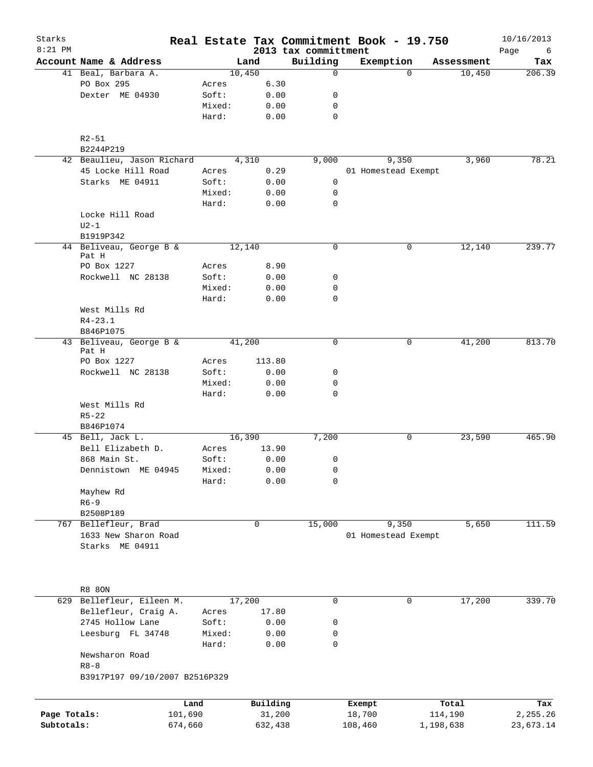# Real Estate Tax Commitment Book - 19.750

Starks
8:21 PM

2013 tax committment

10/16/2013

| Account Name & Address | Land | | Building | Exemption | Assessment | Tax |
|---|---|---|---|---|---|---|
| 41 Beal, Barbara A. | 10,450 | | 0 | 0 | 10,450 | 206.39 |
| PO Box 295 | Acres | 6.30 | | | | |
| Dexter ME 04930 | Soft: | 0.00 | 0 | | | |
| | Mixed: | 0.00 | 0 | | | |
| | Hard: | 0.00 | 0 | | | |
| R2-51 | | | | | | |
| B2244P219 | | | | | | |
| 42 Beaulieu, Jason Richard | 4,310 | | 9,000 | 9,350 | 3,960 | 78.21 |
| 45 Locke Hill Road | Acres | 0.29 | | 01 Homestead Exempt | | |
| Starks ME 04911 | Soft: | 0.00 | 0 | | | |
| | Mixed: | 0.00 | 0 | | | |
| | Hard: | 0.00 | 0 | | | |
| Locke Hill Road | | | | | | |
| U2-1 | | | | | | |
| B1919P342 | | | | | | |
| 44 Beliveau, George B & Pat H | 12,140 | | 0 | 0 | 12,140 | 239.77 |
| PO Box 1227 | Acres | 8.90 | | | | |
| Rockwell NC 28138 | Soft: | 0.00 | 0 | | | |
| | Mixed: | 0.00 | 0 | | | |
| | Hard: | 0.00 | 0 | | | |
| West Mills Rd | | | | | | |
| R4-23.1 | | | | | | |
| B846P1075 | | | | | | |
| 43 Beliveau, George B & Pat H | 41,200 | | 0 | 0 | 41,200 | 813.70 |
| PO Box 1227 | Acres | 113.80 | | | | |
| Rockwell NC 28138 | Soft: | 0.00 | 0 | | | |
| | Mixed: | 0.00 | 0 | | | |
| | Hard: | 0.00 | 0 | | | |
| West Mills Rd | | | | | | |
| R5-22 | | | | | | |
| B846P1074 | | | | | | |
| 45 Bell, Jack L. | 16,390 | | 7,200 | 0 | 23,590 | 465.90 |
| Bell Elizabeth D. | Acres | 13.90 | | | | |
| 868 Main St. | Soft: | 0.00 | 0 | | | |
| Dennistown ME 04945 | Mixed: | 0.00 | 0 | | | |
| | Hard: | 0.00 | 0 | | | |
| Mayhew Rd | | | | | | |
| R6-9 | | | | | | |
| B2508P189 | | | | | | |
| 767 Bellefleur, Brad | 0 | | 15,000 | 9,350 | 5,650 | 111.59 |
| 1633 New Sharon Road | | | | 01 Homestead Exempt | | |
| Starks ME 04911 | | | | | | |
| R8 8ON | | | | | | |
| 629 Bellefleur, Eileen M. | 17,200 | | 0 | 0 | 17,200 | 339.70 |
| Bellefleur, Craig A. | Acres | 17.80 | | | | |
| 2745 Hollow Lane | Soft: | 0.00 | 0 | | | |
| Leesburg FL 34748 | Mixed: | 0.00 | 0 | | | |
| | Hard: | 0.00 | 0 | | | |
| Newsharon Road | | | | | | |
| R8-8 | | | | | | |
| B3917P197 09/10/2007 B2516P329 | | | | | | |

| | Land | Building | Exempt | Total | Tax |
|---|---|---|---|---|---|
| Page Totals: | 101,690 | 31,200 | 18,700 | 114,190 | 2,255.26 |
| Subtotals: | 674,660 | 632,438 | 108,460 | 1,198,638 | 23,673.14 |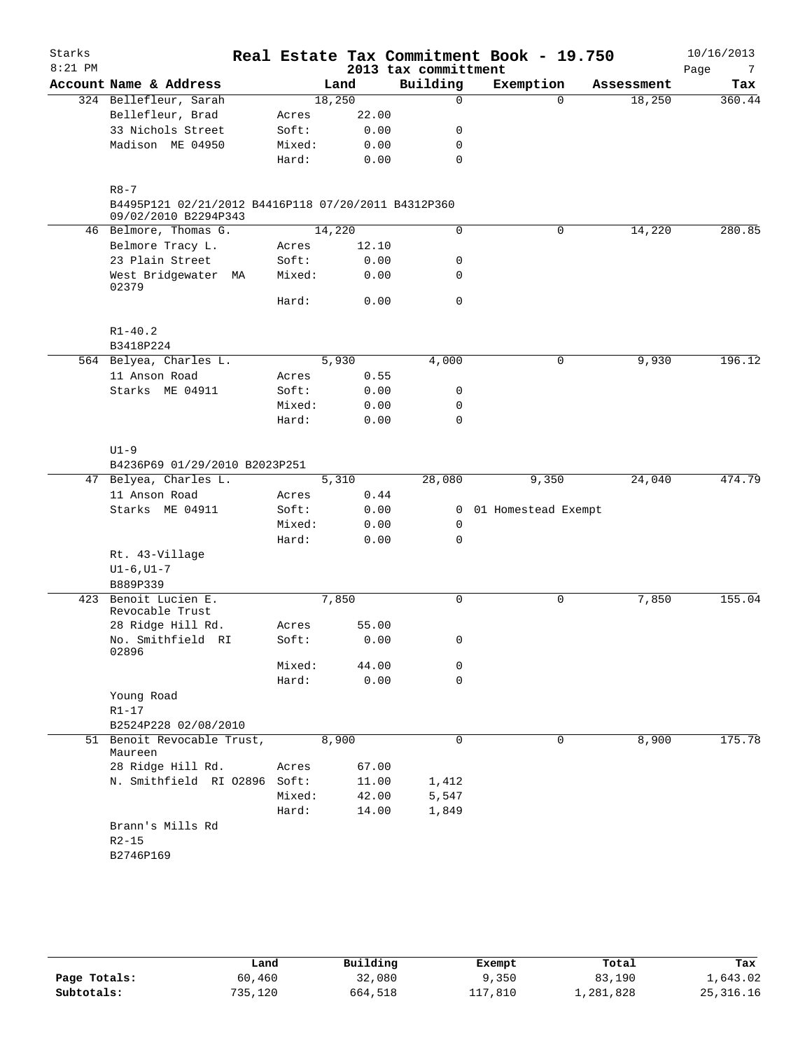Starks 8:21 PM

# Real Estate Tax Commitment Book - 19.750

2013 tax committment

10/16/2013

| Account | Name & Address | | Land | Building | Exemption | Assessment | Tax |
|---|---|---|---|---|---|---|---|
| 324 | Bellefleur, Sarah | | 18,250 | 0 | 0 | 18,250 | 360.44 |
| | Bellefleur, Brad | Acres | 22.00 | | | | |
| | 33 Nichols Street | Soft: | 0.00 | 0 | | | |
| | Madison ME 04950 | Mixed: | 0.00 | 0 | | | |
| | | Hard: | 0.00 | 0 | | | |
| | R8-7 | | | | | | |
| | B4495P121 02/21/2012 B4416P118 07/20/2011 B4312P360 09/02/2010 B2294P343 | | | | | | |
| 46 | Belmore, Thomas G. | | 14,220 | 0 | 0 | 14,220 | 280.85 |
| | Belmore Tracy L. | Acres | 12.10 | | | | |
| | 23 Plain Street | Soft: | 0.00 | 0 | | | |
| | West Bridgewater MA 02379 | Mixed: | 0.00 | 0 | | | |
| | | Hard: | 0.00 | 0 | | | |
| | R1-40.2 | | | | | | |
| | B3418P224 | | | | | | |
| 564 | Belyea, Charles L. | | 5,930 | 4,000 | 0 | 9,930 | 196.12 |
| | 11 Anson Road | Acres | 0.55 | | | | |
| | Starks ME 04911 | Soft: | 0.00 | 0 | | | |
| | | Mixed: | 0.00 | 0 | | | |
| | | Hard: | 0.00 | 0 | | | |
| | U1-9 | | | | | | |
| | B4236P69 01/29/2010 B2023P251 | | | | | | |
| 47 | Belyea, Charles L. | | 5,310 | 28,080 | 9,350 | 24,040 | 474.79 |
| | 11 Anson Road | Acres | 0.44 | | | | |
| | Starks ME 04911 | Soft: | 0.00 | 0 | 01 Homestead Exempt | | |
| | | Mixed: | 0.00 | 0 | | | |
| | | Hard: | 0.00 | 0 | | | |
| | Rt. 43-Village | | | | | | |
| | U1-6,U1-7 | | | | | | |
| | B889P339 | | | | | | |
| 423 | Benoit Lucien E. Revocable Trust | | 7,850 | 0 | 0 | 7,850 | 155.04 |
| | 28 Ridge Hill Rd. | Acres | 55.00 | | | | |
| | No. Smithfield RI 02896 | Soft: | 0.00 | 0 | | | |
| | | Mixed: | 44.00 | 0 | | | |
| | | Hard: | 0.00 | 0 | | | |
| | Young Road | | | | | | |
| | R1-17 | | | | | | |
| | B2524P228 02/08/2010 | | | | | | |
| 51 | Benoit Revocable Trust, Maureen | | 8,900 | 0 | 0 | 8,900 | 175.78 |
| | 28 Ridge Hill Rd. | Acres | 67.00 | | | | |
| | N. Smithfield RI 02896 | Soft: | 11.00 | 1,412 | | | |
| | | Mixed: | 42.00 | 5,547 | | | |
| | | Hard: | 14.00 | 1,849 | | | |
| | Brann's Mills Rd | | | | | | |
| | R2-15 | | | | | | |
| | B2746P169 | | | | | | |

| | Land | Building | Exempt | Total | Tax |
|---|---|---|---|---|---|
| Page Totals: | 60,460 | 32,080 | 9,350 | 83,190 | 1,643.02 |
| Subtotals: | 735,120 | 664,518 | 117,810 | 1,281,828 | 25,316.16 |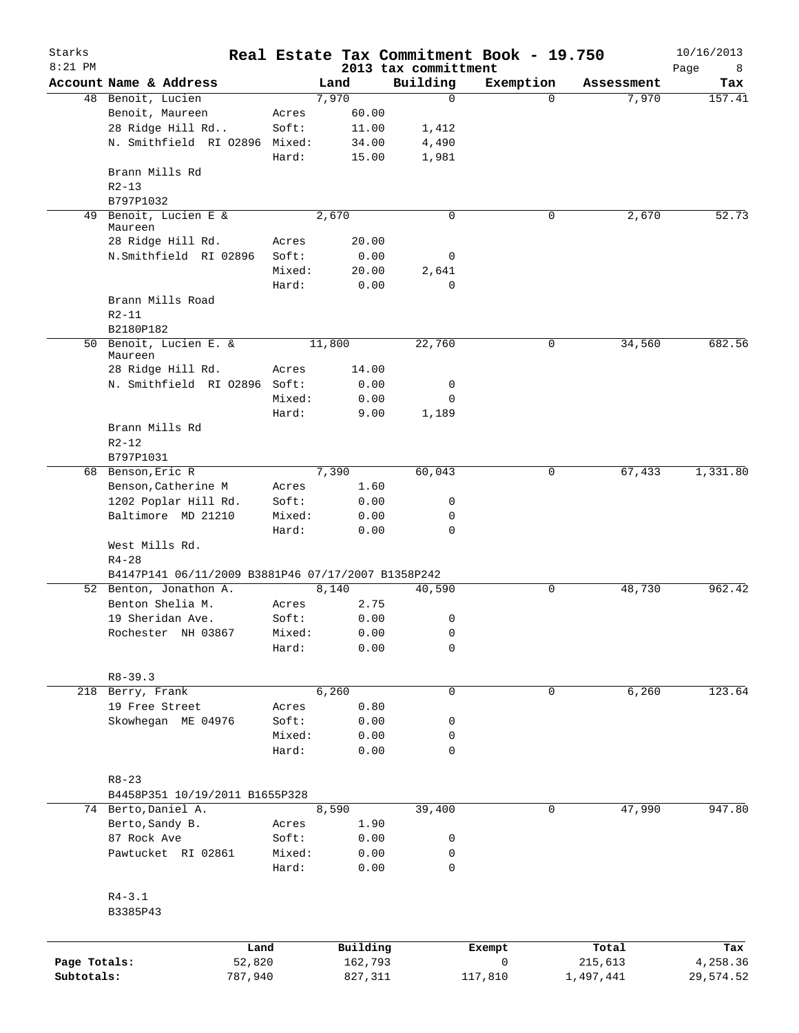Starks
8:21 PM

# Real Estate Tax Commitment Book - 19.750
## 2013 tax committment

10/16/2013

| Account Name & Address | | Land | Building | Exemption | Assessment | Tax |
|---|---|---|---|---|---|---|
| 48 Benoit, Lucien | | 7,970 | 0 | 0 | 7,970 | 157.41 |
| Benoit, Maureen | Acres | 60.00 | | | | |
| 28 Ridge Hill Rd.. | Soft: | 11.00 | 1,412 | | | |
| N. Smithfield RI 02896 | Mixed: | 34.00 | 4,490 | | | |
| | Hard: | 15.00 | 1,981 | | | |
| Brann Mills Rd | | | | | | |
| R2-13 | | | | | | |
| B797P1032 | | | | | | |
| 49 Benoit, Lucien E & Maureen | | 2,670 | 0 | 0 | 2,670 | 52.73 |
| 28 Ridge Hill Rd. | Acres | 20.00 | | | | |
| N.Smithfield RI 02896 | Soft: | 0.00 | 0 | | | |
| | Mixed: | 20.00 | 2,641 | | | |
| | Hard: | 0.00 | 0 | | | |
| Brann Mills Road | | | | | | |
| R2-11 | | | | | | |
| B2180P182 | | | | | | |
| 50 Benoit, Lucien E. & Maureen | | 11,800 | 22,760 | 0 | 34,560 | 682.56 |
| 28 Ridge Hill Rd. | Acres | 14.00 | | | | |
| N. Smithfield RI 02896 | Soft: | 0.00 | 0 | | | |
| | Mixed: | 0.00 | 0 | | | |
| | Hard: | 9.00 | 1,189 | | | |
| Brann Mills Rd | | | | | | |
| R2-12 | | | | | | |
| B797P1031 | | | | | | |
| 68 Benson,Eric R | | 7,390 | 60,043 | 0 | 67,433 | 1,331.80 |
| Benson,Catherine M | Acres | 1.60 | | | | |
| 1202 Poplar Hill Rd. | Soft: | 0.00 | 0 | | | |
| Baltimore MD 21210 | Mixed: | 0.00 | 0 | | | |
| | Hard: | 0.00 | 0 | | | |
| West Mills Rd. | | | | | | |
| R4-28 | | | | | | |
| B4147P141 06/11/2009 B3881P46 07/17/2007 B1358P242 | | | | | | |
| 52 Benton, Jonathon A. | | 8,140 | 40,590 | 0 | 48,730 | 962.42 |
| Benton Shelia M. | Acres | 2.75 | | | | |
| 19 Sheridan Ave. | Soft: | 0.00 | 0 | | | |
| Rochester NH 03867 | Mixed: | 0.00 | 0 | | | |
| | Hard: | 0.00 | 0 | | | |
| R8-39.3 | | | | | | |
| 218 Berry, Frank | | 6,260 | 0 | 0 | 6,260 | 123.64 |
| 19 Free Street | Acres | 0.80 | | | | |
| Skowhegan ME 04976 | Soft: | 0.00 | 0 | | | |
| | Mixed: | 0.00 | 0 | | | |
| | Hard: | 0.00 | 0 | | | |
| R8-23 | | | | | | |
| B4458P351 10/19/2011 B1655P328 | | | | | | |
| 74 Berto,Daniel A. | | 8,590 | 39,400 | 0 | 47,990 | 947.80 |
| Berto,Sandy B. | Acres | 1.90 | | | | |
| 87 Rock Ave | Soft: | 0.00 | 0 | | | |
| Pawtucket RI 02861 | Mixed: | 0.00 | 0 | | | |
| | Hard: | 0.00 | 0 | | | |
| R4-3.1 | | | | | | |
| B3385P43 | | | | | | |

| | Land | Building | Exempt | Total | Tax |
|---|---|---|---|---|---|
| Page Totals: | 52,820 | 162,793 | 0 | 215,613 | 4,258.36 |
| Subtotals: | 787,940 | 827,311 | 117,810 | 1,497,441 | 29,574.52 |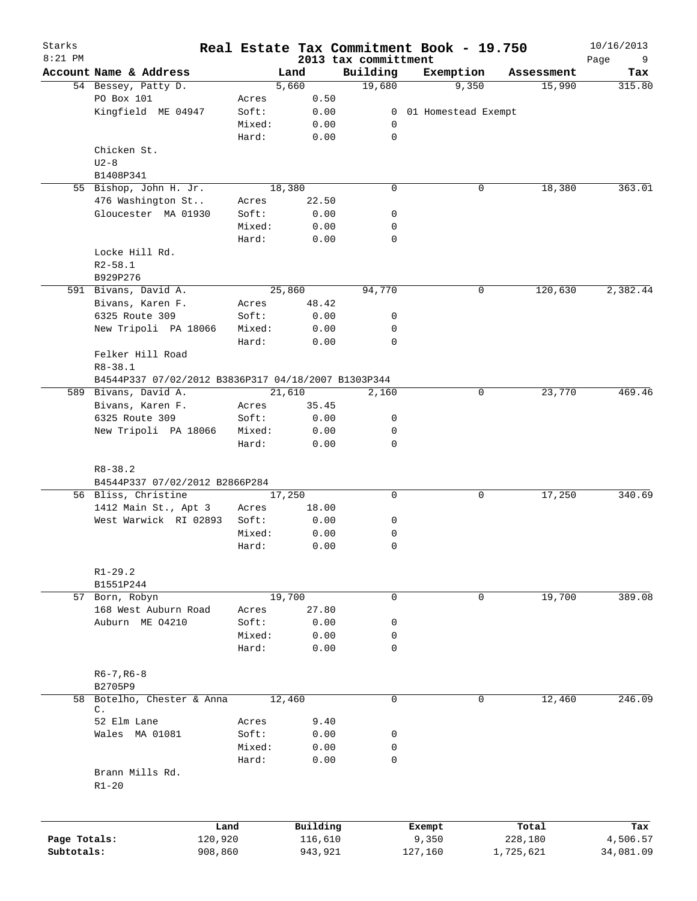# Real Estate Tax Commitment Book - 19.750

Starks
8:21 PM

2013 tax committment

10/16/2013

| Account Name & Address | | Land | Building | Exemption | Assessment | Tax |
|---|---|---|---|---|---|---|
| 54 Bessey, Patty D. | | 5,660 | 19,680 | 9,350 | 15,990 | 315.80 |
| PO Box 101 | Acres | 0.50 | | | | |
| Kingfield ME 04947 | Soft: | 0.00 | 0 | 01 Homestead Exempt | | |
| | Mixed: | 0.00 | 0 | | | |
| | Hard: | 0.00 | 0 | | | |
| Chicken St. | | | | | | |
| U2-8 | | | | | | |
| B1408P341 | | | | | | |
| 55 Bishop, John H. Jr. | | 18,380 | 0 | 0 | 18,380 | 363.01 |
| 476 Washington St.. | Acres | 22.50 | | | | |
| Gloucester MA 01930 | Soft: | 0.00 | 0 | | | |
| | Mixed: | 0.00 | 0 | | | |
| | Hard: | 0.00 | 0 | | | |
| Locke Hill Rd. | | | | | | |
| R2-58.1 | | | | | | |
| B929P276 | | | | | | |
| 591 Bivans, David A. | | 25,860 | 94,770 | 0 | 120,630 | 2,382.44 |
| Bivans, Karen F. | Acres | 48.42 | | | | |
| 6325 Route 309 | Soft: | 0.00 | 0 | | | |
| New Tripoli PA 18066 | Mixed: | 0.00 | 0 | | | |
| | Hard: | 0.00 | 0 | | | |
| Felker Hill Road | | | | | | |
| R8-38.1 | | | | | | |
| B4544P337 07/02/2012 B3836P317 04/18/2007 B1303P344 | | | | | | |
| 589 Bivans, David A. | | 21,610 | 2,160 | 0 | 23,770 | 469.46 |
| Bivans, Karen F. | Acres | 35.45 | | | | |
| 6325 Route 309 | Soft: | 0.00 | 0 | | | |
| New Tripoli PA 18066 | Mixed: | 0.00 | 0 | | | |
| | Hard: | 0.00 | 0 | | | |
| R8-38.2 | | | | | | |
| B4544P337 07/02/2012 B2866P284 | | | | | | |
| 56 Bliss, Christine | | 17,250 | 0 | 0 | 17,250 | 340.69 |
| 1412 Main St., Apt 3 | Acres | 18.00 | | | | |
| West Warwick RI 02893 | Soft: | 0.00 | 0 | | | |
| | Mixed: | 0.00 | 0 | | | |
| | Hard: | 0.00 | 0 | | | |
| R1-29.2 | | | | | | |
| B1551P244 | | | | | | |
| 57 Born, Robyn | | 19,700 | 0 | 0 | 19,700 | 389.08 |
| 168 West Auburn Road | Acres | 27.80 | | | | |
| Auburn ME 04210 | Soft: | 0.00 | 0 | | | |
| | Mixed: | 0.00 | 0 | | | |
| | Hard: | 0.00 | 0 | | | |
| R6-7,R6-8 | | | | | | |
| B2705P9 | | | | | | |
| 58 Botelho, Chester & Anna C. | | 12,460 | 0 | 0 | 12,460 | 246.09 |
| 52 Elm Lane | Acres | 9.40 | | | | |
| Wales MA 01081 | Soft: | 0.00 | 0 | | | |
| | Mixed: | 0.00 | 0 | | | |
| | Hard: | 0.00 | 0 | | | |
| Brann Mills Rd. | | | | | | |
| R1-20 | | | | | | |

| | Land | Building | Exempt | Total | Tax |
|---|---|---|---|---|---|
| Page Totals: | 120,920 | 116,610 | 9,350 | 228,180 | 4,506.57 |
| Subtotals: | 908,860 | 943,921 | 127,160 | 1,725,621 | 34,081.09 |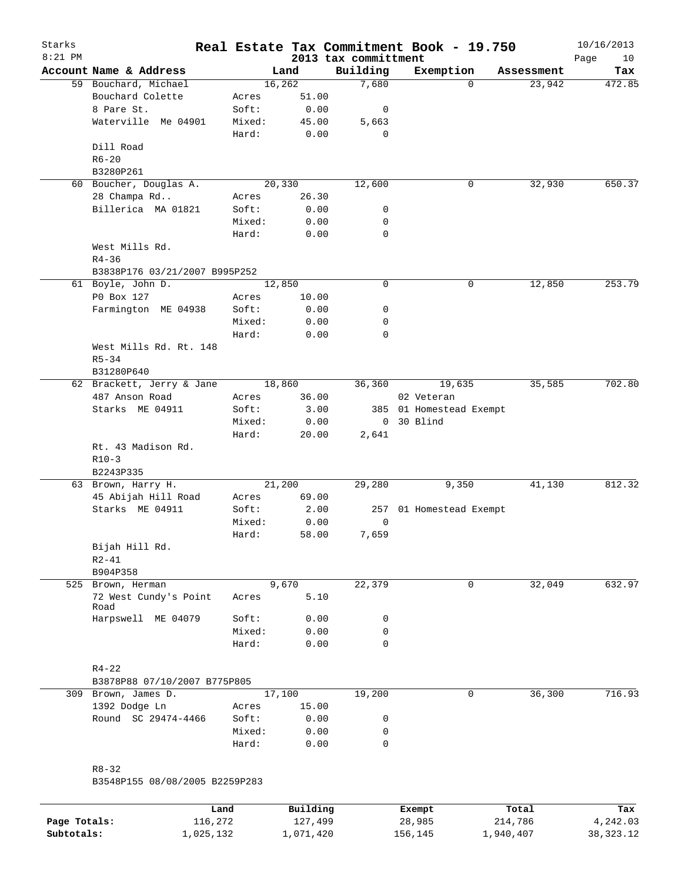Starks

8:21 PM

# Real Estate Tax Commitment Book - 19.750

2013 tax committment

10/16/2013

| Account Name & Address | | Land | Building | Exemption | Assessment | Tax |
|---|---|---|---|---|---|---|
| 59 Bouchard, Michael | | 16,262 | 7,680 | 0 | 23,942 | 472.85 |
| Bouchard Colette | Acres | 51.00 | | | | |
| 8 Pare St. | Soft: | 0.00 | 0 | | | |
| Waterville Me 04901 | Mixed: | 45.00 | 5,663 | | | |
| | Hard: | 0.00 | 0 | | | |
| Dill Road | | | | | | |
| R6-20 | | | | | | |
| B3280P261 | | | | | | |
| 60 Boucher, Douglas A. | | 20,330 | 12,600 | 0 | 32,930 | 650.37 |
| 28 Champa Rd.. | Acres | 26.30 | | | | |
| Billerica MA 01821 | Soft: | 0.00 | 0 | | | |
| | Mixed: | 0.00 | 0 | | | |
| | Hard: | 0.00 | 0 | | | |
| West Mills Rd. | | | | | | |
| R4-36 | | | | | | |
| B3838P176 03/21/2007 B995P252 | | | | | | |
| 61 Boyle, John D. | | 12,850 | 0 | 0 | 12,850 | 253.79 |
| P0 Box 127 | Acres | 10.00 | | | | |
| Farmington ME 04938 | Soft: | 0.00 | 0 | | | |
| | Mixed: | 0.00 | 0 | | | |
| | Hard: | 0.00 | 0 | | | |
| West Mills Rd. Rt. 148 | | | | | | |
| R5-34 | | | | | | |
| B31280P640 | | | | | | |
| 62 Brackett, Jerry & Jane | | 18,860 | 36,360 | 19,635 | 35,585 | 702.80 |
| 487 Anson Road | Acres | 36.00 | | 02 Veteran | | |
| Starks ME 04911 | Soft: | 3.00 | 385 | 01 Homestead Exempt | | |
| | Mixed: | 0.00 | 0 | 30 Blind | | |
| | Hard: | 20.00 | 2,641 | | | |
| Rt. 43 Madison Rd. | | | | | | |
| R10-3 | | | | | | |
| B2243P335 | | | | | | |
| 63 Brown, Harry H. | | 21,200 | 29,280 | 9,350 | 41,130 | 812.32 |
| 45 Abijah Hill Road | Acres | 69.00 | | | | |
| Starks ME 04911 | Soft: | 2.00 | 257 | 01 Homestead Exempt | | |
| | Mixed: | 0.00 | 0 | | | |
| | Hard: | 58.00 | 7,659 | | | |
| Bijah Hill Rd. | | | | | | |
| R2-41 | | | | | | |
| B904P358 | | | | | | |
| 525 Brown, Herman | | 9,670 | 22,379 | 0 | 32,049 | 632.97 |
| 72 West Cundy's Point Road | Acres | 5.10 | | | | |
| Harpswell ME 04079 | Soft: | 0.00 | 0 | | | |
| | Mixed: | 0.00 | 0 | | | |
| | Hard: | 0.00 | 0 | | | |
| R4-22 | | | | | | |
| B3878P88 07/10/2007 B775P805 | | | | | | |
| 309 Brown, James D. | | 17,100 | 19,200 | 0 | 36,300 | 716.93 |
| 1392 Dodge Ln | Acres | 15.00 | | | | |
| Round SC 29474-4466 | Soft: | 0.00 | 0 | | | |
| | Mixed: | 0.00 | 0 | | | |
| | Hard: | 0.00 | 0 | | | |
| R8-32 | | | | | | |
| B3548P155 08/08/2005 B2259P283 | | | | | | |

| | Land | Building | Exempt | Total | Tax |
|---|---|---|---|---|---|
| Page Totals: | 116,272 | 127,499 | 28,985 | 214,786 | 4,242.03 |
| Subtotals: | 1,025,132 | 1,071,420 | 156,145 | 1,940,407 | 38,323.12 |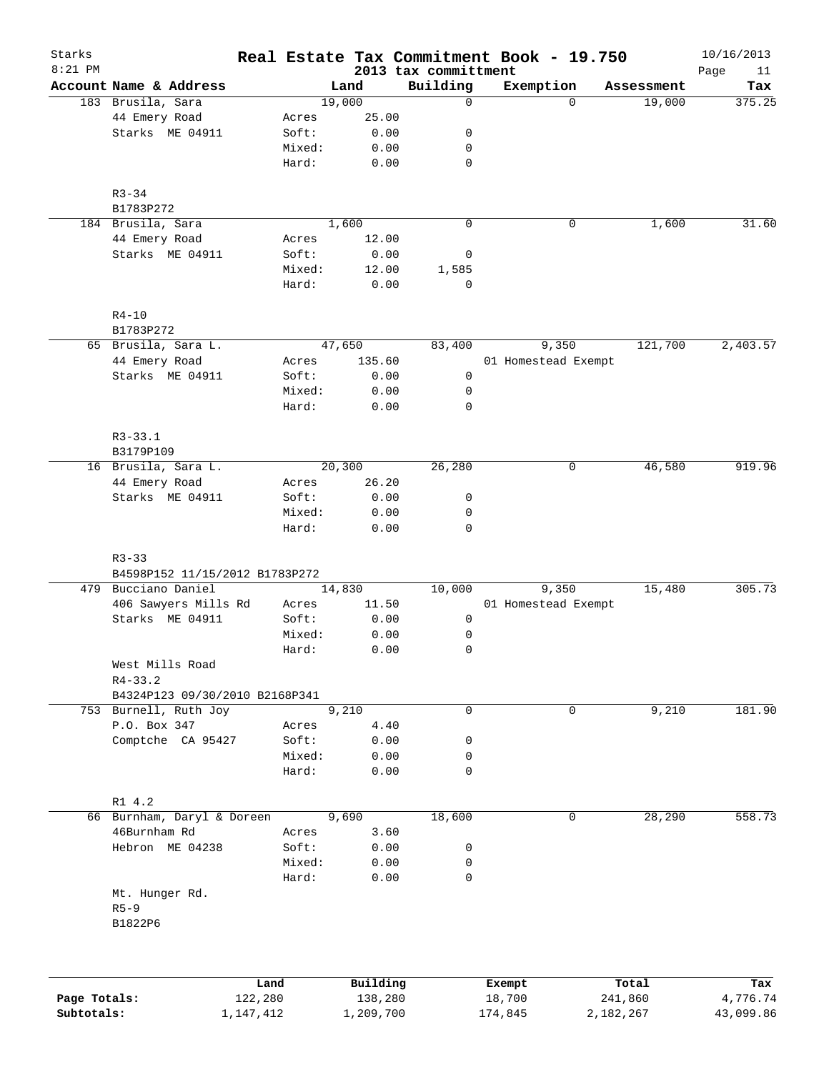Starks
8:21 PM

# Real Estate Tax Commitment Book - 19.750

2013 tax committment

10/16/2013

| Account Name & Address | | Land | Building | Exemption | Assessment | Tax |
|---|---|---|---|---|---|---|
| 183 Brusila, Sara | | 19,000 | 0 | 0 | 19,000 | 375.25 |
| 44 Emery Road | Acres | 25.00 | | | | |
| Starks ME 04911 | Soft: | 0.00 | 0 | | | |
| | Mixed: | 0.00 | 0 | | | |
| | Hard: | 0.00 | 0 | | | |
| R3-34 | | | | | | |
| B1783P272 | | | | | | |
| 184 Brusila, Sara | | 1,600 | 0 | 0 | 1,600 | 31.60 |
| 44 Emery Road | Acres | 12.00 | | | | |
| Starks ME 04911 | Soft: | 0.00 | 0 | | | |
| | Mixed: | 12.00 | 1,585 | | | |
| | Hard: | 0.00 | 0 | | | |
| R4-10 | | | | | | |
| B1783P272 | | | | | | |
| 65 Brusila, Sara L. | | 47,650 | 83,400 | 9,350 | 121,700 | 2,403.57 |
| 44 Emery Road | Acres | 135.60 | | 01 Homestead Exempt | | |
| Starks ME 04911 | Soft: | 0.00 | 0 | | | |
| | Mixed: | 0.00 | 0 | | | |
| | Hard: | 0.00 | 0 | | | |
| R3-33.1 | | | | | | |
| B3179P109 | | | | | | |
| 16 Brusila, Sara L. | | 20,300 | 26,280 | 0 | 46,580 | 919.96 |
| 44 Emery Road | Acres | 26.20 | | | | |
| Starks ME 04911 | Soft: | 0.00 | 0 | | | |
| | Mixed: | 0.00 | 0 | | | |
| | Hard: | 0.00 | 0 | | | |
| R3-33 | | | | | | |
| B4598P152 11/15/2012 B1783P272 | | | | | | |
| 479 Bucciano Daniel | | 14,830 | 10,000 | 9,350 | 15,480 | 305.73 |
| 406 Sawyers Mills Rd | Acres | 11.50 | | 01 Homestead Exempt | | |
| Starks ME 04911 | Soft: | 0.00 | 0 | | | |
| | Mixed: | 0.00 | 0 | | | |
| | Hard: | 0.00 | 0 | | | |
| West Mills Road | | | | | | |
| R4-33.2 | | | | | | |
| B4324P123 09/30/2010 B2168P341 | | | | | | |
| 753 Burnell, Ruth Joy | | 9,210 | 0 | 0 | 9,210 | 181.90 |
| P.O. Box 347 | Acres | 4.40 | | | | |
| Comptche CA 95427 | Soft: | 0.00 | 0 | | | |
| | Mixed: | 0.00 | 0 | | | |
| | Hard: | 0.00 | 0 | | | |
| R1 4.2 | | | | | | |
| 66 Burnham, Daryl & Doreen | | 9,690 | 18,600 | 0 | 28,290 | 558.73 |
| 46Burnham Rd | Acres | 3.60 | | | | |
| Hebron ME 04238 | Soft: | 0.00 | 0 | | | |
| | Mixed: | 0.00 | 0 | | | |
| | Hard: | 0.00 | 0 | | | |
| Mt. Hunger Rd. | | | | | | |
| R5-9 | | | | | | |
| B1822P6 | | | | | | |

| | Land | Building | Exempt | Total | Tax |
|---|---|---|---|---|---|
| Page Totals: | 122,280 | 138,280 | 18,700 | 241,860 | 4,776.74 |
| Subtotals: | 1,147,412 | 1,209,700 | 174,845 | 2,182,267 | 43,099.86 |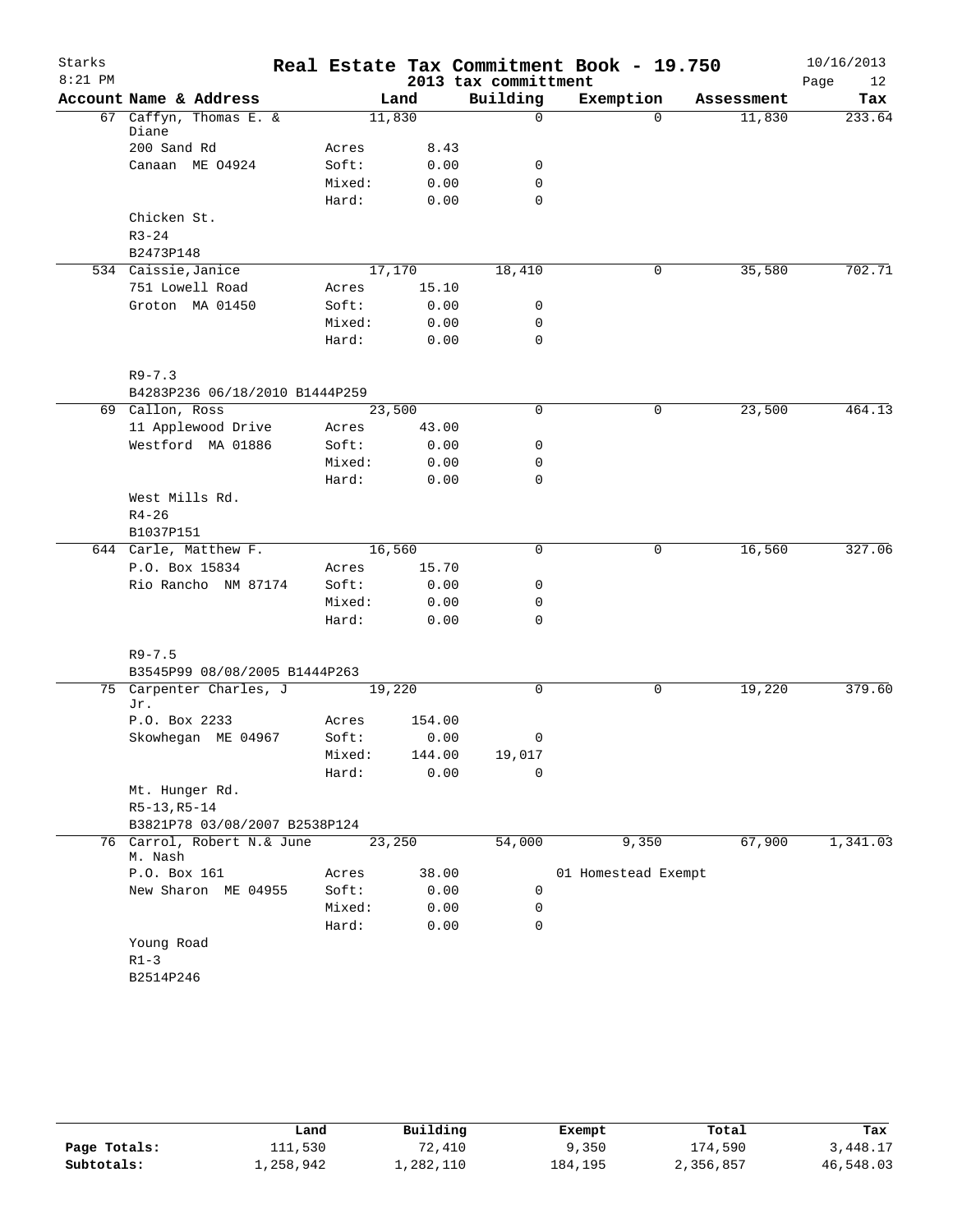# Real Estate Tax Commitment Book - 19.750

Starks
8:21 PM

2013 tax committment

10/16/2013

| Account | Name & Address | | Land | Building | Exemption | Assessment | Tax |
|---|---|---|---|---|---|---|---|
| 67 | Caffyn, Thomas E. & Diane | | 11,830 | 0 | 0 | 11,830 | 233.64 |
| | 200 Sand Rd | Acres | 8.43 | | | | |
| | Canaan ME 04924 | Soft: | 0.00 | 0 | | | |
| | | Mixed: | 0.00 | 0 | | | |
| | | Hard: | 0.00 | 0 | | | |
| | Chicken St. | | | | | | |
| | R3-24 | | | | | | |
| | B2473P148 | | | | | | |
| 534 | Caissie, Janice | | 17,170 | 18,410 | 0 | 35,580 | 702.71 |
| | 751 Lowell Road | Acres | 15.10 | | | | |
| | Groton MA 01450 | Soft: | 0.00 | 0 | | | |
| | | Mixed: | 0.00 | 0 | | | |
| | | Hard: | 0.00 | 0 | | | |
| | R9-7.3 | | | | | | |
| | B4283P236 06/18/2010 B1444P259 | | | | | | |
| 69 | Callon, Ross | | 23,500 | 0 | 0 | 23,500 | 464.13 |
| | 11 Applewood Drive | Acres | 43.00 | | | | |
| | Westford MA 01886 | Soft: | 0.00 | 0 | | | |
| | | Mixed: | 0.00 | 0 | | | |
| | | Hard: | 0.00 | 0 | | | |
| | West Mills Rd. | | | | | | |
| | R4-26 | | | | | | |
| | B1037P151 | | | | | | |
| 644 | Carle, Matthew F. | | 16,560 | 0 | 0 | 16,560 | 327.06 |
| | P.O. Box 15834 | Acres | 15.70 | | | | |
| | Rio Rancho NM 87174 | Soft: | 0.00 | 0 | | | |
| | | Mixed: | 0.00 | 0 | | | |
| | | Hard: | 0.00 | 0 | | | |
| | R9-7.5 | | | | | | |
| | B3545P99 08/08/2005 B1444P263 | | | | | | |
| 75 | Carpenter Charles, J Jr. | | 19,220 | 0 | 0 | 19,220 | 379.60 |
| | P.O. Box 2233 | Acres | 154.00 | | | | |
| | Skowhegan ME 04967 | Soft: | 0.00 | 0 | | | |
| | | Mixed: | 144.00 | 19,017 | | | |
| | | Hard: | 0.00 | 0 | | | |
| | Mt. Hunger Rd. | | | | | | |
| | R5-13,R5-14 | | | | | | |
| | B3821P78 03/08/2007 B2538P124 | | | | | | |
| 76 | Carrol, Robert N.& June M. Nash | | 23,250 | 54,000 | 9,350 | 67,900 | 1,341.03 |
| | P.O. Box 161 | Acres | 38.00 | | 01 Homestead Exempt | | |
| | New Sharon ME 04955 | Soft: | 0.00 | 0 | | | |
| | | Mixed: | 0.00 | 0 | | | |
| | | Hard: | 0.00 | 0 | | | |
| | Young Road | | | | | | |
| | R1-3 | | | | | | |
| | B2514P246 | | | | | | |

| | Land | Building | Exempt | Total | Tax |
|---|---|---|---|---|---|
| Page Totals: | 111,530 | 72,410 | 9,350 | 174,590 | 3,448.17 |
| Subtotals: | 1,258,942 | 1,282,110 | 184,195 | 2,356,857 | 46,548.03 |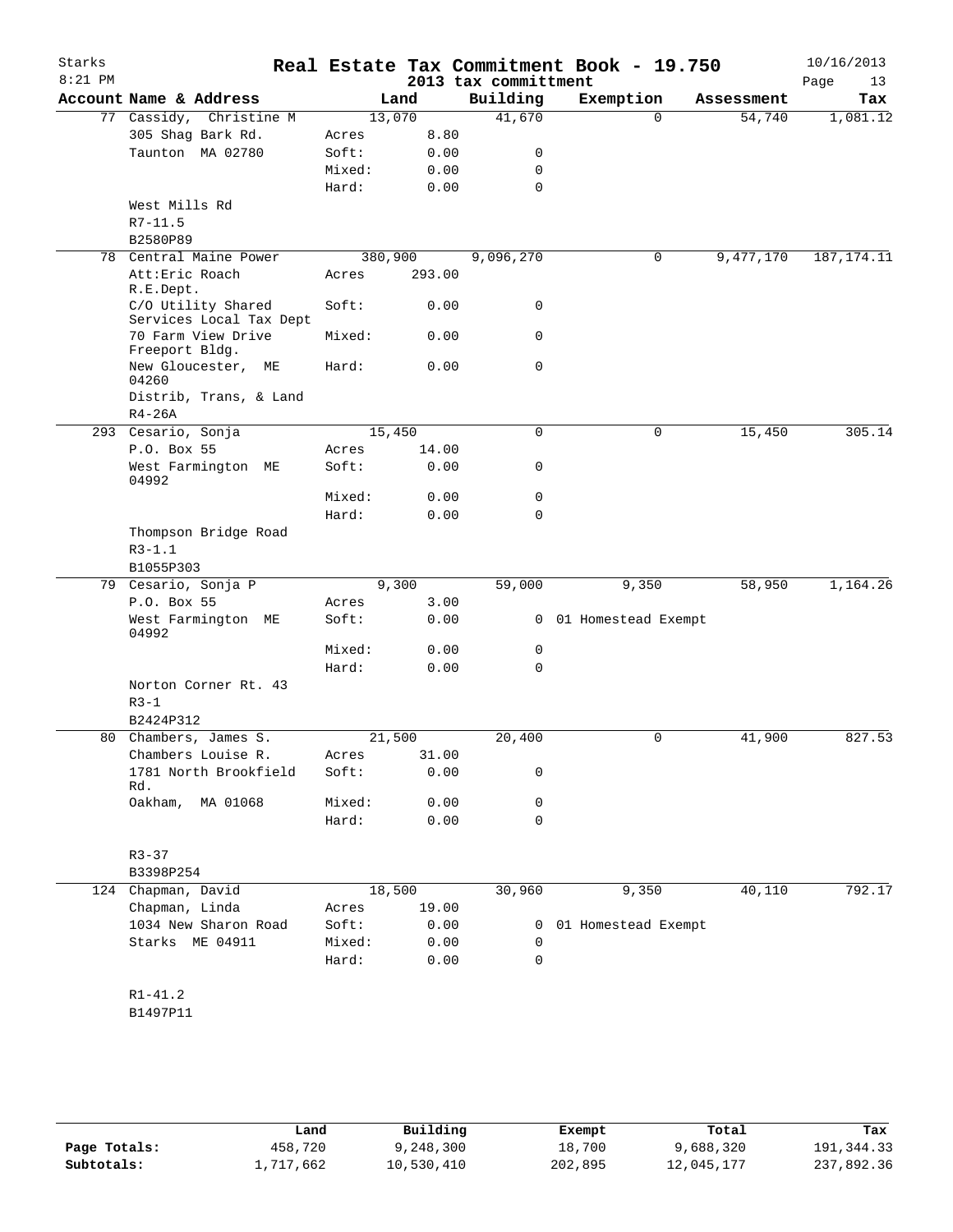# Real Estate Tax Commitment Book - 19.750

Starks
8:21 PM
2013 tax committment
10/16/2013

| Account Name & Address | | Land | Building | Exemption | Assessment | Tax |
|---|---|---|---|---|---|---|
| 77 Cassidy, Christine M | | 13,070 | 41,670 | 0 | 54,740 | 1,081.12 |
| 305 Shag Bark Rd. | Acres | 8.80 | | | | |
| Taunton MA 02780 | Soft: | 0.00 | 0 | | | |
| | Mixed: | 0.00 | 0 | | | |
| | Hard: | 0.00 | 0 | | | |
| West Mills Rd | | | | | | |
| R7-11.5 | | | | | | |
| B2580P89 | | | | | | |
| 78 Central Maine Power | | 380,900 | 9,096,270 | 0 | 9,477,170 | 187,174.11 |
| Att:Eric Roach R.E.Dept. | Acres | 293.00 | | | | |
| C/O Utility Shared Services Local Tax Dept | Soft: | 0.00 | 0 | | | |
| 70 Farm View Drive Freeport Bldg. | Mixed: | 0.00 | 0 | | | |
| New Gloucester, ME 04260 | Hard: | 0.00 | 0 | | | |
| Distrib, Trans, & Land | | | | | | |
| R4-26A | | | | | | |
| 293 Cesario, Sonja | | 15,450 | 0 | 0 | 15,450 | 305.14 |
| P.O. Box 55 | Acres | 14.00 | | | | |
| West Farmington ME 04992 | Soft: | 0.00 | 0 | | | |
| | Mixed: | 0.00 | 0 | | | |
| | Hard: | 0.00 | 0 | | | |
| Thompson Bridge Road | | | | | | |
| R3-1.1 | | | | | | |
| B1055P303 | | | | | | |
| 79 Cesario, Sonja P | | 9,300 | 59,000 | 9,350 | 58,950 | 1,164.26 |
| P.O. Box 55 | Acres | 3.00 | | | | |
| West Farmington ME 04992 | Soft: | 0.00 | 0 | 01 Homestead Exempt | | |
| | Mixed: | 0.00 | 0 | | | |
| | Hard: | 0.00 | 0 | | | |
| Norton Corner Rt. 43 | | | | | | |
| R3-1 | | | | | | |
| B2424P312 | | | | | | |
| 80 Chambers, James S. | | 21,500 | 20,400 | 0 | 41,900 | 827.53 |
| Chambers Louise R. | Acres | 31.00 | | | | |
| 1781 North Brookfield Rd. | Soft: | 0.00 | 0 | | | |
| Oakham, MA 01068 | Mixed: | 0.00 | 0 | | | |
| | Hard: | 0.00 | 0 | | | |
| R3-37 | | | | | | |
| B3398P254 | | | | | | |
| 124 Chapman, David | | 18,500 | 30,960 | 9,350 | 40,110 | 792.17 |
| Chapman, Linda | Acres | 19.00 | | | | |
| 1034 New Sharon Road | Soft: | 0.00 | 0 | 01 Homestead Exempt | | |
| Starks ME 04911 | Mixed: | 0.00 | 0 | | | |
| | Hard: | 0.00 | 0 | | | |
| R1-41.2 | | | | | | |
| B1497P11 | | | | | | |

| | Land | Building | Exempt | Total | Tax |
|---|---|---|---|---|---|
| Page Totals: | 458,720 | 9,248,300 | 18,700 | 9,688,320 | 191,344.33 |
| Subtotals: | 1,717,662 | 10,530,410 | 202,895 | 12,045,177 | 237,892.36 |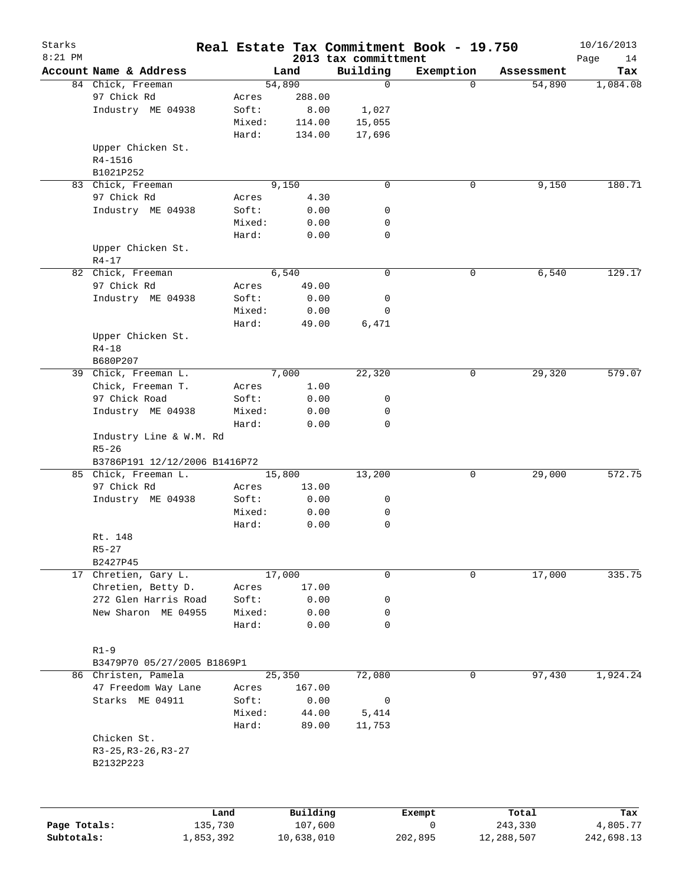# Real Estate Tax Commitment Book - 19.750

2013 tax committment

Starks 8:21 PM — 10/16/2013

| Account Name & Address | | Land | Building | Exemption | Assessment | Tax |
|---|---|---|---|---|---|---|
| 84 Chick, Freeman | | 54,890 | 0 | 0 | 54,890 | 1,084.08 |
| 97 Chick Rd | Acres | 288.00 | | | | |
| Industry ME 04938 | Soft: | 8.00 | 1,027 | | | |
| | Mixed: | 114.00 | 15,055 | | | |
| | Hard: | 134.00 | 17,696 | | | |
| Upper Chicken St. | | | | | | |
| R4-1516 | | | | | | |
| B1021P252 | | | | | | |
| 83 Chick, Freeman | | 9,150 | 0 | 0 | 9,150 | 180.71 |
| 97 Chick Rd | Acres | 4.30 | | | | |
| Industry ME 04938 | Soft: | 0.00 | 0 | | | |
| | Mixed: | 0.00 | 0 | | | |
| | Hard: | 0.00 | 0 | | | |
| Upper Chicken St. | | | | | | |
| R4-17 | | | | | | |
| 82 Chick, Freeman | | 6,540 | 0 | 0 | 6,540 | 129.17 |
| 97 Chick Rd | Acres | 49.00 | | | | |
| Industry ME 04938 | Soft: | 0.00 | 0 | | | |
| | Mixed: | 0.00 | 0 | | | |
| | Hard: | 49.00 | 6,471 | | | |
| Upper Chicken St. | | | | | | |
| R4-18 | | | | | | |
| B680P207 | | | | | | |
| 39 Chick, Freeman L. | | 7,000 | 22,320 | 0 | 29,320 | 579.07 |
| Chick, Freeman T. | Acres | 1.00 | | | | |
| 97 Chick Road | Soft: | 0.00 | 0 | | | |
| Industry ME 04938 | Mixed: | 0.00 | 0 | | | |
| | Hard: | 0.00 | 0 | | | |
| Industry Line & W.M. Rd | | | | | | |
| R5-26 | | | | | | |
| B3786P191 12/12/2006 B1416P72 | | | | | | |
| 85 Chick, Freeman L. | | 15,800 | 13,200 | 0 | 29,000 | 572.75 |
| 97 Chick Rd | Acres | 13.00 | | | | |
| Industry ME 04938 | Soft: | 0.00 | 0 | | | |
| | Mixed: | 0.00 | 0 | | | |
| | Hard: | 0.00 | 0 | | | |
| Rt. 148 | | | | | | |
| R5-27 | | | | | | |
| B2427P45 | | | | | | |
| 17 Chretien, Gary L. | | 17,000 | 0 | 0 | 17,000 | 335.75 |
| Chretien, Betty D. | Acres | 17.00 | | | | |
| 272 Glen Harris Road | Soft: | 0.00 | 0 | | | |
| New Sharon ME 04955 | Mixed: | 0.00 | 0 | | | |
| | Hard: | 0.00 | 0 | | | |
| R1-9 | | | | | | |
| B3479P70 05/27/2005 B1869P1 | | | | | | |
| 86 Christen, Pamela | | 25,350 | 72,080 | 0 | 97,430 | 1,924.24 |
| 47 Freedom Way Lane | Acres | 167.00 | | | | |
| Starks ME 04911 | Soft: | 0.00 | 0 | | | |
| | Mixed: | 44.00 | 5,414 | | | |
| | Hard: | 89.00 | 11,753 | | | |
| Chicken St. | | | | | | |
| R3-25,R3-26,R3-27 | | | | | | |
| B2132P223 | | | | | | |

| | Land | Building | Exempt | Total | Tax |
|---|---|---|---|---|---|
| Page Totals: | 135,730 | 107,600 | 0 | 243,330 | 4,805.77 |
| Subtotals: | 1,853,392 | 10,638,010 | 202,895 | 12,288,507 | 242,698.13 |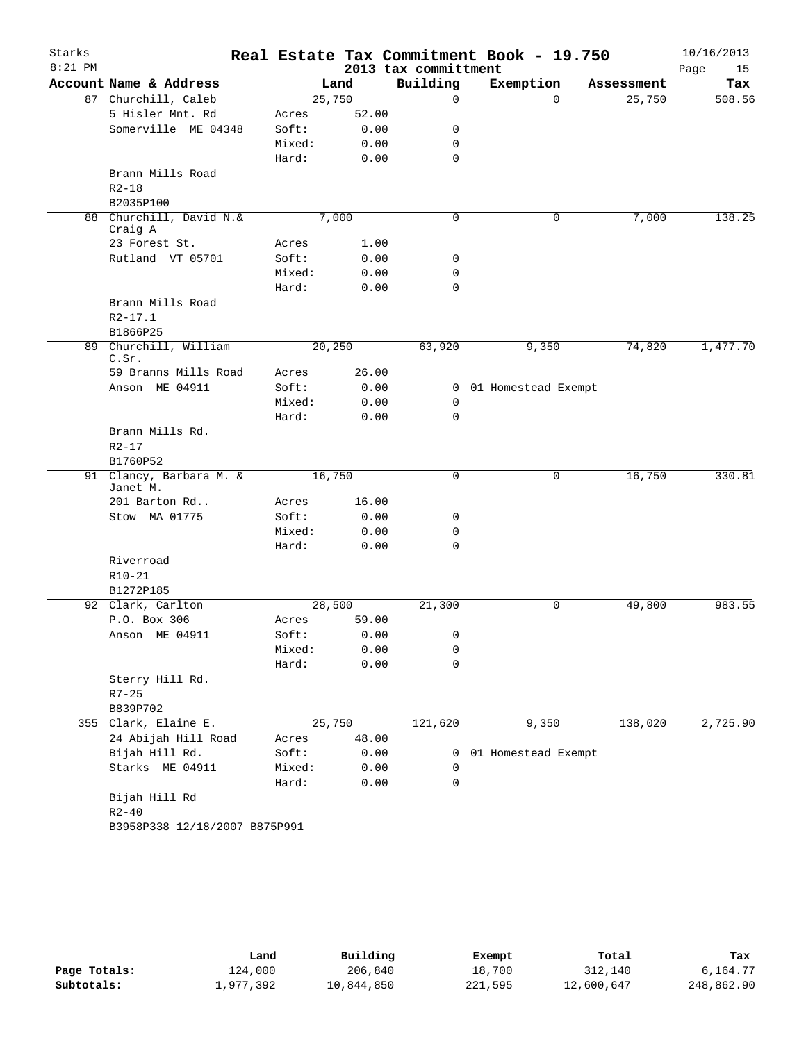# Starks — Real Estate Tax Commitment Book - 19.750

2013 tax committment

8:21 PM — 10/16/2013

| Account Name & Address | | Land | Building | Exemption | Assessment | Tax |
|---|---|---|---|---|---|---|
| 87 Churchill, Caleb | | 25,750 | 0 | 0 | 25,750 | 508.56 |
| 5 Hisler Mnt. Rd | Acres | 52.00 | | | | |
| Somerville ME 04348 | Soft: | 0.00 | 0 | | | |
| | Mixed: | 0.00 | 0 | | | |
| | Hard: | 0.00 | 0 | | | |
| Brann Mills Road | | | | | | |
| R2-18 | | | | | | |
| B2035P100 | | | | | | |
| 88 Churchill, David N.& Craig A | | 7,000 | 0 | 0 | 7,000 | 138.25 |
| 23 Forest St. | Acres | 1.00 | | | | |
| Rutland VT 05701 | Soft: | 0.00 | 0 | | | |
| | Mixed: | 0.00 | 0 | | | |
| | Hard: | 0.00 | 0 | | | |
| Brann Mills Road | | | | | | |
| R2-17.1 | | | | | | |
| B1866P25 | | | | | | |
| 89 Churchill, William C.Sr. | | 20,250 | 63,920 | 9,350 | 74,820 | 1,477.70 |
| 59 Branns Mills Road | Acres | 26.00 | | | | |
| Anson ME 04911 | Soft: | 0.00 | 0 | 01 Homestead Exempt | | |
| | Mixed: | 0.00 | 0 | | | |
| | Hard: | 0.00 | 0 | | | |
| Brann Mills Rd. | | | | | | |
| R2-17 | | | | | | |
| B1760P52 | | | | | | |
| 91 Clancy, Barbara M. & Janet M. | | 16,750 | 0 | 0 | 16,750 | 330.81 |
| 201 Barton Rd.. | Acres | 16.00 | | | | |
| Stow MA 01775 | Soft: | 0.00 | 0 | | | |
| | Mixed: | 0.00 | 0 | | | |
| | Hard: | 0.00 | 0 | | | |
| Riverroad | | | | | | |
| R10-21 | | | | | | |
| B1272P185 | | | | | | |
| 92 Clark, Carlton | | 28,500 | 21,300 | 0 | 49,800 | 983.55 |
| P.O. Box 306 | Acres | 59.00 | | | | |
| Anson ME 04911 | Soft: | 0.00 | 0 | | | |
| | Mixed: | 0.00 | 0 | | | |
| | Hard: | 0.00 | 0 | | | |
| Sterry Hill Rd. | | | | | | |
| R7-25 | | | | | | |
| B839P702 | | | | | | |
| 355 Clark, Elaine E. | | 25,750 | 121,620 | 9,350 | 138,020 | 2,725.90 |
| 24 Abijah Hill Road | Acres | 48.00 | | | | |
| Bijah Hill Rd. | Soft: | 0.00 | 0 | 01 Homestead Exempt | | |
| Starks ME 04911 | Mixed: | 0.00 | 0 | | | |
| | Hard: | 0.00 | 0 | | | |
| Bijah Hill Rd | | | | | | |
| R2-40 | | | | | | |
| B3958P338 12/18/2007 B875P991 | | | | | | |

| | Land | Building | Exempt | Total | Tax |
|---|---|---|---|---|---|
| Page Totals: | 124,000 | 206,840 | 18,700 | 312,140 | 6,164.77 |
| Subtotals: | 1,977,392 | 10,844,850 | 221,595 | 12,600,647 | 248,862.90 |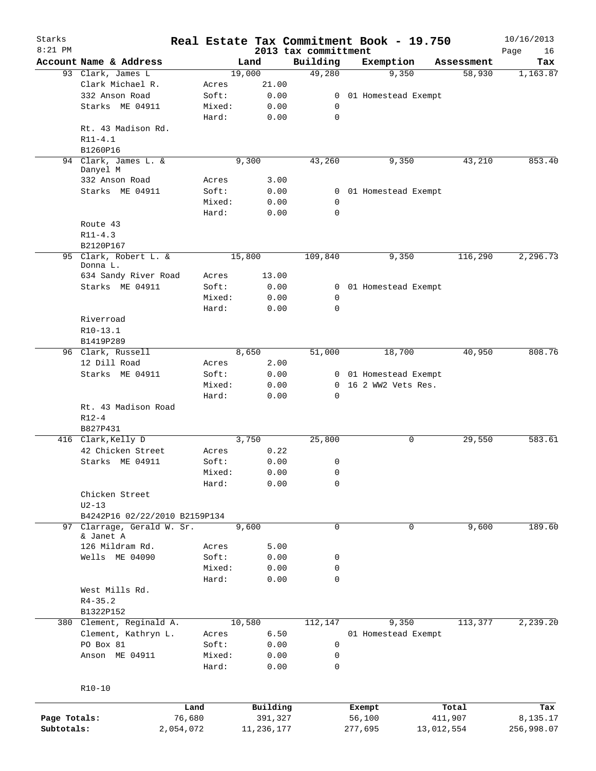# Real Estate Tax Commitment Book - 19.750

Starks
8:21 PM

2013 tax committment

10/16/2013

| Account Name & Address | Land | | Building | Exemption | Assessment | Tax |
|---|---|---|---|---|---|---|
| 93 Clark, James L | 19,000 | | 49,280 | 9,350 | 58,930 | 1,163.87 |
| Clark Michael R. | Acres | 21.00 | | | | |
| 332 Anson Road | Soft: | 0.00 | 0 | 01 Homestead Exempt | | |
| Starks ME 04911 | Mixed: | 0.00 | 0 | | | |
| | Hard: | 0.00 | 0 | | | |
| Rt. 43 Madison Rd. | | | | | | |
| R11-4.1 | | | | | | |
| B1260P16 | | | | | | |
| 94 Clark, James L. & Danyel M | 9,300 | | 43,260 | 9,350 | 43,210 | 853.40 |
| 332 Anson Road | Acres | 3.00 | | | | |
| Starks ME 04911 | Soft: | 0.00 | 0 | 01 Homestead Exempt | | |
| | Mixed: | 0.00 | 0 | | | |
| | Hard: | 0.00 | 0 | | | |
| Route 43 | | | | | | |
| R11-4.3 | | | | | | |
| B2120P167 | | | | | | |
| 95 Clark, Robert L. & Donna L. | 15,800 | | 109,840 | 9,350 | 116,290 | 2,296.73 |
| 634 Sandy River Road | Acres | 13.00 | | | | |
| Starks ME 04911 | Soft: | 0.00 | 0 | 01 Homestead Exempt | | |
| | Mixed: | 0.00 | 0 | | | |
| | Hard: | 0.00 | 0 | | | |
| Riverroad | | | | | | |
| R10-13.1 | | | | | | |
| B1419P289 | | | | | | |
| 96 Clark, Russell | 8,650 | | 51,000 | 18,700 | 40,950 | 808.76 |
| 12 Dill Road | Acres | 2.00 | | | | |
| Starks ME 04911 | Soft: | 0.00 | 0 | 01 Homestead Exempt | | |
| | Mixed: | 0.00 | 0 | 16 2 WW2 Vets Res. | | |
| | Hard: | 0.00 | 0 | | | |
| Rt. 43 Madison Road | | | | | | |
| R12-4 | | | | | | |
| B827P431 | | | | | | |
| 416 Clark,Kelly D | 3,750 | | 25,800 | 0 | 29,550 | 583.61 |
| 42 Chicken Street | Acres | 0.22 | | | | |
| Starks ME 04911 | Soft: | 0.00 | 0 | | | |
| | Mixed: | 0.00 | 0 | | | |
| | Hard: | 0.00 | 0 | | | |
| Chicken Street | | | | | | |
| U2-13 | | | | | | |
| B4242P16 02/22/2010 B2159P134 | | | | | | |
| 97 Clarrage, Gerald W. Sr. & Janet A | 9,600 | | 0 | 0 | 9,600 | 189.60 |
| 126 Mildram Rd. | Acres | 5.00 | | | | |
| Wells ME 04090 | Soft: | 0.00 | 0 | | | |
| | Mixed: | 0.00 | 0 | | | |
| | Hard: | 0.00 | 0 | | | |
| West Mills Rd. | | | | | | |
| R4-35.2 | | | | | | |
| B1322P152 | | | | | | |
| 380 Clement, Reginald A. | 10,580 | | 112,147 | 9,350 | 113,377 | 2,239.20 |
| Clement, Kathryn L. | Acres | 6.50 | | 01 Homestead Exempt | | |
| PO Box 81 | Soft: | 0.00 | 0 | | | |
| Anson ME 04911 | Mixed: | 0.00 | 0 | | | |
| | Hard: | 0.00 | 0 | | | |
| R10-10 | | | | | | |

| | Land | Building | Exempt | Total | Tax |
|---|---|---|---|---|---|
| Page Totals: | 76,680 | 391,327 | 56,100 | 411,907 | 8,135.17 |
| Subtotals: | 2,054,072 | 11,236,177 | 277,695 | 13,012,554 | 256,998.07 |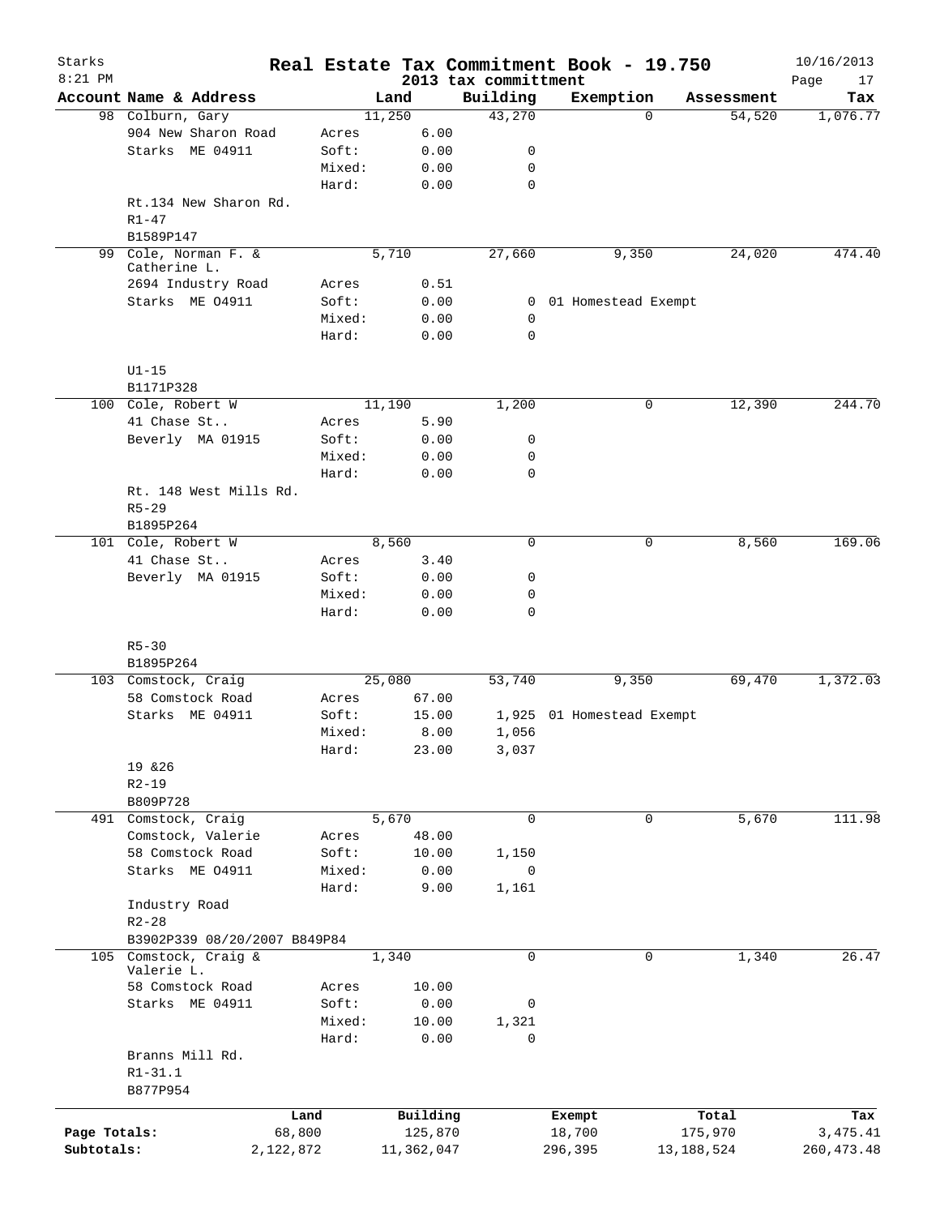# Real Estate Tax Commitment Book - 19.750

Starks
8:21 PM

2013 tax committment

10/16/2013

| Account Name & Address | | Land | Building | Exemption | Assessment | Tax |
|---|---|---|---|---|---|---|
| 98 Colburn, Gary | | 11,250 | 43,270 | 0 | 54,520 | 1,076.77 |
| 904 New Sharon Road | Acres | 6.00 | | | | |
| Starks ME 04911 | Soft: | 0.00 | 0 | | | |
| | Mixed: | 0.00 | 0 | | | |
| | Hard: | 0.00 | 0 | | | |
| Rt.134 New Sharon Rd. | | | | | | |
| R1-47 | | | | | | |
| B1589P147 | | | | | | |
| 99 Cole, Norman F. & Catherine L. | | 5,710 | 27,660 | 9,350 | 24,020 | 474.40 |
| 2694 Industry Road | Acres | 0.51 | | | | |
| Starks ME 04911 | Soft: | 0.00 | 0 | 01 Homestead Exempt | | |
| | Mixed: | 0.00 | 0 | | | |
| | Hard: | 0.00 | 0 | | | |
| U1-15 | | | | | | |
| B1171P328 | | | | | | |
| 100 Cole, Robert W | | 11,190 | 1,200 | 0 | 12,390 | 244.70 |
| 41 Chase St.. | Acres | 5.90 | | | | |
| Beverly MA 01915 | Soft: | 0.00 | 0 | | | |
| | Mixed: | 0.00 | 0 | | | |
| | Hard: | 0.00 | 0 | | | |
| Rt. 148 West Mills Rd. | | | | | | |
| R5-29 | | | | | | |
| B1895P264 | | | | | | |
| 101 Cole, Robert W | | 8,560 | 0 | 0 | 8,560 | 169.06 |
| 41 Chase St.. | Acres | 3.40 | | | | |
| Beverly MA 01915 | Soft: | 0.00 | 0 | | | |
| | Mixed: | 0.00 | 0 | | | |
| | Hard: | 0.00 | 0 | | | |
| R5-30 | | | | | | |
| B1895P264 | | | | | | |
| 103 Comstock, Craig | | 25,080 | 53,740 | 9,350 | 69,470 | 1,372.03 |
| 58 Comstock Road | Acres | 67.00 | | | | |
| Starks ME 04911 | Soft: | 15.00 | 1,925 | 01 Homestead Exempt | | |
| | Mixed: | 8.00 | 1,056 | | | |
| | Hard: | 23.00 | 3,037 | | | |
| 19 &26 | | | | | | |
| R2-19 | | | | | | |
| B809P728 | | | | | | |
| 491 Comstock, Craig | | 5,670 | 0 | 0 | 5,670 | 111.98 |
| Comstock, Valerie | Acres | 48.00 | | | | |
| 58 Comstock Road | Soft: | 10.00 | 1,150 | | | |
| Starks ME 04911 | Mixed: | 0.00 | 0 | | | |
| | Hard: | 9.00 | 1,161 | | | |
| Industry Road | | | | | | |
| R2-28 | | | | | | |
| B3902P339 08/20/2007 B849P84 | | | | | | |
| 105 Comstock, Craig & Valerie L. | | 1,340 | 0 | 0 | 1,340 | 26.47 |
| 58 Comstock Road | Acres | 10.00 | | | | |
| Starks ME 04911 | Soft: | 0.00 | 0 | | | |
| | Mixed: | 10.00 | 1,321 | | | |
| | Hard: | 0.00 | 0 | | | |
| Branns Mill Rd. | | | | | | |
| R1-31.1 | | | | | | |
| B877P954 | | | | | | |

| | Land | Building | Exempt | Total | Tax |
|---|---|---|---|---|---|
| Page Totals: | 68,800 | 125,870 | 18,700 | 175,970 | 3,475.41 |
| Subtotals: | 2,122,872 | 11,362,047 | 296,395 | 13,188,524 | 260,473.48 |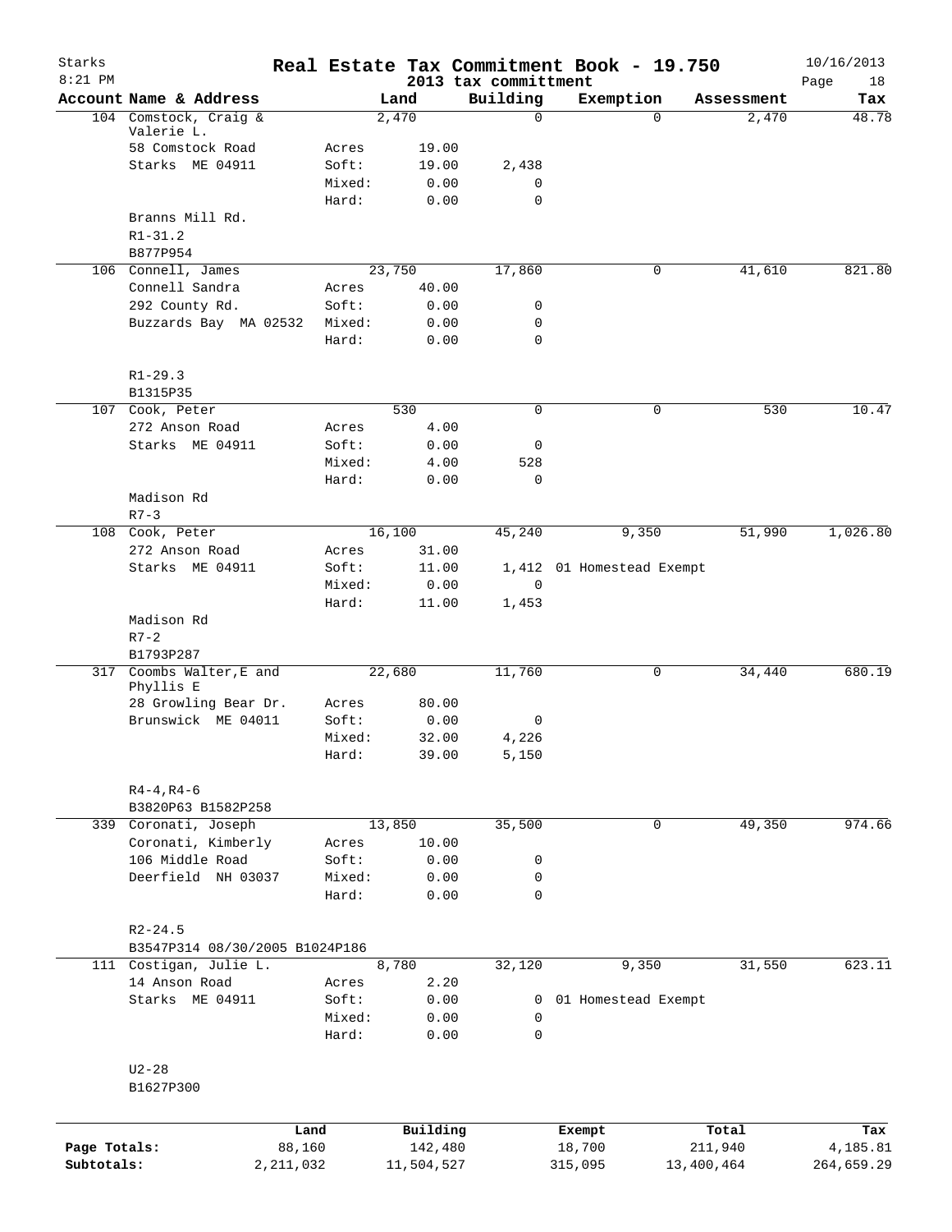Starks
8:21 PM

# Real Estate Tax Commitment Book - 19.750
## 2013 tax committment

10/16/2013

| Account Name & Address | | Land | Building | Exemption | Assessment | Tax |
|---|---|---|---|---|---|---|
| 104 Comstock, Craig & Valerie L. | | 2,470 | 0 | 0 | 2,470 | 48.78 |
| 58 Comstock Road | Acres | 19.00 | | | | |
| Starks ME 04911 | Soft: | 19.00 | 2,438 | | | |
| | Mixed: | 0.00 | 0 | | | |
| | Hard: | 0.00 | 0 | | | |
| Branns Mill Rd. | | | | | | |
| R1-31.2 | | | | | | |
| B877P954 | | | | | | |
| 106 Connell, James | | 23,750 | 17,860 | 0 | 41,610 | 821.80 |
| Connell Sandra | Acres | 40.00 | | | | |
| 292 County Rd. | Soft: | 0.00 | 0 | | | |
| Buzzards Bay MA 02532 | Mixed: | 0.00 | 0 | | | |
| | Hard: | 0.00 | 0 | | | |
| R1-29.3 | | | | | | |
| B1315P35 | | | | | | |
| 107 Cook, Peter | | 530 | 0 | 0 | 530 | 10.47 |
| 272 Anson Road | Acres | 4.00 | | | | |
| Starks ME 04911 | Soft: | 0.00 | 0 | | | |
| | Mixed: | 4.00 | 528 | | | |
| | Hard: | 0.00 | 0 | | | |
| Madison Rd | | | | | | |
| R7-3 | | | | | | |
| 108 Cook, Peter | | 16,100 | 45,240 | 9,350 | 51,990 | 1,026.80 |
| 272 Anson Road | Acres | 31.00 | | | | |
| Starks ME 04911 | Soft: | 11.00 | 1,412 | 01 Homestead Exempt | | |
| | Mixed: | 0.00 | 0 | | | |
| | Hard: | 11.00 | 1,453 | | | |
| Madison Rd | | | | | | |
| R7-2 | | | | | | |
| B1793P287 | | | | | | |
| 317 Coombs Walter,E and Phyllis E | | 22,680 | 11,760 | 0 | 34,440 | 680.19 |
| 28 Growling Bear Dr. | Acres | 80.00 | | | | |
| Brunswick ME 04011 | Soft: | 0.00 | 0 | | | |
| | Mixed: | 32.00 | 4,226 | | | |
| | Hard: | 39.00 | 5,150 | | | |
| R4-4,R4-6 | | | | | | |
| B3820P63 B1582P258 | | | | | | |
| 339 Coronati, Joseph | | 13,850 | 35,500 | 0 | 49,350 | 974.66 |
| Coronati, Kimberly | Acres | 10.00 | | | | |
| 106 Middle Road | Soft: | 0.00 | 0 | | | |
| Deerfield NH 03037 | Mixed: | 0.00 | 0 | | | |
| | Hard: | 0.00 | 0 | | | |
| R2-24.5 | | | | | | |
| B3547P314 08/30/2005 B1024P186 | | | | | | |
| 111 Costigan, Julie L. | | 8,780 | 32,120 | 9,350 | 31,550 | 623.11 |
| 14 Anson Road | Acres | 2.20 | | | | |
| Starks ME 04911 | Soft: | 0.00 | 0 | 01 Homestead Exempt | | |
| | Mixed: | 0.00 | 0 | | | |
| | Hard: | 0.00 | 0 | | | |
| U2-28 | | | | | | |
| B1627P300 | | | | | | |

| | Land | Building | Exempt | Total | Tax |
|---|---|---|---|---|---|
| Page Totals: | 88,160 | 142,480 | 18,700 | 211,940 | 4,185.81 |
| Subtotals: | 2,211,032 | 11,504,527 | 315,095 | 13,400,464 | 264,659.29 |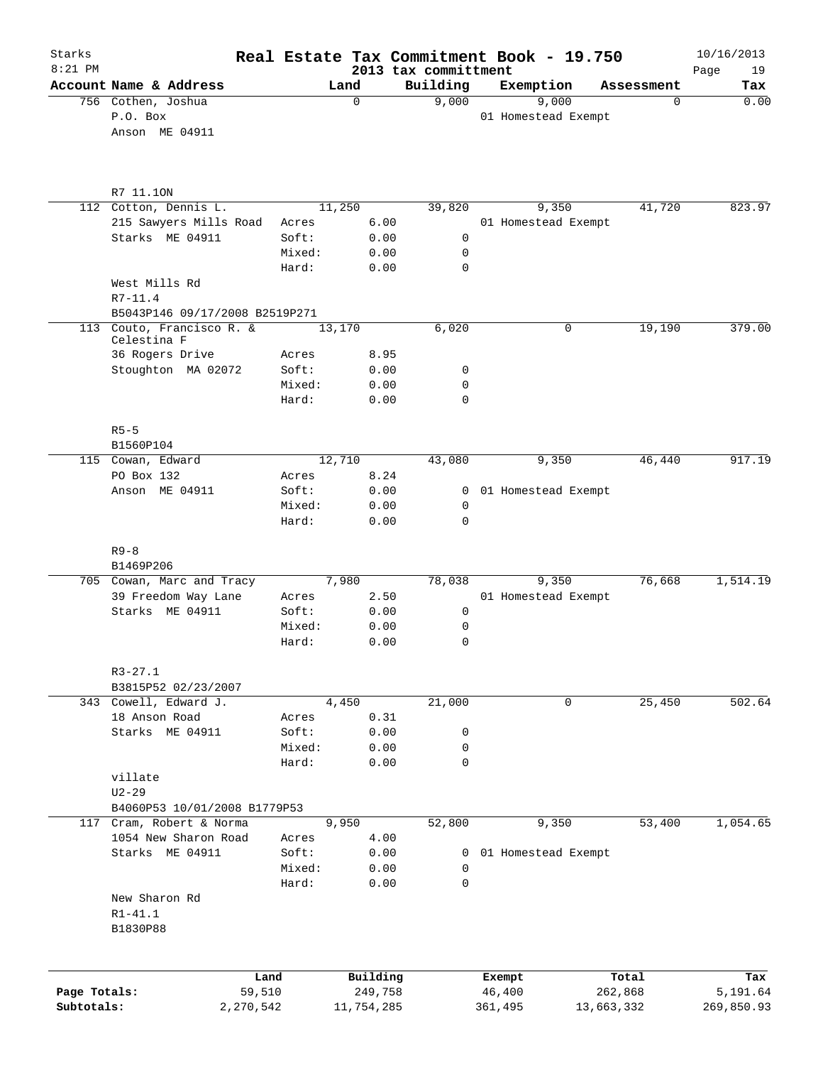# Real Estate Tax Commitment Book - 19.750

Starks
8:21 PM

2013 tax committment

10/16/2013

| Account Name & Address | | Land | Building | Exemption | Assessment | Tax |
|---|---|---|---|---|---|---|
| 756 Cothen, Joshua | | 0 | 9,000 | 9,000 | 0 | 0.00 |
| P.O. Box | | | | 01 Homestead Exempt | | |
| Anson ME 04911 | | | | | | |
| R7 11.1ON | | | | | | |
| 112 Cotton, Dennis L. | | 11,250 | 39,820 | 9,350 | 41,720 | 823.97 |
| 215 Sawyers Mills Road | Acres | 6.00 | | 01 Homestead Exempt | | |
| Starks ME 04911 | Soft: | 0.00 | 0 | | | |
| | Mixed: | 0.00 | 0 | | | |
| | Hard: | 0.00 | 0 | | | |
| West Mills Rd | | | | | | |
| R7-11.4 | | | | | | |
| B5043P146 09/17/2008 B2519P271 | | | | | | |
| 113 Couto, Francisco R. & Celestina F | | 13,170 | 6,020 | 0 | 19,190 | 379.00 |
| 36 Rogers Drive | Acres | 8.95 | | | | |
| Stoughton MA 02072 | Soft: | 0.00 | 0 | | | |
| | Mixed: | 0.00 | 0 | | | |
| | Hard: | 0.00 | 0 | | | |
| R5-5 | | | | | | |
| B1560P104 | | | | | | |
| 115 Cowan, Edward | | 12,710 | 43,080 | 9,350 | 46,440 | 917.19 |
| PO Box 132 | Acres | 8.24 | | | | |
| Anson ME 04911 | Soft: | 0.00 | 0 | 01 Homestead Exempt | | |
| | Mixed: | 0.00 | 0 | | | |
| | Hard: | 0.00 | 0 | | | |
| R9-8 | | | | | | |
| B1469P206 | | | | | | |
| 705 Cowan, Marc and Tracy | | 7,980 | 78,038 | 9,350 | 76,668 | 1,514.19 |
| 39 Freedom Way Lane | Acres | 2.50 | | 01 Homestead Exempt | | |
| Starks ME 04911 | Soft: | 0.00 | 0 | | | |
| | Mixed: | 0.00 | 0 | | | |
| | Hard: | 0.00 | 0 | | | |
| R3-27.1 | | | | | | |
| B3815P52 02/23/2007 | | | | | | |
| 343 Cowell, Edward J. | | 4,450 | 21,000 | 0 | 25,450 | 502.64 |
| 18 Anson Road | Acres | 0.31 | | | | |
| Starks ME 04911 | Soft: | 0.00 | 0 | | | |
| | Mixed: | 0.00 | 0 | | | |
| | Hard: | 0.00 | 0 | | | |
| villate | | | | | | |
| U2-29 | | | | | | |
| B4060P53 10/01/2008 B1779P53 | | | | | | |
| 117 Cram, Robert & Norma | | 9,950 | 52,800 | 9,350 | 53,400 | 1,054.65 |
| 1054 New Sharon Road | Acres | 4.00 | | | | |
| Starks ME 04911 | Soft: | 0.00 | 0 | 01 Homestead Exempt | | |
| | Mixed: | 0.00 | 0 | | | |
| | Hard: | 0.00 | 0 | | | |
| New Sharon Rd | | | | | | |
| R1-41.1 | | | | | | |
| B1830P88 | | | | | | |

| | Land | Building | Exempt | Total | Tax |
|---|---|---|---|---|---|
| Page Totals: | 59,510 | 249,758 | 46,400 | 262,868 | 5,191.64 |
| Subtotals: | 2,270,542 | 11,754,285 | 361,495 | 13,663,332 | 269,850.93 |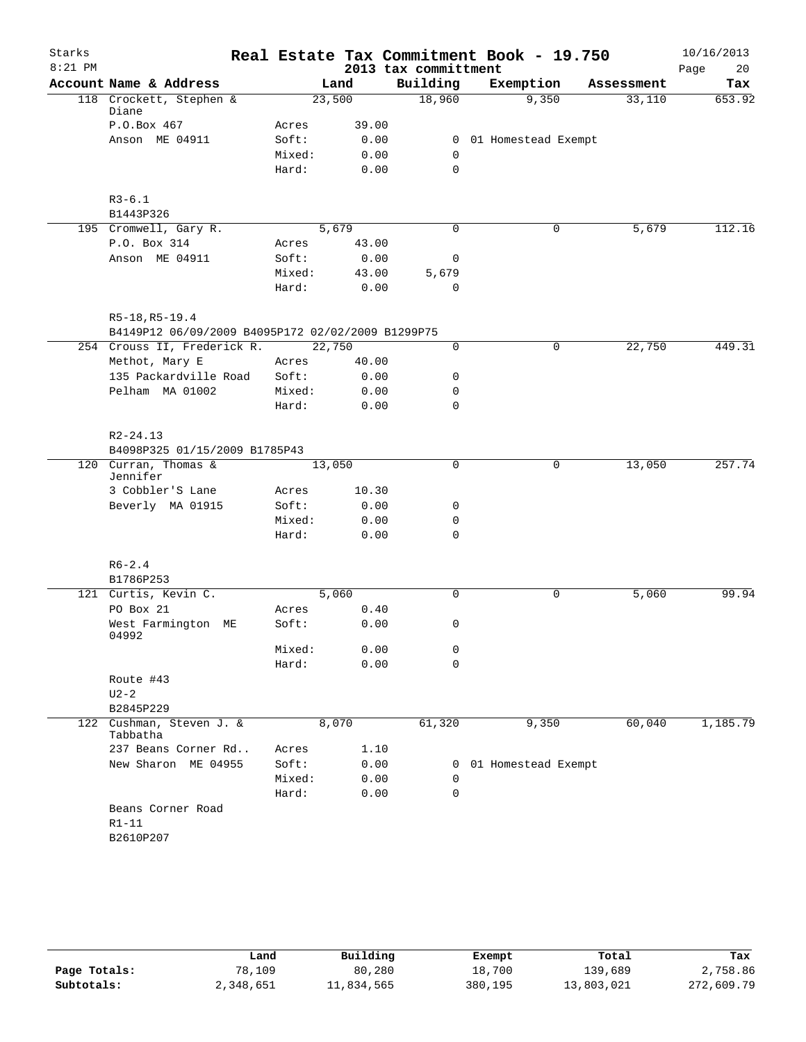# Starks — Real Estate Tax Commitment Book - 19.750

2013 tax committment

10/16/2013, 8:21 PM

| Account Name & Address | | Land | Building | Exemption | Assessment | Tax |
|---|---|---|---|---|---|---|
| 118 Crockett, Stephen & Diane | | 23,500 | 18,960 | 9,350 | 33,110 | 653.92 |
| P.O.Box 467 | Acres | 39.00 | | | | |
| Anson ME 04911 | Soft: | 0.00 | 0 | 01 Homestead Exempt | | |
| | Mixed: | 0.00 | 0 | | | |
| | Hard: | 0.00 | 0 | | | |
| R3-6.1 | | | | | | |
| B1443P326 | | | | | | |
| 195 Cromwell, Gary R. | | 5,679 | 0 | 0 | 5,679 | 112.16 |
| P.O. Box 314 | Acres | 43.00 | | | | |
| Anson ME 04911 | Soft: | 0.00 | 0 | | | |
| | Mixed: | 43.00 | 5,679 | | | |
| | Hard: | 0.00 | 0 | | | |
| R5-18,R5-19.4 | | | | | | |
| B4149P12 06/09/2009 B4095P172 02/02/2009 B1299P75 | | | | | | |
| 254 Crouss II, Frederick R. | | 22,750 | 0 | 0 | 22,750 | 449.31 |
| Methot, Mary E | Acres | 40.00 | | | | |
| 135 Packardville Road | Soft: | 0.00 | 0 | | | |
| Pelham MA 01002 | Mixed: | 0.00 | 0 | | | |
| | Hard: | 0.00 | 0 | | | |
| R2-24.13 | | | | | | |
| B4098P325 01/15/2009 B1785P43 | | | | | | |
| 120 Curran, Thomas & Jennifer | | 13,050 | 0 | 0 | 13,050 | 257.74 |
| 3 Cobbler'S Lane | Acres | 10.30 | | | | |
| Beverly MA 01915 | Soft: | 0.00 | 0 | | | |
| | Mixed: | 0.00 | 0 | | | |
| | Hard: | 0.00 | 0 | | | |
| R6-2.4 | | | | | | |
| B1786P253 | | | | | | |
| 121 Curtis, Kevin C. | | 5,060 | 0 | 0 | 5,060 | 99.94 |
| PO Box 21 | Acres | 0.40 | | | | |
| West Farmington ME 04992 | Soft: | 0.00 | 0 | | | |
| | Mixed: | 0.00 | 0 | | | |
| | Hard: | 0.00 | 0 | | | |
| Route #43 | | | | | | |
| U2-2 | | | | | | |
| B2845P229 | | | | | | |
| 122 Cushman, Steven J. & Tabbatha | | 8,070 | 61,320 | 9,350 | 60,040 | 1,185.79 |
| 237 Beans Corner Rd.. | Acres | 1.10 | | | | |
| New Sharon ME 04955 | Soft: | 0.00 | 0 | 01 Homestead Exempt | | |
| | Mixed: | 0.00 | 0 | | | |
| | Hard: | 0.00 | 0 | | | |
| Beans Corner Road | | | | | | |
| R1-11 | | | | | | |
| B2610P207 | | | | | | |

| | Land | Building | Exempt | Total | Tax |
|---|---|---|---|---|---|
| Page Totals: | 78,109 | 80,280 | 18,700 | 139,689 | 2,758.86 |
| Subtotals: | 2,348,651 | 11,834,565 | 380,195 | 13,803,021 | 272,609.79 |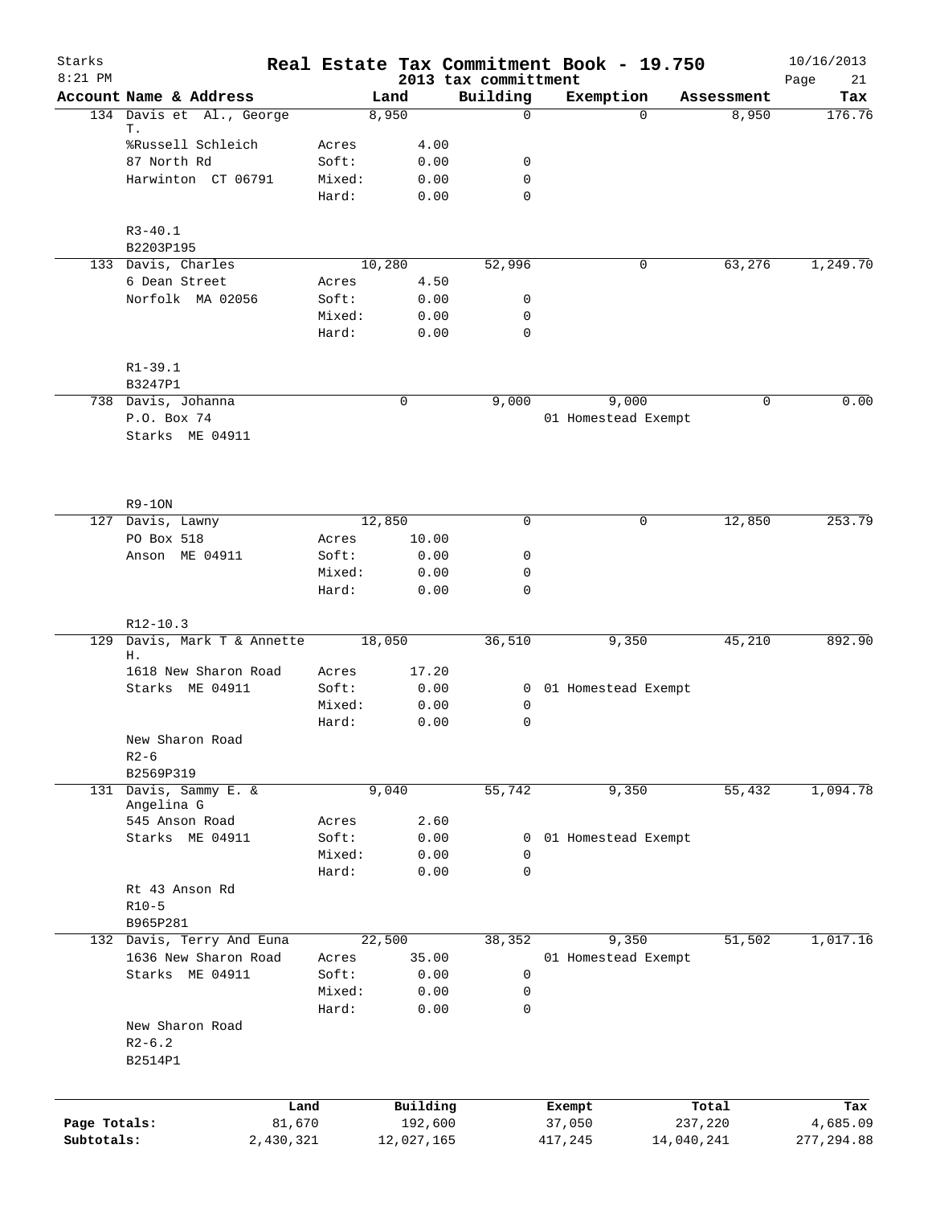# Real Estate Tax Commitment Book - 19.750

Starks
8:21 PM

2013 tax committment

10/16/2013

| Account | Name & Address | Land | | Building | Exemption | Assessment | Tax |
|---|---|---|---|---|---|---|---|
| 134 | Davis et Al., George T. | 8,950 | | 0 | 0 | 8,950 | 176.76 |
| | %Russell Schleich | Acres | 4.00 | | | | |
| | 87 North Rd | Soft: | 0.00 | 0 | | | |
| | Harwinton CT 06791 | Mixed: | 0.00 | 0 | | | |
| | | Hard: | 0.00 | 0 | | | |
| | R3-40.1 | | | | | | |
| | B2203P195 | | | | | | |
| 133 | Davis, Charles | 10,280 | | 52,996 | 0 | 63,276 | 1,249.70 |
| | 6 Dean Street | Acres | 4.50 | | | | |
| | Norfolk MA 02056 | Soft: | 0.00 | 0 | | | |
| | | Mixed: | 0.00 | 0 | | | |
| | | Hard: | 0.00 | 0 | | | |
| | R1-39.1 | | | | | | |
| | B3247P1 | | | | | | |
| 738 | Davis, Johanna | 0 | | 9,000 | 9,000 | 0 | 0.00 |
| | P.O. Box 74 | | | | 01 Homestead Exempt | | |
| | Starks ME 04911 | | | | | | |
| | R9-1ON | | | | | | |
| 127 | Davis, Lawny | 12,850 | | 0 | 0 | 12,850 | 253.79 |
| | PO Box 518 | Acres | 10.00 | | | | |
| | Anson ME 04911 | Soft: | 0.00 | 0 | | | |
| | | Mixed: | 0.00 | 0 | | | |
| | | Hard: | 0.00 | 0 | | | |
| | R12-10.3 | | | | | | |
| 129 | Davis, Mark T & Annette H. | 18,050 | | 36,510 | 9,350 | 45,210 | 892.90 |
| | 1618 New Sharon Road | Acres | 17.20 | | | | |
| | Starks ME 04911 | Soft: | 0.00 | 0 | 01 Homestead Exempt | | |
| | | Mixed: | 0.00 | 0 | | | |
| | | Hard: | 0.00 | 0 | | | |
| | New Sharon Road | | | | | | |
| | R2-6 | | | | | | |
| | B2569P319 | | | | | | |
| 131 | Davis, Sammy E. & Angelina G | 9,040 | | 55,742 | 9,350 | 55,432 | 1,094.78 |
| | 545 Anson Road | Acres | 2.60 | | | | |
| | Starks ME 04911 | Soft: | 0.00 | 0 | 01 Homestead Exempt | | |
| | | Mixed: | 0.00 | 0 | | | |
| | | Hard: | 0.00 | 0 | | | |
| | Rt 43 Anson Rd | | | | | | |
| | R10-5 | | | | | | |
| | B965P281 | | | | | | |
| 132 | Davis, Terry And Euna | 22,500 | | 38,352 | 9,350 | 51,502 | 1,017.16 |
| | 1636 New Sharon Road | Acres | 35.00 | | 01 Homestead Exempt | | |
| | Starks ME 04911 | Soft: | 0.00 | 0 | | | |
| | | Mixed: | 0.00 | 0 | | | |
| | | Hard: | 0.00 | 0 | | | |
| | New Sharon Road | | | | | | |
| | R2-6.2 | | | | | | |
| | B2514P1 | | | | | | |

| | Land | Building | Exempt | Total | Tax |
|---|---|---|---|---|---|
| Page Totals: | 81,670 | 192,600 | 37,050 | 237,220 | 4,685.09 |
| Subtotals: | 2,430,321 | 12,027,165 | 417,245 | 14,040,241 | 277,294.88 |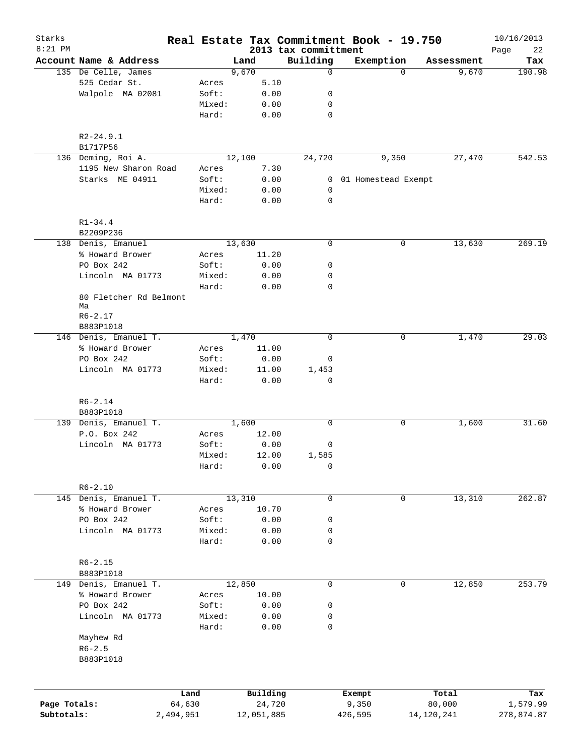# Real Estate Tax Commitment Book - 19.750

Starks
8:21 PM

2013 tax committment

10/16/2013

| Account | Name & Address | | Land | | Building | Exemption | Assessment | Tax |
|---|---|---|---|---|---|---|---|---|
| 135 | De Celle, James | | 9,670 | | 0 | 0 | 9,670 | 190.98 |
| | 525 Cedar St. | Acres | | 5.10 | | | | |
| | Walpole MA 02081 | Soft: | | 0.00 | 0 | | | |
| | | Mixed: | | 0.00 | 0 | | | |
| | | Hard: | | 0.00 | 0 | | | |
| | R2-24.9.1 | | | | | | | |
| | B1717P56 | | | | | | | |
| 136 | Deming, Roi A. | | 12,100 | | 24,720 | 9,350 | 27,470 | 542.53 |
| | 1195 New Sharon Road | Acres | | 7.30 | | | | |
| | Starks ME 04911 | Soft: | | 0.00 | 0 | 01 Homestead Exempt | | |
| | | Mixed: | | 0.00 | 0 | | | |
| | | Hard: | | 0.00 | 0 | | | |
| | R1-34.4 | | | | | | | |
| | B2209P236 | | | | | | | |
| 138 | Denis, Emanuel | | 13,630 | | 0 | 0 | 13,630 | 269.19 |
| | % Howard Brower | Acres | | 11.20 | | | | |
| | PO Box 242 | Soft: | | 0.00 | 0 | | | |
| | Lincoln MA 01773 | Mixed: | | 0.00 | 0 | | | |
| | | Hard: | | 0.00 | 0 | | | |
| | 80 Fletcher Rd Belmont Ma | | | | | | | |
| | R6-2.17 | | | | | | | |
| | B883P1018 | | | | | | | |
| 146 | Denis, Emanuel T. | | 1,470 | | 0 | 0 | 1,470 | 29.03 |
| | % Howard Brower | Acres | | 11.00 | | | | |
| | PO Box 242 | Soft: | | 0.00 | 0 | | | |
| | Lincoln MA 01773 | Mixed: | | 11.00 | 1,453 | | | |
| | | Hard: | | 0.00 | 0 | | | |
| | R6-2.14 | | | | | | | |
| | B883P1018 | | | | | | | |
| 139 | Denis, Emanuel T. | | 1,600 | | 0 | 0 | 1,600 | 31.60 |
| | P.O. Box 242 | Acres | | 12.00 | | | | |
| | Lincoln MA 01773 | Soft: | | 0.00 | 0 | | | |
| | | Mixed: | | 12.00 | 1,585 | | | |
| | | Hard: | | 0.00 | 0 | | | |
| | R6-2.10 | | | | | | | |
| 145 | Denis, Emanuel T. | | 13,310 | | 0 | 0 | 13,310 | 262.87 |
| | % Howard Brower | Acres | | 10.70 | | | | |
| | PO Box 242 | Soft: | | 0.00 | 0 | | | |
| | Lincoln MA 01773 | Mixed: | | 0.00 | 0 | | | |
| | | Hard: | | 0.00 | 0 | | | |
| | R6-2.15 | | | | | | | |
| | B883P1018 | | | | | | | |
| 149 | Denis, Emanuel T. | | 12,850 | | 0 | 0 | 12,850 | 253.79 |
| | % Howard Brower | Acres | | 10.00 | | | | |
| | PO Box 242 | Soft: | | 0.00 | 0 | | | |
| | Lincoln MA 01773 | Mixed: | | 0.00 | 0 | | | |
| | | Hard: | | 0.00 | 0 | | | |
| | Mayhew Rd | | | | | | | |
| | R6-2.5 | | | | | | | |
| | B883P1018 | | | | | | | |

| | Land | Building | Exempt | Total | Tax |
|---|---|---|---|---|---|
| Page Totals: | 64,630 | 24,720 | 9,350 | 80,000 | 1,579.99 |
| Subtotals: | 2,494,951 | 12,051,885 | 426,595 | 14,120,241 | 278,874.87 |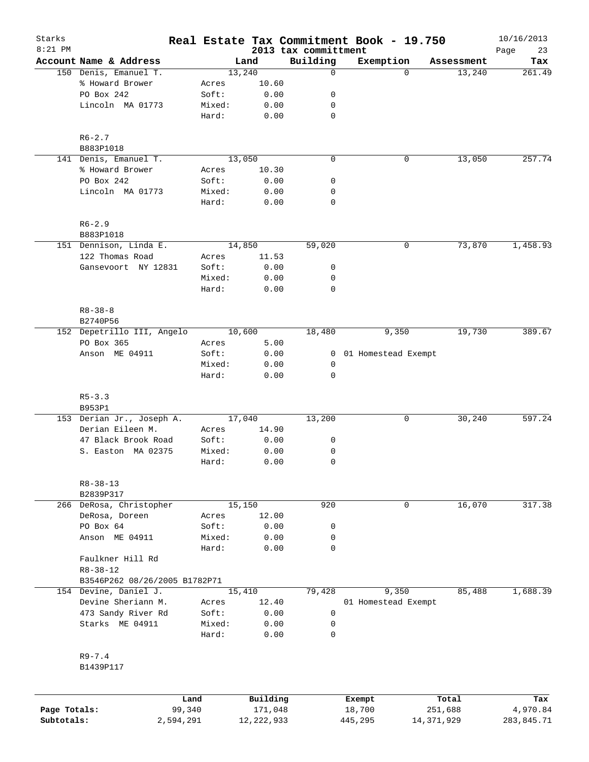# Starks — Real Estate Tax Commitment Book - 19.750

2013 tax committment

8:21 PM — 10/16/2013

| Account | Name & Address | Land | | Building | Exemption | Assessment | Tax |
|---|---|---|---|---|---|---|---|
| 150 | Denis, Emanuel T. | | 13,240 | 0 | 0 | 13,240 | 261.49 |
| | % Howard Brower | Acres | 10.60 | | | | |
| | PO Box 242 | Soft: | 0.00 | 0 | | | |
| | Lincoln MA 01773 | Mixed: | 0.00 | 0 | | | |
| | | Hard: | 0.00 | 0 | | | |
| | R6-2.7 | | | | | | |
| | B883P1018 | | | | | | |
| 141 | Denis, Emanuel T. | | 13,050 | 0 | 0 | 13,050 | 257.74 |
| | % Howard Brower | Acres | 10.30 | | | | |
| | PO Box 242 | Soft: | 0.00 | 0 | | | |
| | Lincoln MA 01773 | Mixed: | 0.00 | 0 | | | |
| | | Hard: | 0.00 | 0 | | | |
| | R6-2.9 | | | | | | |
| | B883P1018 | | | | | | |
| 151 | Dennison, Linda E. | | 14,850 | 59,020 | 0 | 73,870 | 1,458.93 |
| | 122 Thomas Road | Acres | 11.53 | | | | |
| | Gansevoort NY 12831 | Soft: | 0.00 | 0 | | | |
| | | Mixed: | 0.00 | 0 | | | |
| | | Hard: | 0.00 | 0 | | | |
| | R8-38-8 | | | | | | |
| | B2740P56 | | | | | | |
| 152 | Depetrillo III, Angelo | | 10,600 | 18,480 | 9,350 | 19,730 | 389.67 |
| | PO Box 365 | Acres | 5.00 | | | | |
| | Anson ME 04911 | Soft: | 0.00 | 0 | 01 Homestead Exempt | | |
| | | Mixed: | 0.00 | 0 | | | |
| | | Hard: | 0.00 | 0 | | | |
| | R5-3.3 | | | | | | |
| | B953P1 | | | | | | |
| 153 | Derian Jr., Joseph A. | | 17,040 | 13,200 | 0 | 30,240 | 597.24 |
| | Derian Eileen M. | Acres | 14.90 | | | | |
| | 47 Black Brook Road | Soft: | 0.00 | 0 | | | |
| | S. Easton MA 02375 | Mixed: | 0.00 | 0 | | | |
| | | Hard: | 0.00 | 0 | | | |
| | R8-38-13 | | | | | | |
| | B2839P317 | | | | | | |
| 266 | DeRosa, Christopher | | 15,150 | 920 | 0 | 16,070 | 317.38 |
| | DeRosa, Doreen | Acres | 12.00 | | | | |
| | PO Box 64 | Soft: | 0.00 | 0 | | | |
| | Anson ME 04911 | Mixed: | 0.00 | 0 | | | |
| | | Hard: | 0.00 | 0 | | | |
| | Faulkner Hill Rd | | | | | | |
| | R8-38-12 | | | | | | |
| | B3546P262 08/26/2005 B1782P71 | | | | | | |
| 154 | Devine, Daniel J. | | 15,410 | 79,428 | 9,350 | 85,488 | 1,688.39 |
| | Devine Sheriann M. | Acres | 12.40 | | 01 Homestead Exempt | | |
| | 473 Sandy River Rd | Soft: | 0.00 | 0 | | | |
| | Starks ME 04911 | Mixed: | 0.00 | 0 | | | |
| | | Hard: | 0.00 | 0 | | | |
| | R9-7.4 | | | | | | |
| | B1439P117 | | | | | | |

| | Land | Building | Exempt | Total | Tax |
|---|---|---|---|---|---|
| Page Totals: | 99,340 | 171,048 | 18,700 | 251,688 | 4,970.84 |
| Subtotals: | 2,594,291 | 12,222,933 | 445,295 | 14,371,929 | 283,845.71 |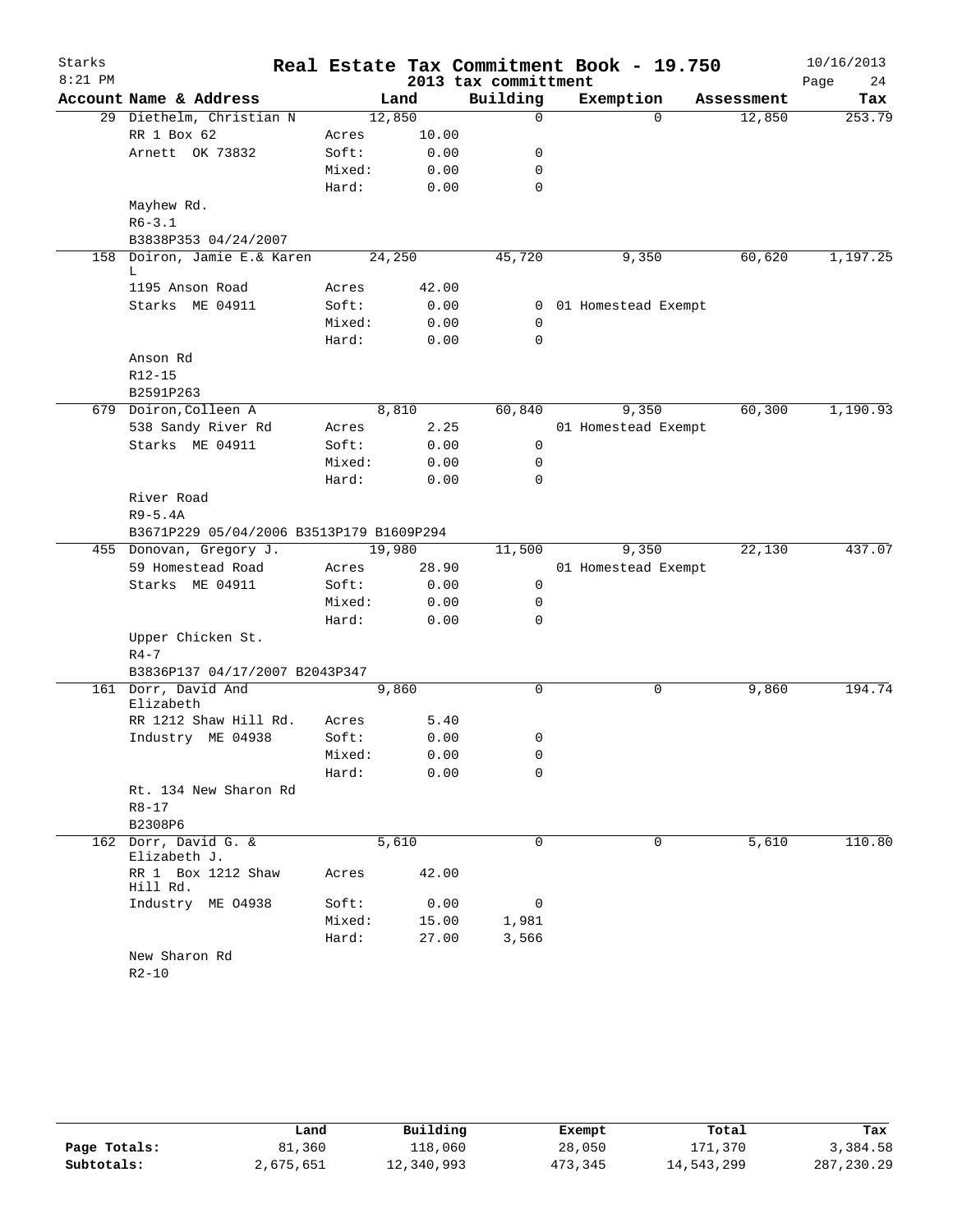# Real Estate Tax Commitment Book - 19.750

Starks
8:21 PM

2013 tax committment

10/16/2013

| Account Name & Address | | Land | Building | Exemption | Assessment | Tax |
|---|---|---|---|---|---|---|
| 29 Diethelm, Christian N | | 12,850 | 0 | 0 | 12,850 | 253.79 |
| RR 1 Box 62 | Acres | 10.00 | | | | |
| Arnett OK 73832 | Soft: | 0.00 | 0 | | | |
| | Mixed: | 0.00 | 0 | | | |
| | Hard: | 0.00 | 0 | | | |
| Mayhew Rd. | | | | | | |
| R6-3.1 | | | | | | |
| B3838P353 04/24/2007 | | | | | | |
| 158 Doiron, Jamie E.& Karen L | | 24,250 | 45,720 | 9,350 | 60,620 | 1,197.25 |
| 1195 Anson Road | Acres | 42.00 | | | | |
| Starks ME 04911 | Soft: | 0.00 | 0 | 01 Homestead Exempt | | |
| | Mixed: | 0.00 | 0 | | | |
| | Hard: | 0.00 | 0 | | | |
| Anson Rd | | | | | | |
| R12-15 | | | | | | |
| B2591P263 | | | | | | |
| 679 Doiron,Colleen A | | 8,810 | 60,840 | 9,350 | 60,300 | 1,190.93 |
| 538 Sandy River Rd | Acres | 2.25 | | 01 Homestead Exempt | | |
| Starks ME 04911 | Soft: | 0.00 | 0 | | | |
| | Mixed: | 0.00 | 0 | | | |
| | Hard: | 0.00 | 0 | | | |
| River Road | | | | | | |
| R9-5.4A | | | | | | |
| B3671P229 05/04/2006 B3513P179 B1609P294 | | | | | | |
| 455 Donovan, Gregory J. | | 19,980 | 11,500 | 9,350 | 22,130 | 437.07 |
| 59 Homestead Road | Acres | 28.90 | | 01 Homestead Exempt | | |
| Starks ME 04911 | Soft: | 0.00 | 0 | | | |
| | Mixed: | 0.00 | 0 | | | |
| | Hard: | 0.00 | 0 | | | |
| Upper Chicken St. | | | | | | |
| R4-7 | | | | | | |
| B3836P137 04/17/2007 B2043P347 | | | | | | |
| 161 Dorr, David And Elizabeth | | 9,860 | 0 | 0 | 9,860 | 194.74 |
| RR 1212 Shaw Hill Rd. | Acres | 5.40 | | | | |
| Industry ME 04938 | Soft: | 0.00 | 0 | | | |
| | Mixed: | 0.00 | 0 | | | |
| | Hard: | 0.00 | 0 | | | |
| Rt. 134 New Sharon Rd | | | | | | |
| R8-17 | | | | | | |
| B2308P6 | | | | | | |
| 162 Dorr, David G. & Elizabeth J. | | 5,610 | 0 | 0 | 5,610 | 110.80 |
| RR 1 Box 1212 Shaw Hill Rd. | Acres | 42.00 | | | | |
| Industry ME 04938 | Soft: | 0.00 | 0 | | | |
| | Mixed: | 15.00 | 1,981 | | | |
| | Hard: | 27.00 | 3,566 | | | |
| New Sharon Rd | | | | | | |
| R2-10 | | | | | | |

| | Land | Building | Exempt | Total | Tax |
|---|---|---|---|---|---|
| Page Totals: | 81,360 | 118,060 | 28,050 | 171,370 | 3,384.58 |
| Subtotals: | 2,675,651 | 12,340,993 | 473,345 | 14,543,299 | 287,230.29 |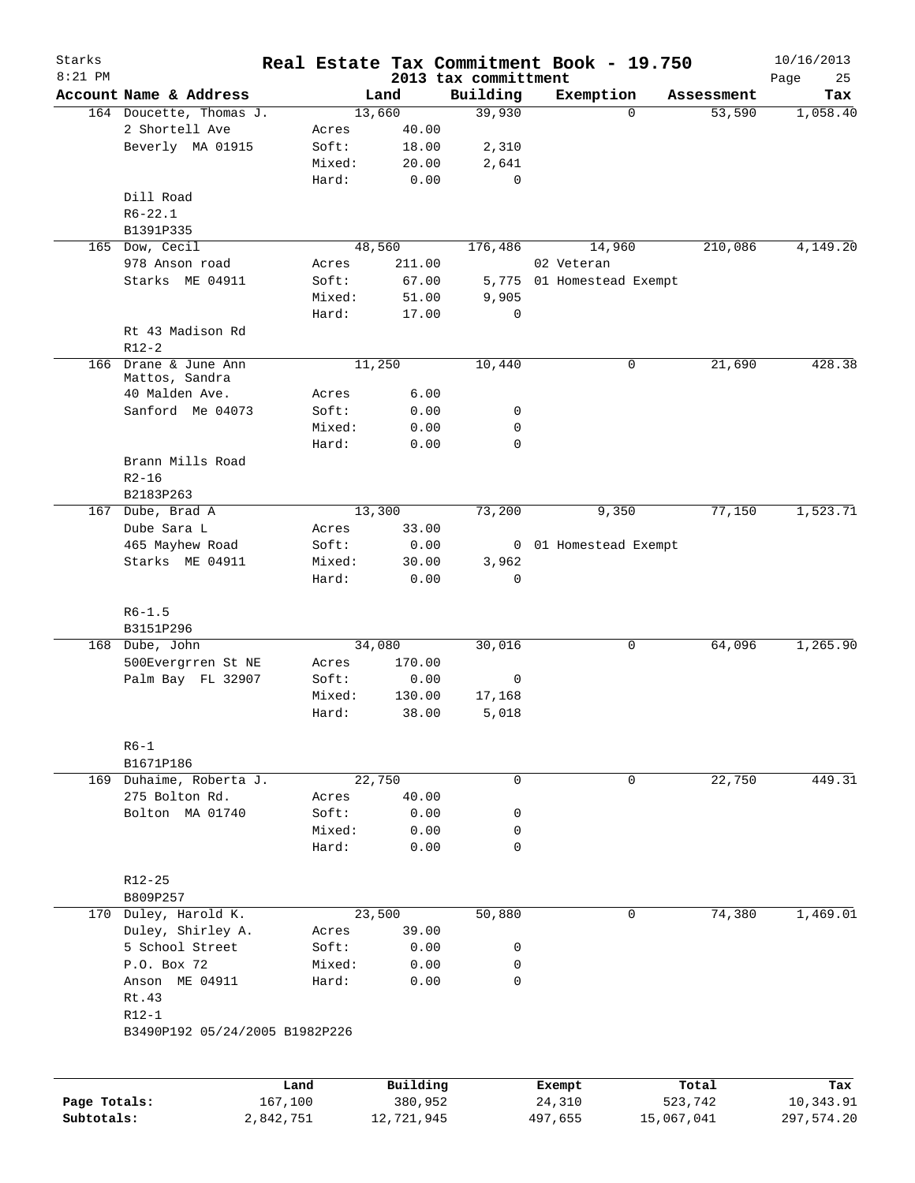Starks 8:21 PM

# Real Estate Tax Commitment Book - 19.750

2013 tax committment

10/16/2013

| Account Name & Address | | Land | Building | Exemption | Assessment | Tax |
|---|---|---|---|---|---|---|
| 164 Doucette, Thomas J. | | 13,660 | 39,930 | 0 | 53,590 | 1,058.40 |
| 2 Shortell Ave | Acres | 40.00 | | | | |
| Beverly MA 01915 | Soft: | 18.00 | 2,310 | | | |
| | Mixed: | 20.00 | 2,641 | | | |
| | Hard: | 0.00 | 0 | | | |
| Dill Road | | | | | | |
| R6-22.1 | | | | | | |
| B1391P335 | | | | | | |
| 165 Dow, Cecil | | 48,560 | 176,486 | 14,960 | 210,086 | 4,149.20 |
| 978 Anson road | Acres | 211.00 | | 02 Veteran | | |
| Starks ME 04911 | Soft: | 67.00 | 5,775 | 01 Homestead Exempt | | |
| | Mixed: | 51.00 | 9,905 | | | |
| | Hard: | 17.00 | 0 | | | |
| Rt 43 Madison Rd | | | | | | |
| R12-2 | | | | | | |
| 166 Drane & June Ann Mattos, Sandra | | 11,250 | 10,440 | 0 | 21,690 | 428.38 |
| 40 Malden Ave. | Acres | 6.00 | | | | |
| Sanford Me 04073 | Soft: | 0.00 | 0 | | | |
| | Mixed: | 0.00 | 0 | | | |
| | Hard: | 0.00 | 0 | | | |
| Brann Mills Road | | | | | | |
| R2-16 | | | | | | |
| B2183P263 | | | | | | |
| 167 Dube, Brad A | | 13,300 | 73,200 | 9,350 | 77,150 | 1,523.71 |
| Dube Sara L | Acres | 33.00 | | | | |
| 465 Mayhew Road | Soft: | 0.00 | 0 | 01 Homestead Exempt | | |
| Starks ME 04911 | Mixed: | 30.00 | 3,962 | | | |
| | Hard: | 0.00 | 0 | | | |
| R6-1.5 | | | | | | |
| B3151P296 | | | | | | |
| 168 Dube, John | | 34,080 | 30,016 | 0 | 64,096 | 1,265.90 |
| 500Evergrren St NE | Acres | 170.00 | | | | |
| Palm Bay FL 32907 | Soft: | 0.00 | 0 | | | |
| | Mixed: | 130.00 | 17,168 | | | |
| | Hard: | 38.00 | 5,018 | | | |
| R6-1 | | | | | | |
| B1671P186 | | | | | | |
| 169 Duhaime, Roberta J. | | 22,750 | 0 | 0 | 22,750 | 449.31 |
| 275 Bolton Rd. | Acres | 40.00 | | | | |
| Bolton MA 01740 | Soft: | 0.00 | 0 | | | |
| | Mixed: | 0.00 | 0 | | | |
| | Hard: | 0.00 | 0 | | | |
| R12-25 | | | | | | |
| B809P257 | | | | | | |
| 170 Duley, Harold K. | | 23,500 | 50,880 | 0 | 74,380 | 1,469.01 |
| Duley, Shirley A. | Acres | 39.00 | | | | |
| 5 School Street | Soft: | 0.00 | 0 | | | |
| P.O. Box 72 | Mixed: | 0.00 | 0 | | | |
| Anson ME 04911 | Hard: | 0.00 | 0 | | | |
| Rt.43 | | | | | | |
| R12-1 | | | | | | |
| B3490P192 05/24/2005 B1982P226 | | | | | | |

| | Land | Building | Exempt | Total | Tax |
|---|---|---|---|---|---|
| Page Totals: | 167,100 | 380,952 | 24,310 | 523,742 | 10,343.91 |
| Subtotals: | 2,842,751 | 12,721,945 | 497,655 | 15,067,041 | 297,574.20 |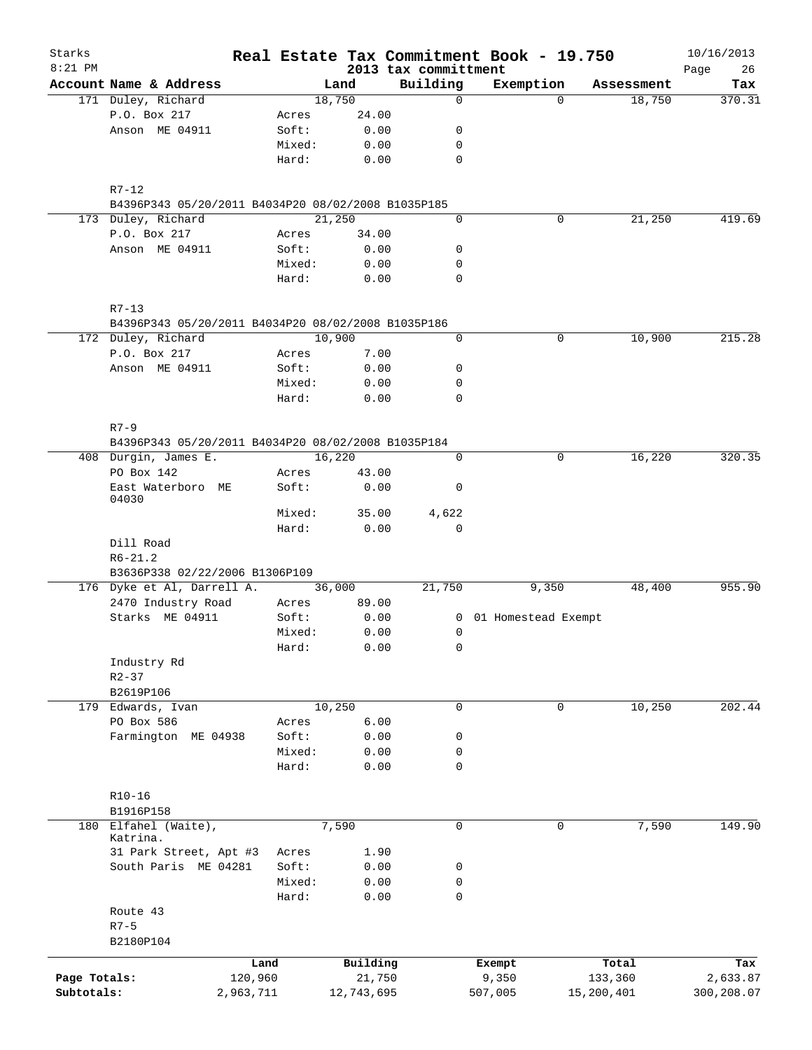Starks

8:21 PM

# Real Estate Tax Commitment Book - 19.750

2013 tax committment

10/16/2013

| Account | Name & Address | | Land | Building | Exemption | Assessment | Tax |
|---|---|---|---|---|---|---|---|
| 171 | Duley, Richard | | 18,750 | 0 | 0 | 18,750 | 370.31 |
| | P.O. Box 217 | Acres | 24.00 | | | | |
| | Anson ME 04911 | Soft: | 0.00 | 0 | | | |
| | | Mixed: | 0.00 | 0 | | | |
| | | Hard: | 0.00 | 0 | | | |
| | R7-12 | | | | | | |
| | B4396P343 05/20/2011 B4034P20 08/02/2008 B1035P185 | | | | | | |
| 173 | Duley, Richard | | 21,250 | 0 | 0 | 21,250 | 419.69 |
| | P.O. Box 217 | Acres | 34.00 | | | | |
| | Anson ME 04911 | Soft: | 0.00 | 0 | | | |
| | | Mixed: | 0.00 | 0 | | | |
| | | Hard: | 0.00 | 0 | | | |
| | R7-13 | | | | | | |
| | B4396P343 05/20/2011 B4034P20 08/02/2008 B1035P186 | | | | | | |
| 172 | Duley, Richard | | 10,900 | 0 | 0 | 10,900 | 215.28 |
| | P.O. Box 217 | Acres | 7.00 | | | | |
| | Anson ME 04911 | Soft: | 0.00 | 0 | | | |
| | | Mixed: | 0.00 | 0 | | | |
| | | Hard: | 0.00 | 0 | | | |
| | R7-9 | | | | | | |
| | B4396P343 05/20/2011 B4034P20 08/02/2008 B1035P184 | | | | | | |
| 408 | Durgin, James E. | | 16,220 | 0 | 0 | 16,220 | 320.35 |
| | PO Box 142 | Acres | 43.00 | | | | |
| | East Waterboro ME 04030 | Soft: | 0.00 | 0 | | | |
| | | Mixed: | 35.00 | 4,622 | | | |
| | | Hard: | 0.00 | 0 | | | |
| | Dill Road | | | | | | |
| | R6-21.2 | | | | | | |
| | B3636P338 02/22/2006 B1306P109 | | | | | | |
| 176 | Dyke et Al, Darrell A. | | 36,000 | 21,750 | 9,350 | 48,400 | 955.90 |
| | 2470 Industry Road | Acres | 89.00 | | | | |
| | Starks ME 04911 | Soft: | 0.00 | 0 | 01 Homestead Exempt | | |
| | | Mixed: | 0.00 | 0 | | | |
| | | Hard: | 0.00 | 0 | | | |
| | Industry Rd | | | | | | |
| | R2-37 | | | | | | |
| | B2619P106 | | | | | | |
| 179 | Edwards, Ivan | | 10,250 | 0 | 0 | 10,250 | 202.44 |
| | PO Box 586 | Acres | 6.00 | | | | |
| | Farmington ME 04938 | Soft: | 0.00 | 0 | | | |
| | | Mixed: | 0.00 | 0 | | | |
| | | Hard: | 0.00 | 0 | | | |
| | R10-16 | | | | | | |
| | B1916P158 | | | | | | |
| 180 | Elfahel (Waite), Katrina. | | 7,590 | 0 | 0 | 7,590 | 149.90 |
| | 31 Park Street, Apt #3 | Acres | 1.90 | | | | |
| | South Paris ME 04281 | Soft: | 0.00 | 0 | | | |
| | | Mixed: | 0.00 | 0 | | | |
| | | Hard: | 0.00 | 0 | | | |
| | Route 43 | | | | | | |
| | R7-5 | | | | | | |
| | B2180P104 | | | | | | |

| | Land | Building | Exempt | Total | Tax |
|---|---|---|---|---|---|
| Page Totals: | 120,960 | 21,750 | 9,350 | 133,360 | 2,633.87 |
| Subtotals: | 2,963,711 | 12,743,695 | 507,005 | 15,200,401 | 300,208.07 |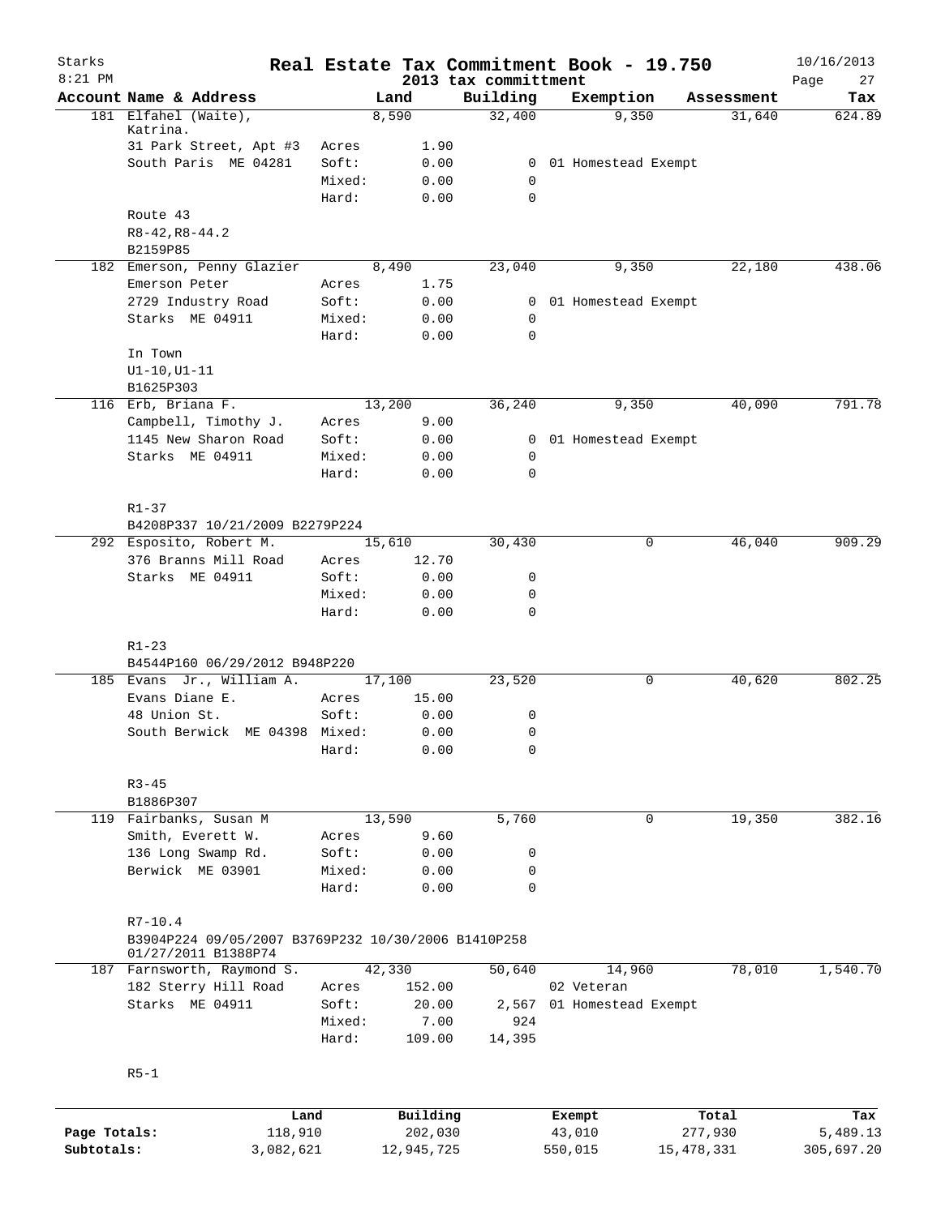# Starks — Real Estate Tax Commitment Book - 19.750

2013 tax committment — 10/16/2013 — 8:21 PM

| Account Name & Address | | Land | Building | Exemption | Assessment | Tax |
|---|---|---|---|---|---|---|
| 181 Elfahel (Waite), Katrina. | | 8,590 | 32,400 | 9,350 | 31,640 | 624.89 |
| 31 Park Street, Apt #3 | Acres | 1.90 | | | | |
| South Paris ME 04281 | Soft: | 0.00 | 0 | 01 Homestead Exempt | | |
| | Mixed: | 0.00 | 0 | | | |
| | Hard: | 0.00 | 0 | | | |
| Route 43 | | | | | | |
| R8-42,R8-44.2 | | | | | | |
| B2159P85 | | | | | | |
| 182 Emerson, Penny Glazier | | 8,490 | 23,040 | 9,350 | 22,180 | 438.06 |
| Emerson Peter | Acres | 1.75 | | | | |
| 2729 Industry Road | Soft: | 0.00 | 0 | 01 Homestead Exempt | | |
| Starks ME 04911 | Mixed: | 0.00 | 0 | | | |
| | Hard: | 0.00 | 0 | | | |
| In Town | | | | | | |
| U1-10,U1-11 | | | | | | |
| B1625P303 | | | | | | |
| 116 Erb, Briana F. | | 13,200 | 36,240 | 9,350 | 40,090 | 791.78 |
| Campbell, Timothy J. | Acres | 9.00 | | | | |
| 1145 New Sharon Road | Soft: | 0.00 | 0 | 01 Homestead Exempt | | |
| Starks ME 04911 | Mixed: | 0.00 | 0 | | | |
| | Hard: | 0.00 | 0 | | | |
| R1-37 | | | | | | |
| B4208P337 10/21/2009 B2279P224 | | | | | | |
| 292 Esposito, Robert M. | | 15,610 | 30,430 | 0 | 46,040 | 909.29 |
| 376 Branns Mill Road | Acres | 12.70 | | | | |
| Starks ME 04911 | Soft: | 0.00 | 0 | | | |
| | Mixed: | 0.00 | 0 | | | |
| | Hard: | 0.00 | 0 | | | |
| R1-23 | | | | | | |
| B4544P160 06/29/2012 B948P220 | | | | | | |
| 185 Evans Jr., William A. | | 17,100 | 23,520 | 0 | 40,620 | 802.25 |
| Evans Diane E. | Acres | 15.00 | | | | |
| 48 Union St. | Soft: | 0.00 | 0 | | | |
| South Berwick ME 04398 | Mixed: | 0.00 | 0 | | | |
| | Hard: | 0.00 | 0 | | | |
| R3-45 | | | | | | |
| B1886P307 | | | | | | |
| 119 Fairbanks, Susan M | | 13,590 | 5,760 | 0 | 19,350 | 382.16 |
| Smith, Everett W. | Acres | 9.60 | | | | |
| 136 Long Swamp Rd. | Soft: | 0.00 | 0 | | | |
| Berwick ME 03901 | Mixed: | 0.00 | 0 | | | |
| | Hard: | 0.00 | 0 | | | |
| R7-10.4 | | | | | | |
| B3904P224 09/05/2007 B3769P232 10/30/2006 B1410P258 01/27/2011 B1388P74 | | | | | | |
| 187 Farnsworth, Raymond S. | | 42,330 | 50,640 | 14,960 | 78,010 | 1,540.70 |
| 182 Sterry Hill Road | Acres | 152.00 | | 02 Veteran | | |
| Starks ME 04911 | Soft: | 20.00 | 2,567 | 01 Homestead Exempt | | |
| | Mixed: | 7.00 | 924 | | | |
| | Hard: | 109.00 | 14,395 | | | |
| R5-1 | | | | | | |

| | Land | Building | Exempt | Total | Tax |
|---|---|---|---|---|---|
| Page Totals: | 118,910 | 202,030 | 43,010 | 277,930 | 5,489.13 |
| Subtotals: | 3,082,621 | 12,945,725 | 550,015 | 15,478,331 | 305,697.20 |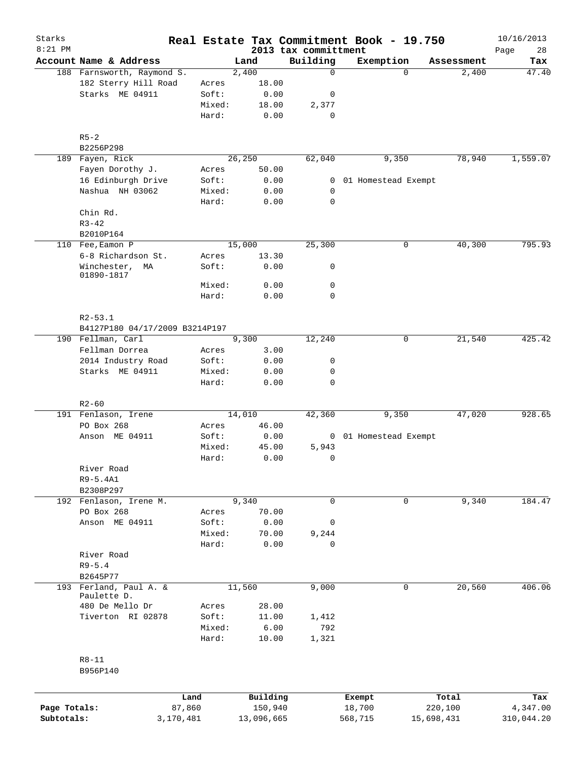Starks
8:21 PM

# Real Estate Tax Commitment Book - 19.750

2013 tax committment

10/16/2013

| Account Name & Address | | Land | Building | Exemption | Assessment | Tax |
|---|---|---|---|---|---|---|
| 188 Farnsworth, Raymond S. | | 2,400 | 0 | 0 | 2,400 | 47.40 |
| 182 Sterry Hill Road | Acres | 18.00 | | | | |
| Starks ME 04911 | Soft: | 0.00 | 0 | | | |
| | Mixed: | 18.00 | 2,377 | | | |
| | Hard: | 0.00 | 0 | | | |
| R5-2 | | | | | | |
| B2256P298 | | | | | | |
| 189 Fayen, Rick | | 26,250 | 62,040 | 9,350 | 78,940 | 1,559.07 |
| Fayen Dorothy J. | Acres | 50.00 | | | | |
| 16 Edinburgh Drive | Soft: | 0.00 | 0 | 01 Homestead Exempt | | |
| Nashua NH 03062 | Mixed: | 0.00 | 0 | | | |
| | Hard: | 0.00 | 0 | | | |
| Chin Rd. | | | | | | |
| R3-42 | | | | | | |
| B2010P164 | | | | | | |
| 110 Fee,Eamon P | | 15,000 | 25,300 | 0 | 40,300 | 795.93 |
| 6-8 Richardson St. | Acres | 13.30 | | | | |
| Winchester, MA 01890-1817 | Soft: | 0.00 | 0 | | | |
| | Mixed: | 0.00 | 0 | | | |
| | Hard: | 0.00 | 0 | | | |
| R2-53.1 | | | | | | |
| B4127P180 04/17/2009 B3214P197 | | | | | | |
| 190 Fellman, Carl | | 9,300 | 12,240 | 0 | 21,540 | 425.42 |
| Fellman Dorrea | Acres | 3.00 | | | | |
| 2014 Industry Road | Soft: | 0.00 | 0 | | | |
| Starks ME 04911 | Mixed: | 0.00 | 0 | | | |
| | Hard: | 0.00 | 0 | | | |
| R2-60 | | | | | | |
| 191 Fenlason, Irene | | 14,010 | 42,360 | 9,350 | 47,020 | 928.65 |
| PO Box 268 | Acres | 46.00 | | | | |
| Anson ME 04911 | Soft: | 0.00 | 0 | 01 Homestead Exempt | | |
| | Mixed: | 45.00 | 5,943 | | | |
| | Hard: | 0.00 | 0 | | | |
| River Road | | | | | | |
| R9-5.4A1 | | | | | | |
| B2308P297 | | | | | | |
| 192 Fenlason, Irene M. | | 9,340 | 0 | 0 | 9,340 | 184.47 |
| PO Box 268 | Acres | 70.00 | | | | |
| Anson ME 04911 | Soft: | 0.00 | 0 | | | |
| | Mixed: | 70.00 | 9,244 | | | |
| | Hard: | 0.00 | 0 | | | |
| River Road | | | | | | |
| R9-5.4 | | | | | | |
| B2645P77 | | | | | | |
| 193 Ferland, Paul A. & Paulette D. | | 11,560 | 9,000 | 0 | 20,560 | 406.06 |
| 480 De Mello Dr | Acres | 28.00 | | | | |
| Tiverton RI 02878 | Soft: | 11.00 | 1,412 | | | |
| | Mixed: | 6.00 | 792 | | | |
| | Hard: | 10.00 | 1,321 | | | |
| R8-11 | | | | | | |
| B956P140 | | | | | | |

| | Land | Building | Exempt | Total | Tax |
|---|---|---|---|---|---|
| Page Totals: | 87,860 | 150,940 | 18,700 | 220,100 | 4,347.00 |
| Subtotals: | 3,170,481 | 13,096,665 | 568,715 | 15,698,431 | 310,044.20 |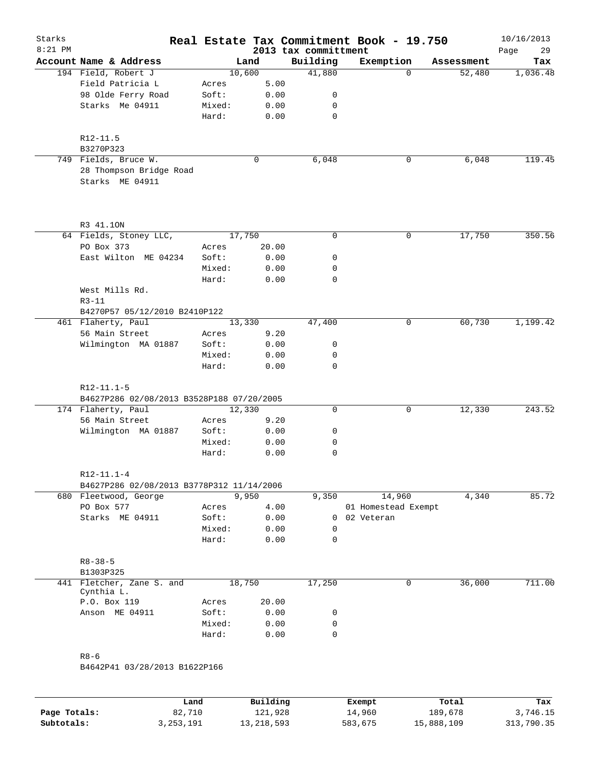# Real Estate Tax Commitment Book - 19.750

Starks 8:21 PM — 2013 tax committment — 10/16/2013

| Account Name & Address | | Land | Building | Exemption | Assessment | Tax |
|---|---|---|---|---|---|---|
| 194 Field, Robert J | | 10,600 | 41,880 | 0 | 52,480 | 1,036.48 |
| Field Patricia L | Acres | 5.00 | | | | |
| 98 Olde Ferry Road | Soft: | 0.00 | 0 | | | |
| Starks Me 04911 | Mixed: | 0.00 | 0 | | | |
| | Hard: | 0.00 | 0 | | | |
| R12-11.5 | | | | | | |
| B3270P323 | | | | | | |
| 749 Fields, Bruce W. | | 0 | 6,048 | 0 | 6,048 | 119.45 |
| 28 Thompson Bridge Road | | | | | | |
| Starks ME 04911 | | | | | | |
| R3 41.1ON | | | | | | |
| 64 Fields, Stoney LLC, | | 17,750 | 0 | 0 | 17,750 | 350.56 |
| PO Box 373 | Acres | 20.00 | | | | |
| East Wilton ME 04234 | Soft: | 0.00 | 0 | | | |
| | Mixed: | 0.00 | 0 | | | |
| | Hard: | 0.00 | 0 | | | |
| West Mills Rd. | | | | | | |
| R3-11 | | | | | | |
| B4270P57 05/12/2010 B2410P122 | | | | | | |
| 461 Flaherty, Paul | | 13,330 | 47,400 | 0 | 60,730 | 1,199.42 |
| 56 Main Street | Acres | 9.20 | | | | |
| Wilmington MA 01887 | Soft: | 0.00 | 0 | | | |
| | Mixed: | 0.00 | 0 | | | |
| | Hard: | 0.00 | 0 | | | |
| R12-11.1-5 | | | | | | |
| B4627P286 02/08/2013 B3528P188 07/20/2005 | | | | | | |
| 174 Flaherty, Paul | | 12,330 | 0 | 0 | 12,330 | 243.52 |
| 56 Main Street | Acres | 9.20 | | | | |
| Wilmington MA 01887 | Soft: | 0.00 | 0 | | | |
| | Mixed: | 0.00 | 0 | | | |
| | Hard: | 0.00 | 0 | | | |
| R12-11.1-4 | | | | | | |
| B4627P286 02/08/2013 B3778P312 11/14/2006 | | | | | | |
| 680 Fleetwood, George | | 9,950 | 9,350 | 14,960 | 4,340 | 85.72 |
| PO Box 577 | Acres | 4.00 | | 01 Homestead Exempt | | |
| Starks ME 04911 | Soft: | 0.00 | 0 | 02 Veteran | | |
| | Mixed: | 0.00 | 0 | | | |
| | Hard: | 0.00 | 0 | | | |
| R8-38-5 | | | | | | |
| B1303P325 | | | | | | |
| 441 Fletcher, Zane S. and Cynthia L. | | 18,750 | 17,250 | 0 | 36,000 | 711.00 |
| P.O. Box 119 | Acres | 20.00 | | | | |
| Anson ME 04911 | Soft: | 0.00 | 0 | | | |
| | Mixed: | 0.00 | 0 | | | |
| | Hard: | 0.00 | 0 | | | |
| R8-6 | | | | | | |
| B4642P41 03/28/2013 B1622P166 | | | | | | |

| | Land | Building | Exempt | Total | Tax |
|---|---|---|---|---|---|
| Page Totals: | 82,710 | 121,928 | 14,960 | 189,678 | 3,746.15 |
| Subtotals: | 3,253,191 | 13,218,593 | 583,675 | 15,888,109 | 313,790.35 |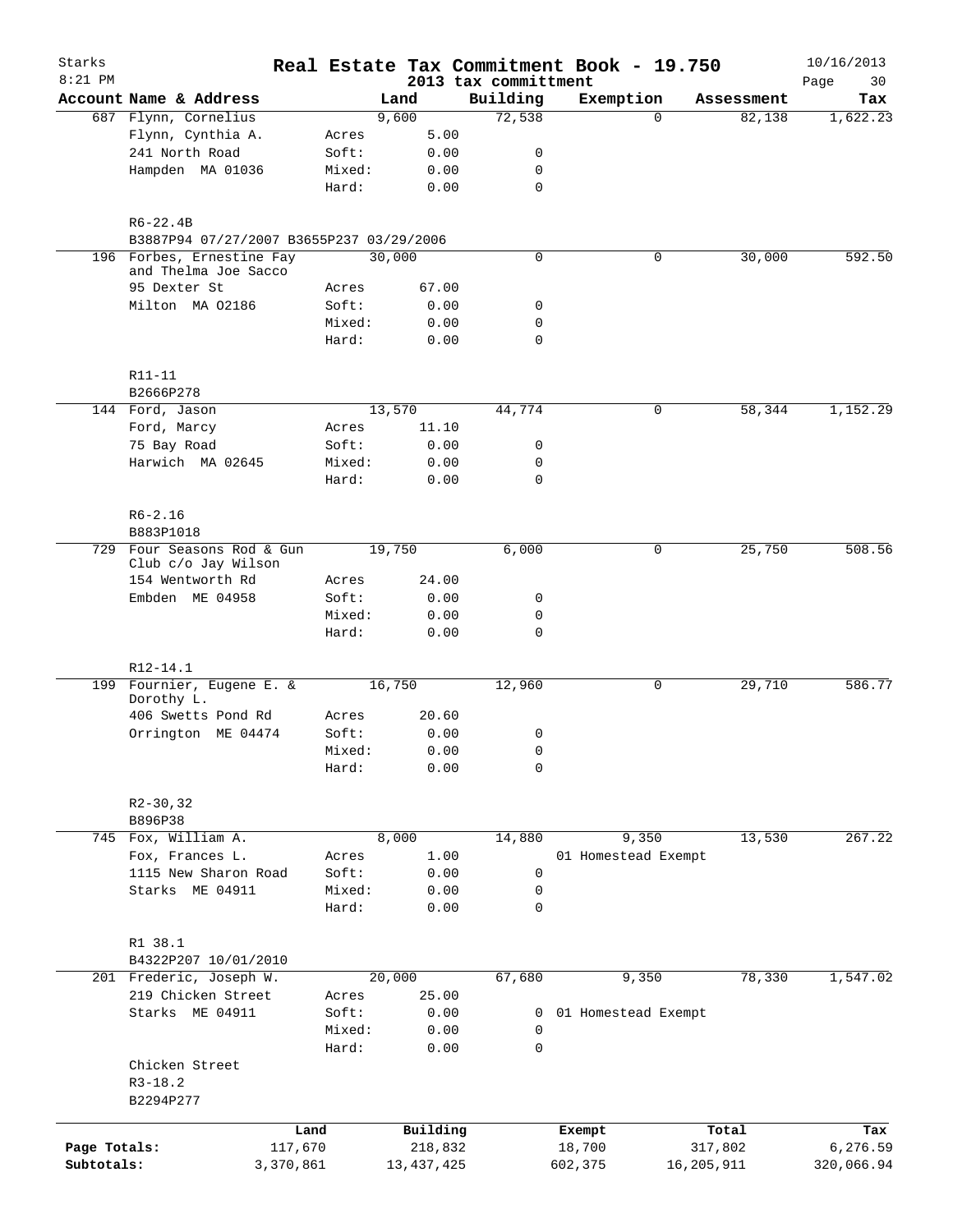Starks
8:21 PM

# Real Estate Tax Commitment Book - 19.750
## 2013 tax committment

10/16/2013

| Account | Name & Address | | Land | Building | Exemption | Assessment | Tax |
|---|---|---|---|---|---|---|---|
| 687 | Flynn, Cornelius | | 9,600 | 72,538 | 0 | 82,138 | 1,622.23 |
| | Flynn, Cynthia A. | Acres | 5.00 | | | | |
| | 241 North Road | Soft: | 0.00 | 0 | | | |
| | Hampden MA 01036 | Mixed: | 0.00 | 0 | | | |
| | | Hard: | 0.00 | 0 | | | |
| | R6-22.4B | | | | | | |
| | B3887P94 07/27/2007 B3655P237 03/29/2006 | | | | | | |
| 196 | Forbes, Ernestine Fay and Thelma Joe Sacco | | 30,000 | 0 | 0 | 30,000 | 592.50 |
| | 95 Dexter St | Acres | 67.00 | | | | |
| | Milton MA 02186 | Soft: | 0.00 | 0 | | | |
| | | Mixed: | 0.00 | 0 | | | |
| | | Hard: | 0.00 | 0 | | | |
| | R11-11 | | | | | | |
| | B2666P278 | | | | | | |
| 144 | Ford, Jason | | 13,570 | 44,774 | 0 | 58,344 | 1,152.29 |
| | Ford, Marcy | Acres | 11.10 | | | | |
| | 75 Bay Road | Soft: | 0.00 | 0 | | | |
| | Harwich MA 02645 | Mixed: | 0.00 | 0 | | | |
| | | Hard: | 0.00 | 0 | | | |
| | R6-2.16 | | | | | | |
| | B883P1018 | | | | | | |
| 729 | Four Seasons Rod & Gun Club c/o Jay Wilson | | 19,750 | 6,000 | 0 | 25,750 | 508.56 |
| | 154 Wentworth Rd | Acres | 24.00 | | | | |
| | Embden ME 04958 | Soft: | 0.00 | 0 | | | |
| | | Mixed: | 0.00 | 0 | | | |
| | | Hard: | 0.00 | 0 | | | |
| | R12-14.1 | | | | | | |
| 199 | Fournier, Eugene E. & Dorothy L. | | 16,750 | 12,960 | 0 | 29,710 | 586.77 |
| | 406 Swetts Pond Rd | Acres | 20.60 | | | | |
| | Orrington ME 04474 | Soft: | 0.00 | 0 | | | |
| | | Mixed: | 0.00 | 0 | | | |
| | | Hard: | 0.00 | 0 | | | |
| | R2-30,32 | | | | | | |
| | B896P38 | | | | | | |
| 745 | Fox, William A. | | 8,000 | 14,880 | 9,350 | 13,530 | 267.22 |
| | Fox, Frances L. | Acres | 1.00 | | 01 Homestead Exempt | | |
| | 1115 New Sharon Road | Soft: | 0.00 | 0 | | | |
| | Starks ME 04911 | Mixed: | 0.00 | 0 | | | |
| | | Hard: | 0.00 | 0 | | | |
| | R1 38.1 | | | | | | |
| | B4322P207 10/01/2010 | | | | | | |
| 201 | Frederic, Joseph W. | | 20,000 | 67,680 | 9,350 | 78,330 | 1,547.02 |
| | 219 Chicken Street | Acres | 25.00 | | | | |
| | Starks ME 04911 | Soft: | 0.00 | 0 | 01 Homestead Exempt | | |
| | | Mixed: | 0.00 | 0 | | | |
| | | Hard: | 0.00 | 0 | | | |
| | Chicken Street | | | | | | |
| | R3-18.2 | | | | | | |
| | B2294P277 | | | | | | |

| | Land | Building | Exempt | Total | Tax |
|---|---|---|---|---|---|
| Page Totals: | 117,670 | 218,832 | 18,700 | 317,802 | 6,276.59 |
| Subtotals: | 3,370,861 | 13,437,425 | 602,375 | 16,205,911 | 320,066.94 |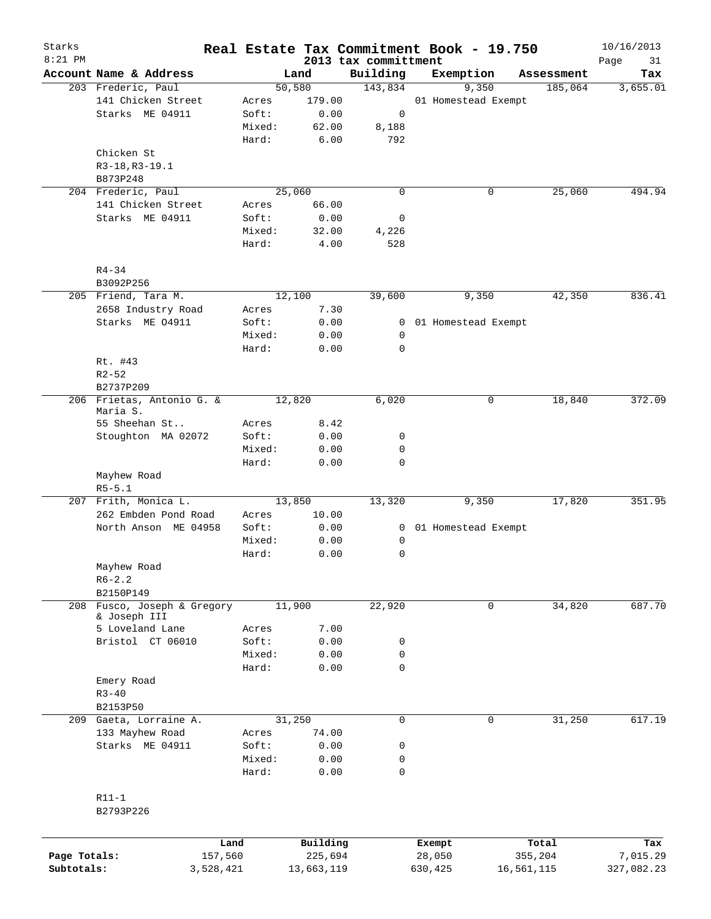Starks 8:21 PM

# Real Estate Tax Commitment Book - 19.750

2013 tax committment

10/16/2013

| Account Name & Address | | Land | Building | Exemption | Assessment | Tax |
|---|---|---|---|---|---|---|
| 203 Frederic, Paul | | 50,580 | 143,834 | 9,350 | 185,064 | 3,655.01 |
| 141 Chicken Street | Acres | 179.00 | | 01 Homestead Exempt | | |
| Starks ME 04911 | Soft: | 0.00 | 0 | | | |
| | Mixed: | 62.00 | 8,188 | | | |
| | Hard: | 6.00 | 792 | | | |
| Chicken St | | | | | | |
| R3-18,R3-19.1 | | | | | | |
| B873P248 | | | | | | |
| 204 Frederic, Paul | | 25,060 | 0 | 0 | 25,060 | 494.94 |
| 141 Chicken Street | Acres | 66.00 | | | | |
| Starks ME 04911 | Soft: | 0.00 | 0 | | | |
| | Mixed: | 32.00 | 4,226 | | | |
| | Hard: | 4.00 | 528 | | | |
| R4-34 | | | | | | |
| B3092P256 | | | | | | |
| 205 Friend, Tara M. | | 12,100 | 39,600 | 9,350 | 42,350 | 836.41 |
| 2658 Industry Road | Acres | 7.30 | | | | |
| Starks ME 04911 | Soft: | 0.00 | 0 | 01 Homestead Exempt | | |
| | Mixed: | 0.00 | 0 | | | |
| | Hard: | 0.00 | 0 | | | |
| Rt. #43 | | | | | | |
| R2-52 | | | | | | |
| B2737P209 | | | | | | |
| 206 Frietas, Antonio G. & Maria S. | | 12,820 | 6,020 | 0 | 18,840 | 372.09 |
| 55 Sheehan St.. | Acres | 8.42 | | | | |
| Stoughton MA 02072 | Soft: | 0.00 | 0 | | | |
| | Mixed: | 0.00 | 0 | | | |
| | Hard: | 0.00 | 0 | | | |
| Mayhew Road | | | | | | |
| R5-5.1 | | | | | | |
| 207 Frith, Monica L. | | 13,850 | 13,320 | 9,350 | 17,820 | 351.95 |
| 262 Embden Pond Road | Acres | 10.00 | | | | |
| North Anson ME 04958 | Soft: | 0.00 | 0 | 01 Homestead Exempt | | |
| | Mixed: | 0.00 | 0 | | | |
| | Hard: | 0.00 | 0 | | | |
| Mayhew Road | | | | | | |
| R6-2.2 | | | | | | |
| B2150P149 | | | | | | |
| 208 Fusco, Joseph & Gregory & Joseph III | | 11,900 | 22,920 | 0 | 34,820 | 687.70 |
| 5 Loveland Lane | Acres | 7.00 | | | | |
| Bristol CT 06010 | Soft: | 0.00 | 0 | | | |
| | Mixed: | 0.00 | 0 | | | |
| | Hard: | 0.00 | 0 | | | |
| Emery Road | | | | | | |
| R3-40 | | | | | | |
| B2153P50 | | | | | | |
| 209 Gaeta, Lorraine A. | | 31,250 | 0 | 0 | 31,250 | 617.19 |
| 133 Mayhew Road | Acres | 74.00 | | | | |
| Starks ME 04911 | Soft: | 0.00 | 0 | | | |
| | Mixed: | 0.00 | 0 | | | |
| | Hard: | 0.00 | 0 | | | |
| R11-1 | | | | | | |
| B2793P226 | | | | | | |

| | Land | Building | Exempt | Total | Tax |
|---|---|---|---|---|---|
| Page Totals: | 157,560 | 225,694 | 28,050 | 355,204 | 7,015.29 |
| Subtotals: | 3,528,421 | 13,663,119 | 630,425 | 16,561,115 | 327,082.23 |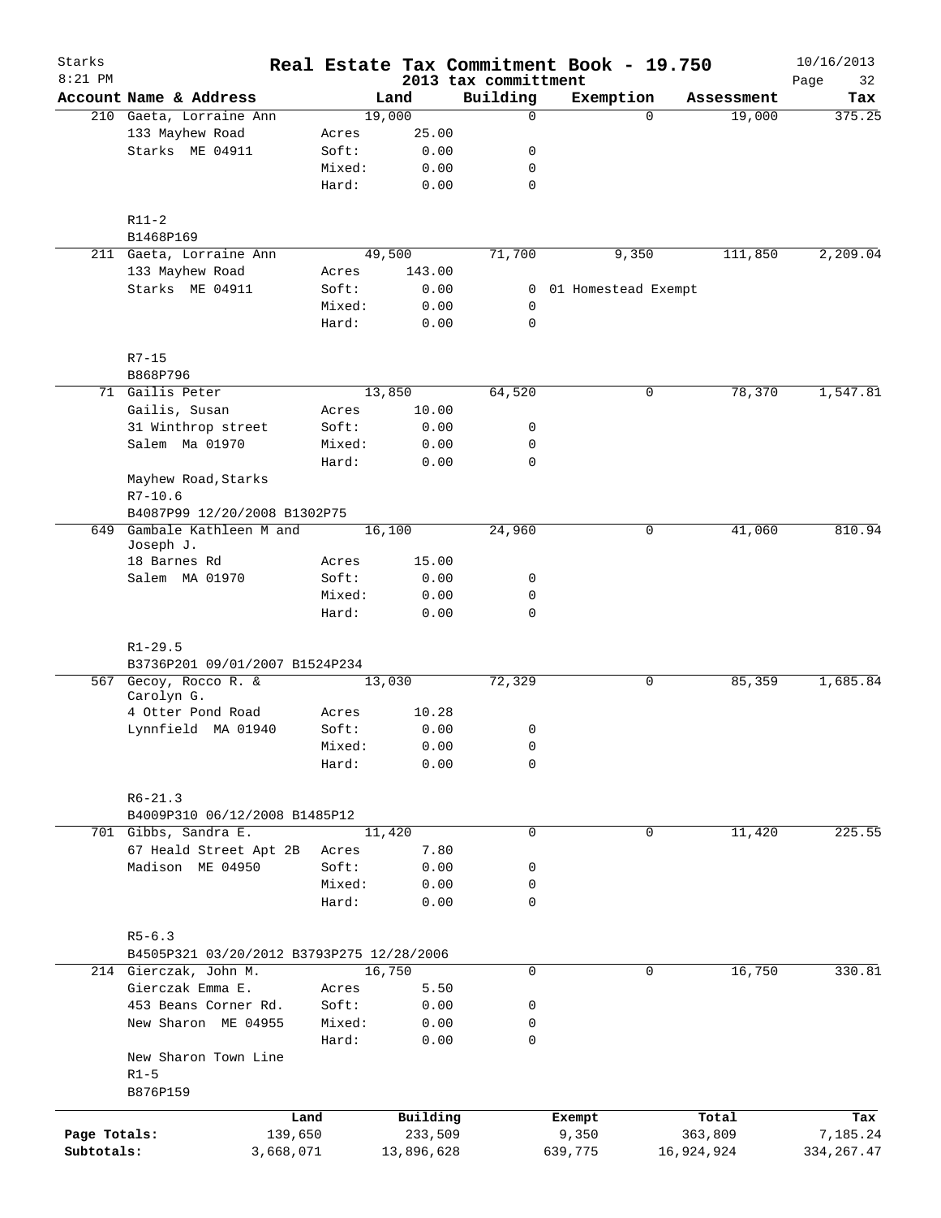Starks
8:21 PM

# Real Estate Tax Commitment Book - 19.750

2013 tax committment

10/16/2013

| Account Name & Address | | Land | Building | Exemption | Assessment | Tax |
|---|---|---|---|---|---|---|
| 210 Gaeta, Lorraine Ann | | 19,000 | 0 | 0 | 19,000 | 375.25 |
| 133 Mayhew Road | Acres | 25.00 | | | | |
| Starks ME 04911 | Soft: | 0.00 | 0 | | | |
| | Mixed: | 0.00 | 0 | | | |
| | Hard: | 0.00 | 0 | | | |
| R11-2 | | | | | | |
| B1468P169 | | | | | | |
| 211 Gaeta, Lorraine Ann | | 49,500 | 71,700 | 9,350 | 111,850 | 2,209.04 |
| 133 Mayhew Road | Acres | 143.00 | | | | |
| Starks ME 04911 | Soft: | 0.00 | 0 | 01 Homestead Exempt | | |
| | Mixed: | 0.00 | 0 | | | |
| | Hard: | 0.00 | 0 | | | |
| R7-15 | | | | | | |
| B868P796 | | | | | | |
| 71 Gailis Peter | | 13,850 | 64,520 | 0 | 78,370 | 1,547.81 |
| Gailis, Susan | Acres | 10.00 | | | | |
| 31 Winthrop street | Soft: | 0.00 | 0 | | | |
| Salem Ma 01970 | Mixed: | 0.00 | 0 | | | |
| | Hard: | 0.00 | 0 | | | |
| Mayhew Road,Starks | | | | | | |
| R7-10.6 | | | | | | |
| B4087P99 12/20/2008 B1302P75 | | | | | | |
| 649 Gambale Kathleen M and Joseph J. | | 16,100 | 24,960 | 0 | 41,060 | 810.94 |
| 18 Barnes Rd | Acres | 15.00 | | | | |
| Salem MA 01970 | Soft: | 0.00 | 0 | | | |
| | Mixed: | 0.00 | 0 | | | |
| | Hard: | 0.00 | 0 | | | |
| R1-29.5 | | | | | | |
| B3736P201 09/01/2007 B1524P234 | | | | | | |
| 567 Gecoy, Rocco R. & Carolyn G. | | 13,030 | 72,329 | 0 | 85,359 | 1,685.84 |
| 4 Otter Pond Road | Acres | 10.28 | | | | |
| Lynnfield MA 01940 | Soft: | 0.00 | 0 | | | |
| | Mixed: | 0.00 | 0 | | | |
| | Hard: | 0.00 | 0 | | | |
| R6-21.3 | | | | | | |
| B4009P310 06/12/2008 B1485P12 | | | | | | |
| 701 Gibbs, Sandra E. | | 11,420 | 0 | 0 | 11,420 | 225.55 |
| 67 Heald Street Apt 2B | Acres | 7.80 | | | | |
| Madison ME 04950 | Soft: | 0.00 | 0 | | | |
| | Mixed: | 0.00 | 0 | | | |
| | Hard: | 0.00 | 0 | | | |
| R5-6.3 | | | | | | |
| B4505P321 03/20/2012 B3793P275 12/28/2006 | | | | | | |
| 214 Gierczak, John M. | | 16,750 | 0 | 0 | 16,750 | 330.81 |
| Gierczak Emma E. | Acres | 5.50 | | | | |
| 453 Beans Corner Rd. | Soft: | 0.00 | 0 | | | |
| New Sharon ME 04955 | Mixed: | 0.00 | 0 | | | |
| | Hard: | 0.00 | 0 | | | |
| New Sharon Town Line | | | | | | |
| R1-5 | | | | | | |
| B876P159 | | | | | | |

| | Land | Building | Exempt | Total | Tax |
|---|---|---|---|---|---|
| Page Totals: | 139,650 | 233,509 | 9,350 | 363,809 | 7,185.24 |
| Subtotals: | 3,668,071 | 13,896,628 | 639,775 | 16,924,924 | 334,267.47 |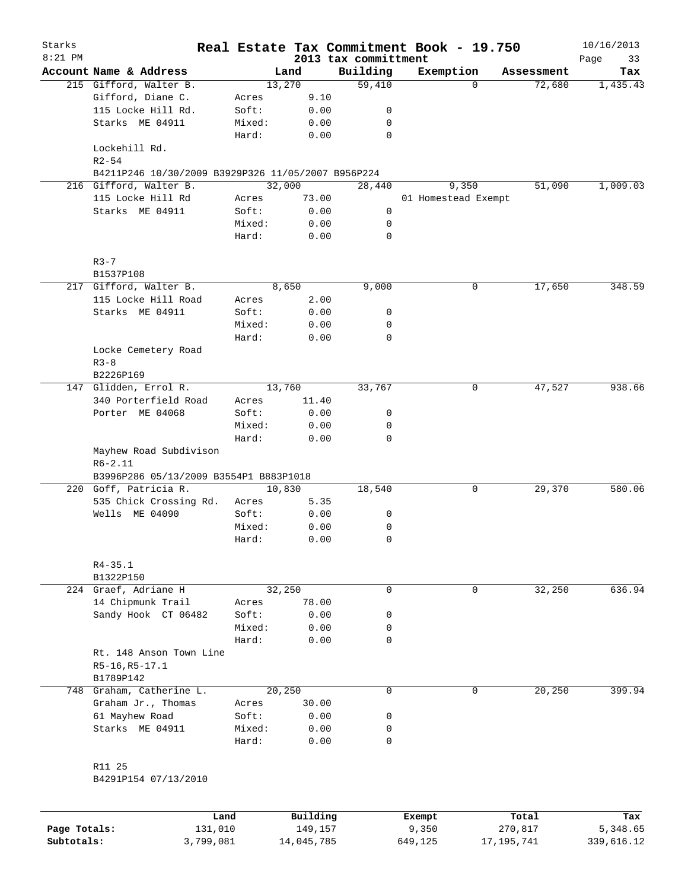Starks 8:21 PM

# Real Estate Tax Commitment Book - 19.750

2013 tax committment

10/16/2013

| Account | Name & Address | | Land | Building | Exemption | Assessment | Tax |
|---|---|---|---|---|---|---|---|
| 215 | Gifford, Walter B. | | 13,270 | 59,410 | 0 | 72,680 | 1,435.43 |
| | Gifford, Diane C. | Acres | 9.10 | | | | |
| | 115 Locke Hill Rd. | Soft: | 0.00 | 0 | | | |
| | Starks ME 04911 | Mixed: | 0.00 | 0 | | | |
| | | Hard: | 0.00 | 0 | | | |
| | Lockehill Rd. | | | | | | |
| | R2-54 | | | | | | |
| | B4211P246 10/30/2009 B3929P326 11/05/2007 B956P224 | | | | | | |
| 216 | Gifford, Walter B. | | 32,000 | 28,440 | 9,350 | 51,090 | 1,009.03 |
| | 115 Locke Hill Rd | Acres | 73.00 | | 01 Homestead Exempt | | |
| | Starks ME 04911 | Soft: | 0.00 | 0 | | | |
| | | Mixed: | 0.00 | 0 | | | |
| | | Hard: | 0.00 | 0 | | | |
| | R3-7 | | | | | | |
| | B1537P108 | | | | | | |
| 217 | Gifford, Walter B. | | 8,650 | 9,000 | 0 | 17,650 | 348.59 |
| | 115 Locke Hill Road | Acres | 2.00 | | | | |
| | Starks ME 04911 | Soft: | 0.00 | 0 | | | |
| | | Mixed: | 0.00 | 0 | | | |
| | | Hard: | 0.00 | 0 | | | |
| | Locke Cemetery Road | | | | | | |
| | R3-8 | | | | | | |
| | B2226P169 | | | | | | |
| 147 | Glidden, Errol R. | | 13,760 | 33,767 | 0 | 47,527 | 938.66 |
| | 340 Porterfield Road | Acres | 11.40 | | | | |
| | Porter ME 04068 | Soft: | 0.00 | 0 | | | |
| | | Mixed: | 0.00 | 0 | | | |
| | | Hard: | 0.00 | 0 | | | |
| | Mayhew Road Subdivison | | | | | | |
| | R6-2.11 | | | | | | |
| | B3996P286 05/13/2009 B3554P1 B883P1018 | | | | | | |
| 220 | Goff, Patricia R. | | 10,830 | 18,540 | 0 | 29,370 | 580.06 |
| | 535 Chick Crossing Rd. | Acres | 5.35 | | | | |
| | Wells ME 04090 | Soft: | 0.00 | 0 | | | |
| | | Mixed: | 0.00 | 0 | | | |
| | | Hard: | 0.00 | 0 | | | |
| | R4-35.1 | | | | | | |
| | B1322P150 | | | | | | |
| 224 | Graef, Adriane H | | 32,250 | 0 | 0 | 32,250 | 636.94 |
| | 14 Chipmunk Trail | Acres | 78.00 | | | | |
| | Sandy Hook CT 06482 | Soft: | 0.00 | 0 | | | |
| | | Mixed: | 0.00 | 0 | | | |
| | | Hard: | 0.00 | 0 | | | |
| | Rt. 148 Anson Town Line | | | | | | |
| | R5-16,R5-17.1 | | | | | | |
| | B1789P142 | | | | | | |
| 748 | Graham, Catherine L. | | 20,250 | 0 | 0 | 20,250 | 399.94 |
| | Graham Jr., Thomas | Acres | 30.00 | | | | |
| | 61 Mayhew Road | Soft: | 0.00 | 0 | | | |
| | Starks ME 04911 | Mixed: | 0.00 | 0 | | | |
| | | Hard: | 0.00 | 0 | | | |
| | R11 25 | | | | | | |
| | B4291P154 07/13/2010 | | | | | | |

| | Land | Building | Exempt | Total | Tax |
|---|---|---|---|---|---|
| Page Totals: | 131,010 | 149,157 | 9,350 | 270,817 | 5,348.65 |
| Subtotals: | 3,799,081 | 14,045,785 | 649,125 | 17,195,741 | 339,616.12 |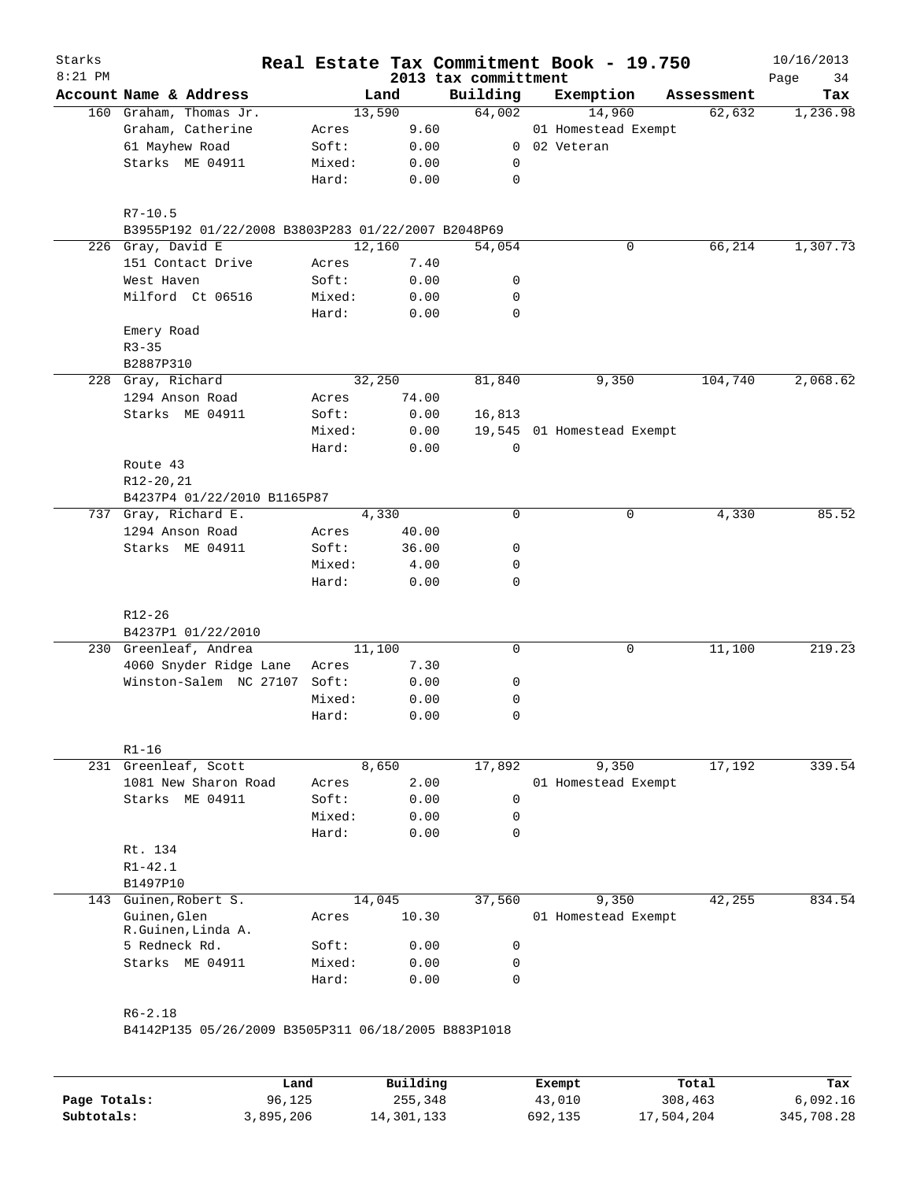# Real Estate Tax Commitment Book - 19.750

Starks
8:21 PM

2013 tax committment

10/16/2013

| Account Name & Address | | Land | Building | Exemption | Assessment | Tax |
|---|---|---|---|---|---|---|
| 160 Graham, Thomas Jr. | | 13,590 | 64,002 | 14,960 | 62,632 | 1,236.98 |
| Graham, Catherine | Acres | 9.60 | | 01 Homestead Exempt | | |
| 61 Mayhew Road | Soft: | 0.00 | 0 | 02 Veteran | | |
| Starks ME 04911 | Mixed: | 0.00 | 0 | | | |
| | Hard: | 0.00 | 0 | | | |
| R7-10.5 | | | | | | |
| B3955P192 01/22/2008 B3803P283 01/22/2007 B2048P69 | | | | | | |
| 226 Gray, David E | | 12,160 | 54,054 | 0 | 66,214 | 1,307.73 |
| 151 Contact Drive | Acres | 7.40 | | | | |
| West Haven | Soft: | 0.00 | 0 | | | |
| Milford Ct 06516 | Mixed: | 0.00 | 0 | | | |
| | Hard: | 0.00 | 0 | | | |
| Emery Road | | | | | | |
| R3-35 | | | | | | |
| B2887P310 | | | | | | |
| 228 Gray, Richard | | 32,250 | 81,840 | 9,350 | 104,740 | 2,068.62 |
| 1294 Anson Road | Acres | 74.00 | | | | |
| Starks ME 04911 | Soft: | 0.00 | 16,813 | | | |
| | Mixed: | 0.00 | 19,545 | 01 Homestead Exempt | | |
| | Hard: | 0.00 | 0 | | | |
| Route 43 | | | | | | |
| R12-20,21 | | | | | | |
| B4237P4 01/22/2010 B1165P87 | | | | | | |
| 737 Gray, Richard E. | | 4,330 | 0 | 0 | 4,330 | 85.52 |
| 1294 Anson Road | Acres | 40.00 | | | | |
| Starks ME 04911 | Soft: | 36.00 | 0 | | | |
| | Mixed: | 4.00 | 0 | | | |
| | Hard: | 0.00 | 0 | | | |
| R12-26 | | | | | | |
| B4237P1 01/22/2010 | | | | | | |
| 230 Greenleaf, Andrea | | 11,100 | 0 | 0 | 11,100 | 219.23 |
| 4060 Snyder Ridge Lane | Acres | 7.30 | | | | |
| Winston-Salem NC 27107 | Soft: | 0.00 | 0 | | | |
| | Mixed: | 0.00 | 0 | | | |
| | Hard: | 0.00 | 0 | | | |
| R1-16 | | | | | | |
| 231 Greenleaf, Scott | | 8,650 | 17,892 | 9,350 | 17,192 | 339.54 |
| 1081 New Sharon Road | Acres | 2.00 | | 01 Homestead Exempt | | |
| Starks ME 04911 | Soft: | 0.00 | 0 | | | |
| | Mixed: | 0.00 | 0 | | | |
| | Hard: | 0.00 | 0 | | | |
| Rt. 134 | | | | | | |
| R1-42.1 | | | | | | |
| B1497P10 | | | | | | |
| 143 Guinen, Robert S. | | 14,045 | 37,560 | 9,350 | 42,255 | 834.54 |
| Guinen, Glen R.Guinen, Linda A. | Acres | 10.30 | | 01 Homestead Exempt | | |
| 5 Redneck Rd. | Soft: | 0.00 | 0 | | | |
| Starks ME 04911 | Mixed: | 0.00 | 0 | | | |
| | Hard: | 0.00 | 0 | | | |
| R6-2.18 | | | | | | |
| B4142P135 05/26/2009 B3505P311 06/18/2005 B883P1018 | | | | | | |

| | Land | Building | Exempt | Total | Tax |
|---|---|---|---|---|---|
| Page Totals: | 96,125 | 255,348 | 43,010 | 308,463 | 6,092.16 |
| Subtotals: | 3,895,206 | 14,301,133 | 692,135 | 17,504,204 | 345,708.28 |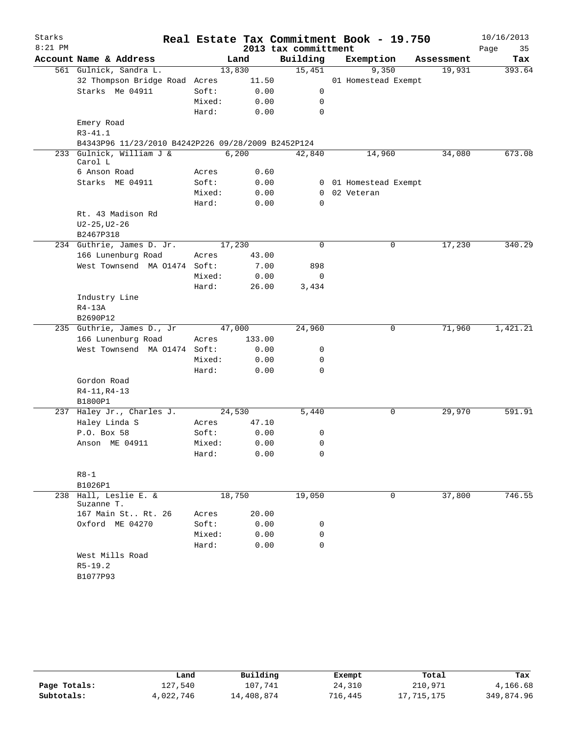# Real Estate Tax Commitment Book - 19.750

Starks
8:21 PM

2013 tax committment

10/16/2013

| Account | Name & Address | | Land | Building | Exemption | Assessment | Tax |
|---|---|---|---|---|---|---|---|
| 561 | Gulnick, Sandra L. | | 13,830 | 15,451 | 9,350 | 19,931 | 393.64 |
| | 32 Thompson Bridge Road | Acres | 11.50 | | 01 Homestead Exempt | | |
| | Starks Me 04911 | Soft: | 0.00 | 0 | | | |
| | | Mixed: | 0.00 | 0 | | | |
| | | Hard: | 0.00 | 0 | | | |
| | Emery Road | | | | | | |
| | R3-41.1 | | | | | | |
| | B4343P96 11/23/2010 B4242P226 09/28/2009 B2452P124 | | | | | | |
| 233 | Gulnick, William J & Carol L | | 6,200 | 42,840 | 14,960 | 34,080 | 673.08 |
| | 6 Anson Road | Acres | 0.60 | | | | |
| | Starks ME 04911 | Soft: | 0.00 | 0 | 01 Homestead Exempt | | |
| | | Mixed: | 0.00 | 0 | 02 Veteran | | |
| | | Hard: | 0.00 | 0 | | | |
| | Rt. 43 Madison Rd | | | | | | |
| | U2-25,U2-26 | | | | | | |
| | B2467P318 | | | | | | |
| 234 | Guthrie, James D. Jr. | | 17,230 | 0 | 0 | 17,230 | 340.29 |
| | 166 Lunenburg Road | Acres | 43.00 | | | | |
| | West Townsend MA 01474 | Soft: | 7.00 | 898 | | | |
| | | Mixed: | 0.00 | 0 | | | |
| | | Hard: | 26.00 | 3,434 | | | |
| | Industry Line | | | | | | |
| | R4-13A | | | | | | |
| | B2690P12 | | | | | | |
| 235 | Guthrie, James D., Jr | | 47,000 | 24,960 | 0 | 71,960 | 1,421.21 |
| | 166 Lunenburg Road | Acres | 133.00 | | | | |
| | West Townsend MA 01474 | Soft: | 0.00 | 0 | | | |
| | | Mixed: | 0.00 | 0 | | | |
| | | Hard: | 0.00 | 0 | | | |
| | Gordon Road | | | | | | |
| | R4-11,R4-13 | | | | | | |
| | B1800P1 | | | | | | |
| 237 | Haley Jr., Charles J. | | 24,530 | 5,440 | 0 | 29,970 | 591.91 |
| | Haley Linda S | Acres | 47.10 | | | | |
| | P.O. Box 58 | Soft: | 0.00 | 0 | | | |
| | Anson ME 04911 | Mixed: | 0.00 | 0 | | | |
| | | Hard: | 0.00 | 0 | | | |
| | R8-1 | | | | | | |
| | B1026P1 | | | | | | |
| 238 | Hall, Leslie E. & Suzanne T. | | 18,750 | 19,050 | 0 | 37,800 | 746.55 |
| | 167 Main St.. Rt. 26 | Acres | 20.00 | | | | |
| | Oxford ME 04270 | Soft: | 0.00 | 0 | | | |
| | | Mixed: | 0.00 | 0 | | | |
| | | Hard: | 0.00 | 0 | | | |
| | West Mills Road | | | | | | |
| | R5-19.2 | | | | | | |
| | B1077P93 | | | | | | |

| | Land | Building | Exempt | Total | Tax |
|---|---|---|---|---|---|
| Page Totals: | 127,540 | 107,741 | 24,310 | 210,971 | 4,166.68 |
| Subtotals: | 4,022,746 | 14,408,874 | 716,445 | 17,715,175 | 349,874.96 |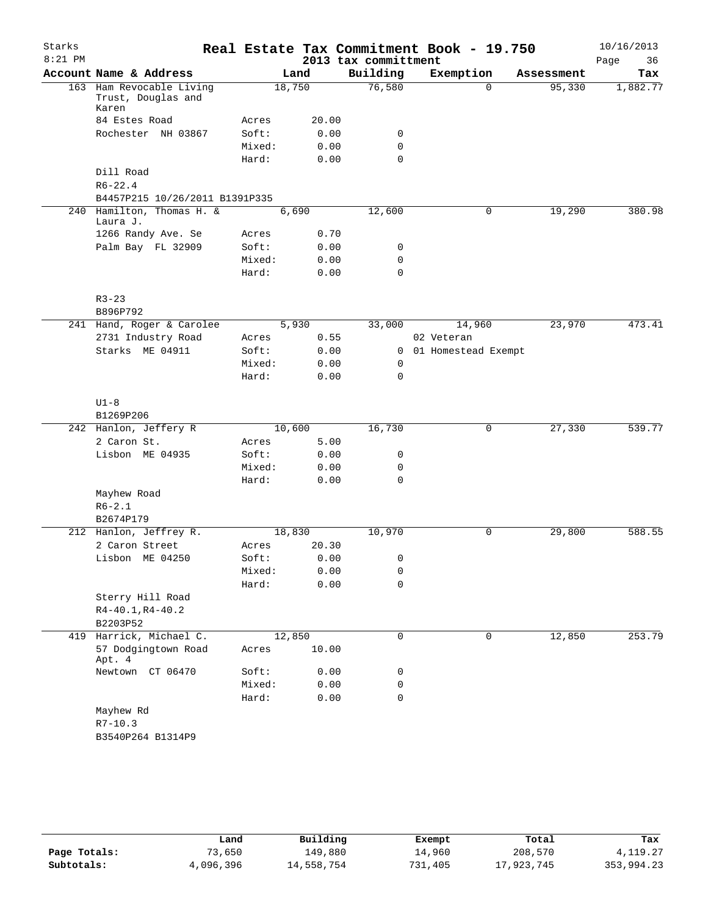# Real Estate Tax Commitment Book - 19.750

Starks
8:21 PM

2013 tax committment

10/16/2013

| Account | Name & Address | | Land | Building | Exemption | Assessment | Tax |
|---|---|---|---|---|---|---|---|
| 163 | Ham Revocable Living Trust, Douglas and Karen | | 18,750 | 76,580 | 0 | 95,330 | 1,882.77 |
| | 84 Estes Road | Acres | 20.00 | | | | |
| | Rochester NH 03867 | Soft: | 0.00 | 0 | | | |
| | | Mixed: | 0.00 | 0 | | | |
| | | Hard: | 0.00 | 0 | | | |
| | Dill Road | | | | | | |
| | R6-22.4 | | | | | | |
| | B4457P215 10/26/2011 B1391P335 | | | | | | |
| 240 | Hamilton, Thomas H. & Laura J. | | 6,690 | 12,600 | 0 | 19,290 | 380.98 |
| | 1266 Randy Ave. Se | Acres | 0.70 | | | | |
| | Palm Bay FL 32909 | Soft: | 0.00 | 0 | | | |
| | | Mixed: | 0.00 | 0 | | | |
| | | Hard: | 0.00 | 0 | | | |
| | R3-23 | | | | | | |
| | B896P792 | | | | | | |
| 241 | Hand, Roger & Carolee | | 5,930 | 33,000 | 14,960 | 23,970 | 473.41 |
| | 2731 Industry Road | Acres | 0.55 | | 02 Veteran | | |
| | Starks ME 04911 | Soft: | 0.00 | 0 | 01 Homestead Exempt | | |
| | | Mixed: | 0.00 | 0 | | | |
| | | Hard: | 0.00 | 0 | | | |
| | U1-8 | | | | | | |
| | B1269P206 | | | | | | |
| 242 | Hanlon, Jeffery R | | 10,600 | 16,730 | 0 | 27,330 | 539.77 |
| | 2 Caron St. | Acres | 5.00 | | | | |
| | Lisbon ME 04935 | Soft: | 0.00 | 0 | | | |
| | | Mixed: | 0.00 | 0 | | | |
| | | Hard: | 0.00 | 0 | | | |
| | Mayhew Road | | | | | | |
| | R6-2.1 | | | | | | |
| | B2674P179 | | | | | | |
| 212 | Hanlon, Jeffrey R. | | 18,830 | 10,970 | 0 | 29,800 | 588.55 |
| | 2 Caron Street | Acres | 20.30 | | | | |
| | Lisbon ME 04250 | Soft: | 0.00 | 0 | | | |
| | | Mixed: | 0.00 | 0 | | | |
| | | Hard: | 0.00 | 0 | | | |
| | Sterry Hill Road | | | | | | |
| | R4-40.1,R4-40.2 | | | | | | |
| | B2203P52 | | | | | | |
| 419 | Harrick, Michael C. | | 12,850 | 0 | 0 | 12,850 | 253.79 |
| | 57 Dodgingtown Road Apt. 4 | Acres | 10.00 | | | | |
| | Newtown CT 06470 | Soft: | 0.00 | 0 | | | |
| | | Mixed: | 0.00 | 0 | | | |
| | | Hard: | 0.00 | 0 | | | |
| | Mayhew Rd | | | | | | |
| | R7-10.3 | | | | | | |
| | B3540P264 B1314P9 | | | | | | |

| | Land | Building | Exempt | Total | Tax |
|---|---|---|---|---|---|
| Page Totals: | 73,650 | 149,880 | 14,960 | 208,570 | 4,119.27 |
| Subtotals: | 4,096,396 | 14,558,754 | 731,405 | 17,923,745 | 353,994.23 |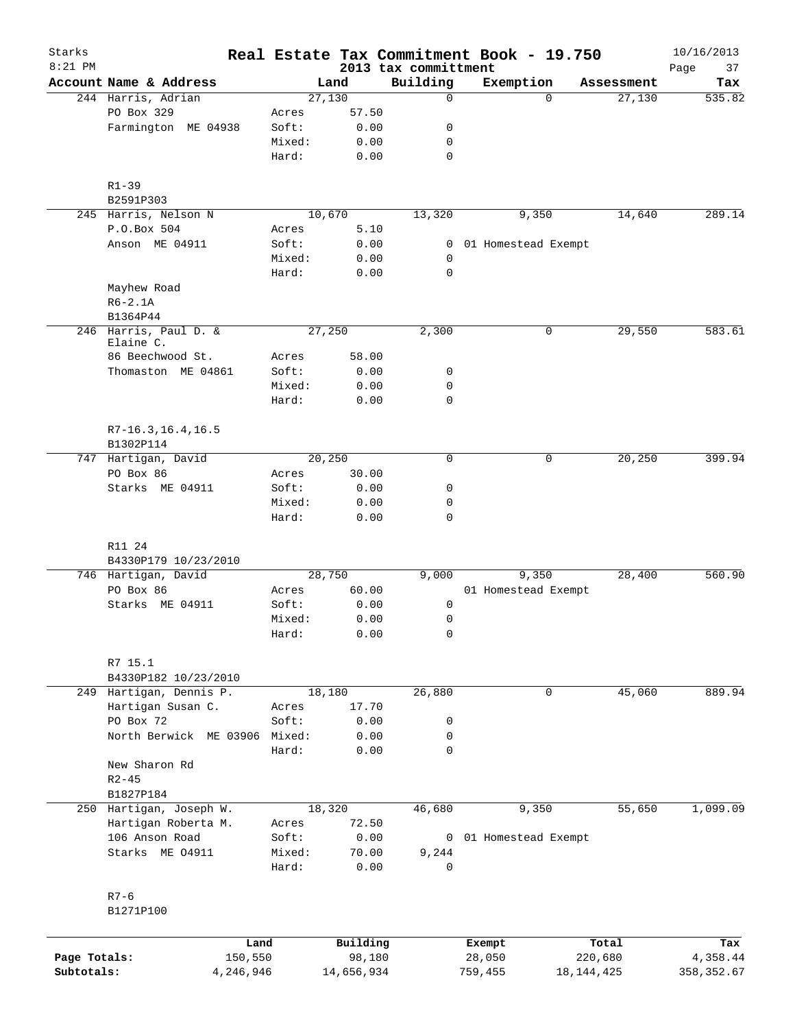# Real Estate Tax Commitment Book - 19.750

Starks
8:21 PM

2013 tax committment

10/16/2013

| Account Name & Address | | Land | Building | Exemption | Assessment | Tax |
|---|---|---|---|---|---|---|
| 244 Harris, Adrian | | 27,130 | 0 | 0 | 27,130 | 535.82 |
| PO Box 329 | Acres | 57.50 | | | | |
| Farmington ME 04938 | Soft: | 0.00 | 0 | | | |
| | Mixed: | 0.00 | 0 | | | |
| | Hard: | 0.00 | 0 | | | |
| R1-39 | | | | | | |
| B2591P303 | | | | | | |
| 245 Harris, Nelson N | | 10,670 | 13,320 | 9,350 | 14,640 | 289.14 |
| P.O.Box 504 | Acres | 5.10 | | | | |
| Anson ME 04911 | Soft: | 0.00 | 0 | 01 Homestead Exempt | | |
| | Mixed: | 0.00 | 0 | | | |
| | Hard: | 0.00 | 0 | | | |
| Mayhew Road | | | | | | |
| R6-2.1A | | | | | | |
| B1364P44 | | | | | | |
| 246 Harris, Paul D. & Elaine C. | | 27,250 | 2,300 | 0 | 29,550 | 583.61 |
| 86 Beechwood St. | Acres | 58.00 | | | | |
| Thomaston ME 04861 | Soft: | 0.00 | 0 | | | |
| | Mixed: | 0.00 | 0 | | | |
| | Hard: | 0.00 | 0 | | | |
| R7-16.3,16.4,16.5 | | | | | | |
| B1302P114 | | | | | | |
| 747 Hartigan, David | | 20,250 | 0 | 0 | 20,250 | 399.94 |
| PO Box 86 | Acres | 30.00 | | | | |
| Starks ME 04911 | Soft: | 0.00 | 0 | | | |
| | Mixed: | 0.00 | 0 | | | |
| | Hard: | 0.00 | 0 | | | |
| R11 24 | | | | | | |
| B4330P179 10/23/2010 | | | | | | |
| 746 Hartigan, David | | 28,750 | 9,000 | 9,350 | 28,400 | 560.90 |
| PO Box 86 | Acres | 60.00 | | 01 Homestead Exempt | | |
| Starks ME 04911 | Soft: | 0.00 | 0 | | | |
| | Mixed: | 0.00 | 0 | | | |
| | Hard: | 0.00 | 0 | | | |
| R7 15.1 | | | | | | |
| B4330P182 10/23/2010 | | | | | | |
| 249 Hartigan, Dennis P. | | 18,180 | 26,880 | 0 | 45,060 | 889.94 |
| Hartigan Susan C. | Acres | 17.70 | | | | |
| PO Box 72 | Soft: | 0.00 | 0 | | | |
| North Berwick ME 03906 | Mixed: | 0.00 | 0 | | | |
| | Hard: | 0.00 | 0 | | | |
| New Sharon Rd | | | | | | |
| R2-45 | | | | | | |
| B1827P184 | | | | | | |
| 250 Hartigan, Joseph W. | | 18,320 | 46,680 | 9,350 | 55,650 | 1,099.09 |
| Hartigan Roberta M. | Acres | 72.50 | | | | |
| 106 Anson Road | Soft: | 0.00 | 0 | 01 Homestead Exempt | | |
| Starks ME 04911 | Mixed: | 70.00 | 9,244 | | | |
| | Hard: | 0.00 | 0 | | | |
| R7-6 | | | | | | |
| B1271P100 | | | | | | |

| | Land | Building | Exempt | Total | Tax |
|---|---|---|---|---|---|
| Page Totals: | 150,550 | 98,180 | 28,050 | 220,680 | 4,358.44 |
| Subtotals: | 4,246,946 | 14,656,934 | 759,455 | 18,144,425 | 358,352.67 |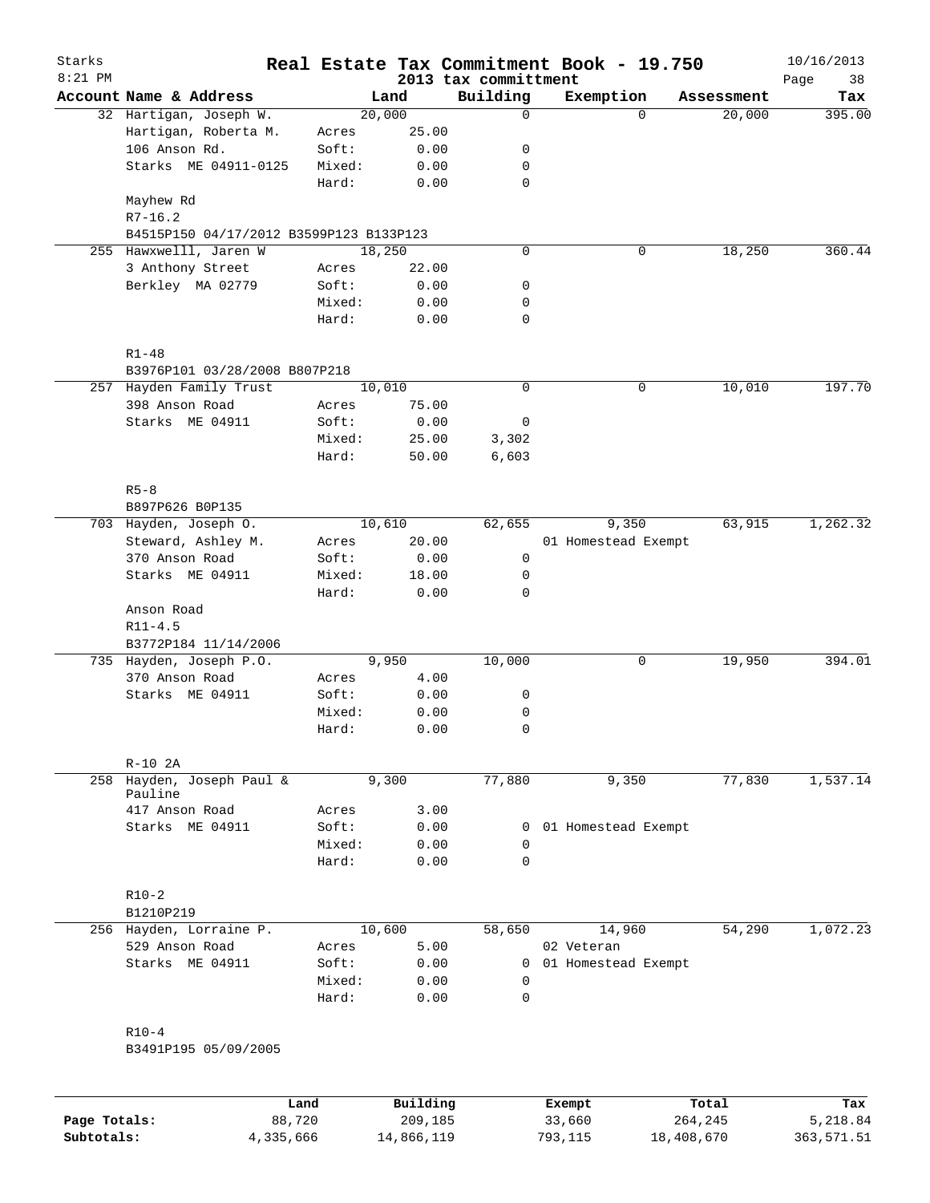# Real Estate Tax Commitment Book - 19.750

Starks
8:21 PM

2013 tax committment

10/16/2013

| Account | Name & Address | | Land | Building | Exemption | Assessment | Tax |
|---|---|---|---|---|---|---|---|
| 32 | Hartigan, Joseph W. | | 20,000 | 0 | 0 | 20,000 | 395.00 |
| | Hartigan, Roberta M. | Acres | 25.00 | | | | |
| | 106 Anson Rd. | Soft: | 0.00 | 0 | | | |
| | Starks ME 04911-0125 | Mixed: | 0.00 | 0 | | | |
| | | Hard: | 0.00 | 0 | | | |
| | Mayhew Rd | | | | | | |
| | R7-16.2 | | | | | | |
| | B4515P150 04/17/2012 B3599P123 B133P123 | | | | | | |
| 255 | Hawxwelll, Jaren W | | 18,250 | 0 | 0 | 18,250 | 360.44 |
| | 3 Anthony Street | Acres | 22.00 | | | | |
| | Berkley MA 02779 | Soft: | 0.00 | 0 | | | |
| | | Mixed: | 0.00 | 0 | | | |
| | | Hard: | 0.00 | 0 | | | |
| | R1-48 | | | | | | |
| | B3976P101 03/28/2008 B807P218 | | | | | | |
| 257 | Hayden Family Trust | | 10,010 | 0 | 0 | 10,010 | 197.70 |
| | 398 Anson Road | Acres | 75.00 | | | | |
| | Starks ME 04911 | Soft: | 0.00 | 0 | | | |
| | | Mixed: | 25.00 | 3,302 | | | |
| | | Hard: | 50.00 | 6,603 | | | |
| | R5-8 | | | | | | |
| | B897P626 B0P135 | | | | | | |
| 703 | Hayden, Joseph O. | | 10,610 | 62,655 | 9,350 | 63,915 | 1,262.32 |
| | Steward, Ashley M. | Acres | 20.00 | | 01 Homestead Exempt | | |
| | 370 Anson Road | Soft: | 0.00 | 0 | | | |
| | Starks ME 04911 | Mixed: | 18.00 | 0 | | | |
| | | Hard: | 0.00 | 0 | | | |
| | Anson Road | | | | | | |
| | R11-4.5 | | | | | | |
| | B3772P184 11/14/2006 | | | | | | |
| 735 | Hayden, Joseph P.O. | | 9,950 | 10,000 | 0 | 19,950 | 394.01 |
| | 370 Anson Road | Acres | 4.00 | | | | |
| | Starks ME 04911 | Soft: | 0.00 | 0 | | | |
| | | Mixed: | 0.00 | 0 | | | |
| | | Hard: | 0.00 | 0 | | | |
| | R-10 2A | | | | | | |
| 258 | Hayden, Joseph Paul & Pauline | | 9,300 | 77,880 | 9,350 | 77,830 | 1,537.14 |
| | 417 Anson Road | Acres | 3.00 | | | | |
| | Starks ME 04911 | Soft: | 0.00 | 0 | 01 Homestead Exempt | | |
| | | Mixed: | 0.00 | 0 | | | |
| | | Hard: | 0.00 | 0 | | | |
| | R10-2 | | | | | | |
| | B1210P219 | | | | | | |
| 256 | Hayden, Lorraine P. | | 10,600 | 58,650 | 14,960 | 54,290 | 1,072.23 |
| | 529 Anson Road | Acres | 5.00 | | 02 Veteran | | |
| | Starks ME 04911 | Soft: | 0.00 | 0 | 01 Homestead Exempt | | |
| | | Mixed: | 0.00 | 0 | | | |
| | | Hard: | 0.00 | 0 | | | |
| | R10-4 | | | | | | |
| | B3491P195 05/09/2005 | | | | | | |

| | Land | Building | Exempt | Total | Tax |
|---|---|---|---|---|---|
| Page Totals: | 88,720 | 209,185 | 33,660 | 264,245 | 5,218.84 |
| Subtotals: | 4,335,666 | 14,866,119 | 793,115 | 18,408,670 | 363,571.51 |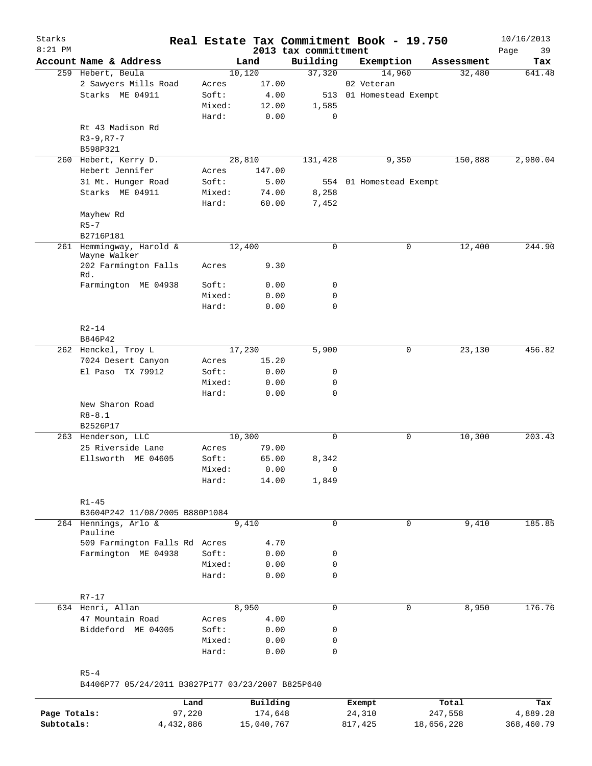# Real Estate Tax Commitment Book - 19.750

Starks
8:21 PM

2013 tax committment

10/16/2013

| Account | Name & Address | | Land | Building | Exemption | Assessment | Tax |
|---|---|---|---|---|---|---|---|
| 259 | Hebert, Beula | | 10,120 | 37,320 | 14,960 | 32,480 | 641.48 |
| | 2 Sawyers Mills Road | Acres | 17.00 | | 02 Veteran | | |
| | Starks ME 04911 | Soft: | 4.00 | 513 | 01 Homestead Exempt | | |
| | | Mixed: | 12.00 | 1,585 | | | |
| | | Hard: | 0.00 | 0 | | | |
| | Rt 43 Madison Rd | | | | | | |
| | R3-9,R7-7 | | | | | | |
| | B598P321 | | | | | | |
| 260 | Hebert, Kerry D. | | 28,810 | 131,428 | 9,350 | 150,888 | 2,980.04 |
| | Hebert Jennifer | Acres | 147.00 | | | | |
| | 31 Mt. Hunger Road | Soft: | 5.00 | 554 | 01 Homestead Exempt | | |
| | Starks ME 04911 | Mixed: | 74.00 | 8,258 | | | |
| | | Hard: | 60.00 | 7,452 | | | |
| | Mayhew Rd | | | | | | |
| | R5-7 | | | | | | |
| | B2716P181 | | | | | | |
| 261 | Hemmingway, Harold & Wayne Walker | | 12,400 | 0 | 0 | 12,400 | 244.90 |
| | 202 Farmington Falls Rd. | Acres | 9.30 | | | | |
| | Farmington ME 04938 | Soft: | 0.00 | 0 | | | |
| | | Mixed: | 0.00 | 0 | | | |
| | | Hard: | 0.00 | 0 | | | |
| | R2-14 | | | | | | |
| | B846P42 | | | | | | |
| 262 | Henckel, Troy L | | 17,230 | 5,900 | 0 | 23,130 | 456.82 |
| | 7024 Desert Canyon | Acres | 15.20 | | | | |
| | El Paso TX 79912 | Soft: | 0.00 | 0 | | | |
| | | Mixed: | 0.00 | 0 | | | |
| | | Hard: | 0.00 | 0 | | | |
| | New Sharon Road | | | | | | |
| | R8-8.1 | | | | | | |
| | B2526P17 | | | | | | |
| 263 | Henderson, LLC | | 10,300 | 0 | 0 | 10,300 | 203.43 |
| | 25 Riverside Lane | Acres | 79.00 | | | | |
| | Ellsworth ME 04605 | Soft: | 65.00 | 8,342 | | | |
| | | Mixed: | 0.00 | 0 | | | |
| | | Hard: | 14.00 | 1,849 | | | |
| | R1-45 | | | | | | |
| | B3604P242 11/08/2005 B880P1084 | | | | | | |
| 264 | Hennings, Arlo & Pauline | | 9,410 | 0 | 0 | 9,410 | 185.85 |
| | 509 Farmington Falls Rd | Acres | 4.70 | | | | |
| | Farmington ME 04938 | Soft: | 0.00 | 0 | | | |
| | | Mixed: | 0.00 | 0 | | | |
| | | Hard: | 0.00 | 0 | | | |
| | R7-17 | | | | | | |
| 634 | Henri, Allan | | 8,950 | 0 | 0 | 8,950 | 176.76 |
| | 47 Mountain Road | Acres | 4.00 | | | | |
| | Biddeford ME 04005 | Soft: | 0.00 | 0 | | | |
| | | Mixed: | 0.00 | 0 | | | |
| | | Hard: | 0.00 | 0 | | | |
| | R5-4 | | | | | | |
| | B4406P77 05/24/2011 B3827P177 03/23/2007 B825P640 | | | | | | |

| | Land | Building | Exempt | Total | Tax |
|---|---|---|---|---|---|
| Page Totals: | 97,220 | 174,648 | 24,310 | 247,558 | 4,889.28 |
| Subtotals: | 4,432,886 | 15,040,767 | 817,425 | 18,656,228 | 368,460.79 |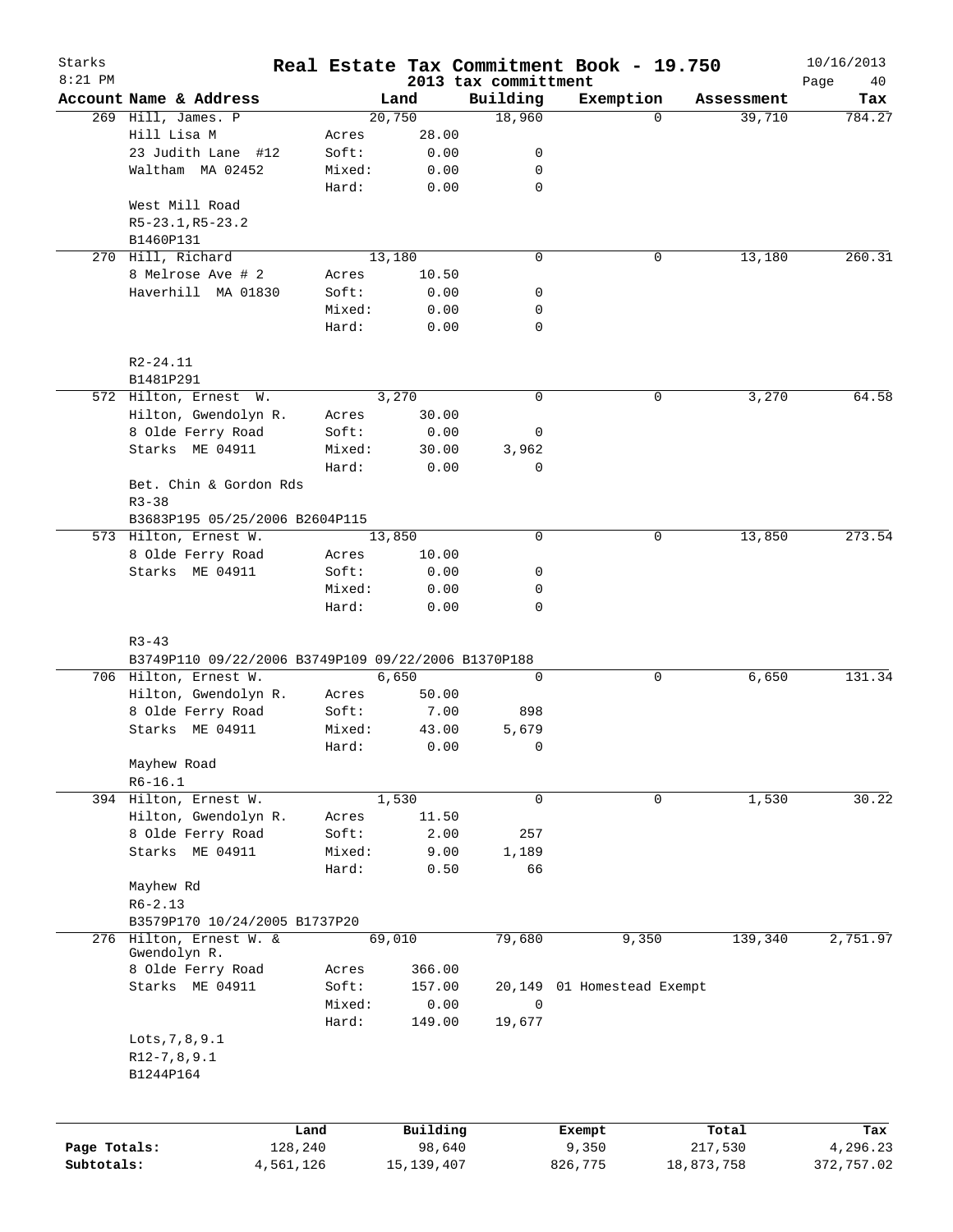# Starks — Real Estate Tax Commitment Book - 19.750

2013 tax committment

8:21 PM — 10/16/2013

| Account | Name & Address | | Land | Building | Exemption | Assessment | Tax |
|---|---|---|---|---|---|---|---|
| 269 | Hill, James. P | | 20,750 | 18,960 | 0 | 39,710 | 784.27 |
| | Hill Lisa M | Acres | 28.00 | | | | |
| | 23 Judith Lane #12 | Soft: | 0.00 | 0 | | | |
| | Waltham MA 02452 | Mixed: | 0.00 | 0 | | | |
| | | Hard: | 0.00 | 0 | | | |
| | West Mill Road | | | | | | |
| | R5-23.1,R5-23.2 | | | | | | |
| | B1460P131 | | | | | | |
| 270 | Hill, Richard | | 13,180 | 0 | 0 | 13,180 | 260.31 |
| | 8 Melrose Ave # 2 | Acres | 10.50 | | | | |
| | Haverhill MA 01830 | Soft: | 0.00 | 0 | | | |
| | | Mixed: | 0.00 | 0 | | | |
| | | Hard: | 0.00 | 0 | | | |
| | R2-24.11 | | | | | | |
| | B1481P291 | | | | | | |
| 572 | Hilton, Ernest W. | | 3,270 | 0 | 0 | 3,270 | 64.58 |
| | Hilton, Gwendolyn R. | Acres | 30.00 | | | | |
| | 8 Olde Ferry Road | Soft: | 0.00 | 0 | | | |
| | Starks ME 04911 | Mixed: | 30.00 | 3,962 | | | |
| | | Hard: | 0.00 | 0 | | | |
| | Bet. Chin & Gordon Rds | | | | | | |
| | R3-38 | | | | | | |
| | B3683P195 05/25/2006 B2604P115 | | | | | | |
| 573 | Hilton, Ernest W. | | 13,850 | 0 | 0 | 13,850 | 273.54 |
| | 8 Olde Ferry Road | Acres | 10.00 | | | | |
| | Starks ME 04911 | Soft: | 0.00 | 0 | | | |
| | | Mixed: | 0.00 | 0 | | | |
| | | Hard: | 0.00 | 0 | | | |
| | R3-43 | | | | | | |
| | B3749P110 09/22/2006 B3749P109 09/22/2006 B1370P188 | | | | | | |
| 706 | Hilton, Ernest W. | | 6,650 | 0 | 0 | 6,650 | 131.34 |
| | Hilton, Gwendolyn R. | Acres | 50.00 | | | | |
| | 8 Olde Ferry Road | Soft: | 7.00 | 898 | | | |
| | Starks ME 04911 | Mixed: | 43.00 | 5,679 | | | |
| | | Hard: | 0.00 | 0 | | | |
| | Mayhew Road | | | | | | |
| | R6-16.1 | | | | | | |
| 394 | Hilton, Ernest W. | | 1,530 | 0 | 0 | 1,530 | 30.22 |
| | Hilton, Gwendolyn R. | Acres | 11.50 | | | | |
| | 8 Olde Ferry Road | Soft: | 2.00 | 257 | | | |
| | Starks ME 04911 | Mixed: | 9.00 | 1,189 | | | |
| | | Hard: | 0.50 | 66 | | | |
| | Mayhew Rd | | | | | | |
| | R6-2.13 | | | | | | |
| | B3579P170 10/24/2005 B1737P20 | | | | | | |
| 276 | Hilton, Ernest W. & Gwendolyn R. | | 69,010 | 79,680 | 9,350 | 139,340 | 2,751.97 |
| | 8 Olde Ferry Road | Acres | 366.00 | | | | |
| | Starks ME 04911 | Soft: | 157.00 | 20,149 | 01 Homestead Exempt | | |
| | | Mixed: | 0.00 | 0 | | | |
| | | Hard: | 149.00 | 19,677 | | | |
| | Lots,7,8,9.1 | | | | | | |
| | R12-7,8,9.1 | | | | | | |
| | B1244P164 | | | | | | |

| | Land | Building | Exempt | Total | Tax |
|---|---|---|---|---|---|
| Page Totals: | 128,240 | 98,640 | 9,350 | 217,530 | 4,296.23 |
| Subtotals: | 4,561,126 | 15,139,407 | 826,775 | 18,873,758 | 372,757.02 |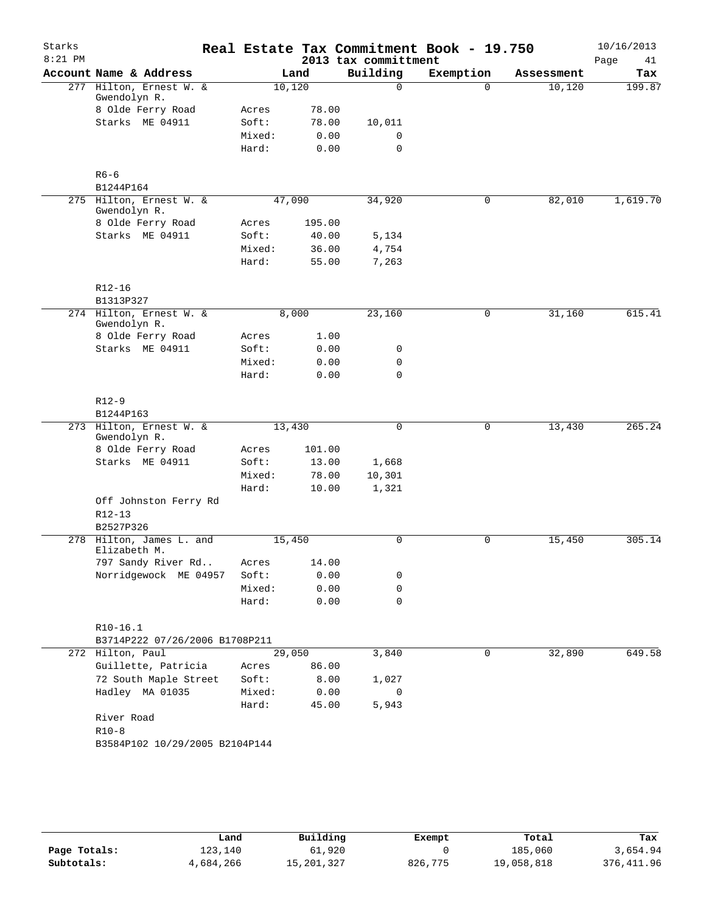# Real Estate Tax Commitment Book - 19.750

Starks
8:21 PM

2013 tax committment

10/16/2013

| Account | Name & Address | | Land | Building | Exemption | Assessment | Tax |
|---|---|---|---|---|---|---|---|
| 277 | Hilton, Ernest W. & Gwendolyn R. | | 10,120 | 0 | 0 | 10,120 | 199.87 |
| | 8 Olde Ferry Road | Acres | 78.00 | | | | |
| | Starks ME 04911 | Soft: | 78.00 | 10,011 | | | |
| | | Mixed: | 0.00 | 0 | | | |
| | | Hard: | 0.00 | 0 | | | |
| | R6-6 | | | | | | |
| | B1244P164 | | | | | | |
| 275 | Hilton, Ernest W. & Gwendolyn R. | | 47,090 | 34,920 | 0 | 82,010 | 1,619.70 |
| | 8 Olde Ferry Road | Acres | 195.00 | | | | |
| | Starks ME 04911 | Soft: | 40.00 | 5,134 | | | |
| | | Mixed: | 36.00 | 4,754 | | | |
| | | Hard: | 55.00 | 7,263 | | | |
| | R12-16 | | | | | | |
| | B1313P327 | | | | | | |
| 274 | Hilton, Ernest W. & Gwendolyn R. | | 8,000 | 23,160 | 0 | 31,160 | 615.41 |
| | 8 Olde Ferry Road | Acres | 1.00 | | | | |
| | Starks ME 04911 | Soft: | 0.00 | 0 | | | |
| | | Mixed: | 0.00 | 0 | | | |
| | | Hard: | 0.00 | 0 | | | |
| | R12-9 | | | | | | |
| | B1244P163 | | | | | | |
| 273 | Hilton, Ernest W. & Gwendolyn R. | | 13,430 | 0 | 0 | 13,430 | 265.24 |
| | 8 Olde Ferry Road | Acres | 101.00 | | | | |
| | Starks ME 04911 | Soft: | 13.00 | 1,668 | | | |
| | | Mixed: | 78.00 | 10,301 | | | |
| | | Hard: | 10.00 | 1,321 | | | |
| | Off Johnston Ferry Rd | | | | | | |
| | R12-13 | | | | | | |
| | B2527P326 | | | | | | |
| 278 | Hilton, James L. and Elizabeth M. | | 15,450 | 0 | 0 | 15,450 | 305.14 |
| | 797 Sandy River Rd.. | Acres | 14.00 | | | | |
| | Norridgewock ME 04957 | Soft: | 0.00 | 0 | | | |
| | | Mixed: | 0.00 | 0 | | | |
| | | Hard: | 0.00 | 0 | | | |
| | R10-16.1 | | | | | | |
| | B3714P222 07/26/2006 B1708P211 | | | | | | |
| 272 | Hilton, Paul | | 29,050 | 3,840 | 0 | 32,890 | 649.58 |
| | Guillette, Patricia | Acres | 86.00 | | | | |
| | 72 South Maple Street | Soft: | 8.00 | 1,027 | | | |
| | Hadley MA 01035 | Mixed: | 0.00 | 0 | | | |
| | | Hard: | 45.00 | 5,943 | | | |
| | River Road | | | | | | |
| | R10-8 | | | | | | |
| | B3584P102 10/29/2005 B2104P144 | | | | | | |

| | Land | Building | Exempt | Total | Tax |
|---|---|---|---|---|---|
| Page Totals: | 123,140 | 61,920 | 0 | 185,060 | 3,654.94 |
| Subtotals: | 4,684,266 | 15,201,327 | 826,775 | 19,058,818 | 376,411.96 |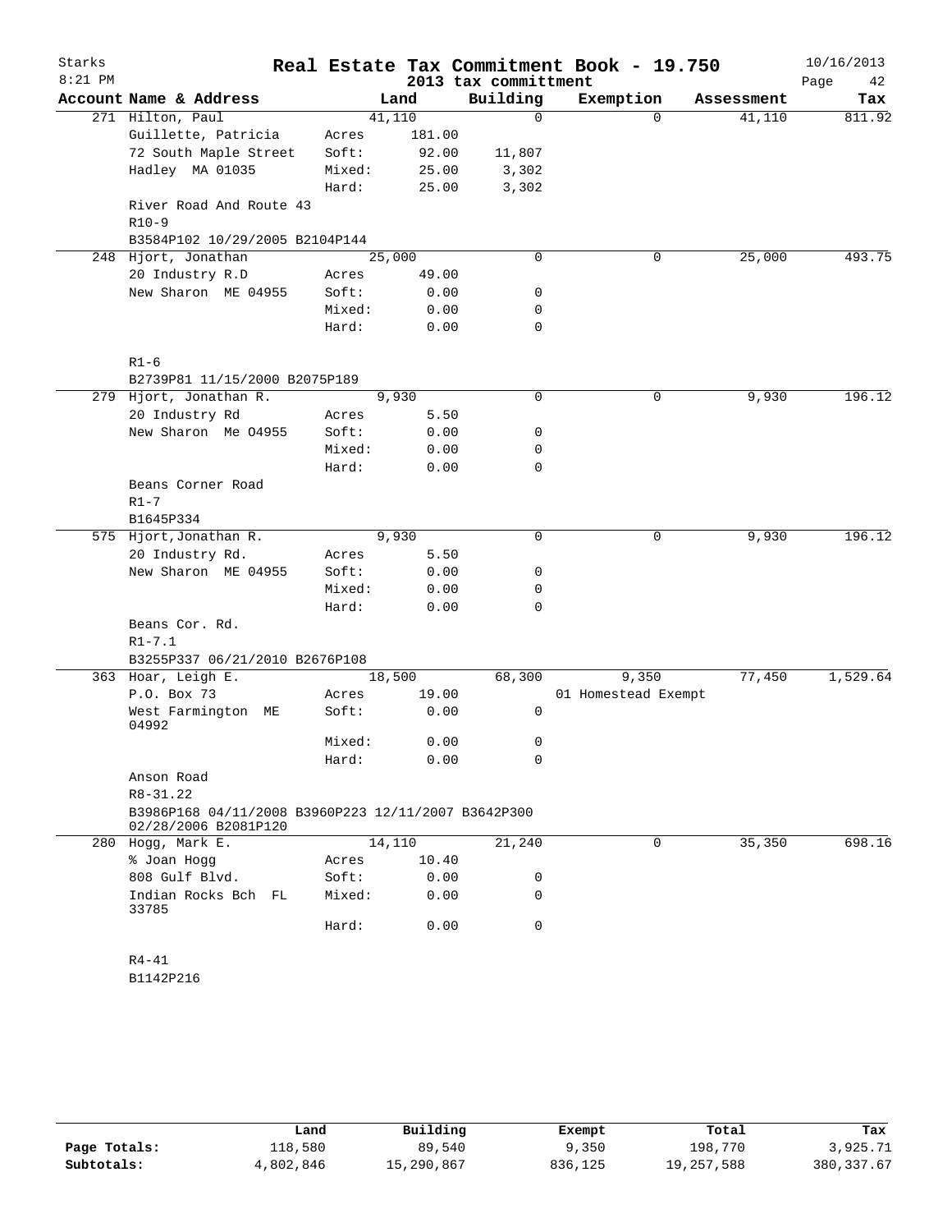# Real Estate Tax Commitment Book - 19.750

Starks 8:21 PM — 2013 tax committment — 10/16/2013

| Account Name & Address | | Land | Building | Exemption | Assessment | Tax |
|---|---|---|---|---|---|---|
| 271 Hilton, Paul | | 41,110 | 0 | 0 | 41,110 | 811.92 |
| Guillette, Patricia | Acres | 181.00 | | | | |
| 72 South Maple Street | Soft: | 92.00 | 11,807 | | | |
| Hadley MA 01035 | Mixed: | 25.00 | 3,302 | | | |
| | Hard: | 25.00 | 3,302 | | | |
| River Road And Route 43 | | | | | | |
| R10-9 | | | | | | |
| B3584P102 10/29/2005 B2104P144 | | | | | | |
| 248 Hjort, Jonathan | | 25,000 | 0 | 0 | 25,000 | 493.75 |
| 20 Industry R.D | Acres | 49.00 | | | | |
| New Sharon ME 04955 | Soft: | 0.00 | 0 | | | |
| | Mixed: | 0.00 | 0 | | | |
| | Hard: | 0.00 | 0 | | | |
| R1-6 | | | | | | |
| B2739P81 11/15/2000 B2075P189 | | | | | | |
| 279 Hjort, Jonathan R. | | 9,930 | 0 | 0 | 9,930 | 196.12 |
| 20 Industry Rd | Acres | 5.50 | | | | |
| New Sharon Me 04955 | Soft: | 0.00 | 0 | | | |
| | Mixed: | 0.00 | 0 | | | |
| | Hard: | 0.00 | 0 | | | |
| Beans Corner Road | | | | | | |
| R1-7 | | | | | | |
| B1645P334 | | | | | | |
| 575 Hjort, Jonathan R. | | 9,930 | 0 | 0 | 9,930 | 196.12 |
| 20 Industry Rd. | Acres | 5.50 | | | | |
| New Sharon ME 04955 | Soft: | 0.00 | 0 | | | |
| | Mixed: | 0.00 | 0 | | | |
| | Hard: | 0.00 | 0 | | | |
| Beans Cor. Rd. | | | | | | |
| R1-7.1 | | | | | | |
| B3255P337 06/21/2010 B2676P108 | | | | | | |
| 363 Hoar, Leigh E. | | 18,500 | 68,300 | 9,350 | 77,450 | 1,529.64 |
| P.O. Box 73 | Acres | 19.00 | | 01 Homestead Exempt | | |
| West Farmington ME 04992 | Soft: | 0.00 | 0 | | | |
| | Mixed: | 0.00 | 0 | | | |
| | Hard: | 0.00 | 0 | | | |
| Anson Road | | | | | | |
| R8-31.22 | | | | | | |
| B3986P168 04/11/2008 B3960P223 12/11/2007 B3642P300 02/28/2006 B2081P120 | | | | | | |
| 280 Hogg, Mark E. | | 14,110 | 21,240 | 0 | 35,350 | 698.16 |
| % Joan Hogg | Acres | 10.40 | | | | |
| 808 Gulf Blvd. | Soft: | 0.00 | 0 | | | |
| Indian Rocks Bch FL 33785 | Mixed: | 0.00 | 0 | | | |
| | Hard: | 0.00 | 0 | | | |
| R4-41 | | | | | | |
| B1142P216 | | | | | | |

| | Land | Building | Exempt | Total | Tax |
|---|---|---|---|---|---|
| Page Totals: | 118,580 | 89,540 | 9,350 | 198,770 | 3,925.71 |
| Subtotals: | 4,802,846 | 15,290,867 | 836,125 | 19,257,588 | 380,337.67 |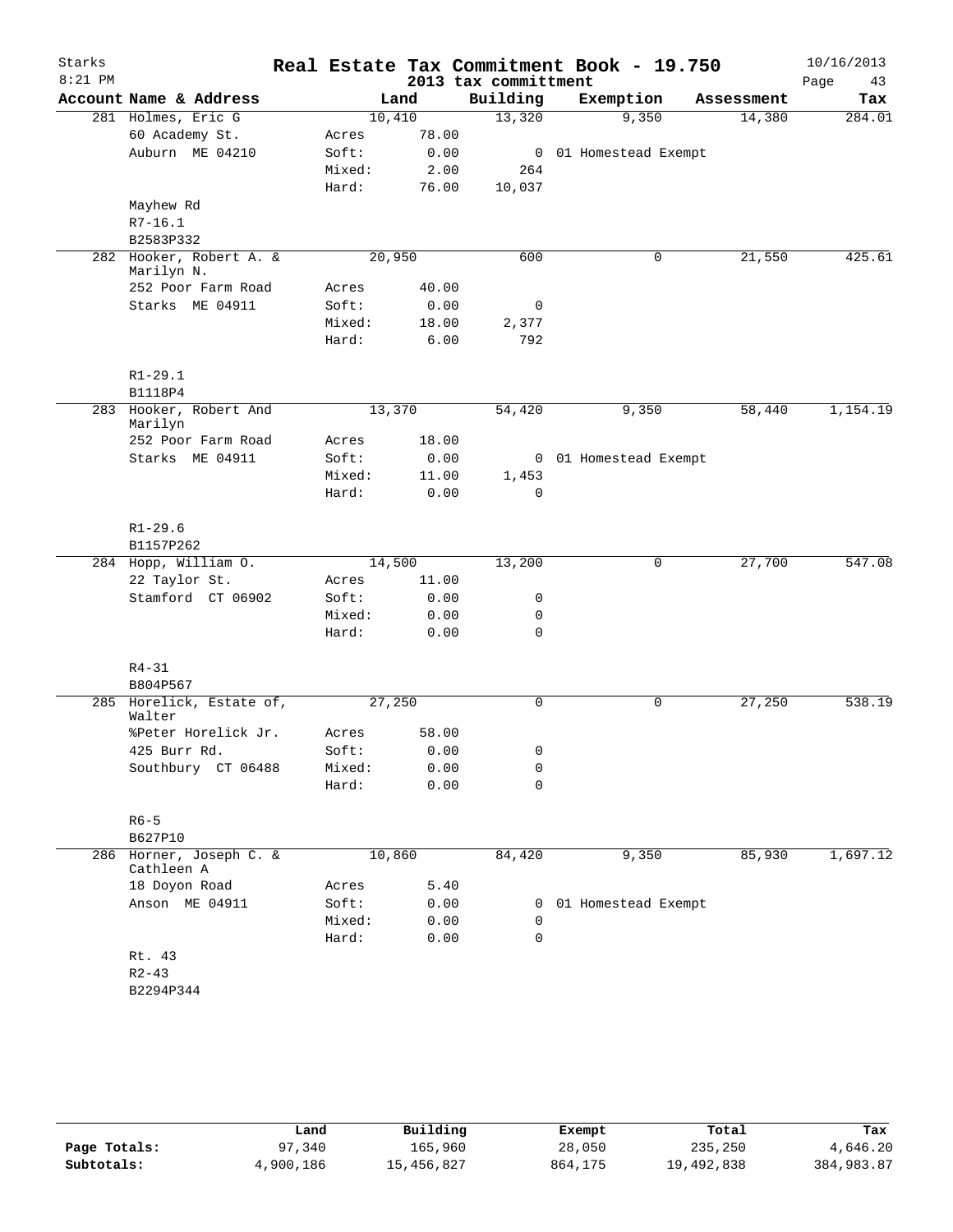# Real Estate Tax Commitment Book - 19.750

Starks
8:21 PM

2013 tax committment

10/16/2013

| Account Name & Address | | Land | Building | Exemption | Assessment | Tax |
|---|---|---|---|---|---|---|
| 281 Holmes, Eric G | | 10,410 | 13,320 | 9,350 | 14,380 | 284.01 |
| 60 Academy St. | Acres | 78.00 | | | | |
| Auburn ME 04210 | Soft: | 0.00 | 0 | 01 Homestead Exempt | | |
| | Mixed: | 2.00 | 264 | | | |
| | Hard: | 76.00 | 10,037 | | | |
| Mayhew Rd | | | | | | |
| R7-16.1 | | | | | | |
| B2583P332 | | | | | | |
| 282 Hooker, Robert A. & Marilyn N. | | 20,950 | 600 | 0 | 21,550 | 425.61 |
| 252 Poor Farm Road | Acres | 40.00 | | | | |
| Starks ME 04911 | Soft: | 0.00 | 0 | | | |
| | Mixed: | 18.00 | 2,377 | | | |
| | Hard: | 6.00 | 792 | | | |
| R1-29.1 | | | | | | |
| B1118P4 | | | | | | |
| 283 Hooker, Robert And Marilyn | | 13,370 | 54,420 | 9,350 | 58,440 | 1,154.19 |
| 252 Poor Farm Road | Acres | 18.00 | | | | |
| Starks ME 04911 | Soft: | 0.00 | 0 | 01 Homestead Exempt | | |
| | Mixed: | 11.00 | 1,453 | | | |
| | Hard: | 0.00 | 0 | | | |
| R1-29.6 | | | | | | |
| B1157P262 | | | | | | |
| 284 Hopp, William O. | | 14,500 | 13,200 | 0 | 27,700 | 547.08 |
| 22 Taylor St. | Acres | 11.00 | | | | |
| Stamford CT 06902 | Soft: | 0.00 | 0 | | | |
| | Mixed: | 0.00 | 0 | | | |
| | Hard: | 0.00 | 0 | | | |
| R4-31 | | | | | | |
| B804P567 | | | | | | |
| 285 Horelick, Estate of, Walter | | 27,250 | 0 | 0 | 27,250 | 538.19 |
| %Peter Horelick Jr. | Acres | 58.00 | | | | |
| 425 Burr Rd. | Soft: | 0.00 | 0 | | | |
| Southbury CT 06488 | Mixed: | 0.00 | 0 | | | |
| | Hard: | 0.00 | 0 | | | |
| R6-5 | | | | | | |
| B627P10 | | | | | | |
| 286 Horner, Joseph C. & Cathleen A | | 10,860 | 84,420 | 9,350 | 85,930 | 1,697.12 |
| 18 Doyon Road | Acres | 5.40 | | | | |
| Anson ME 04911 | Soft: | 0.00 | 0 | 01 Homestead Exempt | | |
| | Mixed: | 0.00 | 0 | | | |
| | Hard: | 0.00 | 0 | | | |
| Rt. 43 | | | | | | |
| R2-43 | | | | | | |
| B2294P344 | | | | | | |

| | Land | Building | Exempt | Total | Tax |
|---|---|---|---|---|---|
| Page Totals: | 97,340 | 165,960 | 28,050 | 235,250 | 4,646.20 |
| Subtotals: | 4,900,186 | 15,456,827 | 864,175 | 19,492,838 | 384,983.87 |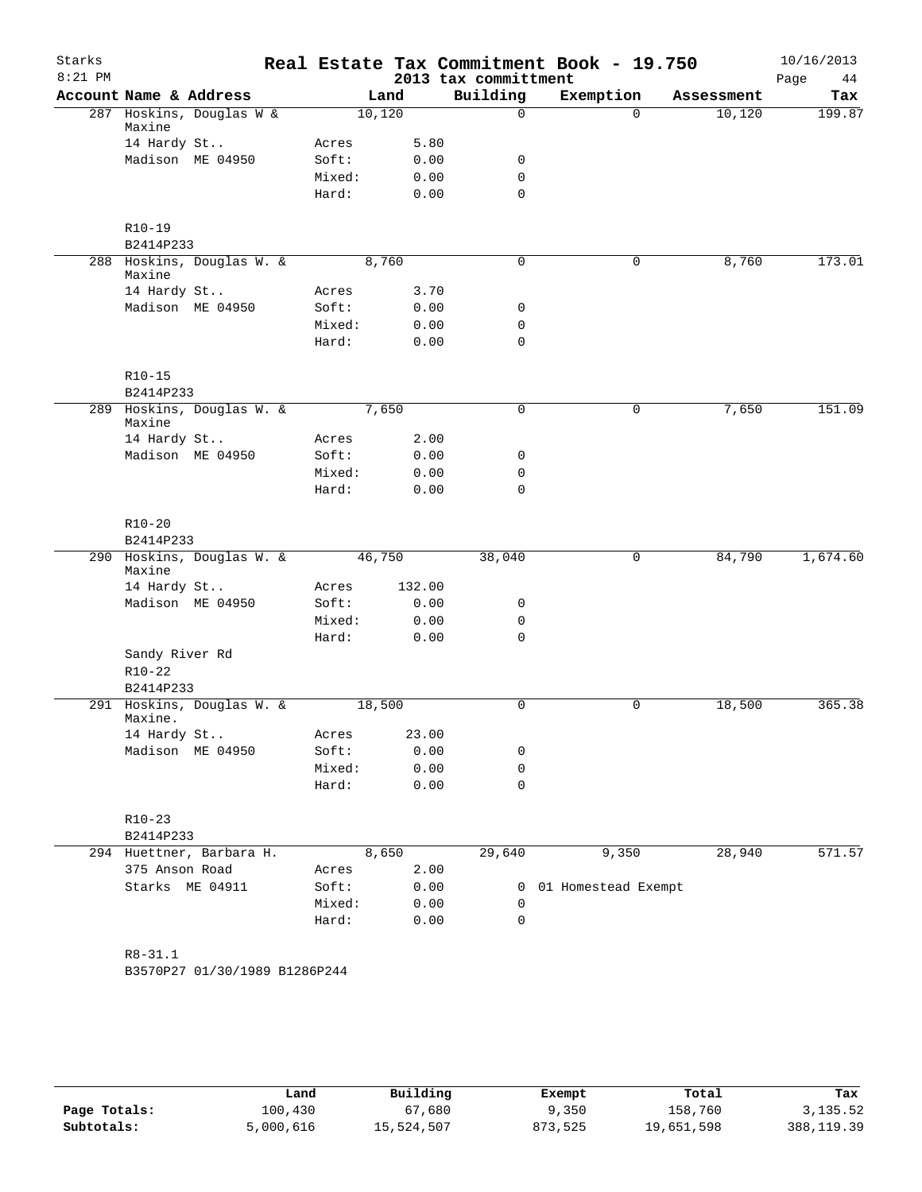# Real Estate Tax Commitment Book - 19.750

Starks
8:21 PM

2013 tax committment

10/16/2013

| Account Name & Address | Land | | Building | Exemption | Assessment | Tax |
|---|---|---|---|---|---|---|
| 287 Hoskins, Douglas W & Maxine | 10,120 | | 0 | 0 | 10,120 | 199.87 |
| 14 Hardy St.. | Acres | 5.80 | | | | |
| Madison ME 04950 | Soft: | 0.00 | 0 | | | |
| | Mixed: | 0.00 | 0 | | | |
| | Hard: | 0.00 | 0 | | | |
| R10-19 | | | | | | |
| B2414P233 | | | | | | |
| 288 Hoskins, Douglas W. & Maxine | 8,760 | | 0 | 0 | 8,760 | 173.01 |
| 14 Hardy St.. | Acres | 3.70 | | | | |
| Madison ME 04950 | Soft: | 0.00 | 0 | | | |
| | Mixed: | 0.00 | 0 | | | |
| | Hard: | 0.00 | 0 | | | |
| R10-15 | | | | | | |
| B2414P233 | | | | | | |
| 289 Hoskins, Douglas W. & Maxine | 7,650 | | 0 | 0 | 7,650 | 151.09 |
| 14 Hardy St.. | Acres | 2.00 | | | | |
| Madison ME 04950 | Soft: | 0.00 | 0 | | | |
| | Mixed: | 0.00 | 0 | | | |
| | Hard: | 0.00 | 0 | | | |
| R10-20 | | | | | | |
| B2414P233 | | | | | | |
| 290 Hoskins, Douglas W. & Maxine | 46,750 | | 38,040 | 0 | 84,790 | 1,674.60 |
| 14 Hardy St.. | Acres | 132.00 | | | | |
| Madison ME 04950 | Soft: | 0.00 | 0 | | | |
| | Mixed: | 0.00 | 0 | | | |
| | Hard: | 0.00 | 0 | | | |
| Sandy River Rd | | | | | | |
| R10-22 | | | | | | |
| B2414P233 | | | | | | |
| 291 Hoskins, Douglas W. & Maxine. | 18,500 | | 0 | 0 | 18,500 | 365.38 |
| 14 Hardy St.. | Acres | 23.00 | | | | |
| Madison ME 04950 | Soft: | 0.00 | 0 | | | |
| | Mixed: | 0.00 | 0 | | | |
| | Hard: | 0.00 | 0 | | | |
| R10-23 | | | | | | |
| B2414P233 | | | | | | |
| 294 Huettner, Barbara H. | 8,650 | | 29,640 | 9,350 | 28,940 | 571.57 |
| 375 Anson Road | Acres | 2.00 | | | | |
| Starks ME 04911 | Soft: | 0.00 | 0 | 01 Homestead Exempt | | |
| | Mixed: | 0.00 | 0 | | | |
| | Hard: | 0.00 | 0 | | | |
| R8-31.1 | | | | | | |
| B3570P27 01/30/1989 B1286P244 | | | | | | |

| | Land | Building | Exempt | Total | Tax |
|---|---|---|---|---|---|
| Page Totals: | 100,430 | 67,680 | 9,350 | 158,760 | 3,135.52 |
| Subtotals: | 5,000,616 | 15,524,507 | 873,525 | 19,651,598 | 388,119.39 |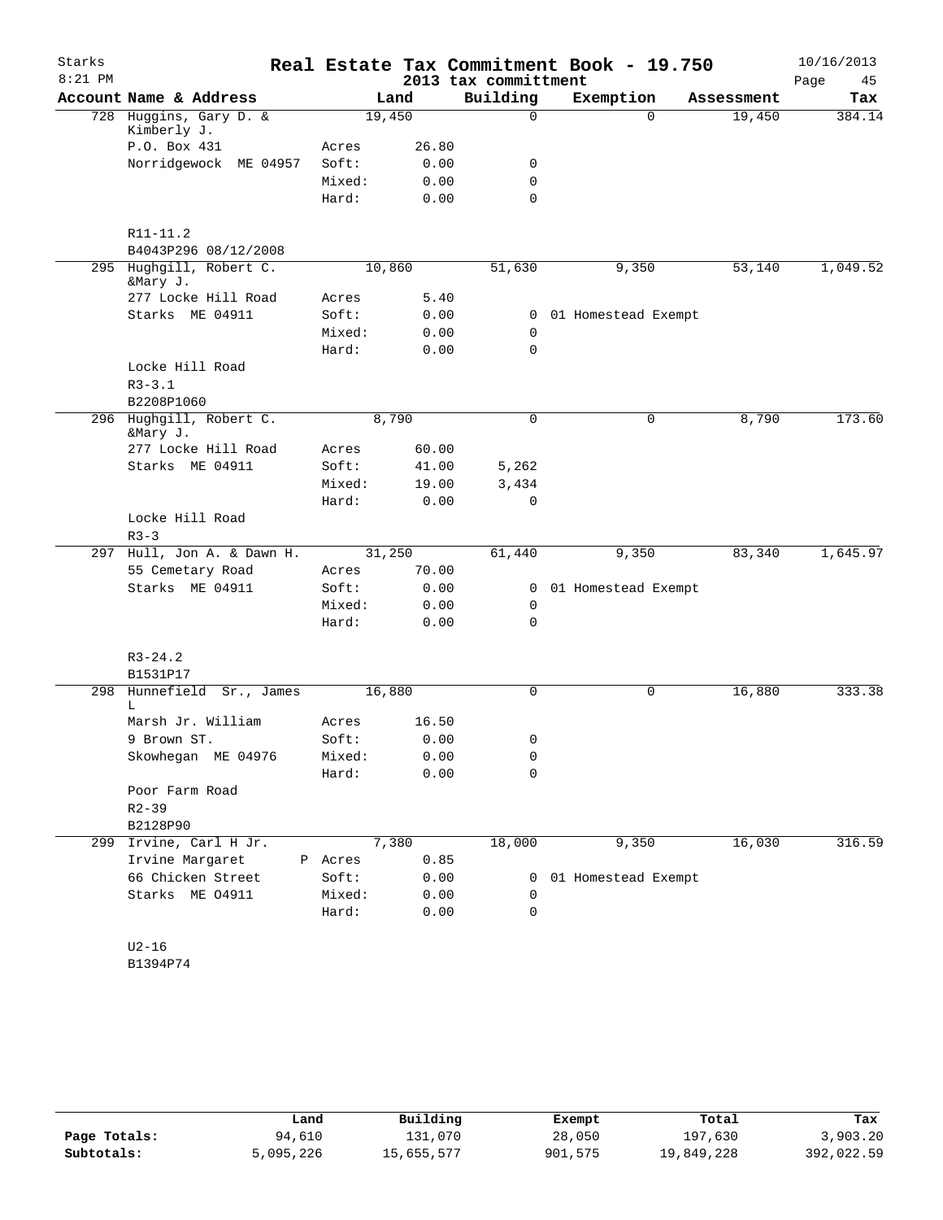# Real Estate Tax Commitment Book - 19.750

Starks
8:21 PM

2013 tax committment

10/16/2013

| Account | Name & Address | | Land | Building | Exemption | Assessment | Tax |
|---|---|---|---|---|---|---|---|
| 728 | Huggins, Gary D. & Kimberly J. | | 19,450 | 0 | 0 | 19,450 | 384.14 |
| | P.O. Box 431 | Acres | 26.80 | | | | |
| | Norridgewock ME 04957 | Soft: | 0.00 | 0 | | | |
| | | Mixed: | 0.00 | 0 | | | |
| | | Hard: | 0.00 | 0 | | | |
| | R11-11.2 | | | | | | |
| | B4043P296 08/12/2008 | | | | | | |
| 295 | Hughgill, Robert C. &Mary J. | | 10,860 | 51,630 | 9,350 | 53,140 | 1,049.52 |
| | 277 Locke Hill Road | Acres | 5.40 | | | | |
| | Starks ME 04911 | Soft: | 0.00 | 0 | 01 Homestead Exempt | | |
| | | Mixed: | 0.00 | 0 | | | |
| | | Hard: | 0.00 | 0 | | | |
| | Locke Hill Road | | | | | | |
| | R3-3.1 | | | | | | |
| | B2208P1060 | | | | | | |
| 296 | Hughgill, Robert C. &Mary J. | | 8,790 | 0 | 0 | 8,790 | 173.60 |
| | 277 Locke Hill Road | Acres | 60.00 | | | | |
| | Starks ME 04911 | Soft: | 41.00 | 5,262 | | | |
| | | Mixed: | 19.00 | 3,434 | | | |
| | | Hard: | 0.00 | 0 | | | |
| | Locke Hill Road | | | | | | |
| | R3-3 | | | | | | |
| 297 | Hull, Jon A. & Dawn H. | | 31,250 | 61,440 | 9,350 | 83,340 | 1,645.97 |
| | 55 Cemetary Road | Acres | 70.00 | | | | |
| | Starks ME 04911 | Soft: | 0.00 | 0 | 01 Homestead Exempt | | |
| | | Mixed: | 0.00 | 0 | | | |
| | | Hard: | 0.00 | 0 | | | |
| | R3-24.2 | | | | | | |
| | B1531P17 | | | | | | |
| 298 | Hunnefield Sr., James L | | 16,880 | 0 | 0 | 16,880 | 333.38 |
| | Marsh Jr. William | Acres | 16.50 | | | | |
| | 9 Brown ST. | Soft: | 0.00 | 0 | | | |
| | Skowhegan ME 04976 | Mixed: | 0.00 | 0 | | | |
| | | Hard: | 0.00 | 0 | | | |
| | Poor Farm Road | | | | | | |
| | R2-39 | | | | | | |
| | B2128P90 | | | | | | |
| 299 | Irvine, Carl H Jr. | | 7,380 | 18,000 | 9,350 | 16,030 | 316.59 |
| | Irvine Margaret | P Acres | 0.85 | | | | |
| | 66 Chicken Street | Soft: | 0.00 | 0 | 01 Homestead Exempt | | |
| | Starks ME O4911 | Mixed: | 0.00 | 0 | | | |
| | | Hard: | 0.00 | 0 | | | |
| | U2-16 | | | | | | |
| | B1394P74 | | | | | | |

| | Land | Building | Exempt | Total | Tax |
|---|---|---|---|---|---|
| Page Totals: | 94,610 | 131,070 | 28,050 | 197,630 | 3,903.20 |
| Subtotals: | 5,095,226 | 15,655,577 | 901,575 | 19,849,228 | 392,022.59 |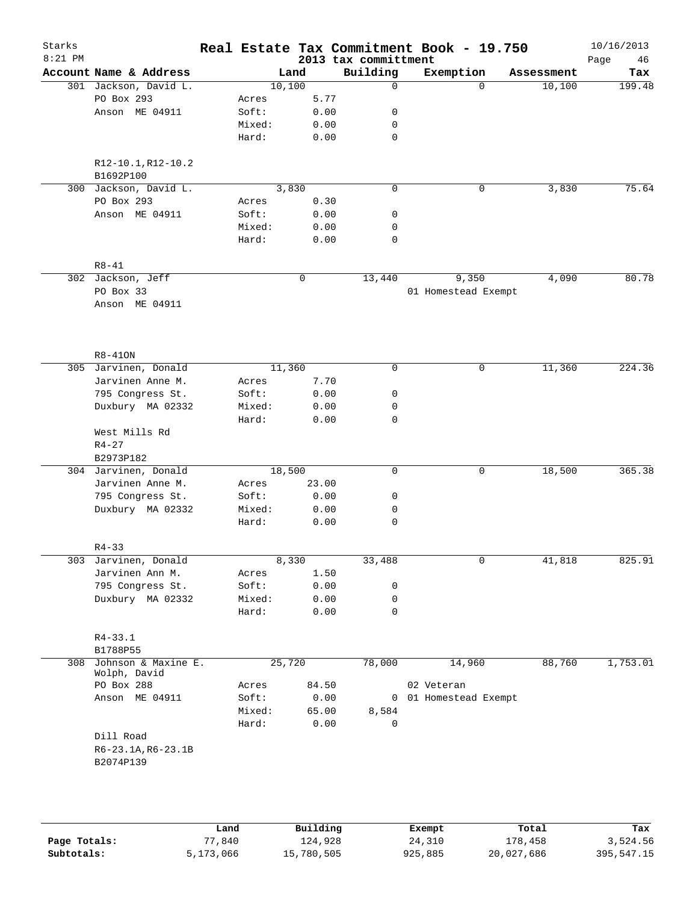# Real Estate Tax Commitment Book - 19.750

Starks
8:21 PM

2013 tax committment

10/16/2013

| Account Name & Address | Land | | Building | Exemption | Assessment | Tax |
|---|---|---|---|---|---|---|
| 301 Jackson, David L. | 10,100 | | 0 | 0 | 10,100 | 199.48 |
| PO Box 293 | Acres | 5.77 | | | | |
| Anson ME 04911 | Soft: | 0.00 | 0 | | | |
| | Mixed: | 0.00 | 0 | | | |
| | Hard: | 0.00 | 0 | | | |
| R12-10.1,R12-10.2 | | | | | | |
| B1692P100 | | | | | | |
| 300 Jackson, David L. | 3,830 | | 0 | 0 | 3,830 | 75.64 |
| PO Box 293 | Acres | 0.30 | | | | |
| Anson ME 04911 | Soft: | 0.00 | 0 | | | |
| | Mixed: | 0.00 | 0 | | | |
| | Hard: | 0.00 | 0 | | | |
| R8-41 | | | | | | |
| 302 Jackson, Jeff | 0 | | 13,440 | 9,350 | 4,090 | 80.78 |
| PO Box 33 | | | | 01 Homestead Exempt | | |
| Anson ME 04911 | | | | | | |
| R8-41ON | | | | | | |
| 305 Jarvinen, Donald | 11,360 | | 0 | 0 | 11,360 | 224.36 |
| Jarvinen Anne M. | Acres | 7.70 | | | | |
| 795 Congress St. | Soft: | 0.00 | 0 | | | |
| Duxbury MA 02332 | Mixed: | 0.00 | 0 | | | |
| | Hard: | 0.00 | 0 | | | |
| West Mills Rd | | | | | | |
| R4-27 | | | | | | |
| B2973P182 | | | | | | |
| 304 Jarvinen, Donald | 18,500 | | 0 | 0 | 18,500 | 365.38 |
| Jarvinen Anne M. | Acres | 23.00 | | | | |
| 795 Congress St. | Soft: | 0.00 | 0 | | | |
| Duxbury MA 02332 | Mixed: | 0.00 | 0 | | | |
| | Hard: | 0.00 | 0 | | | |
| R4-33 | | | | | | |
| 303 Jarvinen, Donald | 8,330 | | 33,488 | 0 | 41,818 | 825.91 |
| Jarvinen Ann M. | Acres | 1.50 | | | | |
| 795 Congress St. | Soft: | 0.00 | 0 | | | |
| Duxbury MA 02332 | Mixed: | 0.00 | 0 | | | |
| | Hard: | 0.00 | 0 | | | |
| R4-33.1 | | | | | | |
| B1788P55 | | | | | | |
| 308 Johnson & Maxine E. Wolph, David | 25,720 | | 78,000 | 14,960 | 88,760 | 1,753.01 |
| PO Box 288 | Acres | 84.50 | | 02 Veteran | | |
| Anson ME 04911 | Soft: | 0.00 | 0 | 01 Homestead Exempt | | |
| | Mixed: | 65.00 | 8,584 | | | |
| | Hard: | 0.00 | 0 | | | |
| Dill Road | | | | | | |
| R6-23.1A,R6-23.1B | | | | | | |
| B2074P139 | | | | | | |

| | Land | Building | Exempt | Total | Tax |
|---|---|---|---|---|---|
| Page Totals: | 77,840 | 124,928 | 24,310 | 178,458 | 3,524.56 |
| Subtotals: | 5,173,066 | 15,780,505 | 925,885 | 20,027,686 | 395,547.15 |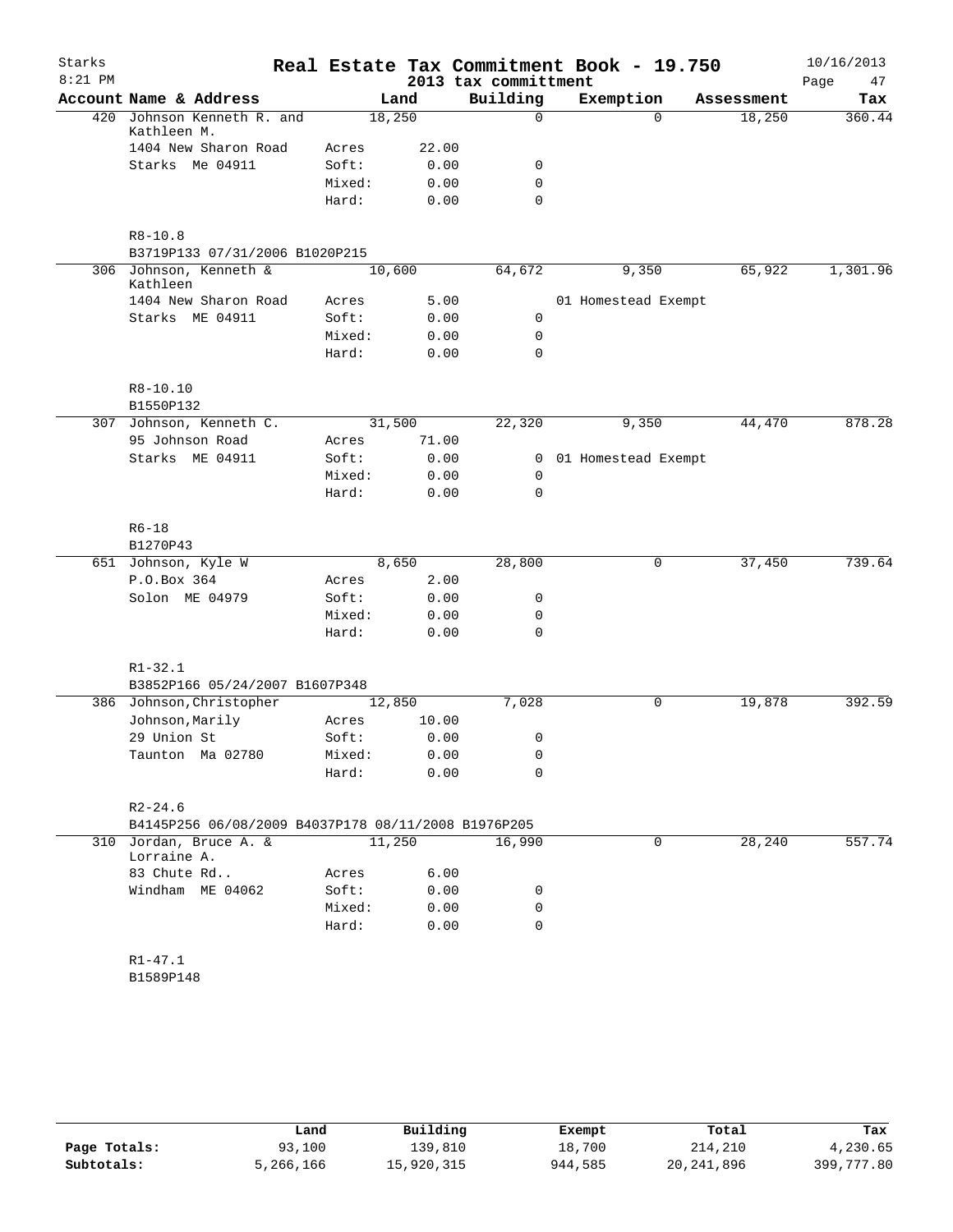# Real Estate Tax Commitment Book - 19.750

Starks
8:21 PM
2013 tax committment
10/16/2013

| Account | Name & Address | Land | | Building | Exemption | Assessment | Tax |
|---|---|---|---|---|---|---|---|
| 420 | Johnson Kenneth R. and Kathleen M. | 18,250 | | 0 | 0 | 18,250 | 360.44 |
| | 1404 New Sharon Road | Acres | 22.00 | | | | |
| | Starks Me 04911 | Soft: | 0.00 | 0 | | | |
| | | Mixed: | 0.00 | 0 | | | |
| | | Hard: | 0.00 | 0 | | | |
| | R8-10.8 | | | | | | |
| | B3719P133 07/31/2006 B1020P215 | | | | | | |
| 306 | Johnson, Kenneth & Kathleen | 10,600 | | 64,672 | 9,350 | 65,922 | 1,301.96 |
| | 1404 New Sharon Road | Acres | 5.00 | | 01 Homestead Exempt | | |
| | Starks ME 04911 | Soft: | 0.00 | 0 | | | |
| | | Mixed: | 0.00 | 0 | | | |
| | | Hard: | 0.00 | 0 | | | |
| | R8-10.10 | | | | | | |
| | B1550P132 | | | | | | |
| 307 | Johnson, Kenneth C. | 31,500 | | 22,320 | 9,350 | 44,470 | 878.28 |
| | 95 Johnson Road | Acres | 71.00 | | | | |
| | Starks ME 04911 | Soft: | 0.00 | 0 | 01 Homestead Exempt | | |
| | | Mixed: | 0.00 | 0 | | | |
| | | Hard: | 0.00 | 0 | | | |
| | R6-18 | | | | | | |
| | B1270P43 | | | | | | |
| 651 | Johnson, Kyle W | 8,650 | | 28,800 | 0 | 37,450 | 739.64 |
| | P.O.Box 364 | Acres | 2.00 | | | | |
| | Solon ME 04979 | Soft: | 0.00 | 0 | | | |
| | | Mixed: | 0.00 | 0 | | | |
| | | Hard: | 0.00 | 0 | | | |
| | R1-32.1 | | | | | | |
| | B3852P166 05/24/2007 B1607P348 | | | | | | |
| 386 | Johnson,Christopher | 12,850 | | 7,028 | 0 | 19,878 | 392.59 |
| | Johnson,Marily | Acres | 10.00 | | | | |
| | 29 Union St | Soft: | 0.00 | 0 | | | |
| | Taunton Ma 02780 | Mixed: | 0.00 | 0 | | | |
| | | Hard: | 0.00 | 0 | | | |
| | R2-24.6 | | | | | | |
| | B4145P256 06/08/2009 B4037P178 08/11/2008 B1976P205 | | | | | | |
| 310 | Jordan, Bruce A. & Lorraine A. | 11,250 | | 16,990 | 0 | 28,240 | 557.74 |
| | 83 Chute Rd.. | Acres | 6.00 | | | | |
| | Windham ME 04062 | Soft: | 0.00 | 0 | | | |
| | | Mixed: | 0.00 | 0 | | | |
| | | Hard: | 0.00 | 0 | | | |
| | R1-47.1 | | | | | | |
| | B1589P148 | | | | | | |

| | Land | Building | Exempt | Total | Tax |
|---|---|---|---|---|---|
| Page Totals: | 93,100 | 139,810 | 18,700 | 214,210 | 4,230.65 |
| Subtotals: | 5,266,166 | 15,920,315 | 944,585 | 20,241,896 | 399,777.80 |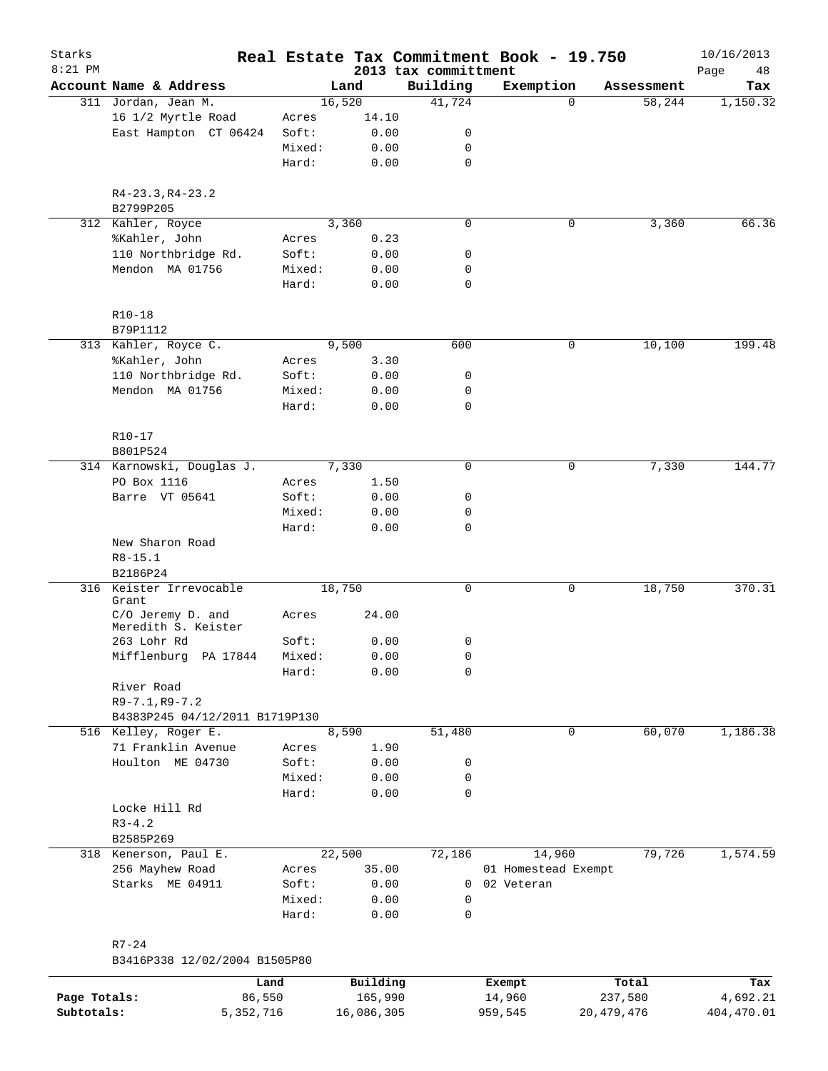# Real Estate Tax Commitment Book - 19.750

Starks
8:21 PM

2013 tax committment

10/16/2013

| Account | Name & Address | | Land | Building | Exemption | Assessment | Tax |
|---|---|---|---|---|---|---|---|
| 311 | Jordan, Jean M. | | 16,520 | 41,724 | 0 | 58,244 | 1,150.32 |
| | 16 1/2 Myrtle Road | Acres | 14.10 | | | | |
| | East Hampton CT 06424 | Soft: | 0.00 | 0 | | | |
| | | Mixed: | 0.00 | 0 | | | |
| | | Hard: | 0.00 | 0 | | | |
| | R4-23.3,R4-23.2 | | | | | | |
| | B2799P205 | | | | | | |
| 312 | Kahler, Royce | | 3,360 | 0 | 0 | 3,360 | 66.36 |
| | %Kahler, John | Acres | 0.23 | | | | |
| | 110 Northbridge Rd. | Soft: | 0.00 | 0 | | | |
| | Mendon MA 01756 | Mixed: | 0.00 | 0 | | | |
| | | Hard: | 0.00 | 0 | | | |
| | R10-18 | | | | | | |
| | B79P1112 | | | | | | |
| 313 | Kahler, Royce C. | | 9,500 | 600 | 0 | 10,100 | 199.48 |
| | %Kahler, John | Acres | 3.30 | | | | |
| | 110 Northbridge Rd. | Soft: | 0.00 | 0 | | | |
| | Mendon MA 01756 | Mixed: | 0.00 | 0 | | | |
| | | Hard: | 0.00 | 0 | | | |
| | R10-17 | | | | | | |
| | B801P524 | | | | | | |
| 314 | Karnowski, Douglas J. | | 7,330 | 0 | 0 | 7,330 | 144.77 |
| | PO Box 1116 | Acres | 1.50 | | | | |
| | Barre VT 05641 | Soft: | 0.00 | 0 | | | |
| | | Mixed: | 0.00 | 0 | | | |
| | | Hard: | 0.00 | 0 | | | |
| | New Sharon Road | | | | | | |
| | R8-15.1 | | | | | | |
| | B2186P24 | | | | | | |
| 316 | Keister Irrevocable Grant | | 18,750 | 0 | 0 | 18,750 | 370.31 |
| | C/O Jeremy D. and Meredith S. Keister | Acres | 24.00 | | | | |
| | 263 Lohr Rd | Soft: | 0.00 | 0 | | | |
| | Mifflenburg PA 17844 | Mixed: | 0.00 | 0 | | | |
| | | Hard: | 0.00 | 0 | | | |
| | River Road | | | | | | |
| | R9-7.1,R9-7.2 | | | | | | |
| | B4383P245 04/12/2011 B1719P130 | | | | | | |
| 516 | Kelley, Roger E. | | 8,590 | 51,480 | 0 | 60,070 | 1,186.38 |
| | 71 Franklin Avenue | Acres | 1.90 | | | | |
| | Houlton ME 04730 | Soft: | 0.00 | 0 | | | |
| | | Mixed: | 0.00 | 0 | | | |
| | | Hard: | 0.00 | 0 | | | |
| | Locke Hill Rd | | | | | | |
| | R3-4.2 | | | | | | |
| | B2585P269 | | | | | | |
| 318 | Kenerson, Paul E. | | 22,500 | 72,186 | 14,960 | 79,726 | 1,574.59 |
| | 256 Mayhew Road | Acres | 35.00 | | 01 Homestead Exempt | | |
| | Starks ME 04911 | Soft: | 0.00 | 0 | 02 Veteran | | |
| | | Mixed: | 0.00 | 0 | | | |
| | | Hard: | 0.00 | 0 | | | |
| | R7-24 | | | | | | |
| | B3416P338 12/02/2004 B1505P80 | | | | | | |

| | Land | Building | Exempt | Total | Tax |
|---|---|---|---|---|---|
| Page Totals: | 86,550 | 165,990 | 14,960 | 237,580 | 4,692.21 |
| Subtotals: | 5,352,716 | 16,086,305 | 959,545 | 20,479,476 | 404,470.01 |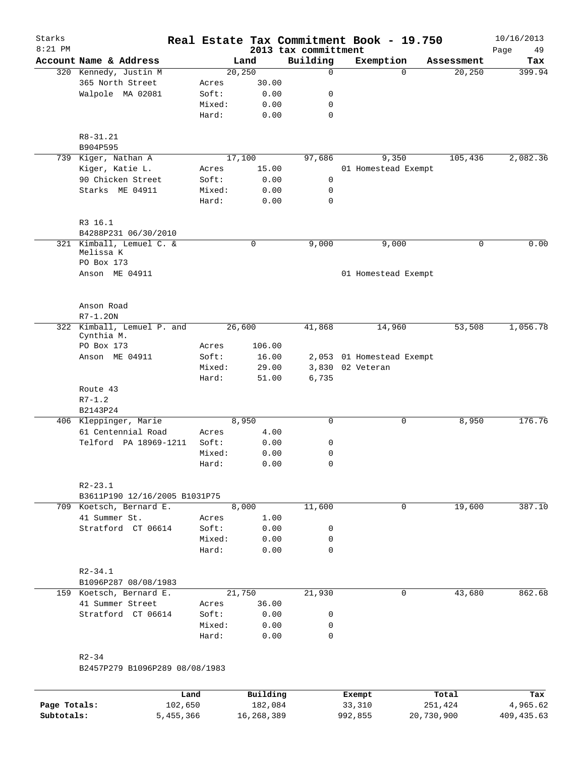# Real Estate Tax Commitment Book - 19.750

Starks
8:21 PM

2013 tax committment

10/16/2013

| Account | Name & Address | | Land | Building | Exemption | Assessment | Tax |
|---|---|---|---|---|---|---|---|
| 320 | Kennedy, Justin M | | 20,250 | 0 | 0 | 20,250 | 399.94 |
| | 365 North Street | Acres | 30.00 | | | | |
| | Walpole MA 02081 | Soft: | 0.00 | 0 | | | |
| | | Mixed: | 0.00 | 0 | | | |
| | | Hard: | 0.00 | 0 | | | |
| | R8-31.21 | | | | | | |
| | B904P595 | | | | | | |
| 739 | Kiger, Nathan A | | 17,100 | 97,686 | 9,350 | 105,436 | 2,082.36 |
| | Kiger, Katie L. | Acres | 15.00 | | 01 Homestead Exempt | | |
| | 90 Chicken Street | Soft: | 0.00 | 0 | | | |
| | Starks ME 04911 | Mixed: | 0.00 | 0 | | | |
| | | Hard: | 0.00 | 0 | | | |
| | R3 16.1 | | | | | | |
| | B4288P231 06/30/2010 | | | | | | |
| 321 | Kimball, Lemuel C. & Melissa K | | 0 | 9,000 | 9,000 | 0 | 0.00 |
| | PO Box 173 | | | | | | |
| | Anson ME 04911 | | | | 01 Homestead Exempt | | |
| | Anson Road | | | | | | |
| | R7-1.2ON | | | | | | |
| 322 | Kimball, Lemuel P. and Cynthia M. | | 26,600 | 41,868 | 14,960 | 53,508 | 1,056.78 |
| | PO Box 173 | Acres | 106.00 | | | | |
| | Anson ME 04911 | Soft: | 16.00 | 2,053 | 01 Homestead Exempt | | |
| | | Mixed: | 29.00 | 3,830 | 02 Veteran | | |
| | | Hard: | 51.00 | 6,735 | | | |
| | Route 43 | | | | | | |
| | R7-1.2 | | | | | | |
| | B2143P24 | | | | | | |
| 406 | Kleppinger, Marie | | 8,950 | 0 | 0 | 8,950 | 176.76 |
| | 61 Centennial Road | Acres | 4.00 | | | | |
| | Telford PA 18969-1211 | Soft: | 0.00 | 0 | | | |
| | | Mixed: | 0.00 | 0 | | | |
| | | Hard: | 0.00 | 0 | | | |
| | R2-23.1 | | | | | | |
| | B3611P190 12/16/2005 B1031P75 | | | | | | |
| 709 | Koetsch, Bernard E. | | 8,000 | 11,600 | 0 | 19,600 | 387.10 |
| | 41 Summer St. | Acres | 1.00 | | | | |
| | Stratford CT 06614 | Soft: | 0.00 | 0 | | | |
| | | Mixed: | 0.00 | 0 | | | |
| | | Hard: | 0.00 | 0 | | | |
| | R2-34.1 | | | | | | |
| | B1096P287 08/08/1983 | | | | | | |
| 159 | Koetsch, Bernard E. | | 21,750 | 21,930 | 0 | 43,680 | 862.68 |
| | 41 Summer Street | Acres | 36.00 | | | | |
| | Stratford CT 06614 | Soft: | 0.00 | 0 | | | |
| | | Mixed: | 0.00 | 0 | | | |
| | | Hard: | 0.00 | 0 | | | |
| | R2-34 | | | | | | |
| | B2457P279 B1096P289 08/08/1983 | | | | | | |

| | Land | Building | Exempt | Total | Tax |
|---|---|---|---|---|---|
| Page Totals: | 102,650 | 182,084 | 33,310 | 251,424 | 4,965.62 |
| Subtotals: | 5,455,366 | 16,268,389 | 992,855 | 20,730,900 | 409,435.63 |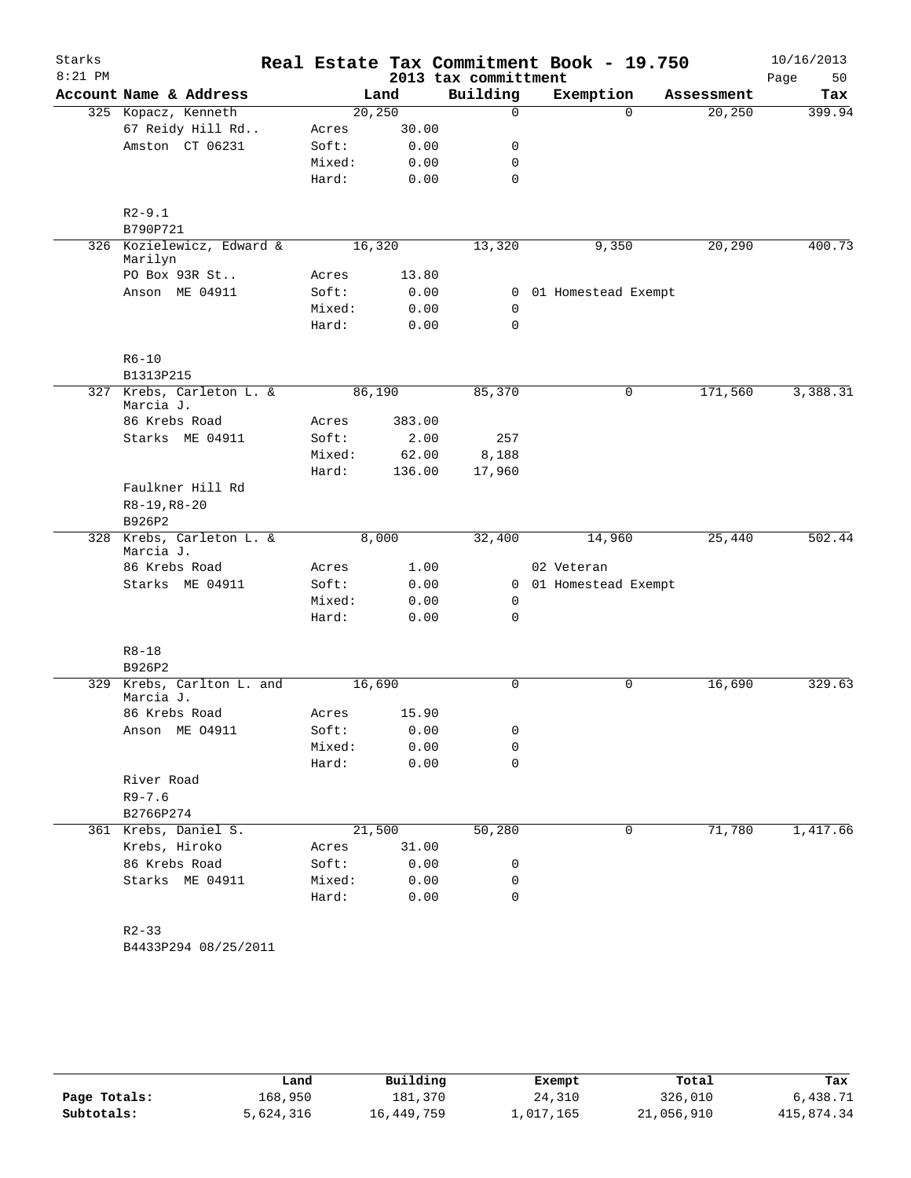# Real Estate Tax Commitment Book - 19.750

2013 tax committment

| Account Name & Address | | Land | Building | Exemption | Assessment | Tax |
|---|---|---|---|---|---|---|
| 325 Kopacz, Kenneth | | 20,250 | 0 | 0 | 20,250 | 399.94 |
| 67 Reidy Hill Rd.. | Acres | 30.00 | | | | |
| Amston CT 06231 | Soft: | 0.00 | 0 | | | |
| | Mixed: | 0.00 | 0 | | | |
| | Hard: | 0.00 | 0 | | | |
| R2-9.1 | | | | | | |
| B790P721 | | | | | | |
| 326 Kozielewicz, Edward & Marilyn | | 16,320 | 13,320 | 9,350 | 20,290 | 400.73 |
| PO Box 93R St.. | Acres | 13.80 | | | | |
| Anson ME 04911 | Soft: | 0.00 | 0 | 01 Homestead Exempt | | |
| | Mixed: | 0.00 | 0 | | | |
| | Hard: | 0.00 | 0 | | | |
| R6-10 | | | | | | |
| B1313P215 | | | | | | |
| 327 Krebs, Carleton L. & Marcia J. | | 86,190 | 85,370 | 0 | 171,560 | 3,388.31 |
| 86 Krebs Road | Acres | 383.00 | | | | |
| Starks ME 04911 | Soft: | 2.00 | 257 | | | |
| | Mixed: | 62.00 | 8,188 | | | |
| | Hard: | 136.00 | 17,960 | | | |
| Faulkner Hill Rd | | | | | | |
| R8-19,R8-20 | | | | | | |
| B926P2 | | | | | | |
| 328 Krebs, Carleton L. & Marcia J. | | 8,000 | 32,400 | 14,960 | 25,440 | 502.44 |
| 86 Krebs Road | Acres | 1.00 | | 02 Veteran | | |
| Starks ME 04911 | Soft: | 0.00 | 0 | 01 Homestead Exempt | | |
| | Mixed: | 0.00 | 0 | | | |
| | Hard: | 0.00 | 0 | | | |
| R8-18 | | | | | | |
| B926P2 | | | | | | |
| 329 Krebs, Carlton L. and Marcia J. | | 16,690 | 0 | 0 | 16,690 | 329.63 |
| 86 Krebs Road | Acres | 15.90 | | | | |
| Anson ME O4911 | Soft: | 0.00 | 0 | | | |
| | Mixed: | 0.00 | 0 | | | |
| | Hard: | 0.00 | 0 | | | |
| River Road | | | | | | |
| R9-7.6 | | | | | | |
| B2766P274 | | | | | | |
| 361 Krebs, Daniel S. | | 21,500 | 50,280 | 0 | 71,780 | 1,417.66 |
| Krebs, Hiroko | Acres | 31.00 | | | | |
| 86 Krebs Road | Soft: | 0.00 | 0 | | | |
| Starks ME 04911 | Mixed: | 0.00 | 0 | | | |
| | Hard: | 0.00 | 0 | | | |
| R2-33 | | | | | | |
| B4433P294 08/25/2011 | | | | | | |

| | Land | Building | Exempt | Total | Tax |
|---|---|---|---|---|---|
| Page Totals: | 168,950 | 181,370 | 24,310 | 326,010 | 6,438.71 |
| Subtotals: | 5,624,316 | 16,449,759 | 1,017,165 | 21,056,910 | 415,874.34 |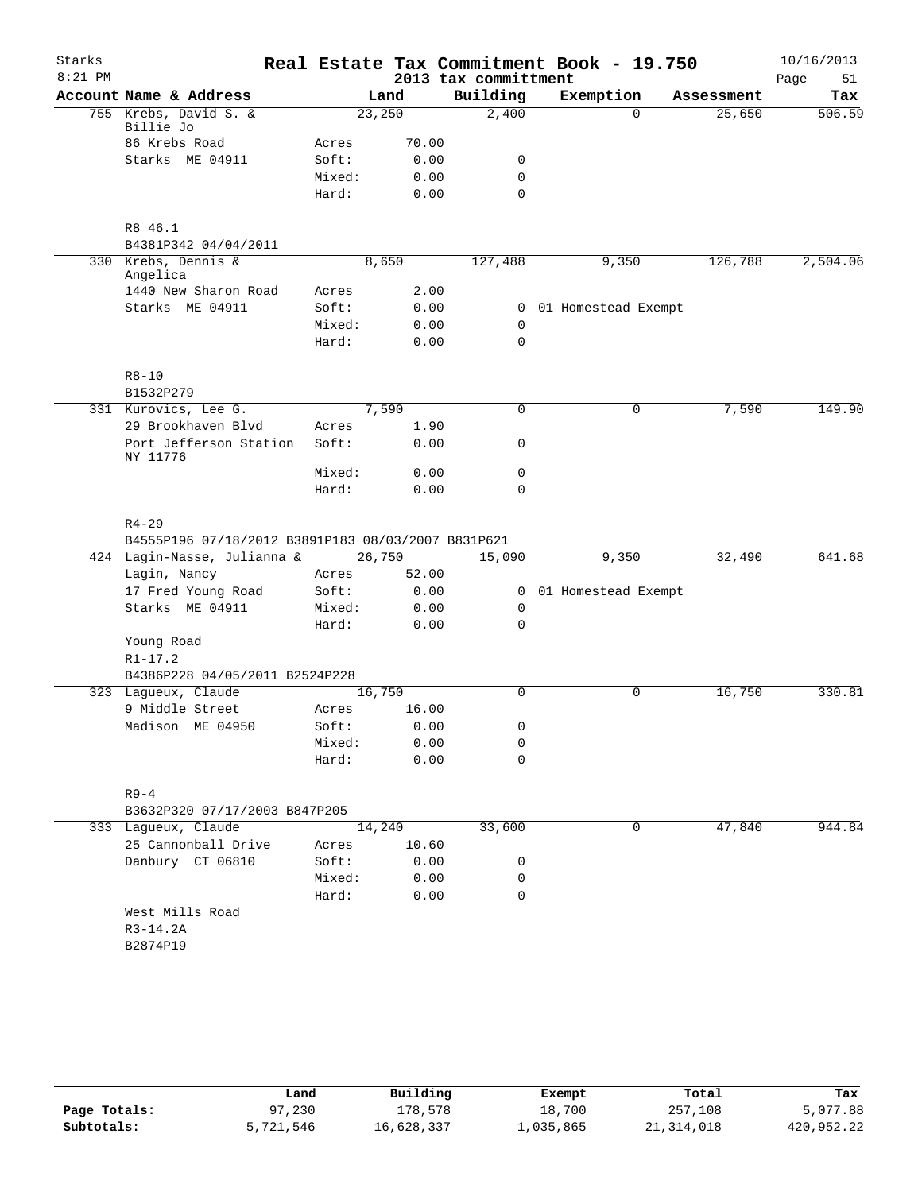# Real Estate Tax Commitment Book - 19.750

Starks
8:21 PM

2013 tax committment

10/16/2013

| Account Name & Address | | Land | Building | Exemption | Assessment | Tax |
|---|---|---|---|---|---|---|
| 755 Krebs, David S. & Billie Jo | | 23,250 | 2,400 | 0 | 25,650 | 506.59 |
| 86 Krebs Road | Acres | 70.00 | | | | |
| Starks ME 04911 | Soft: | 0.00 | 0 | | | |
| | Mixed: | 0.00 | 0 | | | |
| | Hard: | 0.00 | 0 | | | |
| R8 46.1 | | | | | | |
| B4381P342 04/04/2011 | | | | | | |
| 330 Krebs, Dennis & Angelica | | 8,650 | 127,488 | 9,350 | 126,788 | 2,504.06 |
| 1440 New Sharon Road | Acres | 2.00 | | | | |
| Starks ME 04911 | Soft: | 0.00 | 0 | 01 Homestead Exempt | | |
| | Mixed: | 0.00 | 0 | | | |
| | Hard: | 0.00 | 0 | | | |
| R8-10 | | | | | | |
| B1532P279 | | | | | | |
| 331 Kurovics, Lee G. | | 7,590 | 0 | 0 | 7,590 | 149.90 |
| 29 Brookhaven Blvd | Acres | 1.90 | | | | |
| Port Jefferson Station NY 11776 | Soft: | 0.00 | 0 | | | |
| | Mixed: | 0.00 | 0 | | | |
| | Hard: | 0.00 | 0 | | | |
| R4-29 | | | | | | |
| B4555P196 07/18/2012 B3891P183 08/03/2007 B831P621 | | | | | | |
| 424 Lagin-Nasse, Julianna & | | 26,750 | 15,090 | 9,350 | 32,490 | 641.68 |
| Lagin, Nancy | Acres | 52.00 | | | | |
| 17 Fred Young Road | Soft: | 0.00 | 0 | 01 Homestead Exempt | | |
| Starks ME 04911 | Mixed: | 0.00 | 0 | | | |
| | Hard: | 0.00 | 0 | | | |
| Young Road | | | | | | |
| R1-17.2 | | | | | | |
| B4386P228 04/05/2011 B2524P228 | | | | | | |
| 323 Lagueux, Claude | | 16,750 | 0 | 0 | 16,750 | 330.81 |
| 9 Middle Street | Acres | 16.00 | | | | |
| Madison ME 04950 | Soft: | 0.00 | 0 | | | |
| | Mixed: | 0.00 | 0 | | | |
| | Hard: | 0.00 | 0 | | | |
| R9-4 | | | | | | |
| B3632P320 07/17/2003 B847P205 | | | | | | |
| 333 Lagueux, Claude | | 14,240 | 33,600 | 0 | 47,840 | 944.84 |
| 25 Cannonball Drive | Acres | 10.60 | | | | |
| Danbury CT 06810 | Soft: | 0.00 | 0 | | | |
| | Mixed: | 0.00 | 0 | | | |
| | Hard: | 0.00 | 0 | | | |
| West Mills Road | | | | | | |
| R3-14.2A | | | | | | |
| B2874P19 | | | | | | |

| | Land | Building | Exempt | Total | Tax |
|---|---|---|---|---|---|
| Page Totals: | 97,230 | 178,578 | 18,700 | 257,108 | 5,077.88 |
| Subtotals: | 5,721,546 | 16,628,337 | 1,035,865 | 21,314,018 | 420,952.22 |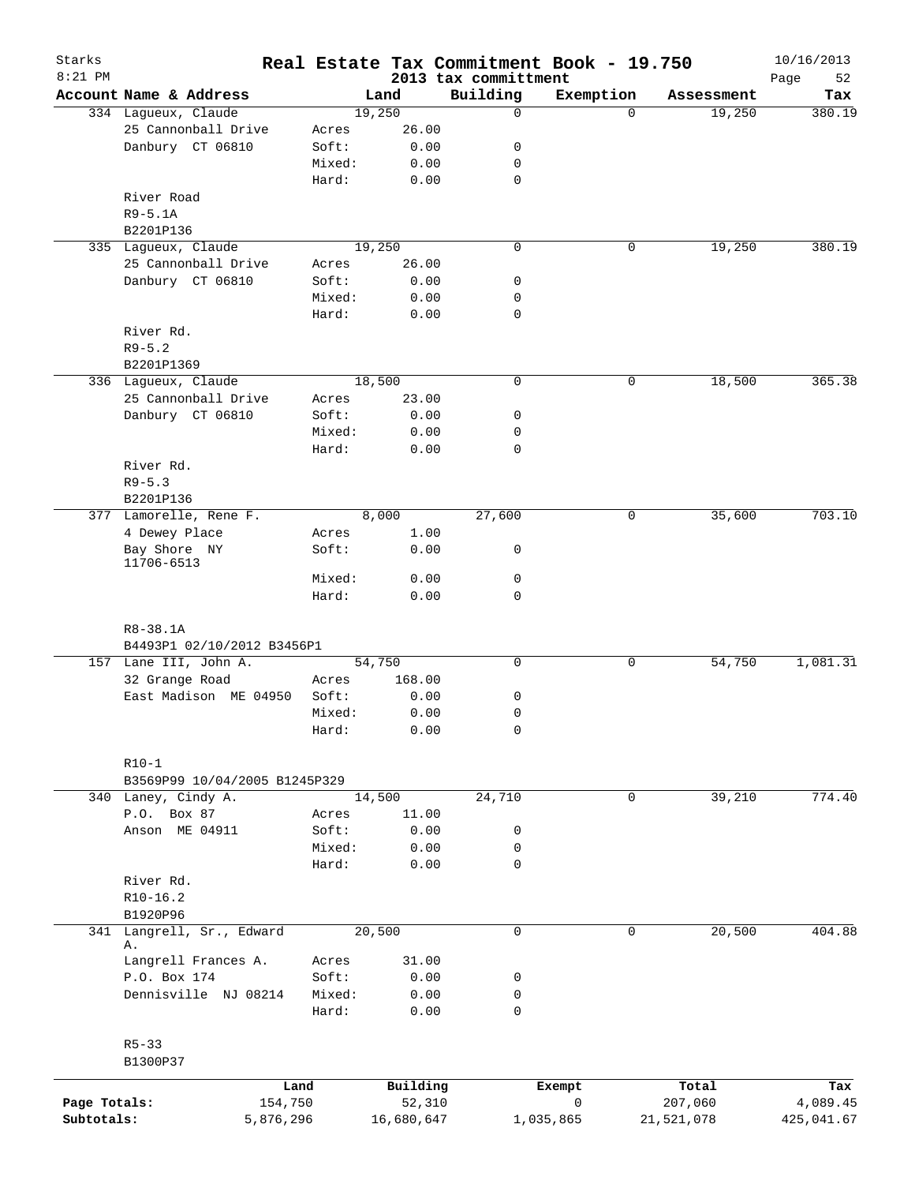Starks
8:21 PM

# Real Estate Tax Commitment Book - 19.750

2013 tax committment

10/16/2013

| Account Name & Address | | Land | Building | Exemption | Assessment | Tax |
|---|---|---|---|---|---|---|
| 334 Lagueux, Claude | | 19,250 | 0 | 0 | 19,250 | 380.19 |
| 25 Cannonball Drive | Acres | 26.00 | | | | |
| Danbury CT 06810 | Soft: | 0.00 | 0 | | | |
| | Mixed: | 0.00 | 0 | | | |
| | Hard: | 0.00 | 0 | | | |
| River Road | | | | | | |
| R9-5.1A | | | | | | |
| B2201P136 | | | | | | |
| 335 Lagueux, Claude | | 19,250 | 0 | 0 | 19,250 | 380.19 |
| 25 Cannonball Drive | Acres | 26.00 | | | | |
| Danbury CT 06810 | Soft: | 0.00 | 0 | | | |
| | Mixed: | 0.00 | 0 | | | |
| | Hard: | 0.00 | 0 | | | |
| River Rd. | | | | | | |
| R9-5.2 | | | | | | |
| B2201P1369 | | | | | | |
| 336 Lagueux, Claude | | 18,500 | 0 | 0 | 18,500 | 365.38 |
| 25 Cannonball Drive | Acres | 23.00 | | | | |
| Danbury CT 06810 | Soft: | 0.00 | 0 | | | |
| | Mixed: | 0.00 | 0 | | | |
| | Hard: | 0.00 | 0 | | | |
| River Rd. | | | | | | |
| R9-5.3 | | | | | | |
| B2201P136 | | | | | | |
| 377 Lamorelle, Rene F. | | 8,000 | 27,600 | 0 | 35,600 | 703.10 |
| 4 Dewey Place | Acres | 1.00 | | | | |
| Bay Shore NY 11706-6513 | Soft: | 0.00 | 0 | | | |
| | Mixed: | 0.00 | 0 | | | |
| | Hard: | 0.00 | 0 | | | |
| R8-38.1A | | | | | | |
| B4493P1 02/10/2012 B3456P1 | | | | | | |
| 157 Lane III, John A. | | 54,750 | 0 | 0 | 54,750 | 1,081.31 |
| 32 Grange Road | Acres | 168.00 | | | | |
| East Madison ME 04950 | Soft: | 0.00 | 0 | | | |
| | Mixed: | 0.00 | 0 | | | |
| | Hard: | 0.00 | 0 | | | |
| R10-1 | | | | | | |
| B3569P99 10/04/2005 B1245P329 | | | | | | |
| 340 Laney, Cindy A. | | 14,500 | 24,710 | 0 | 39,210 | 774.40 |
| P.O. Box 87 | Acres | 11.00 | | | | |
| Anson ME 04911 | Soft: | 0.00 | 0 | | | |
| | Mixed: | 0.00 | 0 | | | |
| | Hard: | 0.00 | 0 | | | |
| River Rd. | | | | | | |
| R10-16.2 | | | | | | |
| B1920P96 | | | | | | |
| 341 Langrell, Sr., Edward A. | | 20,500 | 0 | 0 | 20,500 | 404.88 |
| Langrell Frances A. | Acres | 31.00 | | | | |
| P.O. Box 174 | Soft: | 0.00 | 0 | | | |
| Dennisville NJ 08214 | Mixed: | 0.00 | 0 | | | |
| | Hard: | 0.00 | 0 | | | |
| R5-33 | | | | | | |
| B1300P37 | | | | | | |

| | Land | Building | Exempt | Total | Tax |
|---|---|---|---|---|---|
| Page Totals: | 154,750 | 52,310 | 0 | 207,060 | 4,089.45 |
| Subtotals: | 5,876,296 | 16,680,647 | 1,035,865 | 21,521,078 | 425,041.67 |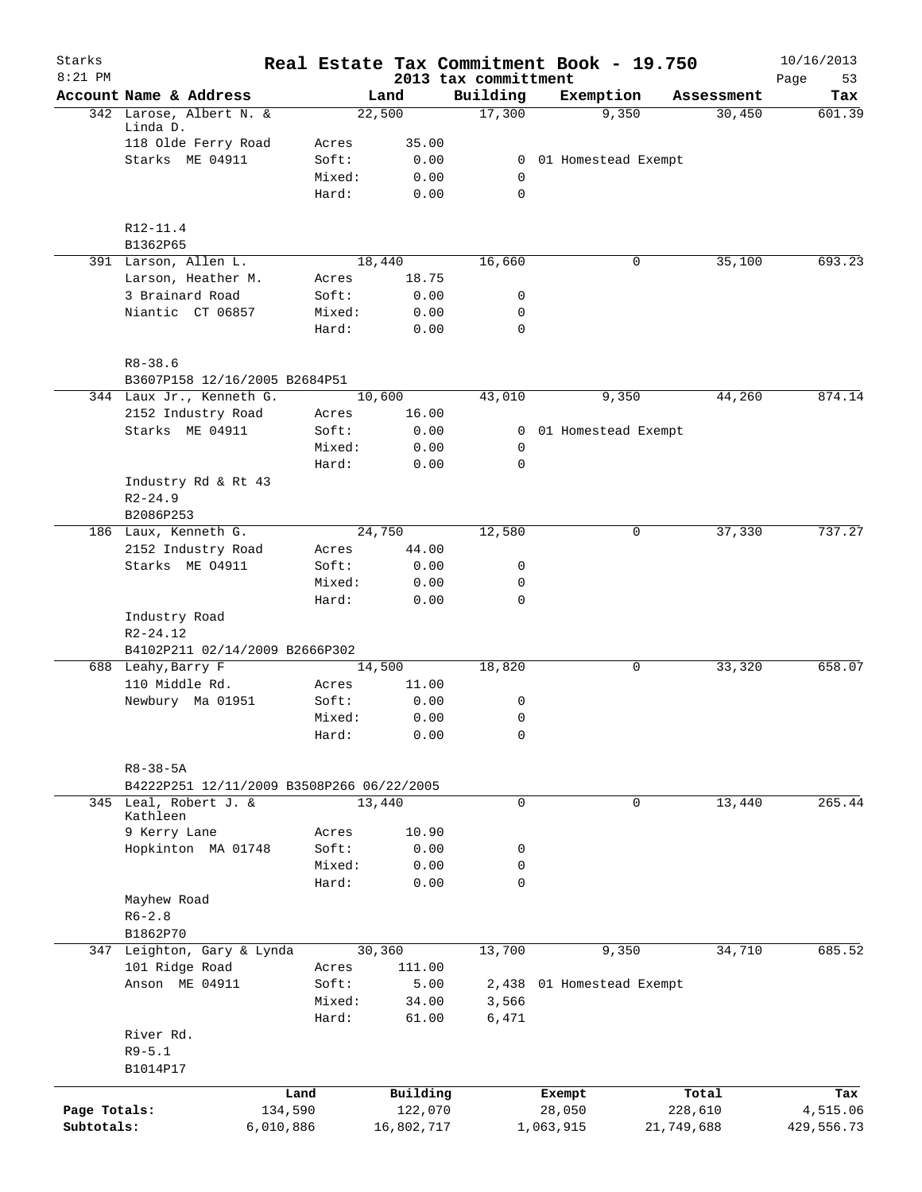# Real Estate Tax Commitment Book - 19.750

Starks
8:21 PM

2013 tax committment

10/16/2013

| Account Name & Address | | Land | Building | Exemption | Assessment | Tax |
|---|---|---|---|---|---|---|
| 342 Larose, Albert N. & Linda D. | | 22,500 | 17,300 | 9,350 | 30,450 | 601.39 |
| 118 Olde Ferry Road | Acres | 35.00 | | | | |
| Starks ME 04911 | Soft: | 0.00 | 0 | 01 Homestead Exempt | | |
| | Mixed: | 0.00 | 0 | | | |
| | Hard: | 0.00 | 0 | | | |
| R12-11.4 | | | | | | |
| B1362P65 | | | | | | |
| 391 Larson, Allen L. | | 18,440 | 16,660 | 0 | 35,100 | 693.23 |
| Larson, Heather M. | Acres | 18.75 | | | | |
| 3 Brainard Road | Soft: | 0.00 | 0 | | | |
| Niantic CT 06857 | Mixed: | 0.00 | 0 | | | |
| | Hard: | 0.00 | 0 | | | |
| R8-38.6 | | | | | | |
| B3607P158 12/16/2005 B2684P51 | | | | | | |
| 344 Laux Jr., Kenneth G. | | 10,600 | 43,010 | 9,350 | 44,260 | 874.14 |
| 2152 Industry Road | Acres | 16.00 | | | | |
| Starks ME 04911 | Soft: | 0.00 | 0 | 01 Homestead Exempt | | |
| | Mixed: | 0.00 | 0 | | | |
| | Hard: | 0.00 | 0 | | | |
| Industry Rd & Rt 43 | | | | | | |
| R2-24.9 | | | | | | |
| B2086P253 | | | | | | |
| 186 Laux, Kenneth G. | | 24,750 | 12,580 | 0 | 37,330 | 737.27 |
| 2152 Industry Road | Acres | 44.00 | | | | |
| Starks ME O4911 | Soft: | 0.00 | 0 | | | |
| | Mixed: | 0.00 | 0 | | | |
| | Hard: | 0.00 | 0 | | | |
| Industry Road | | | | | | |
| R2-24.12 | | | | | | |
| B4102P211 02/14/2009 B2666P302 | | | | | | |
| 688 Leahy,Barry F | | 14,500 | 18,820 | 0 | 33,320 | 658.07 |
| 110 Middle Rd. | Acres | 11.00 | | | | |
| Newbury Ma 01951 | Soft: | 0.00 | 0 | | | |
| | Mixed: | 0.00 | 0 | | | |
| | Hard: | 0.00 | 0 | | | |
| R8-38-5A | | | | | | |
| B4222P251 12/11/2009 B3508P266 06/22/2005 | | | | | | |
| 345 Leal, Robert J. & Kathleen | | 13,440 | 0 | 0 | 13,440 | 265.44 |
| 9 Kerry Lane | Acres | 10.90 | | | | |
| Hopkinton MA 01748 | Soft: | 0.00 | 0 | | | |
| | Mixed: | 0.00 | 0 | | | |
| | Hard: | 0.00 | 0 | | | |
| Mayhew Road | | | | | | |
| R6-2.8 | | | | | | |
| B1862P70 | | | | | | |
| 347 Leighton, Gary & Lynda | | 30,360 | 13,700 | 9,350 | 34,710 | 685.52 |
| 101 Ridge Road | Acres | 111.00 | | | | |
| Anson ME 04911 | Soft: | 5.00 | 2,438 | 01 Homestead Exempt | | |
| | Mixed: | 34.00 | 3,566 | | | |
| | Hard: | 61.00 | 6,471 | | | |
| River Rd. | | | | | | |
| R9-5.1 | | | | | | |
| B1014P17 | | | | | | |

| | Land | Building | Exempt | Total | Tax |
|---|---|---|---|---|---|
| Page Totals: | 134,590 | 122,070 | 28,050 | 228,610 | 4,515.06 |
| Subtotals: | 6,010,886 | 16,802,717 | 1,063,915 | 21,749,688 | 429,556.73 |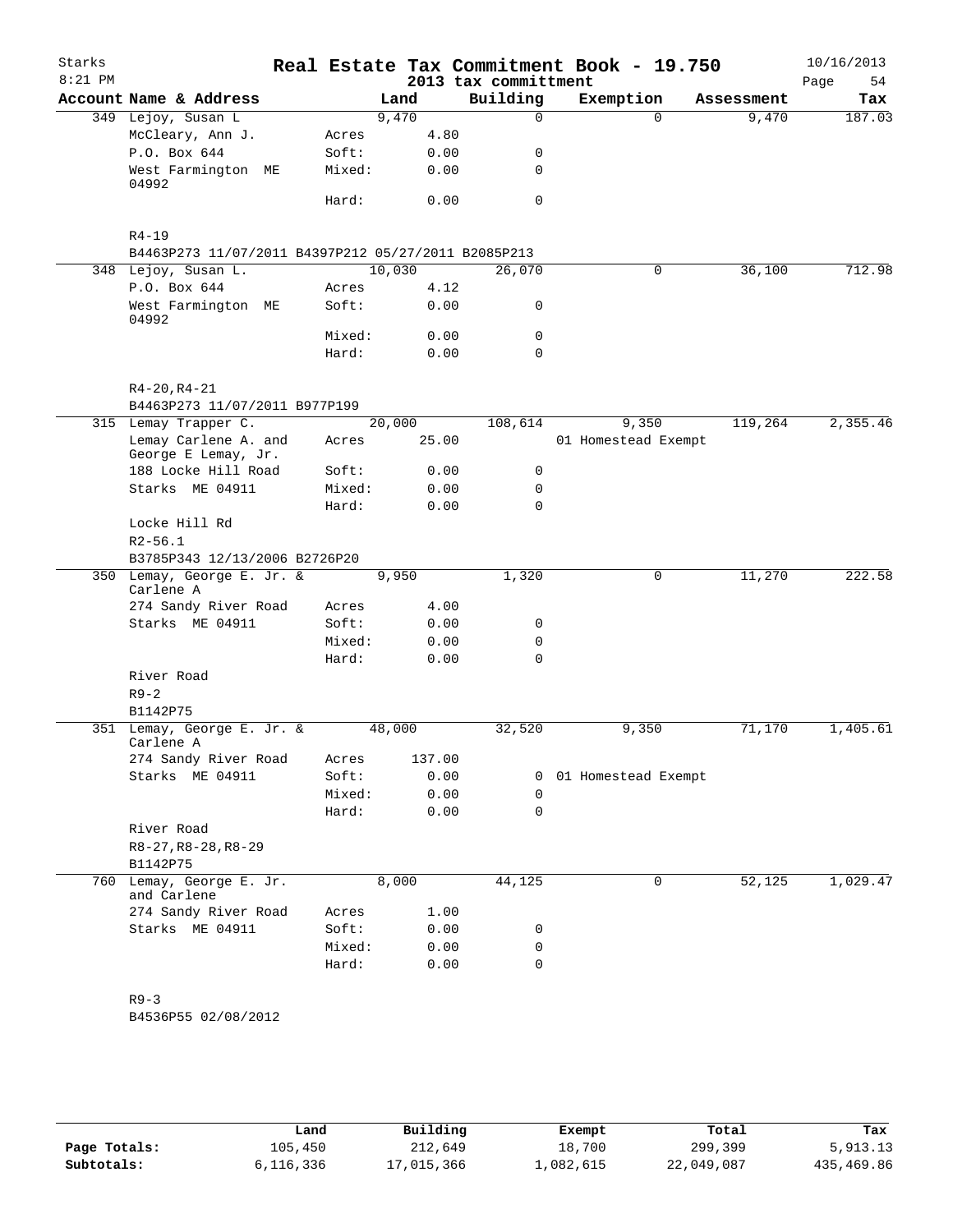# Real Estate Tax Commitment Book - 19.750

Starks
8:21 PM

2013 tax committment

10/16/2013

| Account | Name & Address | | Land | Building | Exemption | Assessment | Tax |
|---|---|---|---|---|---|---|---|
| 349 | Lejoy, Susan L | | 9,470 | 0 | 0 | 9,470 | 187.03 |
| | McCleary, Ann J. | Acres | 4.80 | | | | |
| | P.O. Box 644 | Soft: | 0.00 | 0 | | | |
| | West Farmington ME 04992 | Mixed: | 0.00 | 0 | | | |
| | | Hard: | 0.00 | 0 | | | |
| | R4-19 | | | | | | |
| | B4463P273 11/07/2011 B4397P212 05/27/2011 B2085P213 | | | | | | |
| 348 | Lejoy, Susan L. | | 10,030 | 26,070 | 0 | 36,100 | 712.98 |
| | P.O. Box 644 | Acres | 4.12 | | | | |
| | West Farmington ME 04992 | Soft: | 0.00 | 0 | | | |
| | | Mixed: | 0.00 | 0 | | | |
| | | Hard: | 0.00 | 0 | | | |
| | R4-20,R4-21 | | | | | | |
| | B4463P273 11/07/2011 B977P199 | | | | | | |
| 315 | Lemay Trapper C. | | 20,000 | 108,614 | 9,350 | 119,264 | 2,355.46 |
| | Lemay Carlene A. and George E Lemay, Jr. | Acres | 25.00 | | 01 Homestead Exempt | | |
| | 188 Locke Hill Road | Soft: | 0.00 | 0 | | | |
| | Starks ME 04911 | Mixed: | 0.00 | 0 | | | |
| | | Hard: | 0.00 | 0 | | | |
| | Locke Hill Rd | | | | | | |
| | R2-56.1 | | | | | | |
| | B3785P343 12/13/2006 B2726P20 | | | | | | |
| 350 | Lemay, George E. Jr. & Carlene A | | 9,950 | 1,320 | 0 | 11,270 | 222.58 |
| | 274 Sandy River Road | Acres | 4.00 | | | | |
| | Starks ME 04911 | Soft: | 0.00 | 0 | | | |
| | | Mixed: | 0.00 | 0 | | | |
| | | Hard: | 0.00 | 0 | | | |
| | River Road | | | | | | |
| | R9-2 | | | | | | |
| | B1142P75 | | | | | | |
| 351 | Lemay, George E. Jr. & Carlene A | | 48,000 | 32,520 | 9,350 | 71,170 | 1,405.61 |
| | 274 Sandy River Road | Acres | 137.00 | | | | |
| | Starks ME 04911 | Soft: | 0.00 | 0 | 01 Homestead Exempt | | |
| | | Mixed: | 0.00 | 0 | | | |
| | | Hard: | 0.00 | 0 | | | |
| | River Road | | | | | | |
| | R8-27,R8-28,R8-29 | | | | | | |
| | B1142P75 | | | | | | |
| 760 | Lemay, George E. Jr. and Carlene | | 8,000 | 44,125 | 0 | 52,125 | 1,029.47 |
| | 274 Sandy River Road | Acres | 1.00 | | | | |
| | Starks ME 04911 | Soft: | 0.00 | 0 | | | |
| | | Mixed: | 0.00 | 0 | | | |
| | | Hard: | 0.00 | 0 | | | |
| | R9-3 | | | | | | |
| | B4536P55 02/08/2012 | | | | | | |

| | Land | Building | Exempt | Total | Tax |
|---|---|---|---|---|---|
| Page Totals: | 105,450 | 212,649 | 18,700 | 299,399 | 5,913.13 |
| Subtotals: | 6,116,336 | 17,015,366 | 1,082,615 | 22,049,087 | 435,469.86 |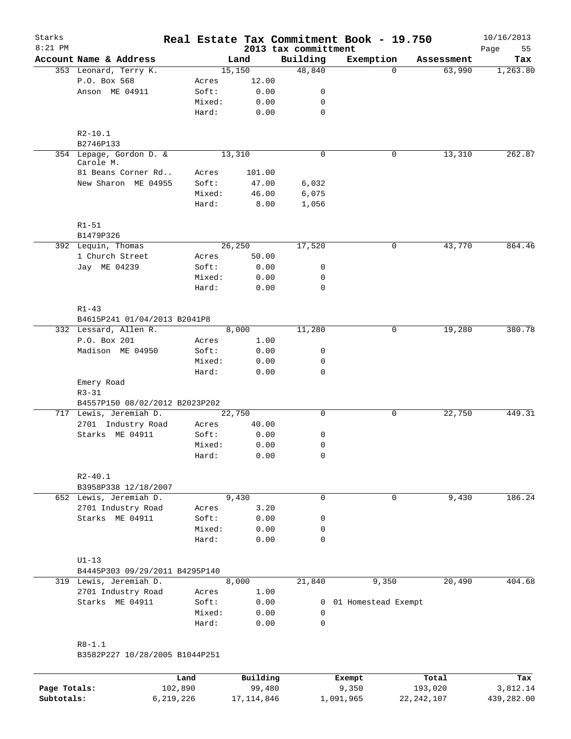# Starks — Real Estate Tax Commitment Book - 19.750

8:21 PM — 2013 tax committment — 10/16/2013

| Account Name & Address | | Land | Building | Exemption | Assessment | Tax |
|---|---|---|---|---|---|---|
| 353 Leonard, Terry K. | | 15,150 | 48,840 | 0 | 63,990 | 1,263.80 |
| P.O. Box 568 | Acres | 12.00 | | | | |
| Anson ME 04911 | Soft: | 0.00 | 0 | | | |
| | Mixed: | 0.00 | 0 | | | |
| | Hard: | 0.00 | 0 | | | |
| R2-10.1 | | | | | | |
| B2746P133 | | | | | | |
| 354 Lepage, Gordon D. & Carole M. | | 13,310 | 0 | 0 | 13,310 | 262.87 |
| 81 Beans Corner Rd.. | Acres | 101.00 | | | | |
| New Sharon ME 04955 | Soft: | 47.00 | 6,032 | | | |
| | Mixed: | 46.00 | 6,075 | | | |
| | Hard: | 8.00 | 1,056 | | | |
| R1-51 | | | | | | |
| B1479P326 | | | | | | |
| 392 Lequin, Thomas | | 26,250 | 17,520 | 0 | 43,770 | 864.46 |
| 1 Church Street | Acres | 50.00 | | | | |
| Jay ME 04239 | Soft: | 0.00 | 0 | | | |
| | Mixed: | 0.00 | 0 | | | |
| | Hard: | 0.00 | 0 | | | |
| R1-43 | | | | | | |
| B4615P241 01/04/2013 B2041P8 | | | | | | |
| 332 Lessard, Allen R. | | 8,000 | 11,280 | 0 | 19,280 | 380.78 |
| P.O. Box 201 | Acres | 1.00 | | | | |
| Madison ME 04950 | Soft: | 0.00 | 0 | | | |
| | Mixed: | 0.00 | 0 | | | |
| | Hard: | 0.00 | 0 | | | |
| Emery Road | | | | | | |
| R3-31 | | | | | | |
| B4557P150 08/02/2012 B2023P202 | | | | | | |
| 717 Lewis, Jeremiah D. | | 22,750 | 0 | 0 | 22,750 | 449.31 |
| 2701 Industry Road | Acres | 40.00 | | | | |
| Starks ME 04911 | Soft: | 0.00 | 0 | | | |
| | Mixed: | 0.00 | 0 | | | |
| | Hard: | 0.00 | 0 | | | |
| R2-40.1 | | | | | | |
| B3958P338 12/18/2007 | | | | | | |
| 652 Lewis, Jeremiah D. | | 9,430 | 0 | 0 | 9,430 | 186.24 |
| 2701 Industry Road | Acres | 3.20 | | | | |
| Starks ME 04911 | Soft: | 0.00 | 0 | | | |
| | Mixed: | 0.00 | 0 | | | |
| | Hard: | 0.00 | 0 | | | |
| U1-13 | | | | | | |
| B4445P303 09/29/2011 B4295P140 | | | | | | |
| 319 Lewis, Jeremiah D. | | 8,000 | 21,840 | 9,350 | 20,490 | 404.68 |
| 2701 Industry Road | Acres | 1.00 | | | | |
| Starks ME 04911 | Soft: | 0.00 | 0 | 01 Homestead Exempt | | |
| | Mixed: | 0.00 | 0 | | | |
| | Hard: | 0.00 | 0 | | | |
| R8-1.1 | | | | | | |
| B3582P227 10/28/2005 B1044P251 | | | | | | |

| | Land | Building | Exempt | Total | Tax |
|---|---|---|---|---|---|
| Page Totals: | 102,890 | 99,480 | 9,350 | 193,020 | 3,812.14 |
| Subtotals: | 6,219,226 | 17,114,846 | 1,091,965 | 22,242,107 | 439,282.00 |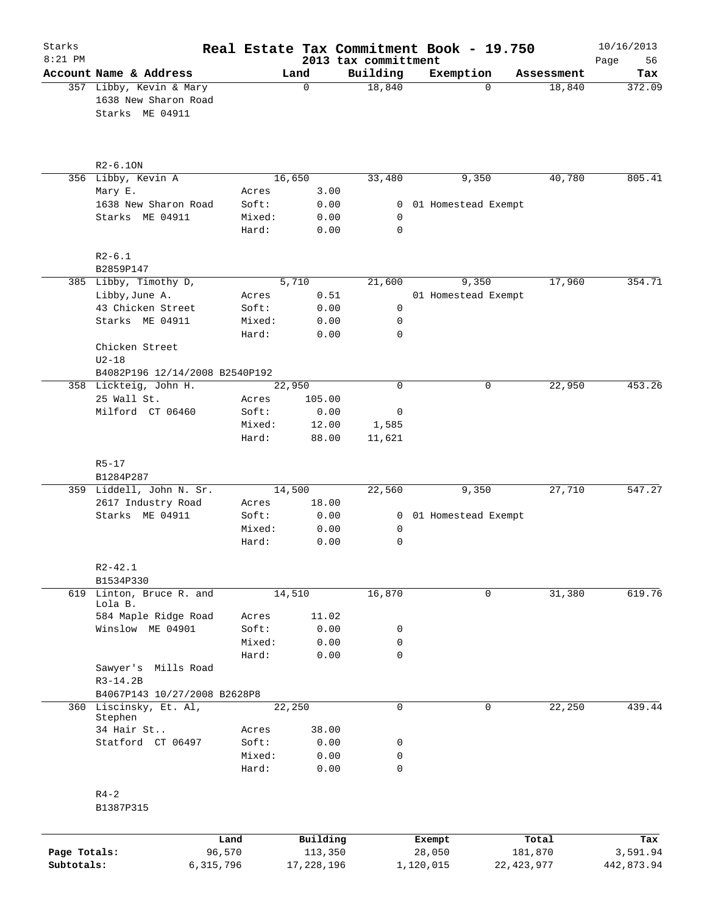# Real Estate Tax Commitment Book - 19.750

Starks 8:21 PM — 2013 tax committment — 10/16/2013

| Account Name & Address | Land | | Building | Exemption | Assessment | Tax |
|---|---|---|---|---|---|---|
| 357 Libby, Kevin & Mary | | 0 | 18,840 | 0 | 18,840 | 372.09 |
| 1638 New Sharon Road | | | | | | |
| Starks ME 04911 | | | | | | |
| R2-6.1ON | | | | | | |
| 356 Libby, Kevin A | | 16,650 | 33,480 | 9,350 | 40,780 | 805.41 |
| Mary E. | Acres | 3.00 | | | | |
| 1638 New Sharon Road | Soft: | 0.00 | 0 | 01 Homestead Exempt | | |
| Starks ME 04911 | Mixed: | 0.00 | 0 | | | |
| | Hard: | 0.00 | 0 | | | |
| R2-6.1 | | | | | | |
| B2859P147 | | | | | | |
| 385 Libby, Timothy D, | | 5,710 | 21,600 | 9,350 | 17,960 | 354.71 |
| Libby,June A. | Acres | 0.51 | | 01 Homestead Exempt | | |
| 43 Chicken Street | Soft: | 0.00 | 0 | | | |
| Starks ME 04911 | Mixed: | 0.00 | 0 | | | |
| | Hard: | 0.00 | 0 | | | |
| Chicken Street | | | | | | |
| U2-18 | | | | | | |
| B4082P196 12/14/2008 B2540P192 | | | | | | |
| 358 Lickteig, John H. | | 22,950 | 0 | 0 | 22,950 | 453.26 |
| 25 Wall St. | Acres | 105.00 | | | | |
| Milford CT 06460 | Soft: | 0.00 | 0 | | | |
| | Mixed: | 12.00 | 1,585 | | | |
| | Hard: | 88.00 | 11,621 | | | |
| R5-17 | | | | | | |
| B1284P287 | | | | | | |
| 359 Liddell, John N. Sr. | | 14,500 | 22,560 | 9,350 | 27,710 | 547.27 |
| 2617 Industry Road | Acres | 18.00 | | | | |
| Starks ME 04911 | Soft: | 0.00 | 0 | 01 Homestead Exempt | | |
| | Mixed: | 0.00 | 0 | | | |
| | Hard: | 0.00 | 0 | | | |
| R2-42.1 | | | | | | |
| B1534P330 | | | | | | |
| 619 Linton, Bruce R. and Lola B. | | 14,510 | 16,870 | 0 | 31,380 | 619.76 |
| 584 Maple Ridge Road | Acres | 11.02 | | | | |
| Winslow ME 04901 | Soft: | 0.00 | 0 | | | |
| | Mixed: | 0.00 | 0 | | | |
| | Hard: | 0.00 | 0 | | | |
| Sawyer's Mills Road | | | | | | |
| R3-14.2B | | | | | | |
| B4067P143 10/27/2008 B2628P8 | | | | | | |
| 360 Liscinsky, Et. Al, Stephen | | 22,250 | 0 | 0 | 22,250 | 439.44 |
| 34 Hair St.. | Acres | 38.00 | | | | |
| Statford CT 06497 | Soft: | 0.00 | 0 | | | |
| | Mixed: | 0.00 | 0 | | | |
| | Hard: | 0.00 | 0 | | | |
| R4-2 | | | | | | |
| B1387P315 | | | | | | |

| | Land | Building | Exempt | Total | Tax |
|---|---|---|---|---|---|
| Page Totals: | 96,570 | 113,350 | 28,050 | 181,870 | 3,591.94 |
| Subtotals: | 6,315,796 | 17,228,196 | 1,120,015 | 22,423,977 | 442,873.94 |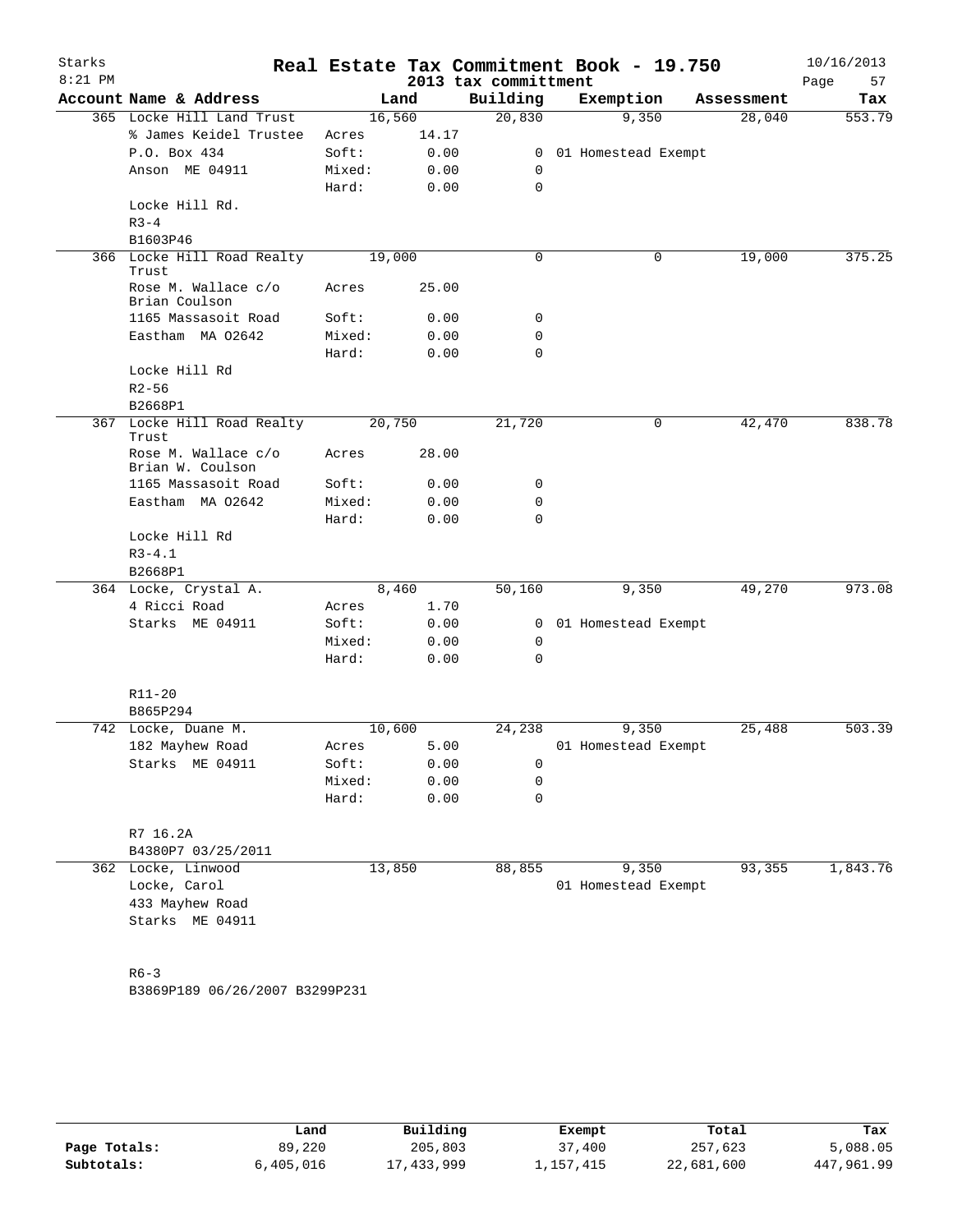# Real Estate Tax Commitment Book - 19.750

Starks 8:21 PM — 2013 tax committment — 10/16/2013

| Account Name & Address | Land | | Building | Exemption | Assessment | Tax |
|---|---|---|---|---|---|---|
| 365 Locke Hill Land Trust | 16,560 | | 20,830 | 9,350 | 28,040 | 553.79 |
| % James Keidel Trustee | Acres | 14.17 | | | | |
| P.O. Box 434 | Soft: | 0.00 | 0 | 01 Homestead Exempt | | |
| Anson ME 04911 | Mixed: | 0.00 | 0 | | | |
| | Hard: | 0.00 | 0 | | | |
| Locke Hill Rd. | | | | | | |
| R3-4 | | | | | | |
| B1603P46 | | | | | | |
| 366 Locke Hill Road Realty Trust | 19,000 | | 0 | 0 | 19,000 | 375.25 |
| Rose M. Wallace c/o Brian Coulson | Acres | 25.00 | | | | |
| 1165 Massasoit Road | Soft: | 0.00 | 0 | | | |
| Eastham MA 02642 | Mixed: | 0.00 | 0 | | | |
| | Hard: | 0.00 | 0 | | | |
| Locke Hill Rd | | | | | | |
| R2-56 | | | | | | |
| B2668P1 | | | | | | |
| 367 Locke Hill Road Realty Trust | 20,750 | | 21,720 | 0 | 42,470 | 838.78 |
| Rose M. Wallace c/o Brian W. Coulson | Acres | 28.00 | | | | |
| 1165 Massasoit Road | Soft: | 0.00 | 0 | | | |
| Eastham MA 02642 | Mixed: | 0.00 | 0 | | | |
| | Hard: | 0.00 | 0 | | | |
| Locke Hill Rd | | | | | | |
| R3-4.1 | | | | | | |
| B2668P1 | | | | | | |
| 364 Locke, Crystal A. | 8,460 | | 50,160 | 9,350 | 49,270 | 973.08 |
| 4 Ricci Road | Acres | 1.70 | | | | |
| Starks ME 04911 | Soft: | 0.00 | 0 | 01 Homestead Exempt | | |
| | Mixed: | 0.00 | 0 | | | |
| | Hard: | 0.00 | 0 | | | |
| R11-20 | | | | | | |
| B865P294 | | | | | | |
| 742 Locke, Duane M. | 10,600 | | 24,238 | 9,350 | 25,488 | 503.39 |
| 182 Mayhew Road | Acres | 5.00 | | 01 Homestead Exempt | | |
| Starks ME 04911 | Soft: | 0.00 | 0 | | | |
| | Mixed: | 0.00 | 0 | | | |
| | Hard: | 0.00 | 0 | | | |
| R7 16.2A | | | | | | |
| B4380P7 03/25/2011 | | | | | | |
| 362 Locke, Linwood | 13,850 | | 88,855 | 9,350 | 93,355 | 1,843.76 |
| Locke, Carol | | | | 01 Homestead Exempt | | |
| 433 Mayhew Road | | | | | | |
| Starks ME 04911 | | | | | | |
| R6-3 | | | | | | |
| B3869P189 06/26/2007 B3299P231 | | | | | | |

| | Land | Building | Exempt | Total | Tax |
|---|---|---|---|---|---|
| Page Totals: | 89,220 | 205,803 | 37,400 | 257,623 | 5,088.05 |
| Subtotals: | 6,405,016 | 17,433,999 | 1,157,415 | 22,681,600 | 447,961.99 |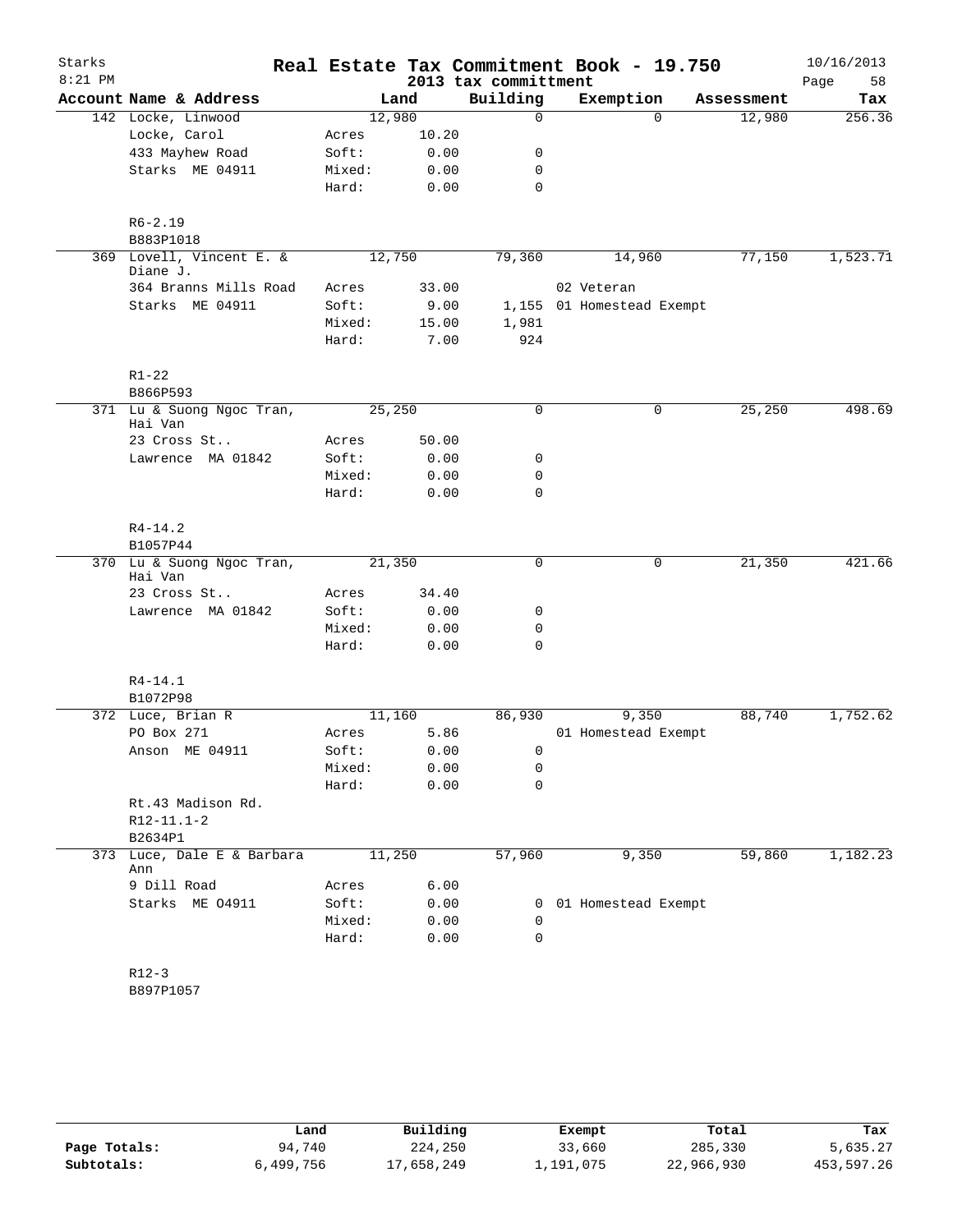# Real Estate Tax Commitment Book - 19.750

Starks 8:21 PM — 2013 tax committment — 10/16/2013

| Account | Name & Address | | Land | Building | Exemption | Assessment | Tax |
|---|---|---|---|---|---|---|---|
| 142 | Locke, Linwood | | 12,980 | 0 | 0 | 12,980 | 256.36 |
| | Locke, Carol | Acres | 10.20 | | | | |
| | 433 Mayhew Road | Soft: | 0.00 | 0 | | | |
| | Starks ME 04911 | Mixed: | 0.00 | 0 | | | |
| | | Hard: | 0.00 | 0 | | | |
| | R6-2.19 | | | | | | |
| | B883P1018 | | | | | | |
| 369 | Lovell, Vincent E. & Diane J. | | 12,750 | 79,360 | 14,960 | 77,150 | 1,523.71 |
| | 364 Branns Mills Road | Acres | 33.00 | | 02 Veteran | | |
| | Starks ME 04911 | Soft: | 9.00 | 1,155 | 01 Homestead Exempt | | |
| | | Mixed: | 15.00 | 1,981 | | | |
| | | Hard: | 7.00 | 924 | | | |
| | R1-22 | | | | | | |
| | B866P593 | | | | | | |
| 371 | Lu & Suong Ngoc Tran, Hai Van | | 25,250 | 0 | 0 | 25,250 | 498.69 |
| | 23 Cross St.. | Acres | 50.00 | | | | |
| | Lawrence MA 01842 | Soft: | 0.00 | 0 | | | |
| | | Mixed: | 0.00 | 0 | | | |
| | | Hard: | 0.00 | 0 | | | |
| | R4-14.2 | | | | | | |
| | B1057P44 | | | | | | |
| 370 | Lu & Suong Ngoc Tran, Hai Van | | 21,350 | 0 | 0 | 21,350 | 421.66 |
| | 23 Cross St.. | Acres | 34.40 | | | | |
| | Lawrence MA 01842 | Soft: | 0.00 | 0 | | | |
| | | Mixed: | 0.00 | 0 | | | |
| | | Hard: | 0.00 | 0 | | | |
| | R4-14.1 | | | | | | |
| | B1072P98 | | | | | | |
| 372 | Luce, Brian R | | 11,160 | 86,930 | 9,350 | 88,740 | 1,752.62 |
| | PO Box 271 | Acres | 5.86 | | 01 Homestead Exempt | | |
| | Anson ME 04911 | Soft: | 0.00 | 0 | | | |
| | | Mixed: | 0.00 | 0 | | | |
| | | Hard: | 0.00 | 0 | | | |
| | Rt.43 Madison Rd. | | | | | | |
| | R12-11.1-2 | | | | | | |
| | B2634P1 | | | | | | |
| 373 | Luce, Dale E & Barbara Ann | | 11,250 | 57,960 | 9,350 | 59,860 | 1,182.23 |
| | 9 Dill Road | Acres | 6.00 | | | | |
| | Starks ME O4911 | Soft: | 0.00 | 0 | 01 Homestead Exempt | | |
| | | Mixed: | 0.00 | 0 | | | |
| | | Hard: | 0.00 | 0 | | | |
| | R12-3 | | | | | | |
| | B897P1057 | | | | | | |

| | Land | Building | Exempt | Total | Tax |
|---|---|---|---|---|---|
| Page Totals: | 94,740 | 224,250 | 33,660 | 285,330 | 5,635.27 |
| Subtotals: | 6,499,756 | 17,658,249 | 1,191,075 | 22,966,930 | 453,597.26 |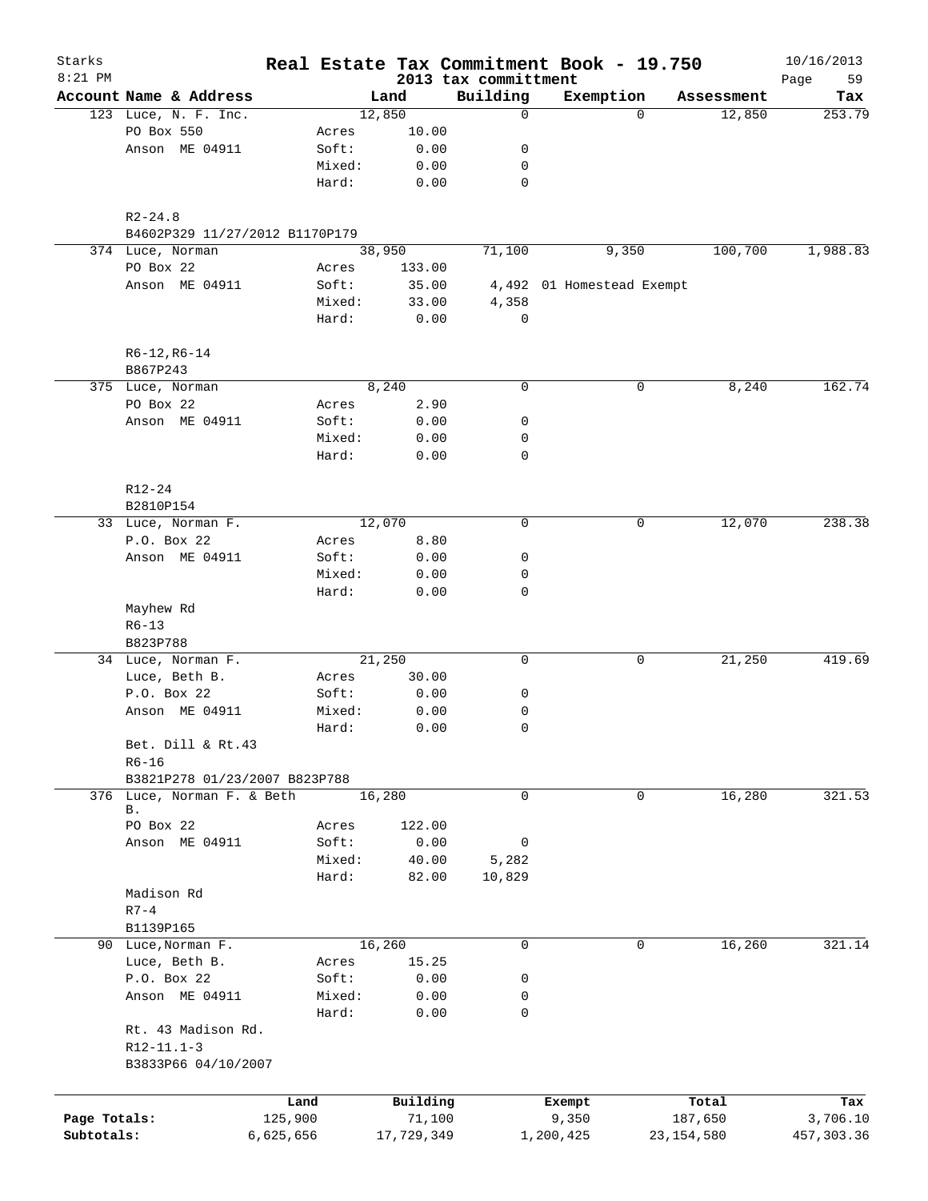# Starks — Real Estate Tax Commitment Book - 19.750

8:21 PM — 2013 tax committment — 10/16/2013

| Account Name & Address | | Land | Building | Exemption | Assessment | Tax |
|---|---|---|---|---|---|---|
| 123 Luce, N. F. Inc. | | 12,850 | 0 | 0 | 12,850 | 253.79 |
| PO Box 550 | Acres | 10.00 | | | | |
| Anson ME 04911 | Soft: | 0.00 | 0 | | | |
| | Mixed: | 0.00 | 0 | | | |
| | Hard: | 0.00 | 0 | | | |
| R2-24.8 | | | | | | |
| B4602P329 11/27/2012 B1170P179 | | | | | | |
| 374 Luce, Norman | | 38,950 | 71,100 | 9,350 | 100,700 | 1,988.83 |
| PO Box 22 | Acres | 133.00 | | | | |
| Anson ME 04911 | Soft: | 35.00 | 4,492 | 01 Homestead Exempt | | |
| | Mixed: | 33.00 | 4,358 | | | |
| | Hard: | 0.00 | 0 | | | |
| R6-12,R6-14 | | | | | | |
| B867P243 | | | | | | |
| 375 Luce, Norman | | 8,240 | 0 | 0 | 8,240 | 162.74 |
| PO Box 22 | Acres | 2.90 | | | | |
| Anson ME 04911 | Soft: | 0.00 | 0 | | | |
| | Mixed: | 0.00 | 0 | | | |
| | Hard: | 0.00 | 0 | | | |
| R12-24 | | | | | | |
| B2810P154 | | | | | | |
| 33 Luce, Norman F. | | 12,070 | 0 | 0 | 12,070 | 238.38 |
| P.O. Box 22 | Acres | 8.80 | | | | |
| Anson ME 04911 | Soft: | 0.00 | 0 | | | |
| | Mixed: | 0.00 | 0 | | | |
| | Hard: | 0.00 | 0 | | | |
| Mayhew Rd | | | | | | |
| R6-13 | | | | | | |
| B823P788 | | | | | | |
| 34 Luce, Norman F. | | 21,250 | 0 | 0 | 21,250 | 419.69 |
| Luce, Beth B. | Acres | 30.00 | | | | |
| P.O. Box 22 | Soft: | 0.00 | 0 | | | |
| Anson ME 04911 | Mixed: | 0.00 | 0 | | | |
| | Hard: | 0.00 | 0 | | | |
| Bet. Dill & Rt.43 | | | | | | |
| R6-16 | | | | | | |
| B3821P278 01/23/2007 B823P788 | | | | | | |
| 376 Luce, Norman F. & Beth B. | | 16,280 | 0 | 0 | 16,280 | 321.53 |
| PO Box 22 | Acres | 122.00 | | | | |
| Anson ME 04911 | Soft: | 0.00 | 0 | | | |
| | Mixed: | 40.00 | 5,282 | | | |
| | Hard: | 82.00 | 10,829 | | | |
| Madison Rd | | | | | | |
| R7-4 | | | | | | |
| B1139P165 | | | | | | |
| 90 Luce,Norman F. | | 16,260 | 0 | 0 | 16,260 | 321.14 |
| Luce, Beth B. | Acres | 15.25 | | | | |
| P.O. Box 22 | Soft: | 0.00 | 0 | | | |
| Anson ME 04911 | Mixed: | 0.00 | 0 | | | |
| | Hard: | 0.00 | 0 | | | |
| Rt. 43 Madison Rd. | | | | | | |
| R12-11.1-3 | | | | | | |
| B3833P66 04/10/2007 | | | | | | |

| | Land | Building | Exempt | Total | Tax |
|---|---|---|---|---|---|
| Page Totals: | 125,900 | 71,100 | 9,350 | 187,650 | 3,706.10 |
| Subtotals: | 6,625,656 | 17,729,349 | 1,200,425 | 23,154,580 | 457,303.36 |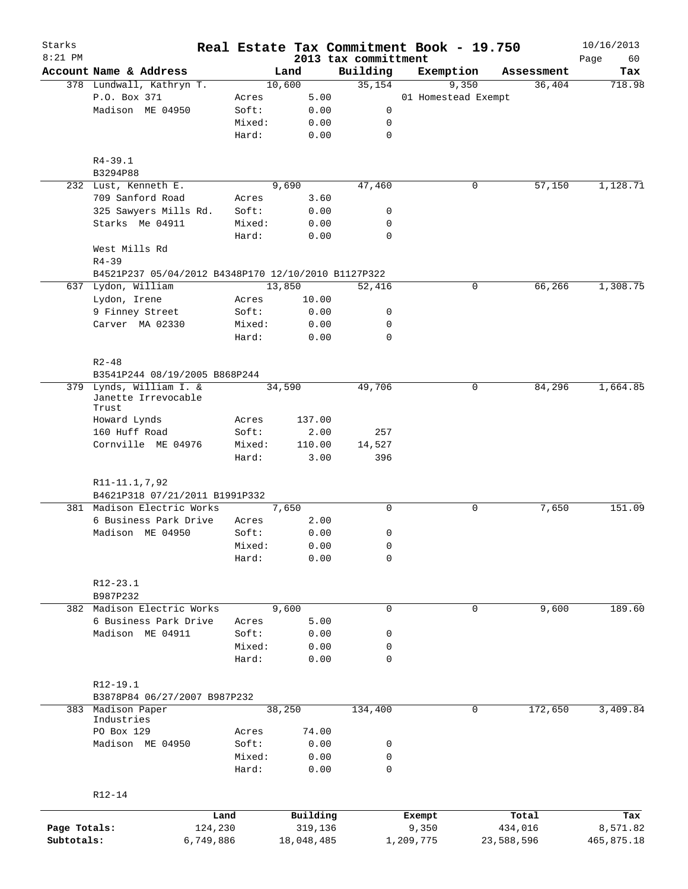Starks
8:21 PM

# Real Estate Tax Commitment Book - 19.750

2013 tax committment

10/16/2013

| Account | Name & Address | | Land | Building | Exemption | Assessment | Tax |
|---|---|---|---|---|---|---|---|
| 378 | Lundwall, Kathryn T. | | 10,600 | 35,154 | 9,350 | 36,404 | 718.98 |
| | P.O. Box 371 | Acres | 5.00 | | 01 Homestead Exempt | | |
| | Madison ME 04950 | Soft: | 0.00 | 0 | | | |
| | | Mixed: | 0.00 | 0 | | | |
| | | Hard: | 0.00 | 0 | | | |
| | R4-39.1 | | | | | | |
| | B3294P88 | | | | | | |
| 232 | Lust, Kenneth E. | | 9,690 | 47,460 | 0 | 57,150 | 1,128.71 |
| | 709 Sanford Road | Acres | 3.60 | | | | |
| | 325 Sawyers Mills Rd. | Soft: | 0.00 | 0 | | | |
| | Starks Me 04911 | Mixed: | 0.00 | 0 | | | |
| | | Hard: | 0.00 | 0 | | | |
| | West Mills Rd | | | | | | |
| | R4-39 | | | | | | |
| | B4521P237 05/04/2012 B4348P170 12/10/2010 B1127P322 | | | | | | |
| 637 | Lydon, William | | 13,850 | 52,416 | 0 | 66,266 | 1,308.75 |
| | Lydon, Irene | Acres | 10.00 | | | | |
| | 9 Finney Street | Soft: | 0.00 | 0 | | | |
| | Carver MA 02330 | Mixed: | 0.00 | 0 | | | |
| | | Hard: | 0.00 | 0 | | | |
| | R2-48 | | | | | | |
| | B3541P244 08/19/2005 B868P244 | | | | | | |
| 379 | Lynds, William I. & Janette Irrevocable Trust | | 34,590 | 49,706 | 0 | 84,296 | 1,664.85 |
| | Howard Lynds | Acres | 137.00 | | | | |
| | 160 Huff Road | Soft: | 2.00 | 257 | | | |
| | Cornville ME 04976 | Mixed: | 110.00 | 14,527 | | | |
| | | Hard: | 3.00 | 396 | | | |
| | R11-11.1,7,92 | | | | | | |
| | B4621P318 07/21/2011 B1991P332 | | | | | | |
| 381 | Madison Electric Works | | 7,650 | 0 | 0 | 7,650 | 151.09 |
| | 6 Business Park Drive | Acres | 2.00 | | | | |
| | Madison ME 04950 | Soft: | 0.00 | 0 | | | |
| | | Mixed: | 0.00 | 0 | | | |
| | | Hard: | 0.00 | 0 | | | |
| | R12-23.1 | | | | | | |
| | B987P232 | | | | | | |
| 382 | Madison Electric Works | | 9,600 | 0 | 0 | 9,600 | 189.60 |
| | 6 Business Park Drive | Acres | 5.00 | | | | |
| | Madison ME 04911 | Soft: | 0.00 | 0 | | | |
| | | Mixed: | 0.00 | 0 | | | |
| | | Hard: | 0.00 | 0 | | | |
| | R12-19.1 | | | | | | |
| | B3878P84 06/27/2007 B987P232 | | | | | | |
| 383 | Madison Paper Industries | | 38,250 | 134,400 | 0 | 172,650 | 3,409.84 |
| | PO Box 129 | Acres | 74.00 | | | | |
| | Madison ME 04950 | Soft: | 0.00 | 0 | | | |
| | | Mixed: | 0.00 | 0 | | | |
| | | Hard: | 0.00 | 0 | | | |
| | R12-14 | | | | | | |

| | Land | Building | Exempt | Total | Tax |
|---|---|---|---|---|---|
| Page Totals: | 124,230 | 319,136 | 9,350 | 434,016 | 8,571.82 |
| Subtotals: | 6,749,886 | 18,048,485 | 1,209,775 | 23,588,596 | 465,875.18 |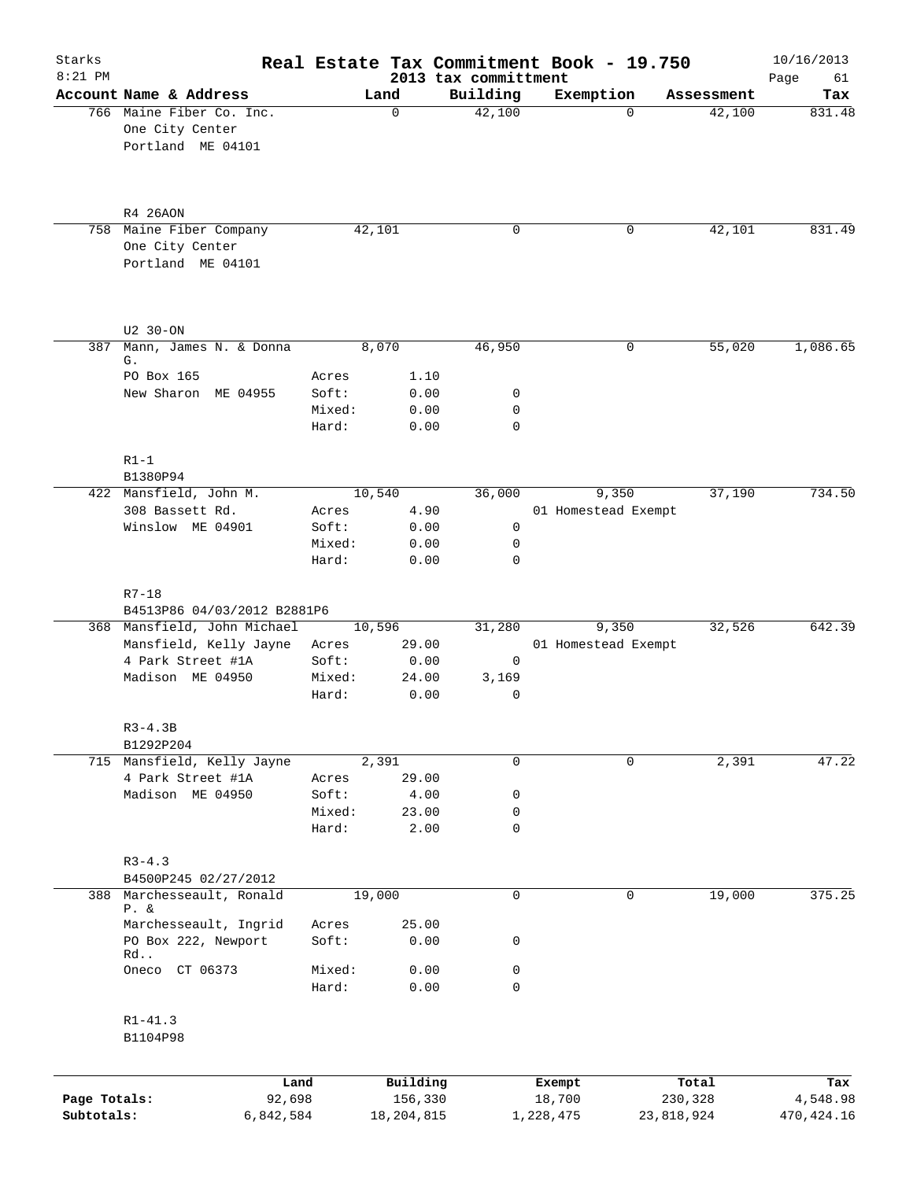# Real Estate Tax Commitment Book - 19.750

Starks
8:21 PM

2013 tax committment

10/16/2013

| Account | Name & Address | Land | | Building | Exemption | Assessment | Tax |
|---|---|---|---|---|---|---|---|
| 766 | Maine Fiber Co. Inc. | 0 | | 42,100 | 0 | 42,100 | 831.48 |
| | One City Center | | | | | | |
| | Portland ME 04101 | | | | | | |
| | R4 26AON | | | | | | |
| 758 | Maine Fiber Company | 42,101 | | 0 | 0 | 42,101 | 831.49 |
| | One City Center | | | | | | |
| | Portland ME 04101 | | | | | | |
| | U2 30-ON | | | | | | |
| 387 | Mann, James N. & Donna G. | 8,070 | | 46,950 | 0 | 55,020 | 1,086.65 |
| | PO Box 165 | Acres | 1.10 | | | | |
| | New Sharon ME 04955 | Soft: | 0.00 | 0 | | | |
| | | Mixed: | 0.00 | 0 | | | |
| | | Hard: | 0.00 | 0 | | | |
| | R1-1 | | | | | | |
| | B1380P94 | | | | | | |
| 422 | Mansfield, John M. | 10,540 | | 36,000 | 9,350 | 37,190 | 734.50 |
| | 308 Bassett Rd. | Acres | 4.90 | | 01 Homestead Exempt | | |
| | Winslow ME 04901 | Soft: | 0.00 | 0 | | | |
| | | Mixed: | 0.00 | 0 | | | |
| | | Hard: | 0.00 | 0 | | | |
| | R7-18 | | | | | | |
| | B4513P86 04/03/2012 B2881P6 | | | | | | |
| 368 | Mansfield, John Michael | 10,596 | | 31,280 | 9,350 | 32,526 | 642.39 |
| | Mansfield, Kelly Jayne | Acres | 29.00 | | 01 Homestead Exempt | | |
| | 4 Park Street #1A | Soft: | 0.00 | 0 | | | |
| | Madison ME 04950 | Mixed: | 24.00 | 3,169 | | | |
| | | Hard: | 0.00 | 0 | | | |
| | R3-4.3B | | | | | | |
| | B1292P204 | | | | | | |
| 715 | Mansfield, Kelly Jayne | 2,391 | | 0 | 0 | 2,391 | 47.22 |
| | 4 Park Street #1A | Acres | 29.00 | | | | |
| | Madison ME 04950 | Soft: | 4.00 | 0 | | | |
| | | Mixed: | 23.00 | 0 | | | |
| | | Hard: | 2.00 | 0 | | | |
| | R3-4.3 | | | | | | |
| | B4500P245 02/27/2012 | | | | | | |
| 388 | Marchesseault, Ronald P. & | 19,000 | | 0 | 0 | 19,000 | 375.25 |
| | Marchesseault, Ingrid | Acres | 25.00 | | | | |
| | PO Box 222, Newport Rd.. | Soft: | 0.00 | 0 | | | |
| | Oneco CT 06373 | Mixed: | 0.00 | 0 | | | |
| | | Hard: | 0.00 | 0 | | | |
| | R1-41.3 | | | | | | |
| | B1104P98 | | | | | | |

| | Land | Building | Exempt | Total | Tax |
|---|---|---|---|---|---|
| Page Totals: | 92,698 | 156,330 | 18,700 | 230,328 | 4,548.98 |
| Subtotals: | 6,842,584 | 18,204,815 | 1,228,475 | 23,818,924 | 470,424.16 |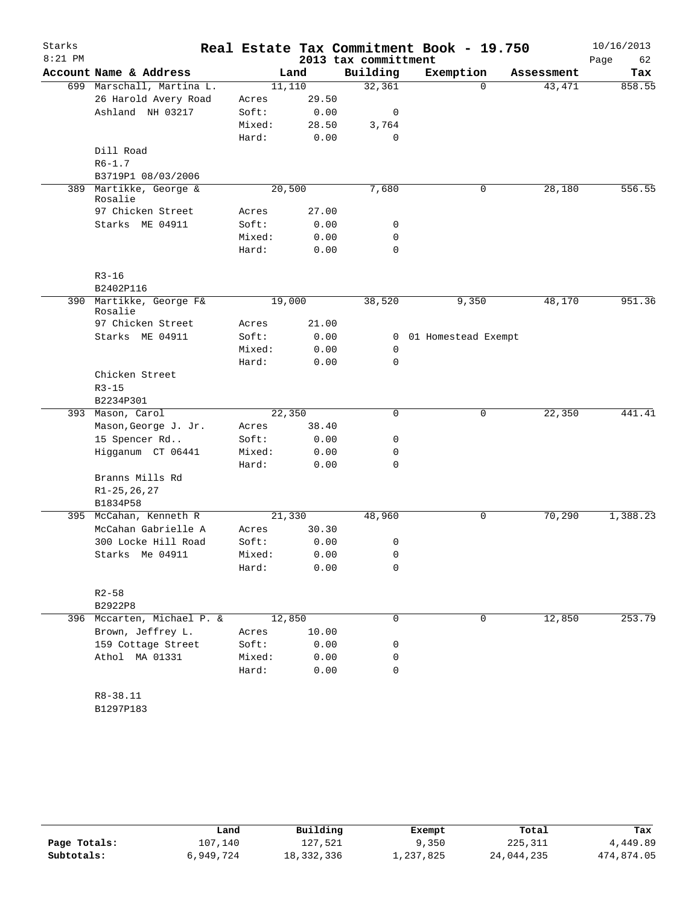# Real Estate Tax Commitment Book - 19.750

Starks
8:21 PM

2013 tax committment

10/16/2013

| Account Name & Address | | Land | Building | Exemption | Assessment | Tax |
|---|---|---|---|---|---|---|
| 699 Marschall, Martina L. | | 11,110 | 32,361 | 0 | 43,471 | 858.55 |
| 26 Harold Avery Road | Acres | 29.50 | | | | |
| Ashland NH 03217 | Soft: | 0.00 | 0 | | | |
| | Mixed: | 28.50 | 3,764 | | | |
| | Hard: | 0.00 | 0 | | | |
| Dill Road | | | | | | |
| R6-1.7 | | | | | | |
| B3719P1 08/03/2006 | | | | | | |
| 389 Martikke, George & Rosalie | | 20,500 | 7,680 | 0 | 28,180 | 556.55 |
| 97 Chicken Street | Acres | 27.00 | | | | |
| Starks ME 04911 | Soft: | 0.00 | 0 | | | |
| | Mixed: | 0.00 | 0 | | | |
| | Hard: | 0.00 | 0 | | | |
| R3-16 | | | | | | |
| B2402P116 | | | | | | |
| 390 Martikke, George F& Rosalie | | 19,000 | 38,520 | 9,350 | 48,170 | 951.36 |
| 97 Chicken Street | Acres | 21.00 | | | | |
| Starks ME 04911 | Soft: | 0.00 | 0 | 01 Homestead Exempt | | |
| | Mixed: | 0.00 | 0 | | | |
| | Hard: | 0.00 | 0 | | | |
| Chicken Street | | | | | | |
| R3-15 | | | | | | |
| B2234P301 | | | | | | |
| 393 Mason, Carol | | 22,350 | 0 | 0 | 22,350 | 441.41 |
| Mason,George J. Jr. | Acres | 38.40 | | | | |
| 15 Spencer Rd.. | Soft: | 0.00 | 0 | | | |
| Higganum CT 06441 | Mixed: | 0.00 | 0 | | | |
| | Hard: | 0.00 | 0 | | | |
| Branns Mills Rd | | | | | | |
| R1-25,26,27 | | | | | | |
| B1834P58 | | | | | | |
| 395 McCahan, Kenneth R | | 21,330 | 48,960 | 0 | 70,290 | 1,388.23 |
| McCahan Gabrielle A | Acres | 30.30 | | | | |
| 300 Locke Hill Road | Soft: | 0.00 | 0 | | | |
| Starks Me 04911 | Mixed: | 0.00 | 0 | | | |
| | Hard: | 0.00 | 0 | | | |
| R2-58 | | | | | | |
| B2922P8 | | | | | | |
| 396 Mccarten, Michael P. & | | 12,850 | 0 | 0 | 12,850 | 253.79 |
| Brown, Jeffrey L. | Acres | 10.00 | | | | |
| 159 Cottage Street | Soft: | 0.00 | 0 | | | |
| Athol MA 01331 | Mixed: | 0.00 | 0 | | | |
| | Hard: | 0.00 | 0 | | | |
| R8-38.11 | | | | | | |
| B1297P183 | | | | | | |

| | Land | Building | Exempt | Total | Tax |
|---|---|---|---|---|---|
| Page Totals: | 107,140 | 127,521 | 9,350 | 225,311 | 4,449.89 |
| Subtotals: | 6,949,724 | 18,332,336 | 1,237,825 | 24,044,235 | 474,874.05 |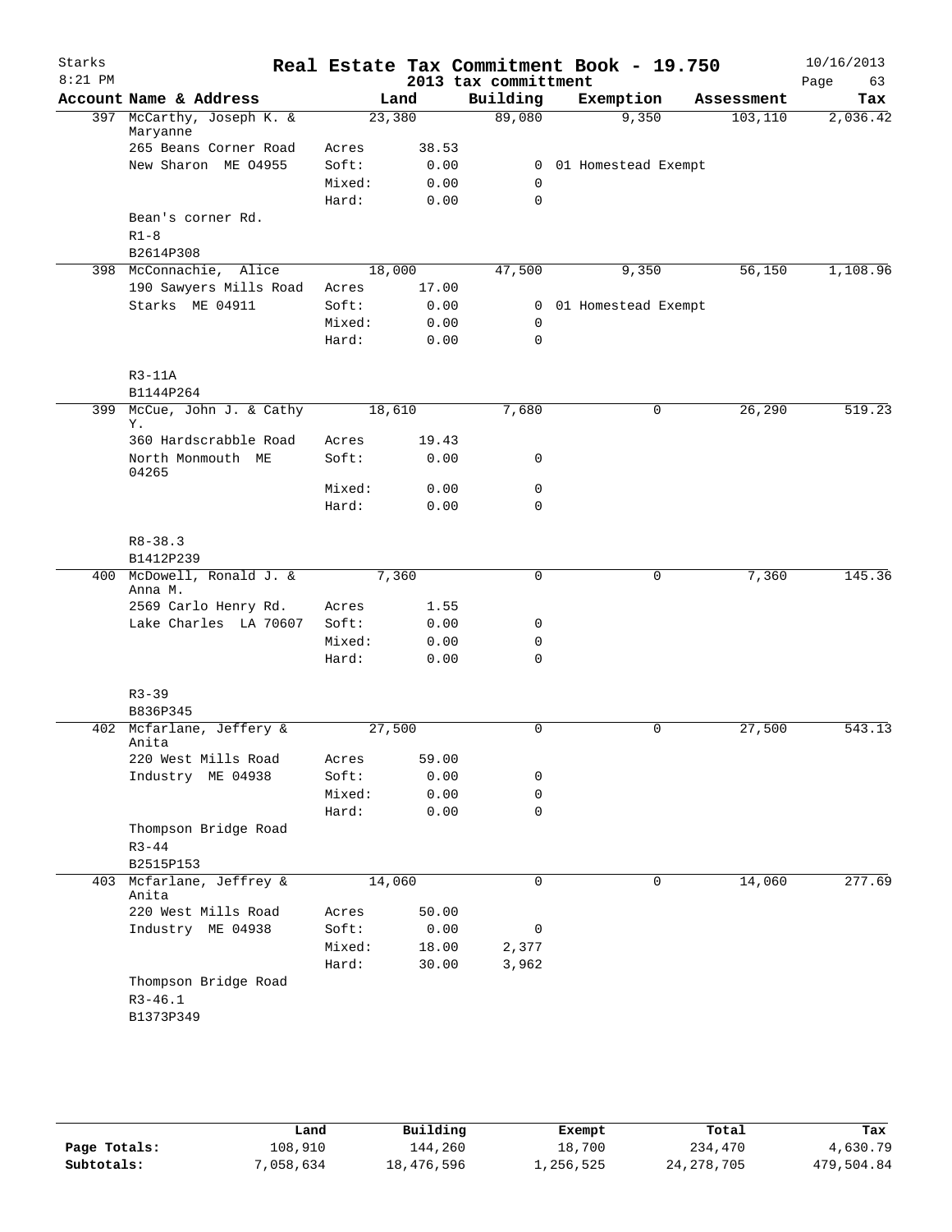# Real Estate Tax Commitment Book - 19.750

Starks
8:21 PM

2013 tax committment

10/16/2013

| Account Name & Address | | Land | Building | Exemption | Assessment | Tax |
|---|---|---|---|---|---|---|
| 397 McCarthy, Joseph K. & Maryanne | | 23,380 | 89,080 | 9,350 | 103,110 | 2,036.42 |
| 265 Beans Corner Road | Acres | 38.53 | | | | |
| New Sharon ME 04955 | Soft: | 0.00 | 0 | 01 Homestead Exempt | | |
| | Mixed: | 0.00 | 0 | | | |
| | Hard: | 0.00 | 0 | | | |
| Bean's corner Rd. | | | | | | |
| R1-8 | | | | | | |
| B2614P308 | | | | | | |
| 398 McConnachie, Alice | | 18,000 | 47,500 | 9,350 | 56,150 | 1,108.96 |
| 190 Sawyers Mills Road | Acres | 17.00 | | | | |
| Starks ME 04911 | Soft: | 0.00 | 0 | 01 Homestead Exempt | | |
| | Mixed: | 0.00 | 0 | | | |
| | Hard: | 0.00 | 0 | | | |
| R3-11A | | | | | | |
| B1144P264 | | | | | | |
| 399 McCue, John J. & Cathy Y. | | 18,610 | 7,680 | 0 | 26,290 | 519.23 |
| 360 Hardscrabble Road | Acres | 19.43 | | | | |
| North Monmouth ME 04265 | Soft: | 0.00 | 0 | | | |
| | Mixed: | 0.00 | 0 | | | |
| | Hard: | 0.00 | 0 | | | |
| R8-38.3 | | | | | | |
| B1412P239 | | | | | | |
| 400 McDowell, Ronald J. & Anna M. | | 7,360 | 0 | 0 | 7,360 | 145.36 |
| 2569 Carlo Henry Rd. | Acres | 1.55 | | | | |
| Lake Charles LA 70607 | Soft: | 0.00 | 0 | | | |
| | Mixed: | 0.00 | 0 | | | |
| | Hard: | 0.00 | 0 | | | |
| R3-39 | | | | | | |
| B836P345 | | | | | | |
| 402 Mcfarlane, Jeffery & Anita | | 27,500 | 0 | 0 | 27,500 | 543.13 |
| 220 West Mills Road | Acres | 59.00 | | | | |
| Industry ME 04938 | Soft: | 0.00 | 0 | | | |
| | Mixed: | 0.00 | 0 | | | |
| | Hard: | 0.00 | 0 | | | |
| Thompson Bridge Road | | | | | | |
| R3-44 | | | | | | |
| B2515P153 | | | | | | |
| 403 Mcfarlane, Jeffrey & Anita | | 14,060 | 0 | 0 | 14,060 | 277.69 |
| 220 West Mills Road | Acres | 50.00 | | | | |
| Industry ME 04938 | Soft: | 0.00 | 0 | | | |
| | Mixed: | 18.00 | 2,377 | | | |
| | Hard: | 30.00 | 3,962 | | | |
| Thompson Bridge Road | | | | | | |
| R3-46.1 | | | | | | |
| B1373P349 | | | | | | |

| | Land | Building | Exempt | Total | Tax |
|---|---|---|---|---|---|
| Page Totals: | 108,910 | 144,260 | 18,700 | 234,470 | 4,630.79 |
| Subtotals: | 7,058,634 | 18,476,596 | 1,256,525 | 24,278,705 | 479,504.84 |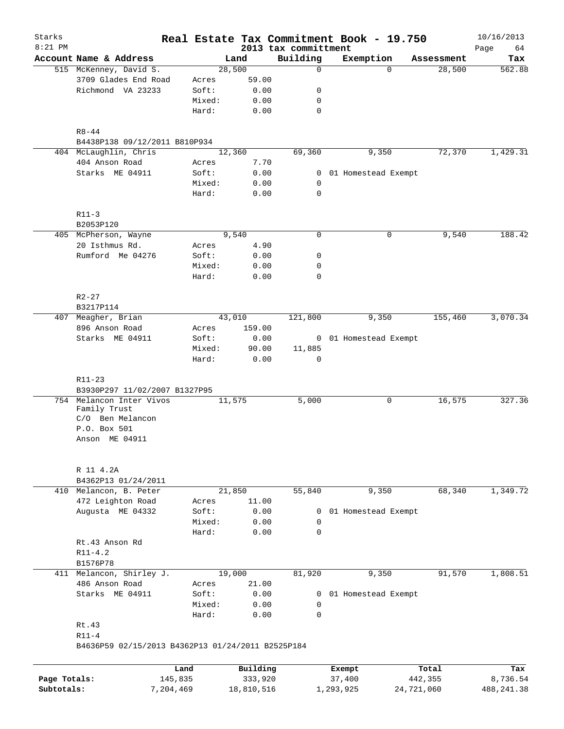# Real Estate Tax Commitment Book - 19.750

Starks
8:21 PM

2013 tax committment

10/16/2013

| Account | Name & Address | | Land | Building | Exemption | Assessment | Tax |
|---|---|---|---|---|---|---|---|
| 515 | McKenney, David S. | | 28,500 | 0 | 0 | 28,500 | 562.88 |
| | 3709 Glades End Road | Acres | 59.00 | | | | |
| | Richmond VA 23233 | Soft: | 0.00 | 0 | | | |
| | | Mixed: | 0.00 | 0 | | | |
| | | Hard: | 0.00 | 0 | | | |
| | R8-44 | | | | | | |
| | B4438P138 09/12/2011 B810P934 | | | | | | |
| 404 | McLaughlin, Chris | | 12,360 | 69,360 | 9,350 | 72,370 | 1,429.31 |
| | 404 Anson Road | Acres | 7.70 | | | | |
| | Starks ME 04911 | Soft: | 0.00 | 0 | 01 Homestead Exempt | | |
| | | Mixed: | 0.00 | 0 | | | |
| | | Hard: | 0.00 | 0 | | | |
| | R11-3 | | | | | | |
| | B2053P120 | | | | | | |
| 405 | McPherson, Wayne | | 9,540 | 0 | 0 | 9,540 | 188.42 |
| | 20 Isthmus Rd. | Acres | 4.90 | | | | |
| | Rumford Me 04276 | Soft: | 0.00 | 0 | | | |
| | | Mixed: | 0.00 | 0 | | | |
| | | Hard: | 0.00 | 0 | | | |
| | R2-27 | | | | | | |
| | B3217P114 | | | | | | |
| 407 | Meagher, Brian | | 43,010 | 121,800 | 9,350 | 155,460 | 3,070.34 |
| | 896 Anson Road | Acres | 159.00 | | | | |
| | Starks ME 04911 | Soft: | 0.00 | 0 | 01 Homestead Exempt | | |
| | | Mixed: | 90.00 | 11,885 | | | |
| | | Hard: | 0.00 | 0 | | | |
| | R11-23 | | | | | | |
| | B3930P297 11/02/2007 B1327P95 | | | | | | |
| 754 | Melancon Inter Vivos Family Trust | | 11,575 | 5,000 | 0 | 16,575 | 327.36 |
| | C/O Ben Melancon | | | | | | |
| | P.O. Box 501 | | | | | | |
| | Anson ME 04911 | | | | | | |
| | R 11 4.2A | | | | | | |
| | B4362P13 01/24/2011 | | | | | | |
| 410 | Melancon, B. Peter | | 21,850 | 55,840 | 9,350 | 68,340 | 1,349.72 |
| | 472 Leighton Road | Acres | 11.00 | | | | |
| | Augusta ME 04332 | Soft: | 0.00 | 0 | 01 Homestead Exempt | | |
| | | Mixed: | 0.00 | 0 | | | |
| | | Hard: | 0.00 | 0 | | | |
| | Rt.43 Anson Rd | | | | | | |
| | R11-4.2 | | | | | | |
| | B1576P78 | | | | | | |
| 411 | Melancon, Shirley J. | | 19,000 | 81,920 | 9,350 | 91,570 | 1,808.51 |
| | 486 Anson Road | Acres | 21.00 | | | | |
| | Starks ME 04911 | Soft: | 0.00 | 0 | 01 Homestead Exempt | | |
| | | Mixed: | 0.00 | 0 | | | |
| | | Hard: | 0.00 | 0 | | | |
| | Rt.43 | | | | | | |
| | R11-4 | | | | | | |
| | B4636P59 02/15/2013 B4362P13 01/24/2011 B2525P184 | | | | | | |

| | Land | Building | Exempt | Total | Tax |
|---|---|---|---|---|---|
| Page Totals: | 145,835 | 333,920 | 37,400 | 442,355 | 8,736.54 |
| Subtotals: | 7,204,469 | 18,810,516 | 1,293,925 | 24,721,060 | 488,241.38 |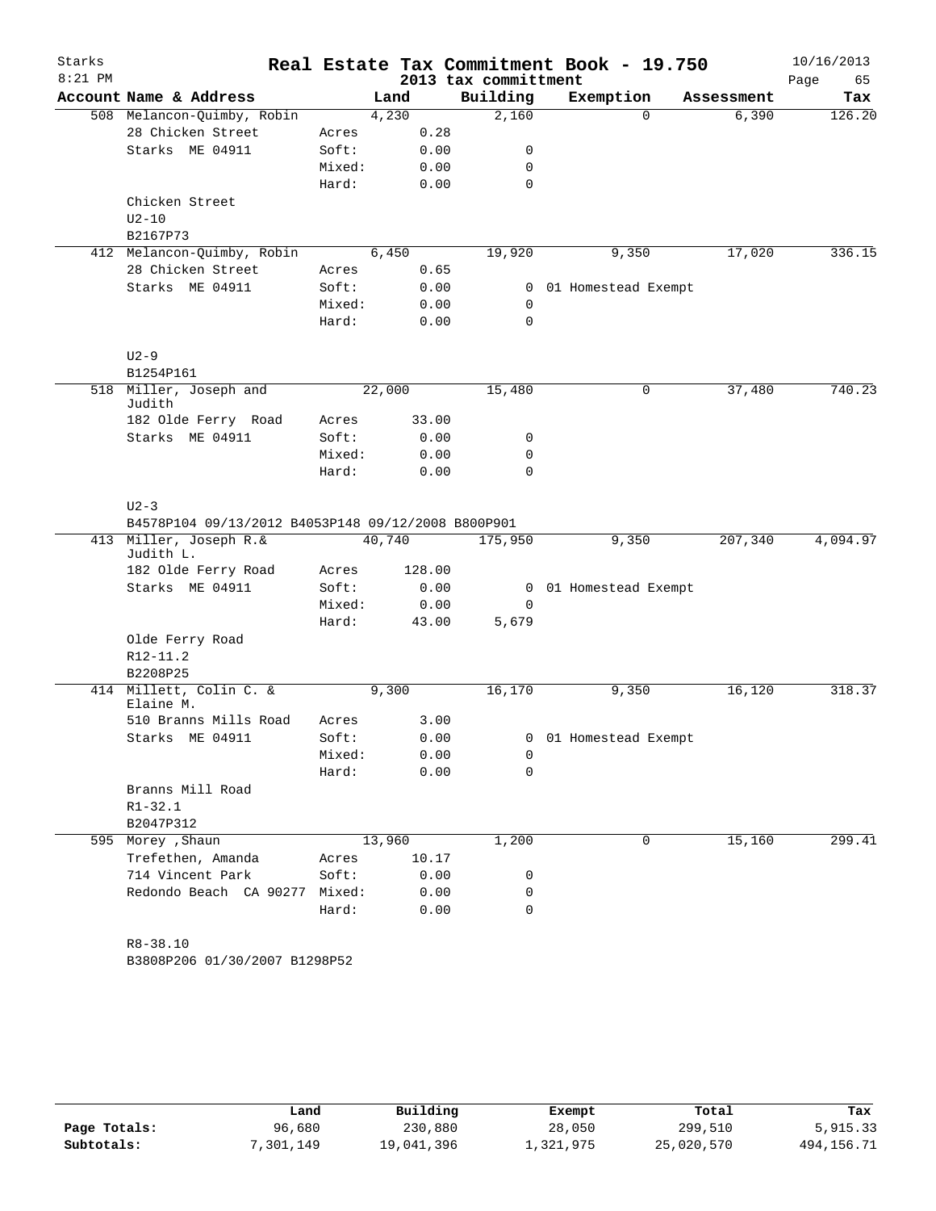# Real Estate Tax Commitment Book - 19.750

Starks
8:21 PM

2013 tax committment

10/16/2013

| Account Name & Address | | Land | Building | Exemption | Assessment | Tax |
|---|---|---|---|---|---|---|
| 508 Melancon-Quimby, Robin | | 4,230 | 2,160 | 0 | 6,390 | 126.20 |
| 28 Chicken Street | Acres | 0.28 | | | | |
| Starks ME 04911 | Soft: | 0.00 | 0 | | | |
| | Mixed: | 0.00 | 0 | | | |
| | Hard: | 0.00 | 0 | | | |
| Chicken Street | | | | | | |
| U2-10 | | | | | | |
| B2167P73 | | | | | | |
| 412 Melancon-Quimby, Robin | | 6,450 | 19,920 | 9,350 | 17,020 | 336.15 |
| 28 Chicken Street | Acres | 0.65 | | | | |
| Starks ME 04911 | Soft: | 0.00 | 0 | 01 Homestead Exempt | | |
| | Mixed: | 0.00 | 0 | | | |
| | Hard: | 0.00 | 0 | | | |
| U2-9 | | | | | | |
| B1254P161 | | | | | | |
| 518 Miller, Joseph and Judith | | 22,000 | 15,480 | 0 | 37,480 | 740.23 |
| 182 Olde Ferry Road | Acres | 33.00 | | | | |
| Starks ME 04911 | Soft: | 0.00 | 0 | | | |
| | Mixed: | 0.00 | 0 | | | |
| | Hard: | 0.00 | 0 | | | |
| U2-3 | | | | | | |
| B4578P104 09/13/2012 B4053P148 09/12/2008 B800P901 | | | | | | |
| 413 Miller, Joseph R.& Judith L. | | 40,740 | 175,950 | 9,350 | 207,340 | 4,094.97 |
| 182 Olde Ferry Road | Acres | 128.00 | | | | |
| Starks ME 04911 | Soft: | 0.00 | 0 | 01 Homestead Exempt | | |
| | Mixed: | 0.00 | 0 | | | |
| | Hard: | 43.00 | 5,679 | | | |
| Olde Ferry Road | | | | | | |
| R12-11.2 | | | | | | |
| B2208P25 | | | | | | |
| 414 Millett, Colin C. & Elaine M. | | 9,300 | 16,170 | 9,350 | 16,120 | 318.37 |
| 510 Branns Mills Road | Acres | 3.00 | | | | |
| Starks ME 04911 | Soft: | 0.00 | 0 | 01 Homestead Exempt | | |
| | Mixed: | 0.00 | 0 | | | |
| | Hard: | 0.00 | 0 | | | |
| Branns Mill Road | | | | | | |
| R1-32.1 | | | | | | |
| B2047P312 | | | | | | |
| 595 Morey ,Shaun | | 13,960 | 1,200 | 0 | 15,160 | 299.41 |
| Trefethen, Amanda | Acres | 10.17 | | | | |
| 714 Vincent Park | Soft: | 0.00 | 0 | | | |
| Redondo Beach CA 90277 | Mixed: | 0.00 | 0 | | | |
| | Hard: | 0.00 | 0 | | | |
| R8-38.10 | | | | | | |
| B3808P206 01/30/2007 B1298P52 | | | | | | |

| | Land | Building | Exempt | Total | Tax |
|---|---|---|---|---|---|
| Page Totals: | 96,680 | 230,880 | 28,050 | 299,510 | 5,915.33 |
| Subtotals: | 7,301,149 | 19,041,396 | 1,321,975 | 25,020,570 | 494,156.71 |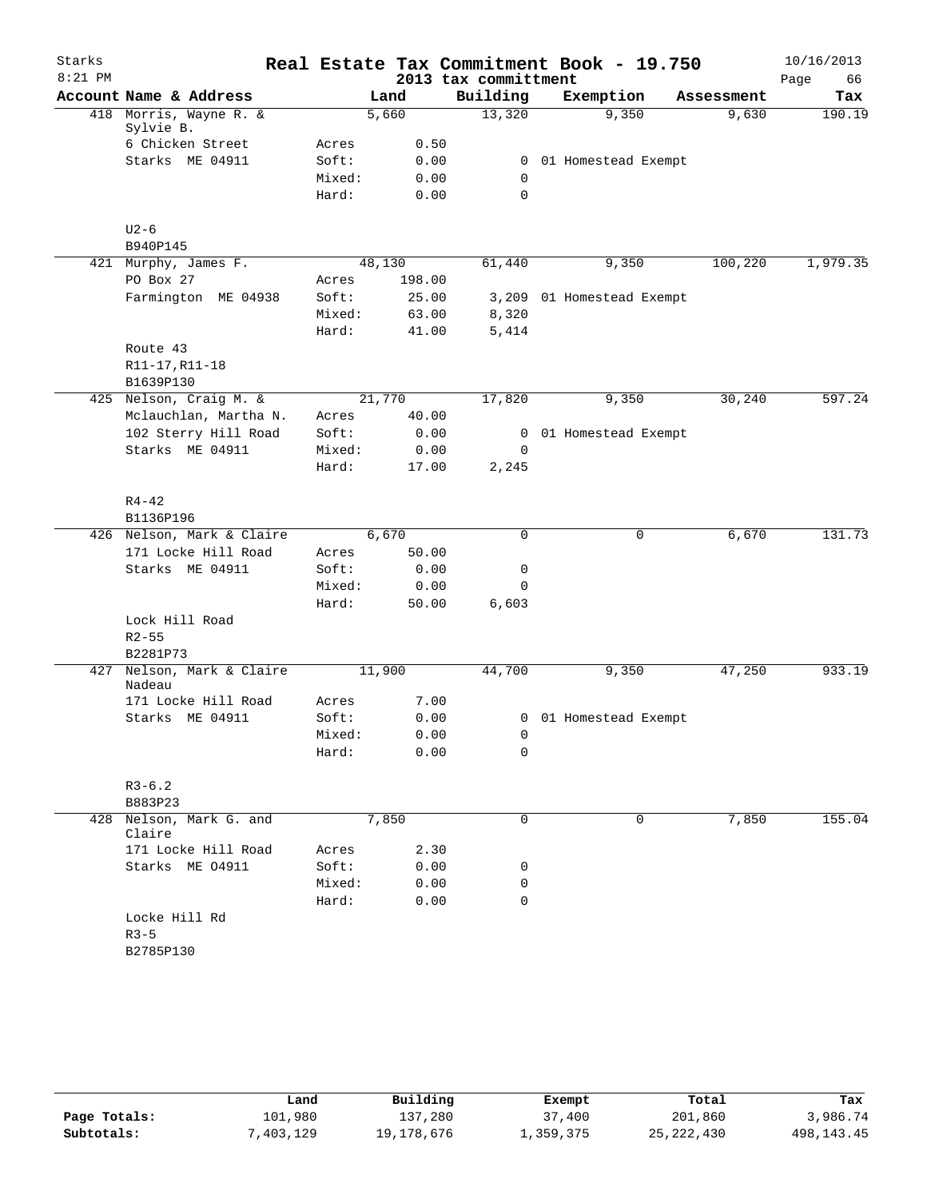Starks
8:21 PM

# Real Estate Tax Commitment Book - 19.750
2013 tax committment

10/16/2013

| Account | Name & Address | | Land | Building | Exemption | Assessment | Tax |
|---|---|---|---|---|---|---|---|
| 418 | Morris, Wayne R. & Sylvie B. | | 5,660 | 13,320 | 9,350 | 9,630 | 190.19 |
| | 6 Chicken Street | Acres | 0.50 | | | | |
| | Starks ME 04911 | Soft: | 0.00 | 0 | 01 Homestead Exempt | | |
| | | Mixed: | 0.00 | 0 | | | |
| | | Hard: | 0.00 | 0 | | | |
| | U2-6 | | | | | | |
| | B940P145 | | | | | | |
| 421 | Murphy, James F. | | 48,130 | 61,440 | 9,350 | 100,220 | 1,979.35 |
| | PO Box 27 | Acres | 198.00 | | | | |
| | Farmington ME 04938 | Soft: | 25.00 | 3,209 | 01 Homestead Exempt | | |
| | | Mixed: | 63.00 | 8,320 | | | |
| | | Hard: | 41.00 | 5,414 | | | |
| | Route 43 | | | | | | |
| | R11-17,R11-18 | | | | | | |
| | B1639P130 | | | | | | |
| 425 | Nelson, Craig M. & | | 21,770 | 17,820 | 9,350 | 30,240 | 597.24 |
| | Mclauchlan, Martha N. | Acres | 40.00 | | | | |
| | 102 Sterry Hill Road | Soft: | 0.00 | 0 | 01 Homestead Exempt | | |
| | Starks ME 04911 | Mixed: | 0.00 | 0 | | | |
| | | Hard: | 17.00 | 2,245 | | | |
| | R4-42 | | | | | | |
| | B1136P196 | | | | | | |
| 426 | Nelson, Mark & Claire | | 6,670 | 0 | 0 | 6,670 | 131.73 |
| | 171 Locke Hill Road | Acres | 50.00 | | | | |
| | Starks ME 04911 | Soft: | 0.00 | 0 | | | |
| | | Mixed: | 0.00 | 0 | | | |
| | | Hard: | 50.00 | 6,603 | | | |
| | Lock Hill Road | | | | | | |
| | R2-55 | | | | | | |
| | B2281P73 | | | | | | |
| 427 | Nelson, Mark & Claire Nadeau | | 11,900 | 44,700 | 9,350 | 47,250 | 933.19 |
| | 171 Locke Hill Road | Acres | 7.00 | | | | |
| | Starks ME 04911 | Soft: | 0.00 | 0 | 01 Homestead Exempt | | |
| | | Mixed: | 0.00 | 0 | | | |
| | | Hard: | 0.00 | 0 | | | |
| | R3-6.2 | | | | | | |
| | B883P23 | | | | | | |
| 428 | Nelson, Mark G. and Claire | | 7,850 | 0 | 0 | 7,850 | 155.04 |
| | 171 Locke Hill Road | Acres | 2.30 | | | | |
| | Starks ME O4911 | Soft: | 0.00 | 0 | | | |
| | | Mixed: | 0.00 | 0 | | | |
| | | Hard: | 0.00 | 0 | | | |
| | Locke Hill Rd | | | | | | |
| | R3-5 | | | | | | |
| | B2785P130 | | | | | | |

| | Land | Building | Exempt | Total | Tax |
|---|---|---|---|---|---|
| Page Totals: | 101,980 | 137,280 | 37,400 | 201,860 | 3,986.74 |
| Subtotals: | 7,403,129 | 19,178,676 | 1,359,375 | 25,222,430 | 498,143.45 |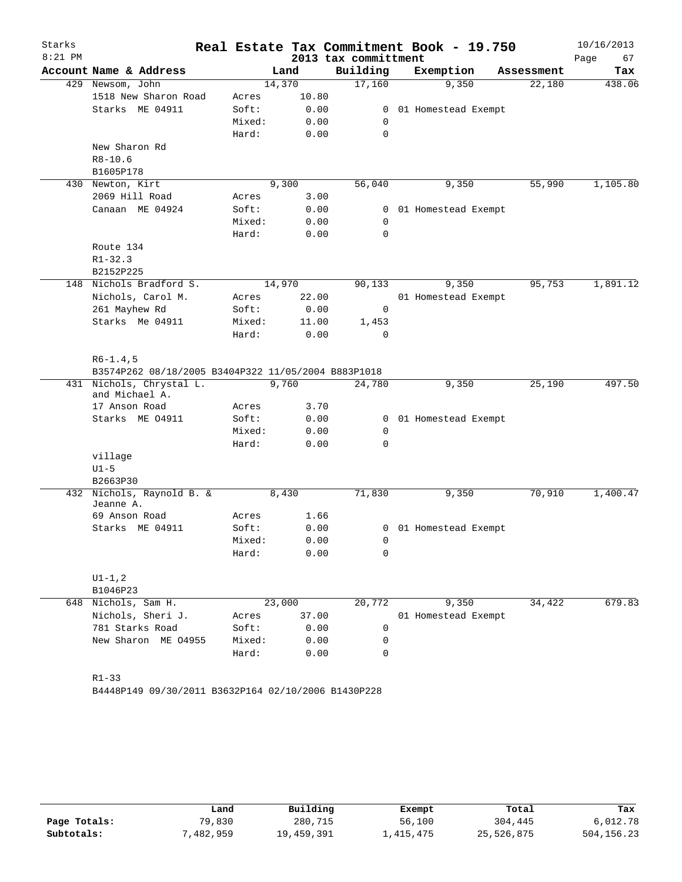# Real Estate Tax Commitment Book - 19.750

Starks
8:21 PM

2013 tax committment

10/16/2013

| Account | Name & Address | | Land | Building | Exemption | Assessment | Tax |
|---|---|---|---|---|---|---|---|
| 429 | Newsom, John | | 14,370 | 17,160 | 9,350 | 22,180 | 438.06 |
| | 1518 New Sharon Road | Acres | 10.80 | | | | |
| | Starks ME 04911 | Soft: | 0.00 | 0 | 01 Homestead Exempt | | |
| | | Mixed: | 0.00 | 0 | | | |
| | | Hard: | 0.00 | 0 | | | |
| | New Sharon Rd | | | | | | |
| | R8-10.6 | | | | | | |
| | B1605P178 | | | | | | |
| 430 | Newton, Kirt | | 9,300 | 56,040 | 9,350 | 55,990 | 1,105.80 |
| | 2069 Hill Road | Acres | 3.00 | | | | |
| | Canaan ME 04924 | Soft: | 0.00 | 0 | 01 Homestead Exempt | | |
| | | Mixed: | 0.00 | 0 | | | |
| | | Hard: | 0.00 | 0 | | | |
| | Route 134 | | | | | | |
| | R1-32.3 | | | | | | |
| | B2152P225 | | | | | | |
| 148 | Nichols Bradford S. | | 14,970 | 90,133 | 9,350 | 95,753 | 1,891.12 |
| | Nichols, Carol M. | Acres | 22.00 | | 01 Homestead Exempt | | |
| | 261 Mayhew Rd | Soft: | 0.00 | 0 | | | |
| | Starks Me 04911 | Mixed: | 11.00 | 1,453 | | | |
| | | Hard: | 0.00 | 0 | | | |
| | R6-1.4,5 | | | | | | |
| | B3574P262 08/18/2005 B3404P322 11/05/2004 B883P1018 | | | | | | |
| 431 | Nichols, Chrystal L. and Michael A. | | 9,760 | 24,780 | 9,350 | 25,190 | 497.50 |
| | 17 Anson Road | Acres | 3.70 | | | | |
| | Starks ME 04911 | Soft: | 0.00 | 0 | 01 Homestead Exempt | | |
| | | Mixed: | 0.00 | 0 | | | |
| | | Hard: | 0.00 | 0 | | | |
| | village | | | | | | |
| | U1-5 | | | | | | |
| | B2663P30 | | | | | | |
| 432 | Nichols, Raynold B. & Jeanne A. | | 8,430 | 71,830 | 9,350 | 70,910 | 1,400.47 |
| | 69 Anson Road | Acres | 1.66 | | | | |
| | Starks ME 04911 | Soft: | 0.00 | 0 | 01 Homestead Exempt | | |
| | | Mixed: | 0.00 | 0 | | | |
| | | Hard: | 0.00 | 0 | | | |
| | U1-1,2 | | | | | | |
| | B1046P23 | | | | | | |
| 648 | Nichols, Sam H. | | 23,000 | 20,772 | 9,350 | 34,422 | 679.83 |
| | Nichols, Sheri J. | Acres | 37.00 | | 01 Homestead Exempt | | |
| | 781 Starks Road | Soft: | 0.00 | 0 | | | |
| | New Sharon ME 04955 | Mixed: | 0.00 | 0 | | | |
| | | Hard: | 0.00 | 0 | | | |
| | R1-33 | | | | | | |
| | B4448P149 09/30/2011 B3632P164 02/10/2006 B1430P228 | | | | | | |

| | Land | Building | Exempt | Total | Tax |
|---|---|---|---|---|---|
| Page Totals: | 79,830 | 280,715 | 56,100 | 304,445 | 6,012.78 |
| Subtotals: | 7,482,959 | 19,459,391 | 1,415,475 | 25,526,875 | 504,156.23 |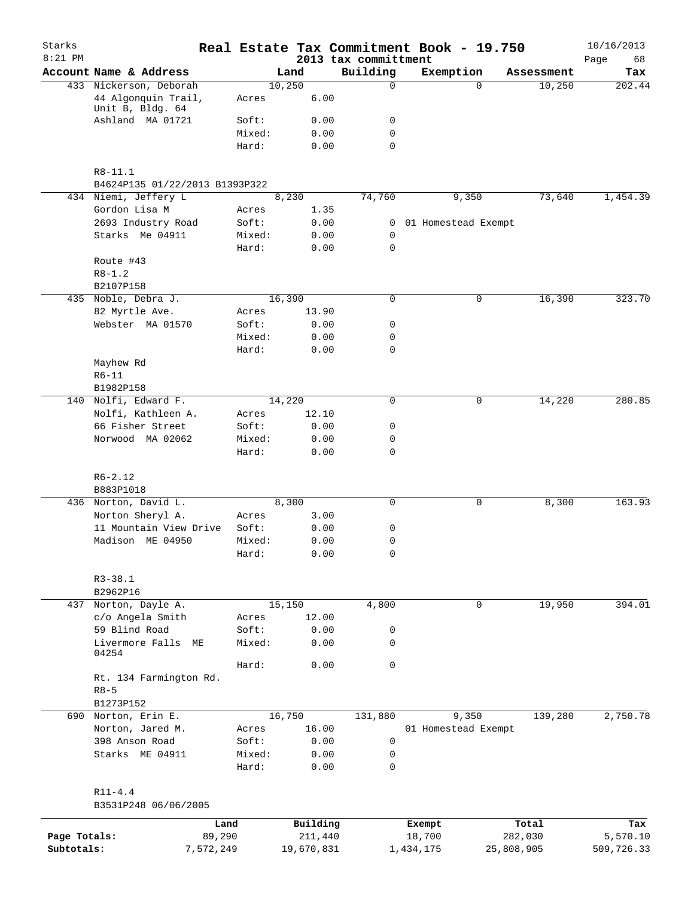# Real Estate Tax Commitment Book - 19.750

Starks
8:21 PM

2013 tax committment

10/16/2013

| Account Name & Address | Land | | Building | Exemption | Assessment | Tax |
|---|---|---|---|---|---|---|
| 433 Nickerson, Deborah | 10,250 | | 0 | 0 | 10,250 | 202.44 |
| 44 Algonquin Trail, Unit B, Bldg. 64 | Acres | 6.00 | | | | |
| Ashland MA 01721 | Soft: | 0.00 | 0 | | | |
| | Mixed: | 0.00 | 0 | | | |
| | Hard: | 0.00 | 0 | | | |
| R8-11.1 | | | | | | |
| B4624P135 01/22/2013 B1393P322 | | | | | | |
| 434 Niemi, Jeffery L | 8,230 | | 74,760 | 9,350 | 73,640 | 1,454.39 |
| Gordon Lisa M | Acres | 1.35 | | | | |
| 2693 Industry Road | Soft: | 0.00 | 0 | 01 Homestead Exempt | | |
| Starks Me 04911 | Mixed: | 0.00 | 0 | | | |
| | Hard: | 0.00 | 0 | | | |
| Route #43 | | | | | | |
| R8-1.2 | | | | | | |
| B2107P158 | | | | | | |
| 435 Noble, Debra J. | 16,390 | | 0 | 0 | 16,390 | 323.70 |
| 82 Myrtle Ave. | Acres | 13.90 | | | | |
| Webster MA 01570 | Soft: | 0.00 | 0 | | | |
| | Mixed: | 0.00 | 0 | | | |
| | Hard: | 0.00 | 0 | | | |
| Mayhew Rd | | | | | | |
| R6-11 | | | | | | |
| B1982P158 | | | | | | |
| 140 Nolfi, Edward F. | 14,220 | | 0 | 0 | 14,220 | 280.85 |
| Nolfi, Kathleen A. | Acres | 12.10 | | | | |
| 66 Fisher Street | Soft: | 0.00 | 0 | | | |
| Norwood MA 02062 | Mixed: | 0.00 | 0 | | | |
| | Hard: | 0.00 | 0 | | | |
| R6-2.12 | | | | | | |
| B883P1018 | | | | | | |
| 436 Norton, David L. | 8,300 | | 0 | 0 | 8,300 | 163.93 |
| Norton Sheryl A. | Acres | 3.00 | | | | |
| 11 Mountain View Drive | Soft: | 0.00 | 0 | | | |
| Madison ME 04950 | Mixed: | 0.00 | 0 | | | |
| | Hard: | 0.00 | 0 | | | |
| R3-38.1 | | | | | | |
| B2962P16 | | | | | | |
| 437 Norton, Dayle A. | 15,150 | | 4,800 | 0 | 19,950 | 394.01 |
| c/o Angela Smith | Acres | 12.00 | | | | |
| 59 Blind Road | Soft: | 0.00 | 0 | | | |
| Livermore Falls ME 04254 | Mixed: | 0.00 | 0 | | | |
| | Hard: | 0.00 | 0 | | | |
| Rt. 134 Farmington Rd. | | | | | | |
| R8-5 | | | | | | |
| B1273P152 | | | | | | |
| 690 Norton, Erin E. | 16,750 | | 131,880 | 9,350 | 139,280 | 2,750.78 |
| Norton, Jared M. | Acres | 16.00 | | 01 Homestead Exempt | | |
| 398 Anson Road | Soft: | 0.00 | 0 | | | |
| Starks ME 04911 | Mixed: | 0.00 | 0 | | | |
| | Hard: | 0.00 | 0 | | | |
| R11-4.4 | | | | | | |
| B3531P248 06/06/2005 | | | | | | |

| | Land | Building | Exempt | Total | Tax |
|---|---|---|---|---|---|
| Page Totals: | 89,290 | 211,440 | 18,700 | 282,030 | 5,570.10 |
| Subtotals: | 7,572,249 | 19,670,831 | 1,434,175 | 25,808,905 | 509,726.33 |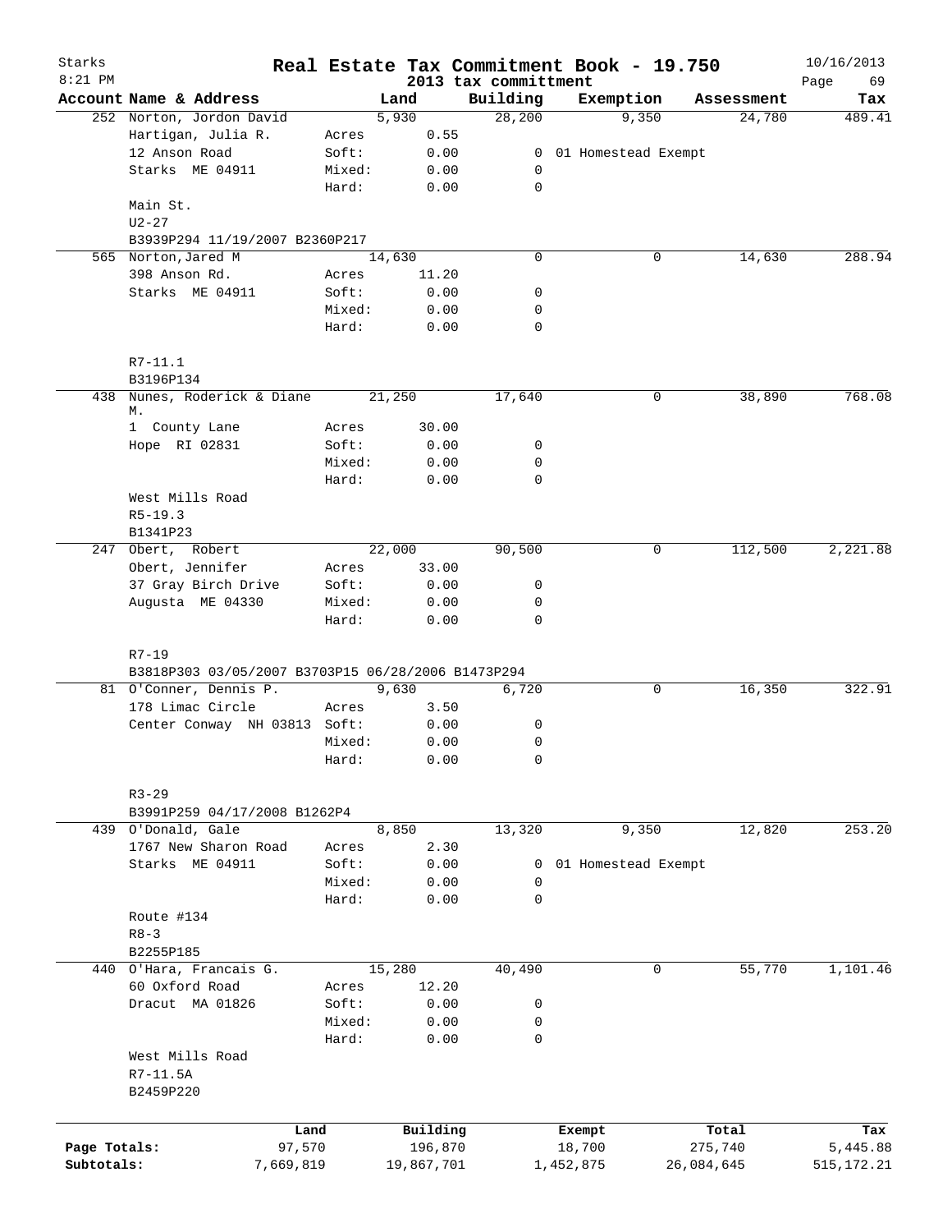# Real Estate Tax Commitment Book - 19.750

Starks
8:21 PM

2013 tax committment

10/16/2013

| Account Name & Address | | Land | Building | Exemption | Assessment | Tax |
|---|---|---|---|---|---|---|
| 252 Norton, Jordon David | | 5,930 | 28,200 | 9,350 | 24,780 | 489.41 |
| Hartigan, Julia R. | Acres | 0.55 | | | | |
| 12 Anson Road | Soft: | 0.00 | 0 | 01 Homestead Exempt | | |
| Starks ME 04911 | Mixed: | 0.00 | 0 | | | |
| | Hard: | 0.00 | 0 | | | |
| Main St. | | | | | | |
| U2-27 | | | | | | |
| B3939P294 11/19/2007 B2360P217 | | | | | | |
| 565 Norton,Jared M | | 14,630 | 0 | 0 | 14,630 | 288.94 |
| 398 Anson Rd. | Acres | 11.20 | | | | |
| Starks ME 04911 | Soft: | 0.00 | 0 | | | |
| | Mixed: | 0.00 | 0 | | | |
| | Hard: | 0.00 | 0 | | | |
| R7-11.1 | | | | | | |
| B3196P134 | | | | | | |
| 438 Nunes, Roderick & Diane M. | | 21,250 | 17,640 | 0 | 38,890 | 768.08 |
| 1 County Lane | Acres | 30.00 | | | | |
| Hope RI 02831 | Soft: | 0.00 | 0 | | | |
| | Mixed: | 0.00 | 0 | | | |
| | Hard: | 0.00 | 0 | | | |
| West Mills Road | | | | | | |
| R5-19.3 | | | | | | |
| B1341P23 | | | | | | |
| 247 Obert, Robert | | 22,000 | 90,500 | 0 | 112,500 | 2,221.88 |
| Obert, Jennifer | Acres | 33.00 | | | | |
| 37 Gray Birch Drive | Soft: | 0.00 | 0 | | | |
| Augusta ME 04330 | Mixed: | 0.00 | 0 | | | |
| | Hard: | 0.00 | 0 | | | |
| R7-19 | | | | | | |
| B3818P303 03/05/2007 B3703P15 06/28/2006 B1473P294 | | | | | | |
| 81 O'Conner, Dennis P. | | 9,630 | 6,720 | 0 | 16,350 | 322.91 |
| 178 Limac Circle | Acres | 3.50 | | | | |
| Center Conway NH 03813 | Soft: | 0.00 | 0 | | | |
| | Mixed: | 0.00 | 0 | | | |
| | Hard: | 0.00 | 0 | | | |
| R3-29 | | | | | | |
| B3991P259 04/17/2008 B1262P4 | | | | | | |
| 439 O'Donald, Gale | | 8,850 | 13,320 | 9,350 | 12,820 | 253.20 |
| 1767 New Sharon Road | Acres | 2.30 | | | | |
| Starks ME 04911 | Soft: | 0.00 | 0 | 01 Homestead Exempt | | |
| | Mixed: | 0.00 | 0 | | | |
| | Hard: | 0.00 | 0 | | | |
| Route #134 | | | | | | |
| R8-3 | | | | | | |
| B2255P185 | | | | | | |
| 440 O'Hara, Francais G. | | 15,280 | 40,490 | 0 | 55,770 | 1,101.46 |
| 60 Oxford Road | Acres | 12.20 | | | | |
| Dracut MA 01826 | Soft: | 0.00 | 0 | | | |
| | Mixed: | 0.00 | 0 | | | |
| | Hard: | 0.00 | 0 | | | |
| West Mills Road | | | | | | |
| R7-11.5A | | | | | | |
| B2459P220 | | | | | | |

| | Land | Building | Exempt | Total | Tax |
|---|---|---|---|---|---|
| Page Totals: | 97,570 | 196,870 | 18,700 | 275,740 | 5,445.88 |
| Subtotals: | 7,669,819 | 19,867,701 | 1,452,875 | 26,084,645 | 515,172.21 |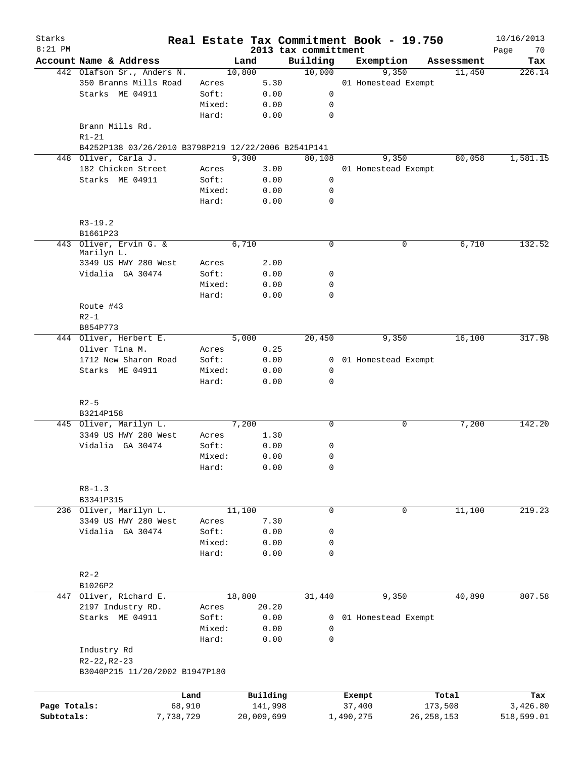# Starks — Real Estate Tax Commitment Book - 19.750

8:21 PM — 2013 tax committment — 10/16/2013

| Account Name & Address | | Land | Building | Exemption | Assessment | Tax |
|---|---|---|---|---|---|---|
| 442 Olafson Sr., Anders N. | | 10,800 | 10,000 | 9,350 | 11,450 | 226.14 |
| 350 Branns Mills Road | Acres | 5.30 | | 01 Homestead Exempt | | |
| Starks ME 04911 | Soft: | 0.00 | 0 | | | |
| | Mixed: | 0.00 | 0 | | | |
| | Hard: | 0.00 | 0 | | | |
| Brann Mills Rd. | | | | | | |
| R1-21 | | | | | | |
| B4252P138 03/26/2010 B3798P219 12/22/2006 B2541P141 | | | | | | |
| 448 Oliver, Carla J. | | 9,300 | 80,108 | 9,350 | 80,058 | 1,581.15 |
| 182 Chicken Street | Acres | 3.00 | | 01 Homestead Exempt | | |
| Starks ME 04911 | Soft: | 0.00 | 0 | | | |
| | Mixed: | 0.00 | 0 | | | |
| | Hard: | 0.00 | 0 | | | |
| R3-19.2 | | | | | | |
| B1661P23 | | | | | | |
| 443 Oliver, Ervin G. & Marilyn L. | | 6,710 | 0 | 0 | 6,710 | 132.52 |
| 3349 US HWY 280 West | Acres | 2.00 | | | | |
| Vidalia GA 30474 | Soft: | 0.00 | 0 | | | |
| | Mixed: | 0.00 | 0 | | | |
| | Hard: | 0.00 | 0 | | | |
| Route #43 | | | | | | |
| R2-1 | | | | | | |
| B854P773 | | | | | | |
| 444 Oliver, Herbert E. | | 5,000 | 20,450 | 9,350 | 16,100 | 317.98 |
| Oliver Tina M. | Acres | 0.25 | | | | |
| 1712 New Sharon Road | Soft: | 0.00 | 0 | 01 Homestead Exempt | | |
| Starks ME 04911 | Mixed: | 0.00 | 0 | | | |
| | Hard: | 0.00 | 0 | | | |
| R2-5 | | | | | | |
| B3214P158 | | | | | | |
| 445 Oliver, Marilyn L. | | 7,200 | 0 | 0 | 7,200 | 142.20 |
| 3349 US HWY 280 West | Acres | 1.30 | | | | |
| Vidalia GA 30474 | Soft: | 0.00 | 0 | | | |
| | Mixed: | 0.00 | 0 | | | |
| | Hard: | 0.00 | 0 | | | |
| R8-1.3 | | | | | | |
| B3341P315 | | | | | | |
| 236 Oliver, Marilyn L. | | 11,100 | 0 | 0 | 11,100 | 219.23 |
| 3349 US HWY 280 West | Acres | 7.30 | | | | |
| Vidalia GA 30474 | Soft: | 0.00 | 0 | | | |
| | Mixed: | 0.00 | 0 | | | |
| | Hard: | 0.00 | 0 | | | |
| R2-2 | | | | | | |
| B1026P2 | | | | | | |
| 447 Oliver, Richard E. | | 18,800 | 31,440 | 9,350 | 40,890 | 807.58 |
| 2197 Industry RD. | Acres | 20.20 | | | | |
| Starks ME 04911 | Soft: | 0.00 | 0 | 01 Homestead Exempt | | |
| | Mixed: | 0.00 | 0 | | | |
| | Hard: | 0.00 | 0 | | | |
| Industry Rd | | | | | | |
| R2-22,R2-23 | | | | | | |
| B3040P215 11/20/2002 B1947P180 | | | | | | |

| | Land | Building | Exempt | Total | Tax |
|---|---|---|---|---|---|
| Page Totals: | 68,910 | 141,998 | 37,400 | 173,508 | 3,426.80 |
| Subtotals: | 7,738,729 | 20,009,699 | 1,490,275 | 26,258,153 | 518,599.01 |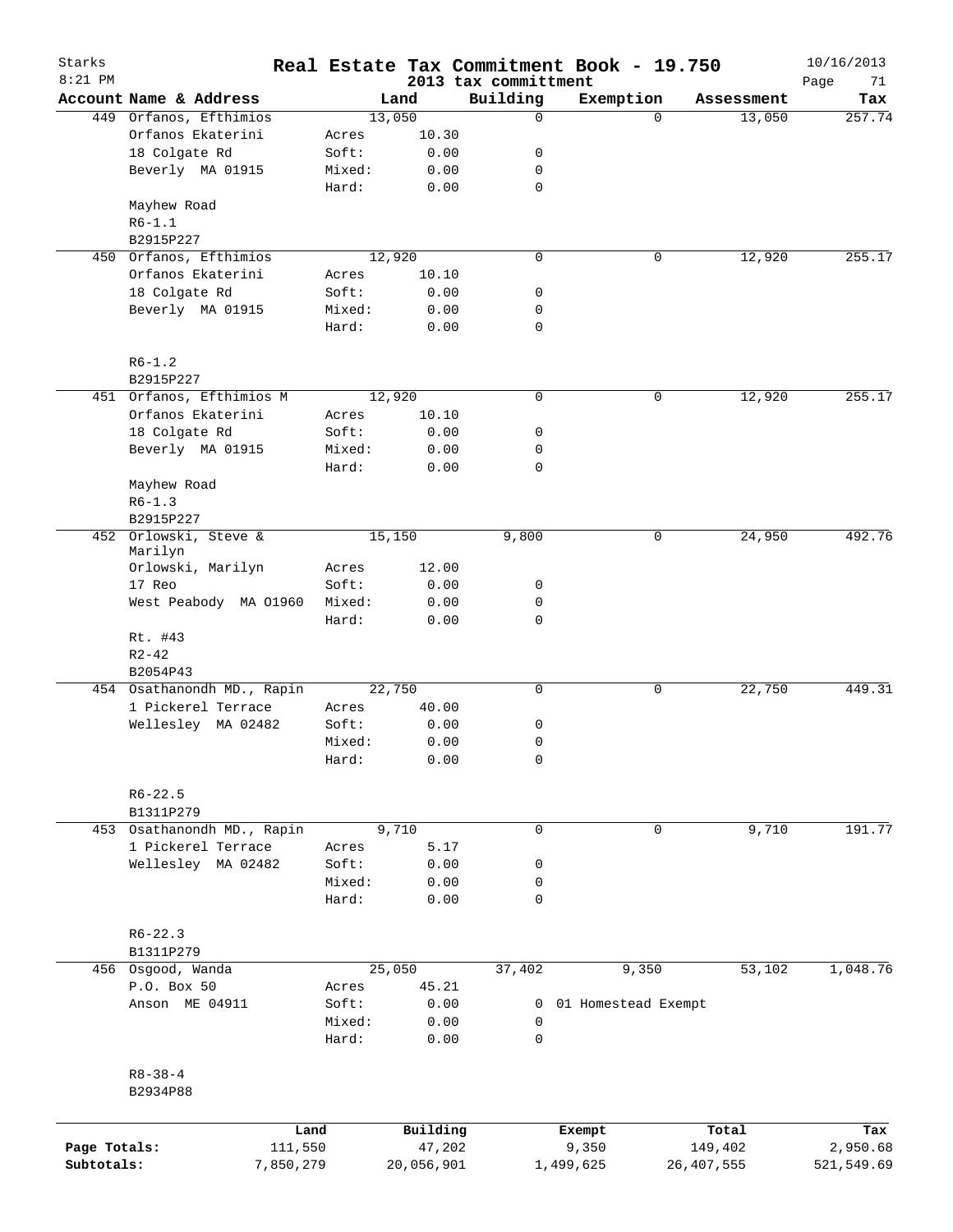# Real Estate Tax Commitment Book - 19.750

Starks
8:21 PM

2013 tax committment

10/16/2013

| Account Name & Address | | Land | Building | Exemption | Assessment | Tax |
|---|---|---|---|---|---|---|
| 449 Orfanos, Efthimios | | 13,050 | 0 | 0 | 13,050 | 257.74 |
| Orfanos Ekaterini | Acres | 10.30 | | | | |
| 18 Colgate Rd | Soft: | 0.00 | 0 | | | |
| Beverly MA 01915 | Mixed: | 0.00 | 0 | | | |
| | Hard: | 0.00 | 0 | | | |
| Mayhew Road | | | | | | |
| R6-1.1 | | | | | | |
| B2915P227 | | | | | | |
| 450 Orfanos, Efthimios | | 12,920 | 0 | 0 | 12,920 | 255.17 |
| Orfanos Ekaterini | Acres | 10.10 | | | | |
| 18 Colgate Rd | Soft: | 0.00 | 0 | | | |
| Beverly MA 01915 | Mixed: | 0.00 | 0 | | | |
| | Hard: | 0.00 | 0 | | | |
| R6-1.2 | | | | | | |
| B2915P227 | | | | | | |
| 451 Orfanos, Efthimios M | | 12,920 | 0 | 0 | 12,920 | 255.17 |
| Orfanos Ekaterini | Acres | 10.10 | | | | |
| 18 Colgate Rd | Soft: | 0.00 | 0 | | | |
| Beverly MA 01915 | Mixed: | 0.00 | 0 | | | |
| | Hard: | 0.00 | 0 | | | |
| Mayhew Road | | | | | | |
| R6-1.3 | | | | | | |
| B2915P227 | | | | | | |
| 452 Orlowski, Steve & Marilyn | | 15,150 | 9,800 | 0 | 24,950 | 492.76 |
| Orlowski, Marilyn | Acres | 12.00 | | | | |
| 17 Reo | Soft: | 0.00 | 0 | | | |
| West Peabody MA O1960 | Mixed: | 0.00 | 0 | | | |
| | Hard: | 0.00 | 0 | | | |
| Rt. #43 | | | | | | |
| R2-42 | | | | | | |
| B2054P43 | | | | | | |
| 454 Osathanondh MD., Rapin | | 22,750 | 0 | 0 | 22,750 | 449.31 |
| 1 Pickerel Terrace | Acres | 40.00 | | | | |
| Wellesley MA 02482 | Soft: | 0.00 | 0 | | | |
| | Mixed: | 0.00 | 0 | | | |
| | Hard: | 0.00 | 0 | | | |
| R6-22.5 | | | | | | |
| B1311P279 | | | | | | |
| 453 Osathanondh MD., Rapin | | 9,710 | 0 | 0 | 9,710 | 191.77 |
| 1 Pickerel Terrace | Acres | 5.17 | | | | |
| Wellesley MA 02482 | Soft: | 0.00 | 0 | | | |
| | Mixed: | 0.00 | 0 | | | |
| | Hard: | 0.00 | 0 | | | |
| R6-22.3 | | | | | | |
| B1311P279 | | | | | | |
| 456 Osgood, Wanda | | 25,050 | 37,402 | 9,350 | 53,102 | 1,048.76 |
| P.O. Box 50 | Acres | 45.21 | | | | |
| Anson ME 04911 | Soft: | 0.00 | 0 | 01 Homestead Exempt | | |
| | Mixed: | 0.00 | 0 | | | |
| | Hard: | 0.00 | 0 | | | |
| R8-38-4 | | | | | | |
| B2934P88 | | | | | | |

| | Land | Building | Exempt | Total | Tax |
|---|---|---|---|---|---|
| Page Totals: | 111,550 | 47,202 | 9,350 | 149,402 | 2,950.68 |
| Subtotals: | 7,850,279 | 20,056,901 | 1,499,625 | 26,407,555 | 521,549.69 |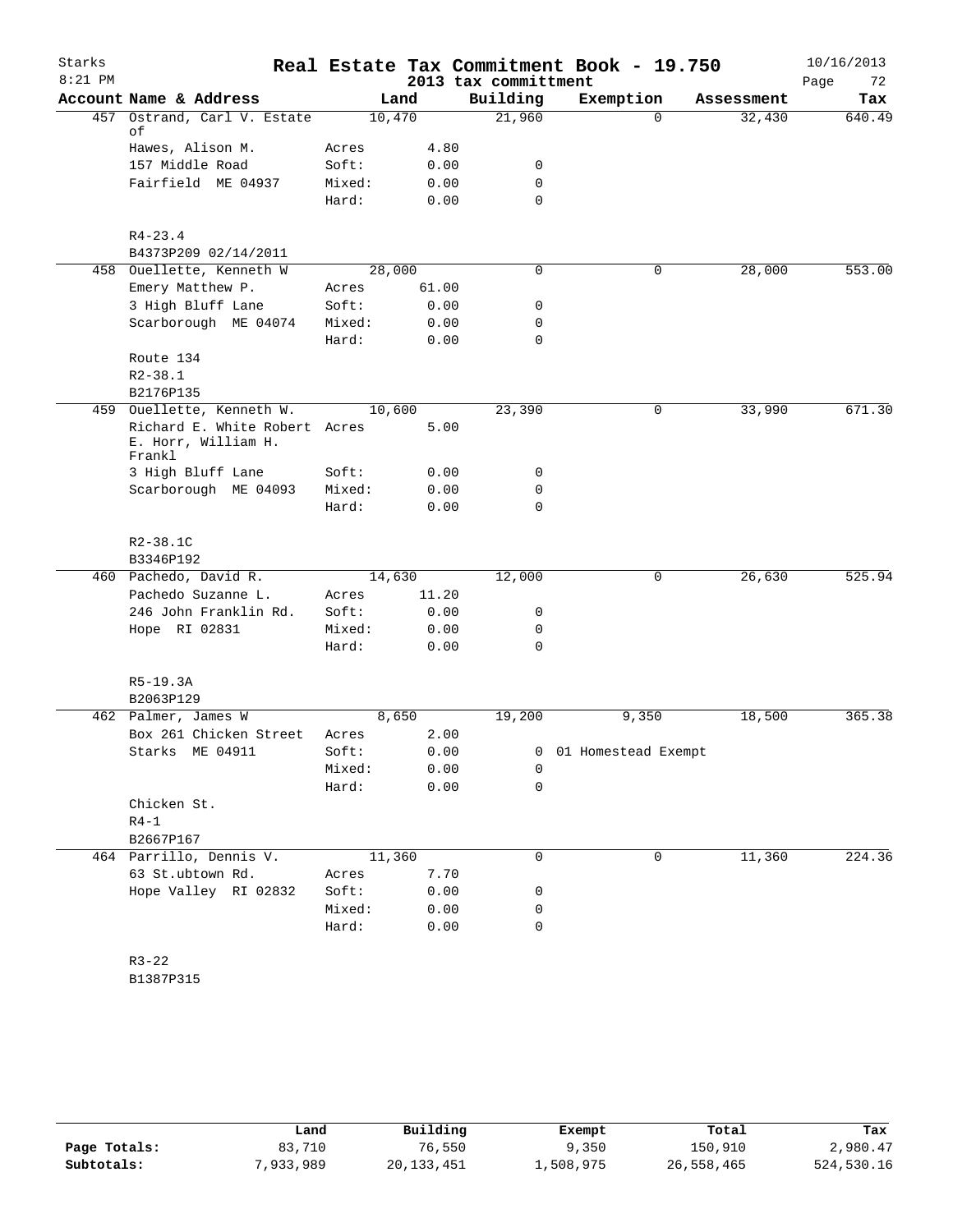# Real Estate Tax Commitment Book - 19.750

Starks
8:21 PM
2013 tax committment
10/16/2013

| Account Name & Address | Land | | Building | Exemption | Assessment | Tax |
|---|---|---|---|---|---|---|
| 457 Ostrand, Carl V. Estate of | 10,470 | | 21,960 | 0 | 32,430 | 640.49 |
| Hawes, Alison M. | Acres | 4.80 | | | | |
| 157 Middle Road | Soft: | 0.00 | 0 | | | |
| Fairfield ME 04937 | Mixed: | 0.00 | 0 | | | |
| | Hard: | 0.00 | 0 | | | |
| R4-23.4 | | | | | | |
| B4373P209 02/14/2011 | | | | | | |
| 458 Ouellette, Kenneth W | 28,000 | | 0 | 0 | 28,000 | 553.00 |
| Emery Matthew P. | Acres | 61.00 | | | | |
| 3 High Bluff Lane | Soft: | 0.00 | 0 | | | |
| Scarborough ME 04074 | Mixed: | 0.00 | 0 | | | |
| | Hard: | 0.00 | 0 | | | |
| Route 134 | | | | | | |
| R2-38.1 | | | | | | |
| B2176P135 | | | | | | |
| 459 Ouellette, Kenneth W. | 10,600 | | 23,390 | 0 | 33,990 | 671.30 |
| Richard E. White Robert E. Horr, William H. Frankl | Acres | 5.00 | | | | |
| 3 High Bluff Lane | Soft: | 0.00 | 0 | | | |
| Scarborough ME 04093 | Mixed: | 0.00 | 0 | | | |
| | Hard: | 0.00 | 0 | | | |
| R2-38.1C | | | | | | |
| B3346P192 | | | | | | |
| 460 Pachedo, David R. | 14,630 | | 12,000 | 0 | 26,630 | 525.94 |
| Pachedo Suzanne L. | Acres | 11.20 | | | | |
| 246 John Franklin Rd. | Soft: | 0.00 | 0 | | | |
| Hope RI 02831 | Mixed: | 0.00 | 0 | | | |
| | Hard: | 0.00 | 0 | | | |
| R5-19.3A | | | | | | |
| B2063P129 | | | | | | |
| 462 Palmer, James W | 8,650 | | 19,200 | 9,350 | 18,500 | 365.38 |
| Box 261 Chicken Street | Acres | 2.00 | | | | |
| Starks ME 04911 | Soft: | 0.00 | 0 | 01 Homestead Exempt | | |
| | Mixed: | 0.00 | 0 | | | |
| | Hard: | 0.00 | 0 | | | |
| Chicken St. | | | | | | |
| R4-1 | | | | | | |
| B2667P167 | | | | | | |
| 464 Parrillo, Dennis V. | 11,360 | | 0 | 0 | 11,360 | 224.36 |
| 63 St.ubtown Rd. | Acres | 7.70 | | | | |
| Hope Valley RI 02832 | Soft: | 0.00 | 0 | | | |
| | Mixed: | 0.00 | 0 | | | |
| | Hard: | 0.00 | 0 | | | |
| R3-22 | | | | | | |
| B1387P315 | | | | | | |

| | Land | Building | Exempt | Total | Tax |
|---|---|---|---|---|---|
| Page Totals: | 83,710 | 76,550 | 9,350 | 150,910 | 2,980.47 |
| Subtotals: | 7,933,989 | 20,133,451 | 1,508,975 | 26,558,465 | 524,530.16 |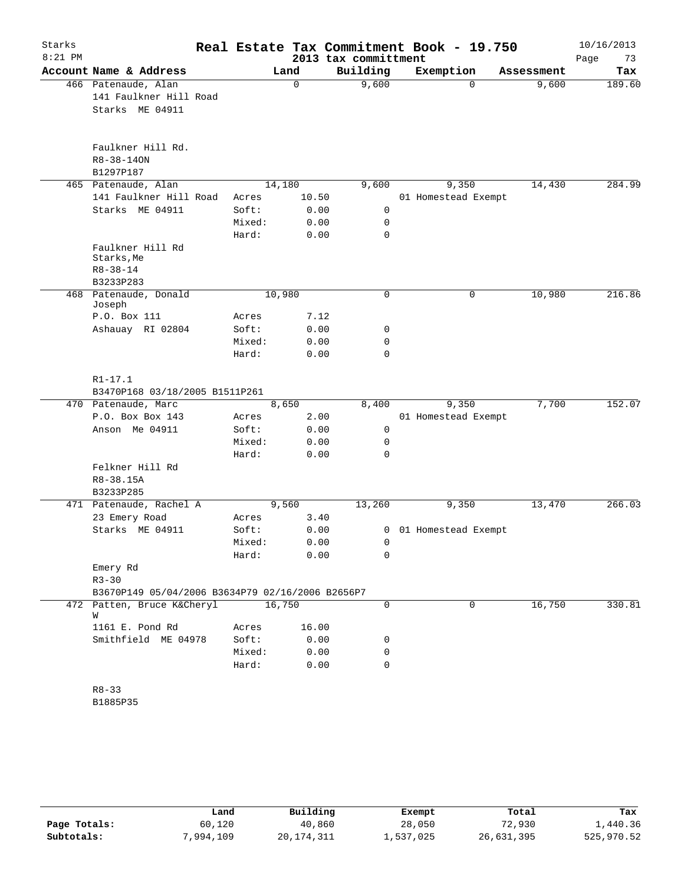# Real Estate Tax Commitment Book - 19.750

Starks
8:21 PM

2013 tax committment

10/16/2013

| Account Name & Address | | Land | Building | Exemption | Assessment | Tax |
|---|---|---|---|---|---|---|
| 466 Patenaude, Alan | | 0 | 9,600 | 0 | 9,600 | 189.60 |
| 141 Faulkner Hill Road | | | | | | |
| Starks ME 04911 | | | | | | |
| Faulkner Hill Rd. | | | | | | |
| R8-38-14ON | | | | | | |
| B1297P187 | | | | | | |
| 465 Patenaude, Alan | | 14,180 | 9,600 | 9,350 | 14,430 | 284.99 |
| 141 Faulkner Hill Road | Acres | 10.50 | | 01 Homestead Exempt | | |
| Starks ME 04911 | Soft: | 0.00 | 0 | | | |
| | Mixed: | 0.00 | 0 | | | |
| | Hard: | 0.00 | 0 | | | |
| Faulkner Hill Rd Starks,Me | | | | | | |
| R8-38-14 | | | | | | |
| B3233P283 | | | | | | |
| 468 Patenaude, Donald Joseph | | 10,980 | 0 | 0 | 10,980 | 216.86 |
| P.O. Box 111 | Acres | 7.12 | | | | |
| Ashauay RI 02804 | Soft: | 0.00 | 0 | | | |
| | Mixed: | 0.00 | 0 | | | |
| | Hard: | 0.00 | 0 | | | |
| R1-17.1 | | | | | | |
| B3470P168 03/18/2005 B1511P261 | | | | | | |
| 470 Patenaude, Marc | | 8,650 | 8,400 | 9,350 | 7,700 | 152.07 |
| P.O. Box Box 143 | Acres | 2.00 | | 01 Homestead Exempt | | |
| Anson Me 04911 | Soft: | 0.00 | 0 | | | |
| | Mixed: | 0.00 | 0 | | | |
| | Hard: | 0.00 | 0 | | | |
| Felkner Hill Rd | | | | | | |
| R8-38.15A | | | | | | |
| B3233P285 | | | | | | |
| 471 Patenaude, Rachel A | | 9,560 | 13,260 | 9,350 | 13,470 | 266.03 |
| 23 Emery Road | Acres | 3.40 | | | | |
| Starks ME 04911 | Soft: | 0.00 | 0 | 01 Homestead Exempt | | |
| | Mixed: | 0.00 | 0 | | | |
| | Hard: | 0.00 | 0 | | | |
| Emery Rd | | | | | | |
| R3-30 | | | | | | |
| B3670P149 05/04/2006 B3634P79 02/16/2006 B2656P7 | | | | | | |
| 472 Patten, Bruce K&Cheryl W | | 16,750 | 0 | 0 | 16,750 | 330.81 |
| 1161 E. Pond Rd | Acres | 16.00 | | | | |
| Smithfield ME 04978 | Soft: | 0.00 | 0 | | | |
| | Mixed: | 0.00 | 0 | | | |
| | Hard: | 0.00 | 0 | | | |
| R8-33 | | | | | | |
| B1885P35 | | | | | | |

| | Land | Building | Exempt | Total | Tax |
|---|---|---|---|---|---|
| Page Totals: | 60,120 | 40,860 | 28,050 | 72,930 | 1,440.36 |
| Subtotals: | 7,994,109 | 20,174,311 | 1,537,025 | 26,631,395 | 525,970.52 |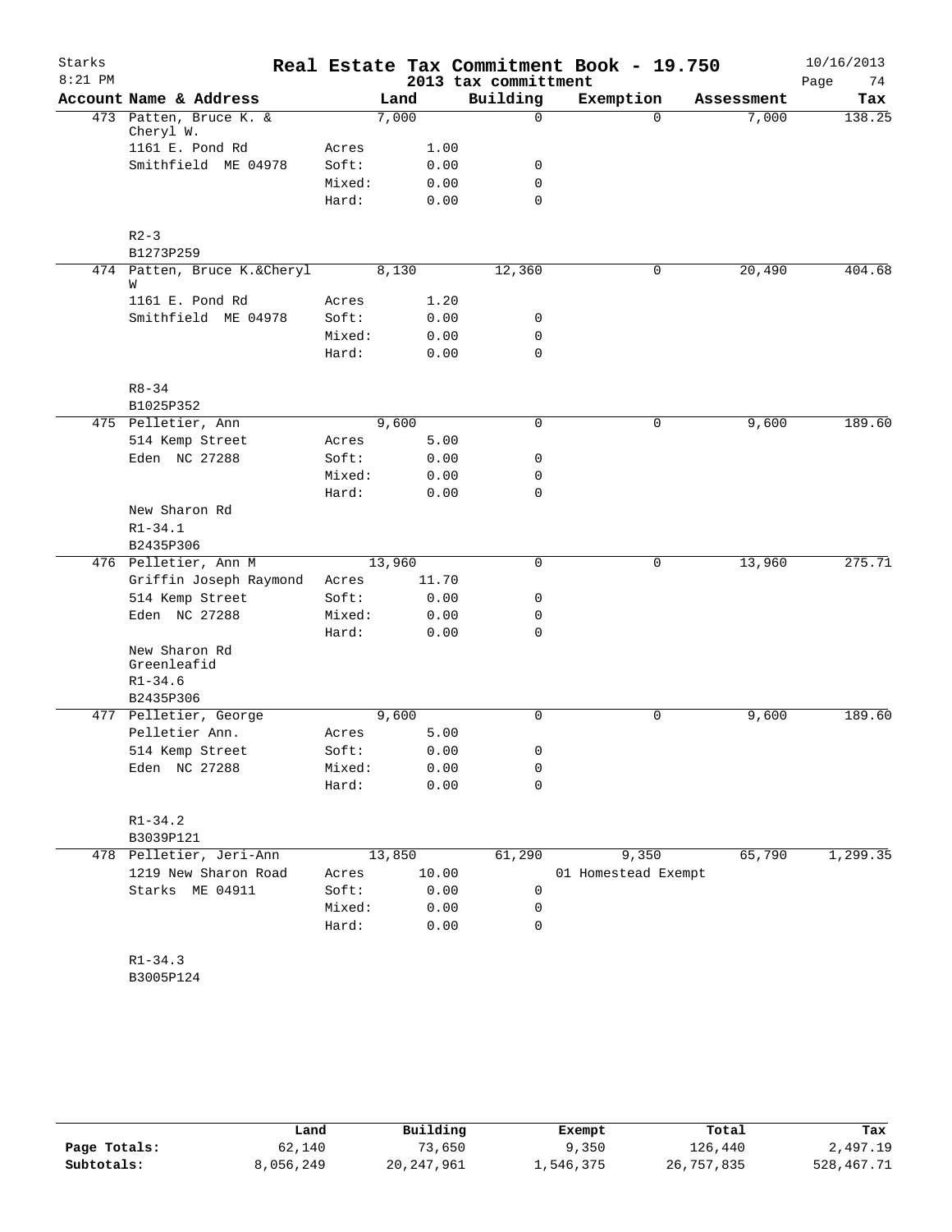# Real Estate Tax Commitment Book - 19.750

Starks
8:21 PM

2013 tax committment

10/16/2013

| Account Name & Address | | Land | Building | Exemption | Assessment | Tax |
|---|---|---|---|---|---|---|
| 473 Patten, Bruce K. & Cheryl W. | | 7,000 | 0 | 0 | 7,000 | 138.25 |
| 1161 E. Pond Rd | Acres | 1.00 | | | | |
| Smithfield ME 04978 | Soft: | 0.00 | 0 | | | |
| | Mixed: | 0.00 | 0 | | | |
| | Hard: | 0.00 | 0 | | | |
| R2-3 | | | | | | |
| B1273P259 | | | | | | |
| 474 Patten, Bruce K.&Cheryl W | | 8,130 | 12,360 | 0 | 20,490 | 404.68 |
| 1161 E. Pond Rd | Acres | 1.20 | | | | |
| Smithfield ME 04978 | Soft: | 0.00 | 0 | | | |
| | Mixed: | 0.00 | 0 | | | |
| | Hard: | 0.00 | 0 | | | |
| R8-34 | | | | | | |
| B1025P352 | | | | | | |
| 475 Pelletier, Ann | | 9,600 | 0 | 0 | 9,600 | 189.60 |
| 514 Kemp Street | Acres | 5.00 | | | | |
| Eden NC 27288 | Soft: | 0.00 | 0 | | | |
| | Mixed: | 0.00 | 0 | | | |
| | Hard: | 0.00 | 0 | | | |
| New Sharon Rd | | | | | | |
| R1-34.1 | | | | | | |
| B2435P306 | | | | | | |
| 476 Pelletier, Ann M | | 13,960 | 0 | 0 | 13,960 | 275.71 |
| Griffin Joseph Raymond | Acres | 11.70 | | | | |
| 514 Kemp Street | Soft: | 0.00 | 0 | | | |
| Eden NC 27288 | Mixed: | 0.00 | 0 | | | |
| | Hard: | 0.00 | 0 | | | |
| New Sharon Rd Greenleafid | | | | | | |
| R1-34.6 | | | | | | |
| B2435P306 | | | | | | |
| 477 Pelletier, George | | 9,600 | 0 | 0 | 9,600 | 189.60 |
| Pelletier Ann. | Acres | 5.00 | | | | |
| 514 Kemp Street | Soft: | 0.00 | 0 | | | |
| Eden NC 27288 | Mixed: | 0.00 | 0 | | | |
| | Hard: | 0.00 | 0 | | | |
| R1-34.2 | | | | | | |
| B3039P121 | | | | | | |
| 478 Pelletier, Jeri-Ann | | 13,850 | 61,290 | 9,350 | 65,790 | 1,299.35 |
| 1219 New Sharon Road | Acres | 10.00 | | 01 Homestead Exempt | | |
| Starks ME 04911 | Soft: | 0.00 | 0 | | | |
| | Mixed: | 0.00 | 0 | | | |
| | Hard: | 0.00 | 0 | | | |
| R1-34.3 | | | | | | |
| B3005P124 | | | | | | |

| | Land | Building | Exempt | Total | Tax |
|---|---|---|---|---|---|
| Page Totals: | 62,140 | 73,650 | 9,350 | 126,440 | 2,497.19 |
| Subtotals: | 8,056,249 | 20,247,961 | 1,546,375 | 26,757,835 | 528,467.71 |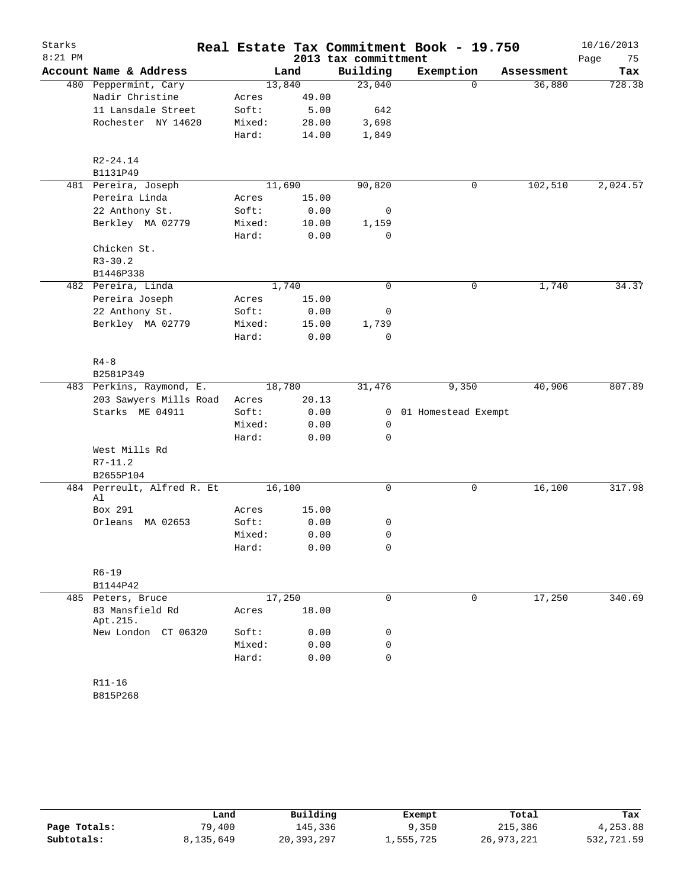Starks 8:21 PM

# Real Estate Tax Commitment Book - 19.750

## 2013 tax committment

10/16/2013

| Account Name & Address | | Land | Building | Exemption | Assessment | Tax |
|---|---|---|---|---|---|---|
| 480 Peppermint, Cary | | 13,840 | 23,040 | 0 | 36,880 | 728.38 |
| Nadir Christine | Acres | 49.00 | | | | |
| 11 Lansdale Street | Soft: | 5.00 | 642 | | | |
| Rochester NY 14620 | Mixed: | 28.00 | 3,698 | | | |
| | Hard: | 14.00 | 1,849 | | | |
| R2-24.14 | | | | | | |
| B1131P49 | | | | | | |
| 481 Pereira, Joseph | | 11,690 | 90,820 | 0 | 102,510 | 2,024.57 |
| Pereira Linda | Acres | 15.00 | | | | |
| 22 Anthony St. | Soft: | 0.00 | 0 | | | |
| Berkley MA 02779 | Mixed: | 10.00 | 1,159 | | | |
| | Hard: | 0.00 | 0 | | | |
| Chicken St. | | | | | | |
| R3-30.2 | | | | | | |
| B1446P338 | | | | | | |
| 482 Pereira, Linda | | 1,740 | 0 | 0 | 1,740 | 34.37 |
| Pereira Joseph | Acres | 15.00 | | | | |
| 22 Anthony St. | Soft: | 0.00 | 0 | | | |
| Berkley MA 02779 | Mixed: | 15.00 | 1,739 | | | |
| | Hard: | 0.00 | 0 | | | |
| R4-8 | | | | | | |
| B2581P349 | | | | | | |
| 483 Perkins, Raymond, E. | | 18,780 | 31,476 | 9,350 | 40,906 | 807.89 |
| 203 Sawyers Mills Road | Acres | 20.13 | | | | |
| Starks ME 04911 | Soft: | 0.00 | 0 | 01 Homestead Exempt | | |
| | Mixed: | 0.00 | 0 | | | |
| | Hard: | 0.00 | 0 | | | |
| West Mills Rd | | | | | | |
| R7-11.2 | | | | | | |
| B2655P104 | | | | | | |
| 484 Perreult, Alfred R. Et Al | | 16,100 | 0 | 0 | 16,100 | 317.98 |
| Box 291 | Acres | 15.00 | | | | |
| Orleans MA 02653 | Soft: | 0.00 | 0 | | | |
| | Mixed: | 0.00 | 0 | | | |
| | Hard: | 0.00 | 0 | | | |
| R6-19 | | | | | | |
| B1144P42 | | | | | | |
| 485 Peters, Bruce | | 17,250 | 0 | 0 | 17,250 | 340.69 |
| 83 Mansfield Rd Apt.215. | Acres | 18.00 | | | | |
| New London CT 06320 | Soft: | 0.00 | 0 | | | |
| | Mixed: | 0.00 | 0 | | | |
| | Hard: | 0.00 | 0 | | | |
| R11-16 | | | | | | |
| B815P268 | | | | | | |

| | Land | Building | Exempt | Total | Tax |
|---|---|---|---|---|---|
| Page Totals: | 79,400 | 145,336 | 9,350 | 215,386 | 4,253.88 |
| Subtotals: | 8,135,649 | 20,393,297 | 1,555,725 | 26,973,221 | 532,721.59 |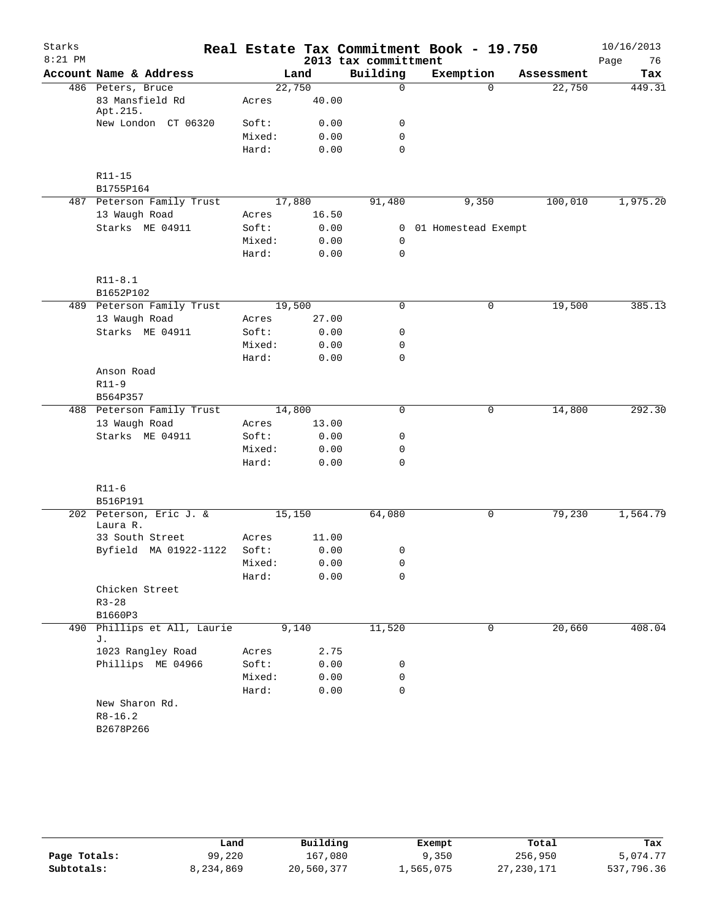# Real Estate Tax Commitment Book - 19.750

Starks
8:21 PM
2013 tax committment
10/16/2013

| Account | Name & Address | Land | | Building | Exemption | Assessment | Tax |
|---|---|---|---|---|---|---|---|
| 486 | Peters, Bruce | | 22,750 | 0 | 0 | 22,750 | 449.31 |
| | 83 Mansfield Rd Apt.215. | Acres | 40.00 | | | | |
| | New London CT 06320 | Soft: | 0.00 | 0 | | | |
| | | Mixed: | 0.00 | 0 | | | |
| | | Hard: | 0.00 | 0 | | | |
| | R11-15 | | | | | | |
| | B1755P164 | | | | | | |
| 487 | Peterson Family Trust | | 17,880 | 91,480 | 9,350 | 100,010 | 1,975.20 |
| | 13 Waugh Road | Acres | 16.50 | | | | |
| | Starks ME 04911 | Soft: | 0.00 | 0 | 01 Homestead Exempt | | |
| | | Mixed: | 0.00 | 0 | | | |
| | | Hard: | 0.00 | 0 | | | |
| | R11-8.1 | | | | | | |
| | B1652P102 | | | | | | |
| 489 | Peterson Family Trust | | 19,500 | 0 | 0 | 19,500 | 385.13 |
| | 13 Waugh Road | Acres | 27.00 | | | | |
| | Starks ME 04911 | Soft: | 0.00 | 0 | | | |
| | | Mixed: | 0.00 | 0 | | | |
| | | Hard: | 0.00 | 0 | | | |
| | Anson Road | | | | | | |
| | R11-9 | | | | | | |
| | B564P357 | | | | | | |
| 488 | Peterson Family Trust | | 14,800 | 0 | 0 | 14,800 | 292.30 |
| | 13 Waugh Road | Acres | 13.00 | | | | |
| | Starks ME 04911 | Soft: | 0.00 | 0 | | | |
| | | Mixed: | 0.00 | 0 | | | |
| | | Hard: | 0.00 | 0 | | | |
| | R11-6 | | | | | | |
| | B516P191 | | | | | | |
| 202 | Peterson, Eric J. & Laura R. | | 15,150 | 64,080 | 0 | 79,230 | 1,564.79 |
| | 33 South Street | Acres | 11.00 | | | | |
| | Byfield MA 01922-1122 | Soft: | 0.00 | 0 | | | |
| | | Mixed: | 0.00 | 0 | | | |
| | | Hard: | 0.00 | 0 | | | |
| | Chicken Street | | | | | | |
| | R3-28 | | | | | | |
| | B1660P3 | | | | | | |
| 490 | Phillips et All, Laurie J. | | 9,140 | 11,520 | 0 | 20,660 | 408.04 |
| | 1023 Rangley Road | Acres | 2.75 | | | | |
| | Phillips ME 04966 | Soft: | 0.00 | 0 | | | |
| | | Mixed: | 0.00 | 0 | | | |
| | | Hard: | 0.00 | 0 | | | |
| | New Sharon Rd. | | | | | | |
| | R8-16.2 | | | | | | |
| | B2678P266 | | | | | | |

| | Land | Building | Exempt | Total | Tax |
|---|---|---|---|---|---|
| Page Totals: | 99,220 | 167,080 | 9,350 | 256,950 | 5,074.77 |
| Subtotals: | 8,234,869 | 20,560,377 | 1,565,075 | 27,230,171 | 537,796.36 |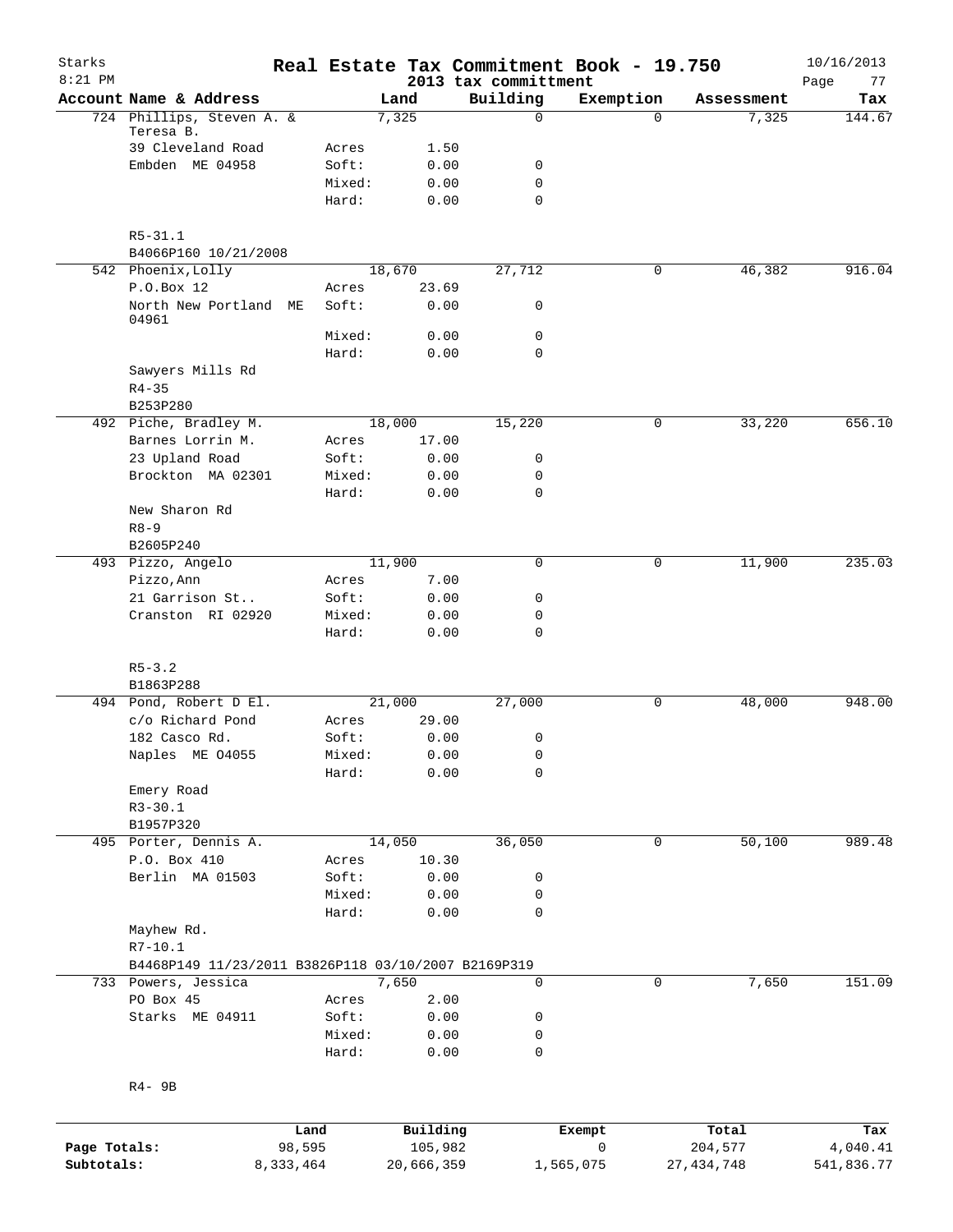# Real Estate Tax Commitment Book - 19.750

Starks 8:21 PM — 2013 tax committment — 10/16/2013

| Account Name & Address | | Land | Building | Exemption | Assessment | Tax |
|---|---|---|---|---|---|---|
| 724 Phillips, Steven A. & Teresa B. | | 7,325 | 0 | 0 | 7,325 | 144.67 |
| 39 Cleveland Road | Acres | 1.50 | | | | |
| Embden ME 04958 | Soft: | 0.00 | 0 | | | |
| | Mixed: | 0.00 | 0 | | | |
| | Hard: | 0.00 | 0 | | | |
| R5-31.1 | | | | | | |
| B4066P160 10/21/2008 | | | | | | |
| 542 Phoenix,Lolly | | 18,670 | 27,712 | 0 | 46,382 | 916.04 |
| P.O.Box 12 | Acres | 23.69 | | | | |
| North New Portland ME 04961 | Soft: | 0.00 | 0 | | | |
| | Mixed: | 0.00 | 0 | | | |
| | Hard: | 0.00 | 0 | | | |
| Sawyers Mills Rd | | | | | | |
| R4-35 | | | | | | |
| B253P280 | | | | | | |
| 492 Piche, Bradley M. | | 18,000 | 15,220 | 0 | 33,220 | 656.10 |
| Barnes Lorrin M. | Acres | 17.00 | | | | |
| 23 Upland Road | Soft: | 0.00 | 0 | | | |
| Brockton MA 02301 | Mixed: | 0.00 | 0 | | | |
| | Hard: | 0.00 | 0 | | | |
| New Sharon Rd | | | | | | |
| R8-9 | | | | | | |
| B2605P240 | | | | | | |
| 493 Pizzo, Angelo | | 11,900 | 0 | 0 | 11,900 | 235.03 |
| Pizzo,Ann | Acres | 7.00 | | | | |
| 21 Garrison St.. | Soft: | 0.00 | 0 | | | |
| Cranston RI 02920 | Mixed: | 0.00 | 0 | | | |
| | Hard: | 0.00 | 0 | | | |
| R5-3.2 | | | | | | |
| B1863P288 | | | | | | |
| 494 Pond, Robert D El. | | 21,000 | 27,000 | 0 | 48,000 | 948.00 |
| c/o Richard Pond | Acres | 29.00 | | | | |
| 182 Casco Rd. | Soft: | 0.00 | 0 | | | |
| Naples ME O4055 | Mixed: | 0.00 | 0 | | | |
| | Hard: | 0.00 | 0 | | | |
| Emery Road | | | | | | |
| R3-30.1 | | | | | | |
| B1957P320 | | | | | | |
| 495 Porter, Dennis A. | | 14,050 | 36,050 | 0 | 50,100 | 989.48 |
| P.O. Box 410 | Acres | 10.30 | | | | |
| Berlin MA 01503 | Soft: | 0.00 | 0 | | | |
| | Mixed: | 0.00 | 0 | | | |
| | Hard: | 0.00 | 0 | | | |
| Mayhew Rd. | | | | | | |
| R7-10.1 | | | | | | |
| B4468P149 11/23/2011 B3826P118 03/10/2007 B2169P319 | | | | | | |
| 733 Powers, Jessica | | 7,650 | 0 | 0 | 7,650 | 151.09 |
| PO Box 45 | Acres | 2.00 | | | | |
| Starks ME 04911 | Soft: | 0.00 | 0 | | | |
| | Mixed: | 0.00 | 0 | | | |
| | Hard: | 0.00 | 0 | | | |
| R4- 9B | | | | | | |

| | Land | Building | Exempt | Total | Tax |
|---|---|---|---|---|---|
| Page Totals: | 98,595 | 105,982 | 0 | 204,577 | 4,040.41 |
| Subtotals: | 8,333,464 | 20,666,359 | 1,565,075 | 27,434,748 | 541,836.77 |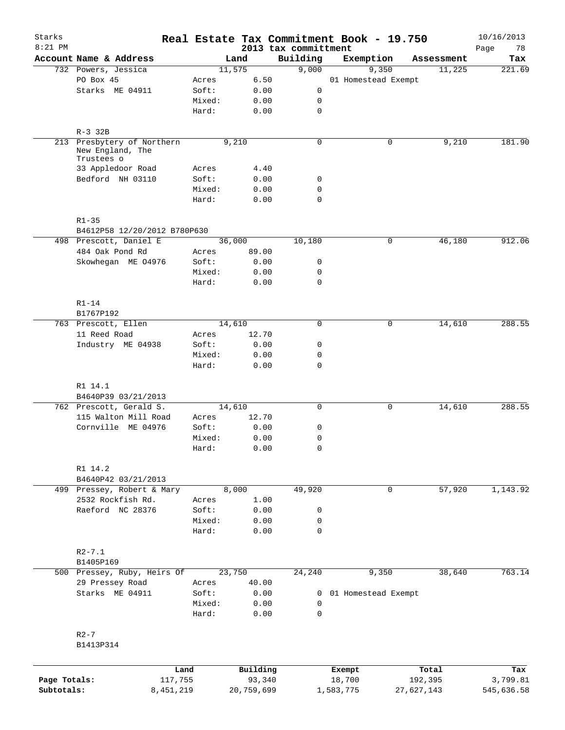# Real Estate Tax Commitment Book - 19.750

Starks 8:21 PM — 2013 tax committment — 10/16/2013

| Account | Name & Address | | Land | Building | Exemption | Assessment | Tax |
|---|---|---|---|---|---|---|---|
| 732 | Powers, Jessica | | 11,575 | 9,000 | 9,350 | 11,225 | 221.69 |
| | PO Box 45 | Acres | 6.50 | | 01 Homestead Exempt | | |
| | Starks ME 04911 | Soft: | 0.00 | 0 | | | |
| | | Mixed: | 0.00 | 0 | | | |
| | | Hard: | 0.00 | 0 | | | |
| | R-3 32B | | | | | | |
| 213 | Presbytery of Northern New England, The Trustees o | | 9,210 | 0 | 0 | 9,210 | 181.90 |
| | 33 Appledoor Road | Acres | 4.40 | | | | |
| | Bedford NH 03110 | Soft: | 0.00 | 0 | | | |
| | | Mixed: | 0.00 | 0 | | | |
| | | Hard: | 0.00 | 0 | | | |
| | R1-35 | | | | | | |
| | B4612P58 12/20/2012 B780P630 | | | | | | |
| 498 | Prescott, Daniel E | | 36,000 | 10,180 | 0 | 46,180 | 912.06 |
| | 484 Oak Pond Rd | Acres | 89.00 | | | | |
| | Skowhegan ME O4976 | Soft: | 0.00 | 0 | | | |
| | | Mixed: | 0.00 | 0 | | | |
| | | Hard: | 0.00 | 0 | | | |
| | R1-14 | | | | | | |
| | B1767P192 | | | | | | |
| 763 | Prescott, Ellen | | 14,610 | 0 | 0 | 14,610 | 288.55 |
| | 11 Reed Road | Acres | 12.70 | | | | |
| | Industry ME 04938 | Soft: | 0.00 | 0 | | | |
| | | Mixed: | 0.00 | 0 | | | |
| | | Hard: | 0.00 | 0 | | | |
| | R1 14.1 | | | | | | |
| | B4640P39 03/21/2013 | | | | | | |
| 762 | Prescott, Gerald S. | | 14,610 | 0 | 0 | 14,610 | 288.55 |
| | 115 Walton Mill Road | Acres | 12.70 | | | | |
| | Cornville ME 04976 | Soft: | 0.00 | 0 | | | |
| | | Mixed: | 0.00 | 0 | | | |
| | | Hard: | 0.00 | 0 | | | |
| | R1 14.2 | | | | | | |
| | B4640P42 03/21/2013 | | | | | | |
| 499 | Pressey, Robert & Mary | | 8,000 | 49,920 | 0 | 57,920 | 1,143.92 |
| | 2532 Rockfish Rd. | Acres | 1.00 | | | | |
| | Raeford NC 28376 | Soft: | 0.00 | 0 | | | |
| | | Mixed: | 0.00 | 0 | | | |
| | | Hard: | 0.00 | 0 | | | |
| | R2-7.1 | | | | | | |
| | B1405P169 | | | | | | |
| 500 | Pressey, Ruby, Heirs Of | | 23,750 | 24,240 | 9,350 | 38,640 | 763.14 |
| | 29 Pressey Road | Acres | 40.00 | | | | |
| | Starks ME 04911 | Soft: | 0.00 | 0 | 01 Homestead Exempt | | |
| | | Mixed: | 0.00 | 0 | | | |
| | | Hard: | 0.00 | 0 | | | |
| | R2-7 | | | | | | |
| | B1413P314 | | | | | | |

| | Land | Building | Exempt | Total | Tax |
|---|---|---|---|---|---|
| Page Totals: | 117,755 | 93,340 | 18,700 | 192,395 | 3,799.81 |
| Subtotals: | 8,451,219 | 20,759,699 | 1,583,775 | 27,627,143 | 545,636.58 |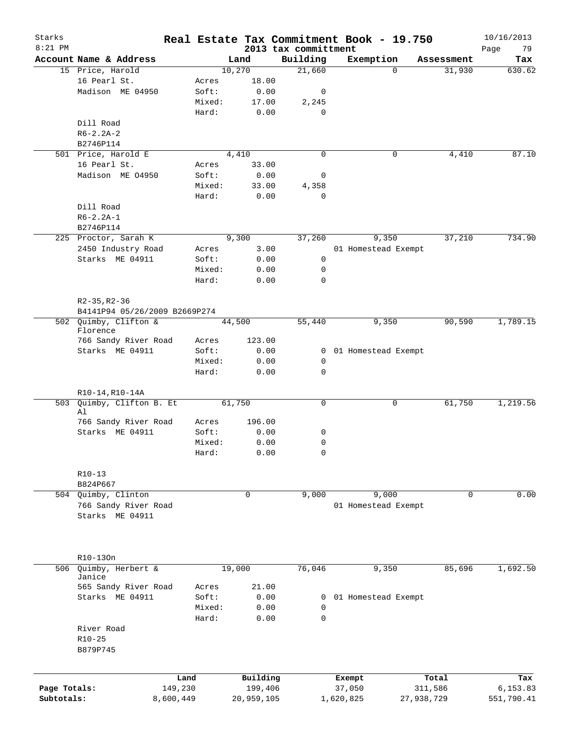# Starks — Real Estate Tax Commitment Book - 19.750

8:21 PM — 2013 tax committment — 10/16/2013

| Account Name & Address | | Land | Building | Exemption | Assessment | Tax |
|---|---|---|---|---|---|---|
| 15 Price, Harold | | 10,270 | 21,660 | 0 | 31,930 | 630.62 |
| 16 Pearl St. | Acres | 18.00 | | | | |
| Madison ME 04950 | Soft: | 0.00 | 0 | | | |
| | Mixed: | 17.00 | 2,245 | | | |
| | Hard: | 0.00 | 0 | | | |
| Dill Road | | | | | | |
| R6-2.2A-2 | | | | | | |
| B2746P114 | | | | | | |
| 501 Price, Harold E | | 4,410 | 0 | 0 | 4,410 | 87.10 |
| 16 Pearl St. | Acres | 33.00 | | | | |
| Madison ME O4950 | Soft: | 0.00 | 0 | | | |
| | Mixed: | 33.00 | 4,358 | | | |
| | Hard: | 0.00 | 0 | | | |
| Dill Road | | | | | | |
| R6-2.2A-1 | | | | | | |
| B2746P114 | | | | | | |
| 225 Proctor, Sarah K | | 9,300 | 37,260 | 9,350 | 37,210 | 734.90 |
| 2450 Industry Road | Acres | 3.00 | | 01 Homestead Exempt | | |
| Starks ME 04911 | Soft: | 0.00 | 0 | | | |
| | Mixed: | 0.00 | 0 | | | |
| | Hard: | 0.00 | 0 | | | |
| R2-35,R2-36 | | | | | | |
| B4141P94 05/26/2009 B2669P274 | | | | | | |
| 502 Quimby, Clifton & Florence | | 44,500 | 55,440 | 9,350 | 90,590 | 1,789.15 |
| 766 Sandy River Road | Acres | 123.00 | | | | |
| Starks ME 04911 | Soft: | 0.00 | 0 | 01 Homestead Exempt | | |
| | Mixed: | 0.00 | 0 | | | |
| | Hard: | 0.00 | 0 | | | |
| R10-14,R10-14A | | | | | | |
| 503 Quimby, Clifton B. Et Al | | 61,750 | 0 | 0 | 61,750 | 1,219.56 |
| 766 Sandy River Road | Acres | 196.00 | | | | |
| Starks ME 04911 | Soft: | 0.00 | 0 | | | |
| | Mixed: | 0.00 | 0 | | | |
| | Hard: | 0.00 | 0 | | | |
| R10-13 | | | | | | |
| B824P667 | | | | | | |
| 504 Quimby, Clinton | | 0 | 9,000 | 9,000 | 0 | 0.00 |
| 766 Sandy River Road | | | | 01 Homestead Exempt | | |
| Starks ME 04911 | | | | | | |
| R10-13On | | | | | | |
| 506 Quimby, Herbert & Janice | | 19,000 | 76,046 | 9,350 | 85,696 | 1,692.50 |
| 565 Sandy River Road | Acres | 21.00 | | | | |
| Starks ME 04911 | Soft: | 0.00 | 0 | 01 Homestead Exempt | | |
| | Mixed: | 0.00 | 0 | | | |
| | Hard: | 0.00 | 0 | | | |
| River Road | | | | | | |
| R10-25 | | | | | | |
| B879P745 | | | | | | |

| | Land | Building | Exempt | Total | Tax |
|---|---|---|---|---|---|
| Page Totals: | 149,230 | 199,406 | 37,050 | 311,586 | 6,153.83 |
| Subtotals: | 8,600,449 | 20,959,105 | 1,620,825 | 27,938,729 | 551,790.41 |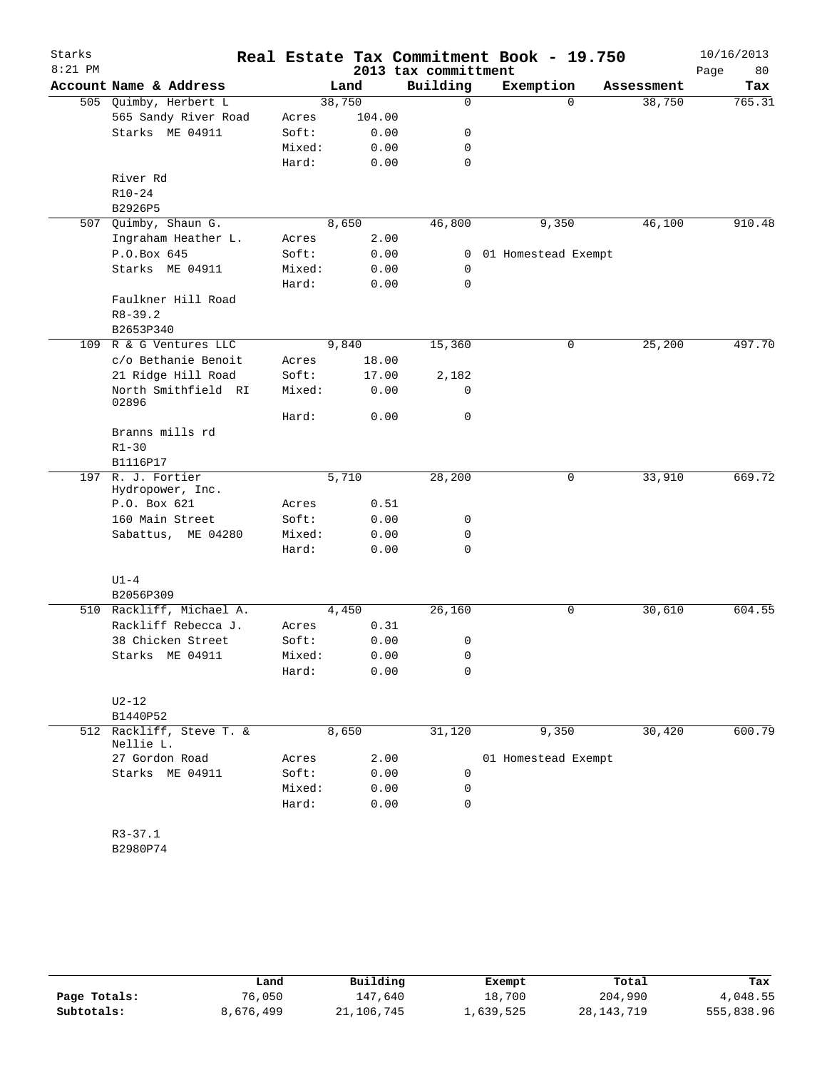Starks
8:21 PM

# Real Estate Tax Commitment Book - 19.750

2013 tax committment

10/16/2013

| Account Name & Address | | Land | Building | Exemption | Assessment | Tax |
|---|---|---|---|---|---|---|
| 505 Quimby, Herbert L | | 38,750 | 0 | 0 | 38,750 | 765.31 |
| 565 Sandy River Road | Acres | 104.00 | | | | |
| Starks ME 04911 | Soft: | 0.00 | 0 | | | |
| | Mixed: | 0.00 | 0 | | | |
| | Hard: | 0.00 | 0 | | | |
| River Rd | | | | | | |
| R10-24 | | | | | | |
| B2926P5 | | | | | | |
| 507 Quimby, Shaun G. | | 8,650 | 46,800 | 9,350 | 46,100 | 910.48 |
| Ingraham Heather L. | Acres | 2.00 | | | | |
| P.O.Box 645 | Soft: | 0.00 | 0 | 01 Homestead Exempt | | |
| Starks ME 04911 | Mixed: | 0.00 | 0 | | | |
| | Hard: | 0.00 | 0 | | | |
| Faulkner Hill Road | | | | | | |
| R8-39.2 | | | | | | |
| B2653P340 | | | | | | |
| 109 R & G Ventures LLC | | 9,840 | 15,360 | 0 | 25,200 | 497.70 |
| c/o Bethanie Benoit | Acres | 18.00 | | | | |
| 21 Ridge Hill Road | Soft: | 17.00 | 2,182 | | | |
| North Smithfield RI 02896 | Mixed: | 0.00 | 0 | | | |
| | Hard: | 0.00 | 0 | | | |
| Branns mills rd | | | | | | |
| R1-30 | | | | | | |
| B1116P17 | | | | | | |
| 197 R. J. Fortier Hydropower, Inc. | | 5,710 | 28,200 | 0 | 33,910 | 669.72 |
| P.O. Box 621 | Acres | 0.51 | | | | |
| 160 Main Street | Soft: | 0.00 | 0 | | | |
| Sabattus, ME 04280 | Mixed: | 0.00 | 0 | | | |
| | Hard: | 0.00 | 0 | | | |
| U1-4 | | | | | | |
| B2056P309 | | | | | | |
| 510 Rackliff, Michael A. | | 4,450 | 26,160 | 0 | 30,610 | 604.55 |
| Rackliff Rebecca J. | Acres | 0.31 | | | | |
| 38 Chicken Street | Soft: | 0.00 | 0 | | | |
| Starks ME 04911 | Mixed: | 0.00 | 0 | | | |
| | Hard: | 0.00 | 0 | | | |
| U2-12 | | | | | | |
| B1440P52 | | | | | | |
| 512 Rackliff, Steve T. & Nellie L. | | 8,650 | 31,120 | 9,350 | 30,420 | 600.79 |
| 27 Gordon Road | Acres | 2.00 | | 01 Homestead Exempt | | |
| Starks ME 04911 | Soft: | 0.00 | 0 | | | |
| | Mixed: | 0.00 | 0 | | | |
| | Hard: | 0.00 | 0 | | | |
| R3-37.1 | | | | | | |
| B2980P74 | | | | | | |

| | Land | Building | Exempt | Total | Tax |
|---|---|---|---|---|---|
| Page Totals: | 76,050 | 147,640 | 18,700 | 204,990 | 4,048.55 |
| Subtotals: | 8,676,499 | 21,106,745 | 1,639,525 | 28,143,719 | 555,838.96 |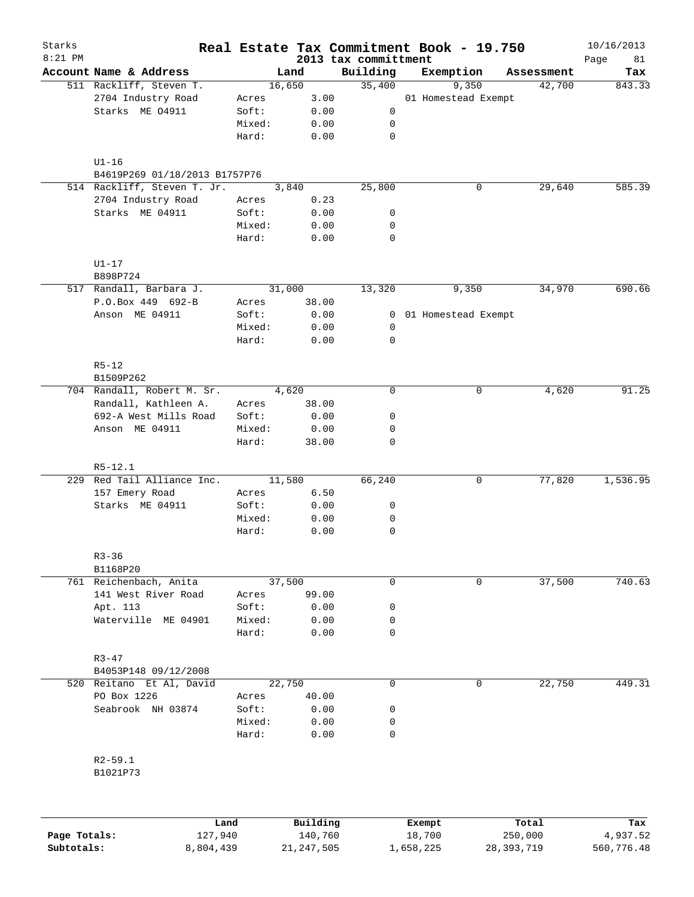Starks 8:21 PM

# Real Estate Tax Commitment Book - 19.750

2013 tax committment

10/16/2013

| Account Name & Address | Land | | Building | Exemption | Assessment | Tax |
|---|---|---|---|---|---|---|
| 511 Rackliff, Steven T. | 16,650 | | 35,400 | 9,350 | 42,700 | 843.33 |
| 2704 Industry Road | Acres | 3.00 | | 01 Homestead Exempt | | |
| Starks ME 04911 | Soft: | 0.00 | 0 | | | |
| | Mixed: | 0.00 | 0 | | | |
| | Hard: | 0.00 | 0 | | | |
| U1-16 | | | | | | |
| B4619P269 01/18/2013 B1757P76 | | | | | | |
| 514 Rackliff, Steven T. Jr. | 3,840 | | 25,800 | 0 | 29,640 | 585.39 |
| 2704 Industry Road | Acres | 0.23 | | | | |
| Starks ME 04911 | Soft: | 0.00 | 0 | | | |
| | Mixed: | 0.00 | 0 | | | |
| | Hard: | 0.00 | 0 | | | |
| U1-17 | | | | | | |
| B898P724 | | | | | | |
| 517 Randall, Barbara J. | 31,000 | | 13,320 | 9,350 | 34,970 | 690.66 |
| P.O.Box 449 692-B | Acres | 38.00 | | | | |
| Anson ME 04911 | Soft: | 0.00 | 0 | 01 Homestead Exempt | | |
| | Mixed: | 0.00 | 0 | | | |
| | Hard: | 0.00 | 0 | | | |
| R5-12 | | | | | | |
| B1509P262 | | | | | | |
| 704 Randall, Robert M. Sr. | 4,620 | | 0 | 0 | 4,620 | 91.25 |
| Randall, Kathleen A. | Acres | 38.00 | | | | |
| 692-A West Mills Road | Soft: | 0.00 | 0 | | | |
| Anson ME 04911 | Mixed: | 0.00 | 0 | | | |
| | Hard: | 38.00 | 0 | | | |
| R5-12.1 | | | | | | |
| 229 Red Tail Alliance Inc. | 11,580 | | 66,240 | 0 | 77,820 | 1,536.95 |
| 157 Emery Road | Acres | 6.50 | | | | |
| Starks ME 04911 | Soft: | 0.00 | 0 | | | |
| | Mixed: | 0.00 | 0 | | | |
| | Hard: | 0.00 | 0 | | | |
| R3-36 | | | | | | |
| B1168P20 | | | | | | |
| 761 Reichenbach, Anita | 37,500 | | 0 | 0 | 37,500 | 740.63 |
| 141 West River Road | Acres | 99.00 | | | | |
| Apt. 113 | Soft: | 0.00 | 0 | | | |
| Waterville ME 04901 | Mixed: | 0.00 | 0 | | | |
| | Hard: | 0.00 | 0 | | | |
| R3-47 | | | | | | |
| B4053P148 09/12/2008 | | | | | | |
| 520 Reitano Et Al, David | 22,750 | | 0 | 0 | 22,750 | 449.31 |
| PO Box 1226 | Acres | 40.00 | | | | |
| Seabrook NH 03874 | Soft: | 0.00 | 0 | | | |
| | Mixed: | 0.00 | 0 | | | |
| | Hard: | 0.00 | 0 | | | |
| R2-59.1 | | | | | | |
| B1021P73 | | | | | | |

| | Land | Building | Exempt | Total | Tax |
|---|---|---|---|---|---|
| Page Totals: | 127,940 | 140,760 | 18,700 | 250,000 | 4,937.52 |
| Subtotals: | 8,804,439 | 21,247,505 | 1,658,225 | 28,393,719 | 560,776.48 |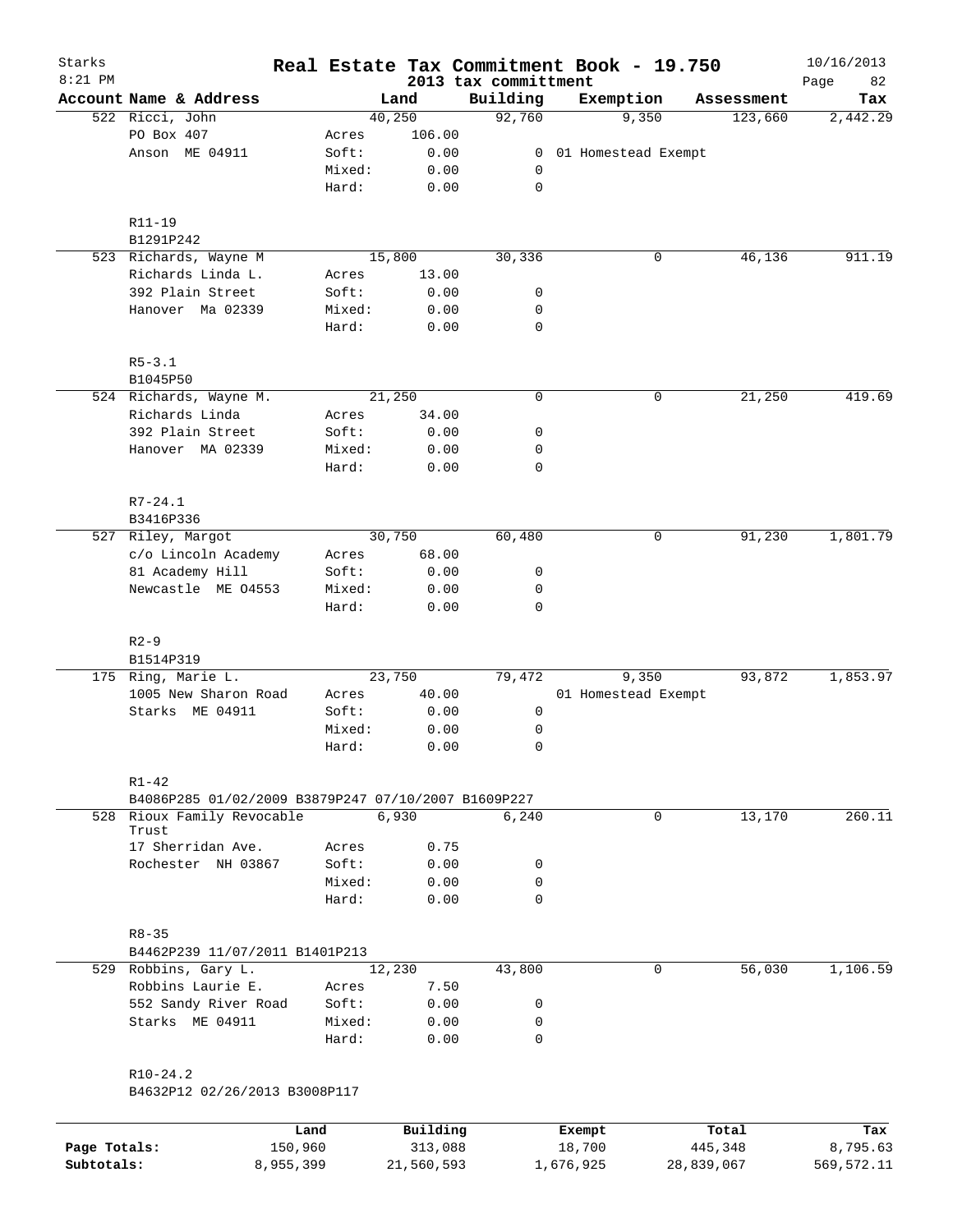# Real Estate Tax Commitment Book - 19.750

Starks
8:21 PM

2013 tax committment

10/16/2013

| Account Name & Address | | Land | Building | Exemption | Assessment | Tax |
|---|---|---|---|---|---|---|
| 522 Ricci, John | | 40,250 | 92,760 | 9,350 | 123,660 | 2,442.29 |
| PO Box 407 | Acres | 106.00 | | | | |
| Anson ME 04911 | Soft: | 0.00 | 0 | 01 Homestead Exempt | | |
| | Mixed: | 0.00 | 0 | | | |
| | Hard: | 0.00 | 0 | | | |
| R11-19 | | | | | | |
| B1291P242 | | | | | | |
| 523 Richards, Wayne M | | 15,800 | 30,336 | 0 | 46,136 | 911.19 |
| Richards Linda L. | Acres | 13.00 | | | | |
| 392 Plain Street | Soft: | 0.00 | 0 | | | |
| Hanover Ma 02339 | Mixed: | 0.00 | 0 | | | |
| | Hard: | 0.00 | 0 | | | |
| R5-3.1 | | | | | | |
| B1045P50 | | | | | | |
| 524 Richards, Wayne M. | | 21,250 | 0 | 0 | 21,250 | 419.69 |
| Richards Linda | Acres | 34.00 | | | | |
| 392 Plain Street | Soft: | 0.00 | 0 | | | |
| Hanover MA 02339 | Mixed: | 0.00 | 0 | | | |
| | Hard: | 0.00 | 0 | | | |
| R7-24.1 | | | | | | |
| B3416P336 | | | | | | |
| 527 Riley, Margot | | 30,750 | 60,480 | 0 | 91,230 | 1,801.79 |
| c/o Lincoln Academy | Acres | 68.00 | | | | |
| 81 Academy Hill | Soft: | 0.00 | 0 | | | |
| Newcastle ME 04553 | Mixed: | 0.00 | 0 | | | |
| | Hard: | 0.00 | 0 | | | |
| R2-9 | | | | | | |
| B1514P319 | | | | | | |
| 175 Ring, Marie L. | | 23,750 | 79,472 | 9,350 | 93,872 | 1,853.97 |
| 1005 New Sharon Road | Acres | 40.00 | | 01 Homestead Exempt | | |
| Starks ME 04911 | Soft: | 0.00 | 0 | | | |
| | Mixed: | 0.00 | 0 | | | |
| | Hard: | 0.00 | 0 | | | |
| R1-42 | | | | | | |
| B4086P285 01/02/2009 B3879P247 07/10/2007 B1609P227 | | | | | | |
| 528 Rioux Family Revocable Trust | | 6,930 | 6,240 | 0 | 13,170 | 260.11 |
| 17 Sherridan Ave. | Acres | 0.75 | | | | |
| Rochester NH 03867 | Soft: | 0.00 | 0 | | | |
| | Mixed: | 0.00 | 0 | | | |
| | Hard: | 0.00 | 0 | | | |
| R8-35 | | | | | | |
| B4462P239 11/07/2011 B1401P213 | | | | | | |
| 529 Robbins, Gary L. | | 12,230 | 43,800 | 0 | 56,030 | 1,106.59 |
| Robbins Laurie E. | Acres | 7.50 | | | | |
| 552 Sandy River Road | Soft: | 0.00 | 0 | | | |
| Starks ME 04911 | Mixed: | 0.00 | 0 | | | |
| | Hard: | 0.00 | 0 | | | |
| R10-24.2 | | | | | | |
| B4632P12 02/26/2013 B3008P117 | | | | | | |

| | Land | Building | Exempt | Total | Tax |
|---|---|---|---|---|---|
| Page Totals: | 150,960 | 313,088 | 18,700 | 445,348 | 8,795.63 |
| Subtotals: | 8,955,399 | 21,560,593 | 1,676,925 | 28,839,067 | 569,572.11 |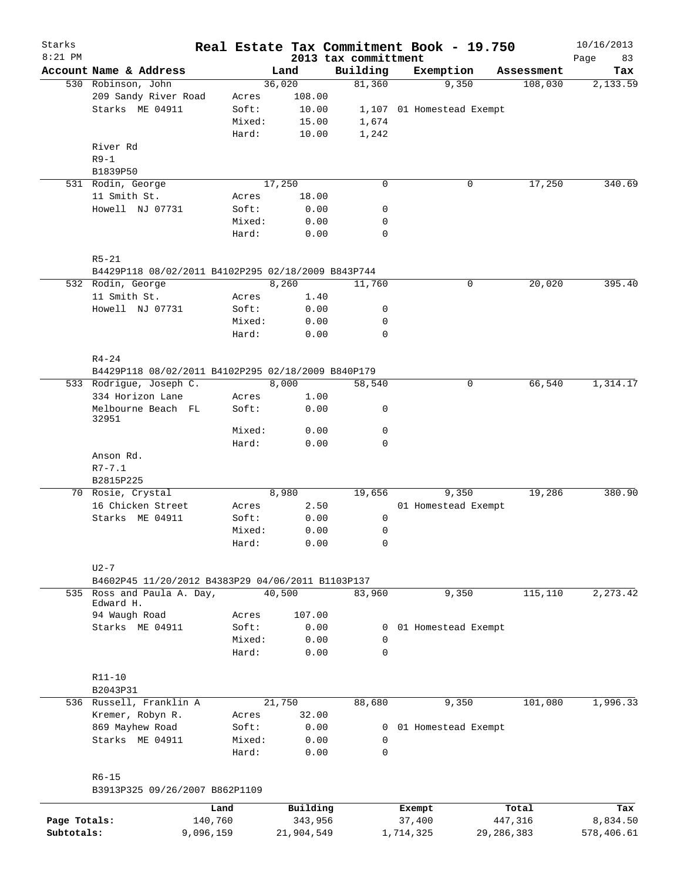# Starks — Real Estate Tax Commitment Book - 19.750

8:21 PM — 2013 tax committment — 10/16/2013

| Account Name & Address | | Land | Building | Exemption | Assessment | Tax |
|---|---|---|---|---|---|---|
| 530 Robinson, John | | 36,020 | 81,360 | 9,350 | 108,030 | 2,133.59 |
| 209 Sandy River Road | Acres | 108.00 | | | | |
| Starks ME 04911 | Soft: | 10.00 | 1,107 | 01 Homestead Exempt | | |
| | Mixed: | 15.00 | 1,674 | | | |
| | Hard: | 10.00 | 1,242 | | | |
| River Rd | | | | | | |
| R9-1 | | | | | | |
| B1839P50 | | | | | | |
| 531 Rodin, George | | 17,250 | 0 | 0 | 17,250 | 340.69 |
| 11 Smith St. | Acres | 18.00 | | | | |
| Howell NJ 07731 | Soft: | 0.00 | 0 | | | |
| | Mixed: | 0.00 | 0 | | | |
| | Hard: | 0.00 | 0 | | | |
| R5-21 | | | | | | |
| B4429P118 08/02/2011 B4102P295 02/18/2009 B843P744 | | | | | | |
| 532 Rodin, George | | 8,260 | 11,760 | 0 | 20,020 | 395.40 |
| 11 Smith St. | Acres | 1.40 | | | | |
| Howell NJ 07731 | Soft: | 0.00 | 0 | | | |
| | Mixed: | 0.00 | 0 | | | |
| | Hard: | 0.00 | 0 | | | |
| R4-24 | | | | | | |
| B4429P118 08/02/2011 B4102P295 02/18/2009 B840P179 | | | | | | |
| 533 Rodrigue, Joseph C. | | 8,000 | 58,540 | 0 | 66,540 | 1,314.17 |
| 334 Horizon Lane | Acres | 1.00 | | | | |
| Melbourne Beach FL 32951 | Soft: | 0.00 | 0 | | | |
| | Mixed: | 0.00 | 0 | | | |
| | Hard: | 0.00 | 0 | | | |
| Anson Rd. | | | | | | |
| R7-7.1 | | | | | | |
| B2815P225 | | | | | | |
| 70 Rosie, Crystal | | 8,980 | 19,656 | 9,350 | 19,286 | 380.90 |
| 16 Chicken Street | Acres | 2.50 | | 01 Homestead Exempt | | |
| Starks ME 04911 | Soft: | 0.00 | 0 | | | |
| | Mixed: | 0.00 | 0 | | | |
| | Hard: | 0.00 | 0 | | | |
| U2-7 | | | | | | |
| B4602P45 11/20/2012 B4383P29 04/06/2011 B1103P137 | | | | | | |
| 535 Ross and Paula A. Day, Edward H. | | 40,500 | 83,960 | 9,350 | 115,110 | 2,273.42 |
| 94 Waugh Road | Acres | 107.00 | | | | |
| Starks ME 04911 | Soft: | 0.00 | 0 | 01 Homestead Exempt | | |
| | Mixed: | 0.00 | 0 | | | |
| | Hard: | 0.00 | 0 | | | |
| R11-10 | | | | | | |
| B2043P31 | | | | | | |
| 536 Russell, Franklin A | | 21,750 | 88,680 | 9,350 | 101,080 | 1,996.33 |
| Kremer, Robyn R. | Acres | 32.00 | | | | |
| 869 Mayhew Road | Soft: | 0.00 | 0 | 01 Homestead Exempt | | |
| Starks ME 04911 | Mixed: | 0.00 | 0 | | | |
| | Hard: | 0.00 | 0 | | | |
| R6-15 | | | | | | |
| B3913P325 09/26/2007 B862P1109 | | | | | | |

| | Land | Building | Exempt | Total | Tax |
|---|---|---|---|---|---|
| Page Totals: | 140,760 | 343,956 | 37,400 | 447,316 | 8,834.50 |
| Subtotals: | 9,096,159 | 21,904,549 | 1,714,325 | 29,286,383 | 578,406.61 |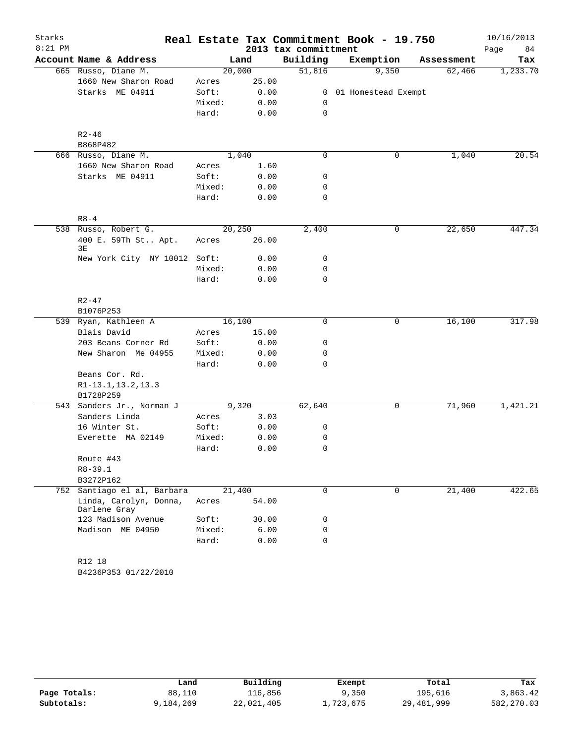# Real Estate Tax Commitment Book - 19.750

Starks
8:21 PM

2013 tax committment

10/16/2013

| Account Name & Address | | Land | Building | Exemption | Assessment | Tax |
|---|---|---|---|---|---|---|
| 665 Russo, Diane M. | | 20,000 | 51,816 | 9,350 | 62,466 | 1,233.70 |
| 1660 New Sharon Road | Acres | 25.00 | | | | |
| Starks ME 04911 | Soft: | 0.00 | 0 | 01 Homestead Exempt | | |
| | Mixed: | 0.00 | 0 | | | |
| | Hard: | 0.00 | 0 | | | |
| R2-46 | | | | | | |
| B868P482 | | | | | | |
| 666 Russo, Diane M. | | 1,040 | 0 | 0 | 1,040 | 20.54 |
| 1660 New Sharon Road | Acres | 1.60 | | | | |
| Starks ME 04911 | Soft: | 0.00 | 0 | | | |
| | Mixed: | 0.00 | 0 | | | |
| | Hard: | 0.00 | 0 | | | |
| R8-4 | | | | | | |
| 538 Russo, Robert G. | | 20,250 | 2,400 | 0 | 22,650 | 447.34 |
| 400 E. 59Th St.. Apt. 3E | Acres | 26.00 | | | | |
| New York City NY 10012 | Soft: | 0.00 | 0 | | | |
| | Mixed: | 0.00 | 0 | | | |
| | Hard: | 0.00 | 0 | | | |
| R2-47 | | | | | | |
| B1076P253 | | | | | | |
| 539 Ryan, Kathleen A | | 16,100 | 0 | 0 | 16,100 | 317.98 |
| Blais David | Acres | 15.00 | | | | |
| 203 Beans Corner Rd | Soft: | 0.00 | 0 | | | |
| New Sharon Me 04955 | Mixed: | 0.00 | 0 | | | |
| | Hard: | 0.00 | 0 | | | |
| Beans Cor. Rd. | | | | | | |
| R1-13.1,13.2,13.3 | | | | | | |
| B1728P259 | | | | | | |
| 543 Sanders Jr., Norman J | | 9,320 | 62,640 | 0 | 71,960 | 1,421.21 |
| Sanders Linda | Acres | 3.03 | | | | |
| 16 Winter St. | Soft: | 0.00 | 0 | | | |
| Everette MA 02149 | Mixed: | 0.00 | 0 | | | |
| | Hard: | 0.00 | 0 | | | |
| Route #43 | | | | | | |
| R8-39.1 | | | | | | |
| B3272P162 | | | | | | |
| 752 Santiago el al, Barbara | | 21,400 | 0 | 0 | 21,400 | 422.65 |
| Linda, Carolyn, Donna, Darlene Gray | Acres | 54.00 | | | | |
| 123 Madison Avenue | Soft: | 30.00 | 0 | | | |
| Madison ME 04950 | Mixed: | 6.00 | 0 | | | |
| | Hard: | 0.00 | 0 | | | |
| R12 18 | | | | | | |
| B4236P353 01/22/2010 | | | | | | |

| | Land | Building | Exempt | Total | Tax |
|---|---|---|---|---|---|
| Page Totals: | 88,110 | 116,856 | 9,350 | 195,616 | 3,863.42 |
| Subtotals: | 9,184,269 | 22,021,405 | 1,723,675 | 29,481,999 | 582,270.03 |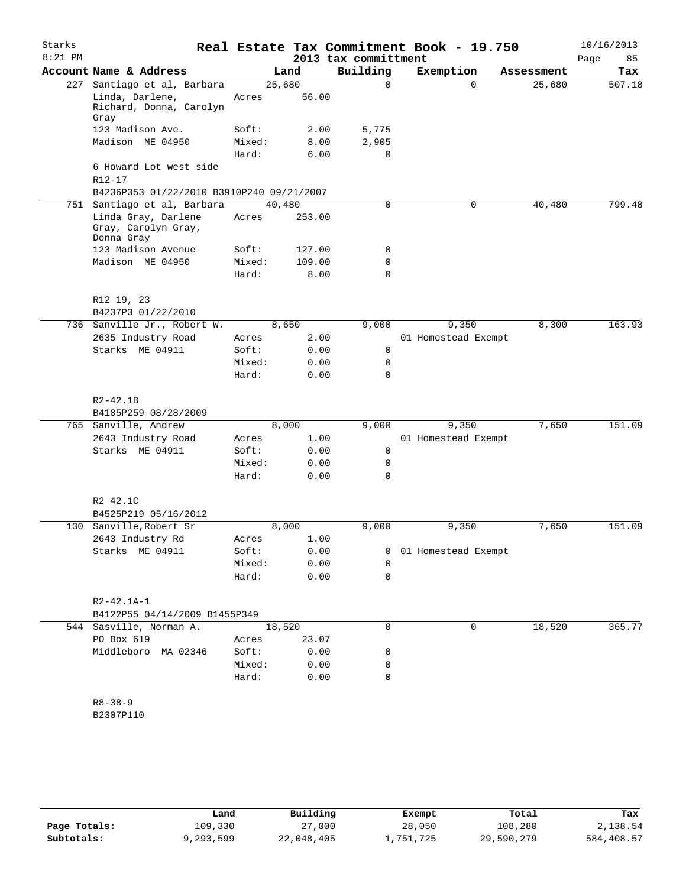# Real Estate Tax Commitment Book - 19.750

Starks
8:21 PM

2013 tax committment

10/16/2013

| Account Name & Address | | Land | Building | Exemption | Assessment | Tax |
|---|---|---|---|---|---|---|
| 227 Santiago et al, Barbara | | 25,680 | 0 | 0 | 25,680 | 507.18 |
| Linda, Darlene, Richard, Donna, Carolyn Gray | Acres | 56.00 | | | | |
| 123 Madison Ave. | Soft: | 2.00 | 5,775 | | | |
| Madison ME 04950 | Mixed: | 8.00 | 2,905 | | | |
| | Hard: | 6.00 | 0 | | | |
| 6 Howard Lot west side | | | | | | |
| R12-17 | | | | | | |
| B4236P353 01/22/2010 B3910P240 09/21/2007 | | | | | | |
| 751 Santiago et al, Barbara | | 40,480 | 0 | 0 | 40,480 | 799.48 |
| Linda Gray, Darlene Gray, Carolyn Gray, Donna Gray | Acres | 253.00 | | | | |
| 123 Madison Avenue | Soft: | 127.00 | 0 | | | |
| Madison ME 04950 | Mixed: | 109.00 | 0 | | | |
| | Hard: | 8.00 | 0 | | | |
| R12 19, 23 | | | | | | |
| B4237P3 01/22/2010 | | | | | | |
| 736 Sanville Jr., Robert W. | | 8,650 | 9,000 | 9,350 | 8,300 | 163.93 |
| 2635 Industry Road | Acres | 2.00 | | 01 Homestead Exempt | | |
| Starks ME 04911 | Soft: | 0.00 | 0 | | | |
| | Mixed: | 0.00 | 0 | | | |
| | Hard: | 0.00 | 0 | | | |
| R2-42.1B | | | | | | |
| B4185P259 08/28/2009 | | | | | | |
| 765 Sanville, Andrew | | 8,000 | 9,000 | 9,350 | 7,650 | 151.09 |
| 2643 Industry Road | Acres | 1.00 | | 01 Homestead Exempt | | |
| Starks ME 04911 | Soft: | 0.00 | 0 | | | |
| | Mixed: | 0.00 | 0 | | | |
| | Hard: | 0.00 | 0 | | | |
| R2 42.1C | | | | | | |
| B4525P219 05/16/2012 | | | | | | |
| 130 Sanville,Robert Sr | | 8,000 | 9,000 | 9,350 | 7,650 | 151.09 |
| 2643 Industry Rd | Acres | 1.00 | | | | |
| Starks ME 04911 | Soft: | 0.00 | 0 | 01 Homestead Exempt | | |
| | Mixed: | 0.00 | 0 | | | |
| | Hard: | 0.00 | 0 | | | |
| R2-42.1A-1 | | | | | | |
| B4122P55 04/14/2009 B1455P349 | | | | | | |
| 544 Sasville, Norman A. | | 18,520 | 0 | 0 | 18,520 | 365.77 |
| PO Box 619 | Acres | 23.07 | | | | |
| Middleboro MA 02346 | Soft: | 0.00 | 0 | | | |
| | Mixed: | 0.00 | 0 | | | |
| | Hard: | 0.00 | 0 | | | |
| R8-38-9 | | | | | | |
| B2307P110 | | | | | | |

| | Land | Building | Exempt | Total | Tax |
|---|---|---|---|---|---|
| Page Totals: | 109,330 | 27,000 | 28,050 | 108,280 | 2,138.54 |
| Subtotals: | 9,293,599 | 22,048,405 | 1,751,725 | 29,590,279 | 584,408.57 |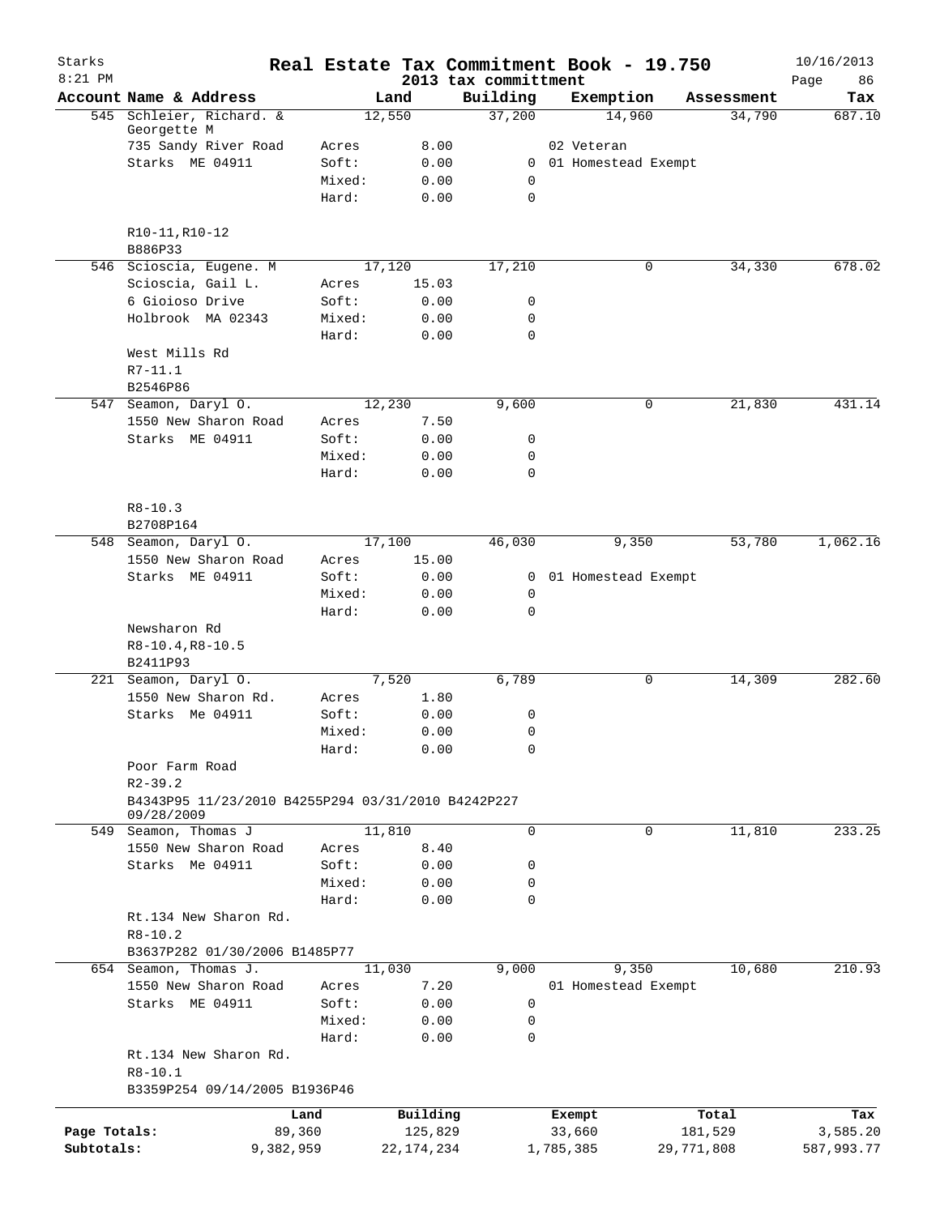Starks
8:21 PM

# Real Estate Tax Commitment Book - 19.750

2013 tax committment

10/16/2013

| Account Name & Address | Land | | Building | Exemption | Assessment | Tax |
|---|---|---|---|---|---|---|
| 545 Schleier, Richard. & Georgette M | 12,550 | | 37,200 | 14,960 | 34,790 | 687.10 |
| 735 Sandy River Road | Acres | 8.00 | | 02 Veteran | | |
| Starks ME 04911 | Soft: | 0.00 | 0 | 01 Homestead Exempt | | |
| | Mixed: | 0.00 | 0 | | | |
| | Hard: | 0.00 | 0 | | | |
| R10-11,R10-12 | | | | | | |
| B886P33 | | | | | | |
| 546 Scioscia, Eugene. M | 17,120 | | 17,210 | 0 | 34,330 | 678.02 |
| Scioscia, Gail L. | Acres | 15.03 | | | | |
| 6 Gioioso Drive | Soft: | 0.00 | 0 | | | |
| Holbrook MA 02343 | Mixed: | 0.00 | 0 | | | |
| | Hard: | 0.00 | 0 | | | |
| West Mills Rd | | | | | | |
| R7-11.1 | | | | | | |
| B2546P86 | | | | | | |
| 547 Seamon, Daryl O. | 12,230 | | 9,600 | 0 | 21,830 | 431.14 |
| 1550 New Sharon Road | Acres | 7.50 | | | | |
| Starks ME 04911 | Soft: | 0.00 | 0 | | | |
| | Mixed: | 0.00 | 0 | | | |
| | Hard: | 0.00 | 0 | | | |
| R8-10.3 | | | | | | |
| B2708P164 | | | | | | |
| 548 Seamon, Daryl O. | 17,100 | | 46,030 | 9,350 | 53,780 | 1,062.16 |
| 1550 New Sharon Road | Acres | 15.00 | | | | |
| Starks ME 04911 | Soft: | 0.00 | 0 | 01 Homestead Exempt | | |
| | Mixed: | 0.00 | 0 | | | |
| | Hard: | 0.00 | 0 | | | |
| Newsharon Rd | | | | | | |
| R8-10.4,R8-10.5 | | | | | | |
| B2411P93 | | | | | | |
| 221 Seamon, Daryl O. | 7,520 | | 6,789 | 0 | 14,309 | 282.60 |
| 1550 New Sharon Rd. | Acres | 1.80 | | | | |
| Starks Me 04911 | Soft: | 0.00 | 0 | | | |
| | Mixed: | 0.00 | 0 | | | |
| | Hard: | 0.00 | 0 | | | |
| Poor Farm Road | | | | | | |
| R2-39.2 | | | | | | |
| B4343P95 11/23/2010 B4255P294 03/31/2010 B4242P227 09/28/2009 | | | | | | |
| 549 Seamon, Thomas J | 11,810 | | 0 | 0 | 11,810 | 233.25 |
| 1550 New Sharon Road | Acres | 8.40 | | | | |
| Starks Me 04911 | Soft: | 0.00 | 0 | | | |
| | Mixed: | 0.00 | 0 | | | |
| | Hard: | 0.00 | 0 | | | |
| Rt.134 New Sharon Rd. | | | | | | |
| R8-10.2 | | | | | | |
| B3637P282 01/30/2006 B1485P77 | | | | | | |
| 654 Seamon, Thomas J. | 11,030 | | 9,000 | 9,350 | 10,680 | 210.93 |
| 1550 New Sharon Road | Acres | 7.20 | | 01 Homestead Exempt | | |
| Starks ME 04911 | Soft: | 0.00 | 0 | | | |
| | Mixed: | 0.00 | 0 | | | |
| | Hard: | 0.00 | 0 | | | |
| Rt.134 New Sharon Rd. | | | | | | |
| R8-10.1 | | | | | | |
| B3359P254 09/14/2005 B1936P46 | | | | | | |

| | Land | Building | Exempt | Total | Tax |
|---|---|---|---|---|---|
| Page Totals: | 89,360 | 125,829 | 33,660 | 181,529 | 3,585.20 |
| Subtotals: | 9,382,959 | 22,174,234 | 1,785,385 | 29,771,808 | 587,993.77 |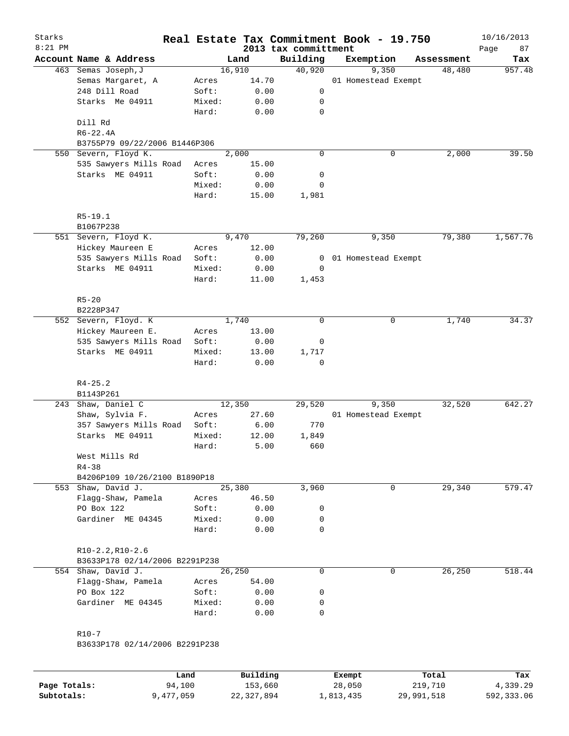Starks 8:21 PM

# Real Estate Tax Commitment Book - 19.750

2013 tax committment

10/16/2013

| Account | Name & Address | | Land | Building | Exemption | Assessment | Tax |
|---|---|---|---|---|---|---|---|
| 463 | Semas Joseph,J | | 16,910 | 40,920 | 9,350 | 48,480 | 957.48 |
| | Semas Margaret, A | Acres | 14.70 | | 01 Homestead Exempt | | |
| | 248 Dill Road | Soft: | 0.00 | 0 | | | |
| | Starks Me 04911 | Mixed: | 0.00 | 0 | | | |
| | | Hard: | 0.00 | 0 | | | |
| | Dill Rd | | | | | | |
| | R6-22.4A | | | | | | |
| | B3755P79 09/22/2006 B1446P306 | | | | | | |
| 550 | Severn, Floyd K. | | 2,000 | 0 | 0 | 2,000 | 39.50 |
| | 535 Sawyers Mills Road | Acres | 15.00 | | | | |
| | Starks ME 04911 | Soft: | 0.00 | 0 | | | |
| | | Mixed: | 0.00 | 0 | | | |
| | | Hard: | 15.00 | 1,981 | | | |
| | R5-19.1 | | | | | | |
| | B1067P238 | | | | | | |
| 551 | Severn, Floyd K. | | 9,470 | 79,260 | 9,350 | 79,380 | 1,567.76 |
| | Hickey Maureen E | Acres | 12.00 | | | | |
| | 535 Sawyers Mills Road | Soft: | 0.00 | 0 | 01 Homestead Exempt | | |
| | Starks ME 04911 | Mixed: | 0.00 | 0 | | | |
| | | Hard: | 11.00 | 1,453 | | | |
| | R5-20 | | | | | | |
| | B2228P347 | | | | | | |
| 552 | Severn, Floyd. K | | 1,740 | 0 | 0 | 1,740 | 34.37 |
| | Hickey Maureen E. | Acres | 13.00 | | | | |
| | 535 Sawyers Mills Road | Soft: | 0.00 | 0 | | | |
| | Starks ME 04911 | Mixed: | 13.00 | 1,717 | | | |
| | | Hard: | 0.00 | 0 | | | |
| | R4-25.2 | | | | | | |
| | B1143P261 | | | | | | |
| 243 | Shaw, Daniel C | | 12,350 | 29,520 | 9,350 | 32,520 | 642.27 |
| | Shaw, Sylvia F. | Acres | 27.60 | | 01 Homestead Exempt | | |
| | 357 Sawyers Mills Road | Soft: | 6.00 | 770 | | | |
| | Starks ME 04911 | Mixed: | 12.00 | 1,849 | | | |
| | | Hard: | 5.00 | 660 | | | |
| | West Mills Rd | | | | | | |
| | R4-38 | | | | | | |
| | B4206P109 10/26/2100 B1890P18 | | | | | | |
| 553 | Shaw, David J. | | 25,380 | 3,960 | 0 | 29,340 | 579.47 |
| | Flagg-Shaw, Pamela | Acres | 46.50 | | | | |
| | PO Box 122 | Soft: | 0.00 | 0 | | | |
| | Gardiner ME 04345 | Mixed: | 0.00 | 0 | | | |
| | | Hard: | 0.00 | 0 | | | |
| | R10-2.2,R10-2.6 | | | | | | |
| | B3633P178 02/14/2006 B2291P238 | | | | | | |
| 554 | Shaw, David J. | | 26,250 | 0 | 0 | 26,250 | 518.44 |
| | Flagg-Shaw, Pamela | Acres | 54.00 | | | | |
| | PO Box 122 | Soft: | 0.00 | 0 | | | |
| | Gardiner ME 04345 | Mixed: | 0.00 | 0 | | | |
| | | Hard: | 0.00 | 0 | | | |
| | R10-7 | | | | | | |
| | B3633P178 02/14/2006 B2291P238 | | | | | | |

| | Land | Building | Exempt | Total | Tax |
|---|---|---|---|---|---|
| Page Totals: | 94,100 | 153,660 | 28,050 | 219,710 | 4,339.29 |
| Subtotals: | 9,477,059 | 22,327,894 | 1,813,435 | 29,991,518 | 592,333.06 |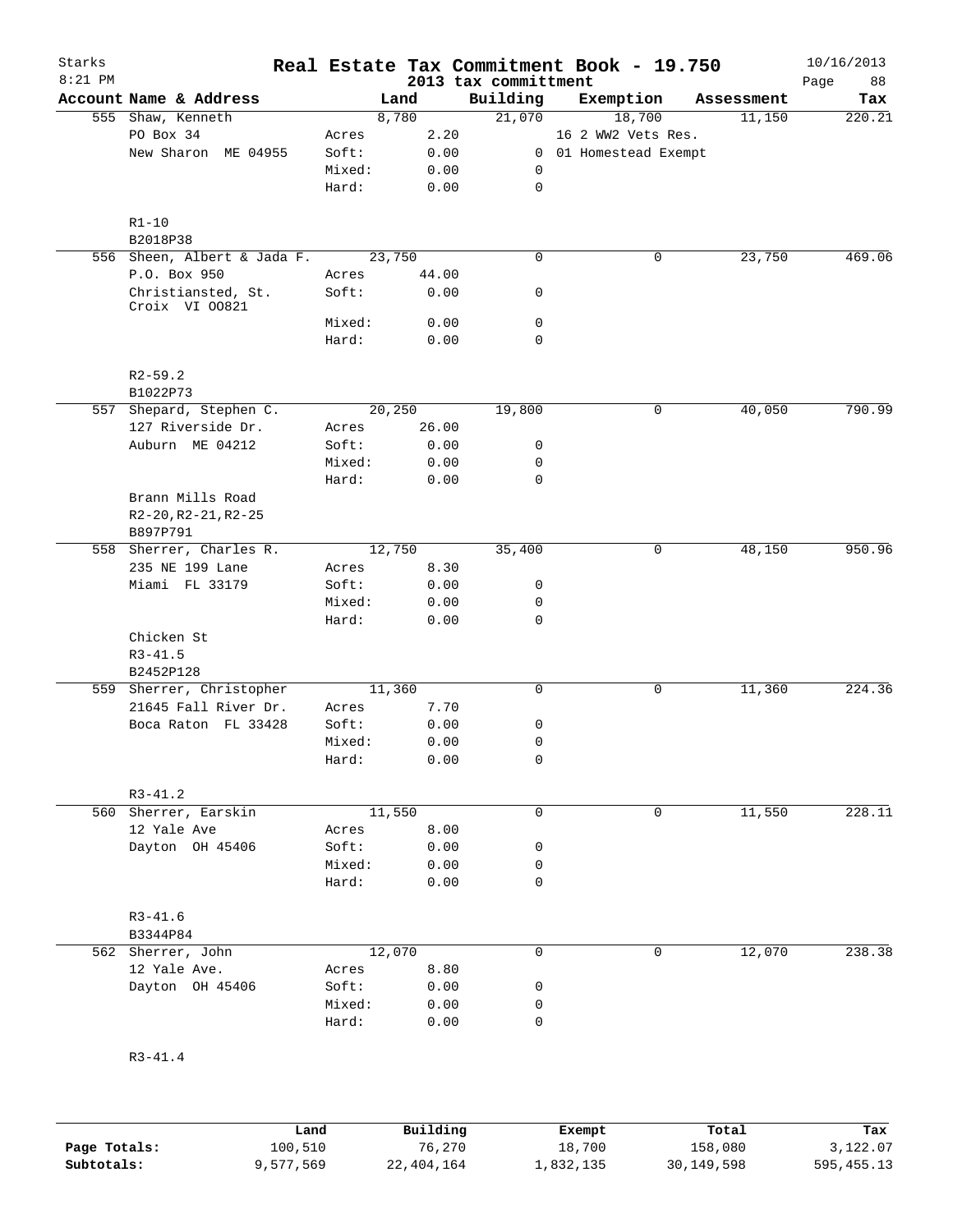Starks 8:21 PM

# Real Estate Tax Commitment Book - 19.750
## 2013 tax committment

10/16/2013

| Account Name & Address | | Land | Building | Exemption | Assessment | Tax |
|---|---|---|---|---|---|---|
| 555 Shaw, Kenneth | | 8,780 | 21,070 | 18,700 | 11,150 | 220.21 |
| PO Box 34 | Acres | 2.20 | | 16 2 WW2 Vets Res. | | |
| New Sharon ME 04955 | Soft: | 0.00 | 0 | 01 Homestead Exempt | | |
| | Mixed: | 0.00 | 0 | | | |
| | Hard: | 0.00 | 0 | | | |
| R1-10 | | | | | | |
| B2018P38 | | | | | | |
| 556 Sheen, Albert & Jada F. | | 23,750 | 0 | 0 | 23,750 | 469.06 |
| P.O. Box 950 | Acres | 44.00 | | | | |
| Christiansted, St. Croix VI 00821 | Soft: | 0.00 | 0 | | | |
| | Mixed: | 0.00 | 0 | | | |
| | Hard: | 0.00 | 0 | | | |
| R2-59.2 | | | | | | |
| B1022P73 | | | | | | |
| 557 Shepard, Stephen C. | | 20,250 | 19,800 | 0 | 40,050 | 790.99 |
| 127 Riverside Dr. | Acres | 26.00 | | | | |
| Auburn ME 04212 | Soft: | 0.00 | 0 | | | |
| | Mixed: | 0.00 | 0 | | | |
| | Hard: | 0.00 | 0 | | | |
| Brann Mills Road | | | | | | |
| R2-20,R2-21,R2-25 | | | | | | |
| B897P791 | | | | | | |
| 558 Sherrer, Charles R. | | 12,750 | 35,400 | 0 | 48,150 | 950.96 |
| 235 NE 199 Lane | Acres | 8.30 | | | | |
| Miami FL 33179 | Soft: | 0.00 | 0 | | | |
| | Mixed: | 0.00 | 0 | | | |
| | Hard: | 0.00 | 0 | | | |
| Chicken St | | | | | | |
| R3-41.5 | | | | | | |
| B2452P128 | | | | | | |
| 559 Sherrer, Christopher | | 11,360 | 0 | 0 | 11,360 | 224.36 |
| 21645 Fall River Dr. | Acres | 7.70 | | | | |
| Boca Raton FL 33428 | Soft: | 0.00 | 0 | | | |
| | Mixed: | 0.00 | 0 | | | |
| | Hard: | 0.00 | 0 | | | |
| R3-41.2 | | | | | | |
| 560 Sherrer, Earskin | | 11,550 | 0 | 0 | 11,550 | 228.11 |
| 12 Yale Ave | Acres | 8.00 | | | | |
| Dayton OH 45406 | Soft: | 0.00 | 0 | | | |
| | Mixed: | 0.00 | 0 | | | |
| | Hard: | 0.00 | 0 | | | |
| R3-41.6 | | | | | | |
| B3344P84 | | | | | | |
| 562 Sherrer, John | | 12,070 | 0 | 0 | 12,070 | 238.38 |
| 12 Yale Ave. | Acres | 8.80 | | | | |
| Dayton OH 45406 | Soft: | 0.00 | 0 | | | |
| | Mixed: | 0.00 | 0 | | | |
| | Hard: | 0.00 | 0 | | | |
| R3-41.4 | | | | | | |

| | Land | Building | Exempt | Total | Tax |
|---|---|---|---|---|---|
| Page Totals: | 100,510 | 76,270 | 18,700 | 158,080 | 3,122.07 |
| Subtotals: | 9,577,569 | 22,404,164 | 1,832,135 | 30,149,598 | 595,455.13 |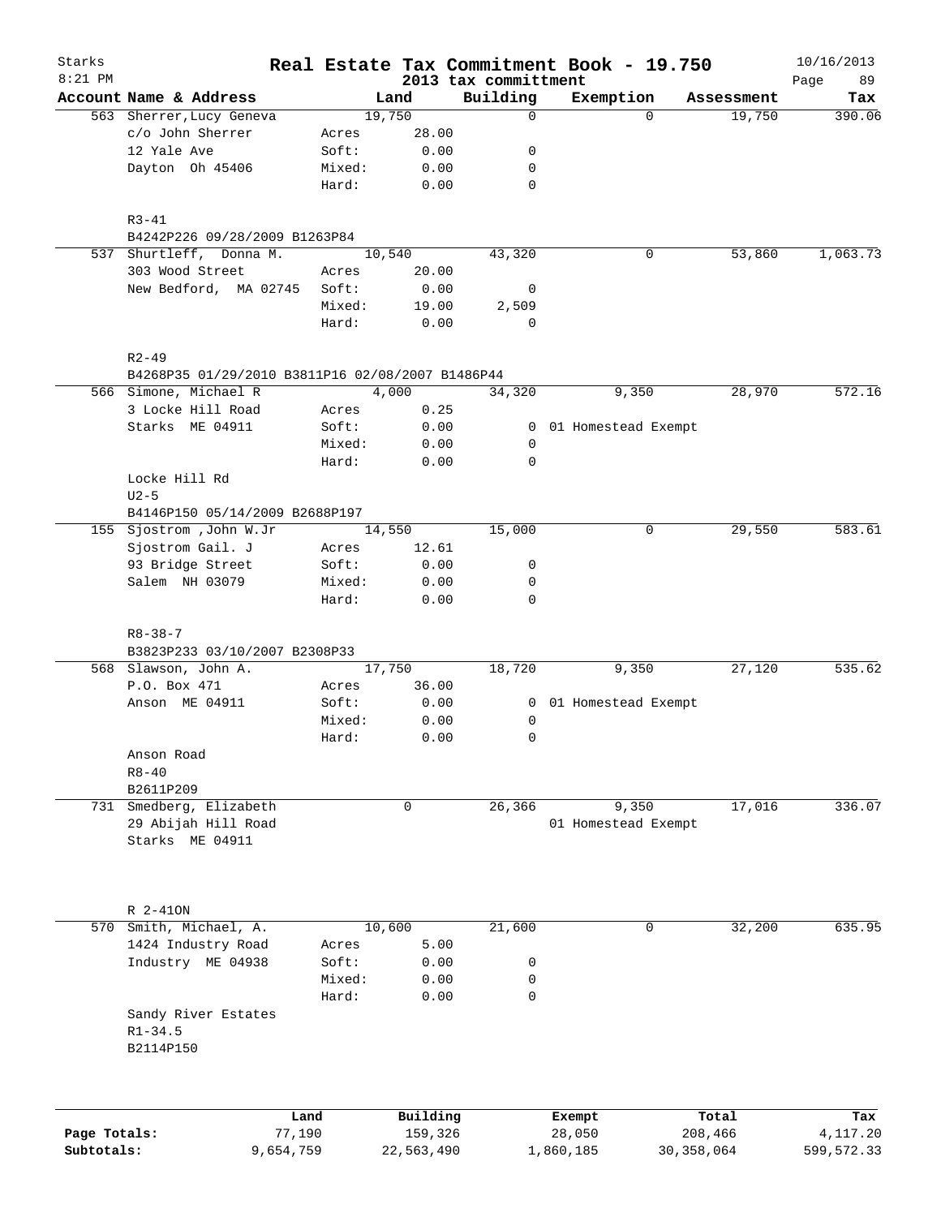# Real Estate Tax Commitment Book - 19.750

Starks
8:21 PM
2013 tax committment
10/16/2013

| Account Name & Address | | Land | Building | Exemption | Assessment | Tax |
|---|---|---|---|---|---|---|
| 563 Sherrer,Lucy Geneva | | 19,750 | 0 | 0 | 19,750 | 390.06 |
| c/o John Sherrer | Acres | 28.00 | | | | |
| 12 Yale Ave | Soft: | 0.00 | 0 | | | |
| Dayton Oh 45406 | Mixed: | 0.00 | 0 | | | |
| | Hard: | 0.00 | 0 | | | |
| R3-41 | | | | | | |
| B4242P226 09/28/2009 B1263P84 | | | | | | |
| 537 Shurtleff, Donna M. | | 10,540 | 43,320 | 0 | 53,860 | 1,063.73 |
| 303 Wood Street | Acres | 20.00 | | | | |
| New Bedford, MA 02745 | Soft: | 0.00 | 0 | | | |
| | Mixed: | 19.00 | 2,509 | | | |
| | Hard: | 0.00 | 0 | | | |
| R2-49 | | | | | | |
| B4268P35 01/29/2010 B3811P16 02/08/2007 B1486P44 | | | | | | |
| 566 Simone, Michael R | | 4,000 | 34,320 | 9,350 | 28,970 | 572.16 |
| 3 Locke Hill Road | Acres | 0.25 | | | | |
| Starks ME 04911 | Soft: | 0.00 | 0 | 01 Homestead Exempt | | |
| | Mixed: | 0.00 | 0 | | | |
| | Hard: | 0.00 | 0 | | | |
| Locke Hill Rd | | | | | | |
| U2-5 | | | | | | |
| B4146P150 05/14/2009 B2688P197 | | | | | | |
| 155 Sjostrom ,John W.Jr | | 14,550 | 15,000 | 0 | 29,550 | 583.61 |
| Sjostrom Gail. J | Acres | 12.61 | | | | |
| 93 Bridge Street | Soft: | 0.00 | 0 | | | |
| Salem NH 03079 | Mixed: | 0.00 | 0 | | | |
| | Hard: | 0.00 | 0 | | | |
| R8-38-7 | | | | | | |
| B3823P233 03/10/2007 B2308P33 | | | | | | |
| 568 Slawson, John A. | | 17,750 | 18,720 | 9,350 | 27,120 | 535.62 |
| P.O. Box 471 | Acres | 36.00 | | | | |
| Anson ME 04911 | Soft: | 0.00 | 0 | 01 Homestead Exempt | | |
| | Mixed: | 0.00 | 0 | | | |
| | Hard: | 0.00 | 0 | | | |
| Anson Road | | | | | | |
| R8-40 | | | | | | |
| B2611P209 | | | | | | |
| 731 Smedberg, Elizabeth | | 0 | 26,366 | 9,350 | 17,016 | 336.07 |
| 29 Abijah Hill Road | | | | 01 Homestead Exempt | | |
| Starks ME 04911 | | | | | | |
| R 2-41ON | | | | | | |
| 570 Smith, Michael, A. | | 10,600 | 21,600 | 0 | 32,200 | 635.95 |
| 1424 Industry Road | Acres | 5.00 | | | | |
| Industry ME 04938 | Soft: | 0.00 | 0 | | | |
| | Mixed: | 0.00 | 0 | | | |
| | Hard: | 0.00 | 0 | | | |
| Sandy River Estates | | | | | | |
| R1-34.5 | | | | | | |
| B2114P150 | | | | | | |

| | Land | Building | Exempt | Total | Tax |
|---|---|---|---|---|---|
| Page Totals: | 77,190 | 159,326 | 28,050 | 208,466 | 4,117.20 |
| Subtotals: | 9,654,759 | 22,563,490 | 1,860,185 | 30,358,064 | 599,572.33 |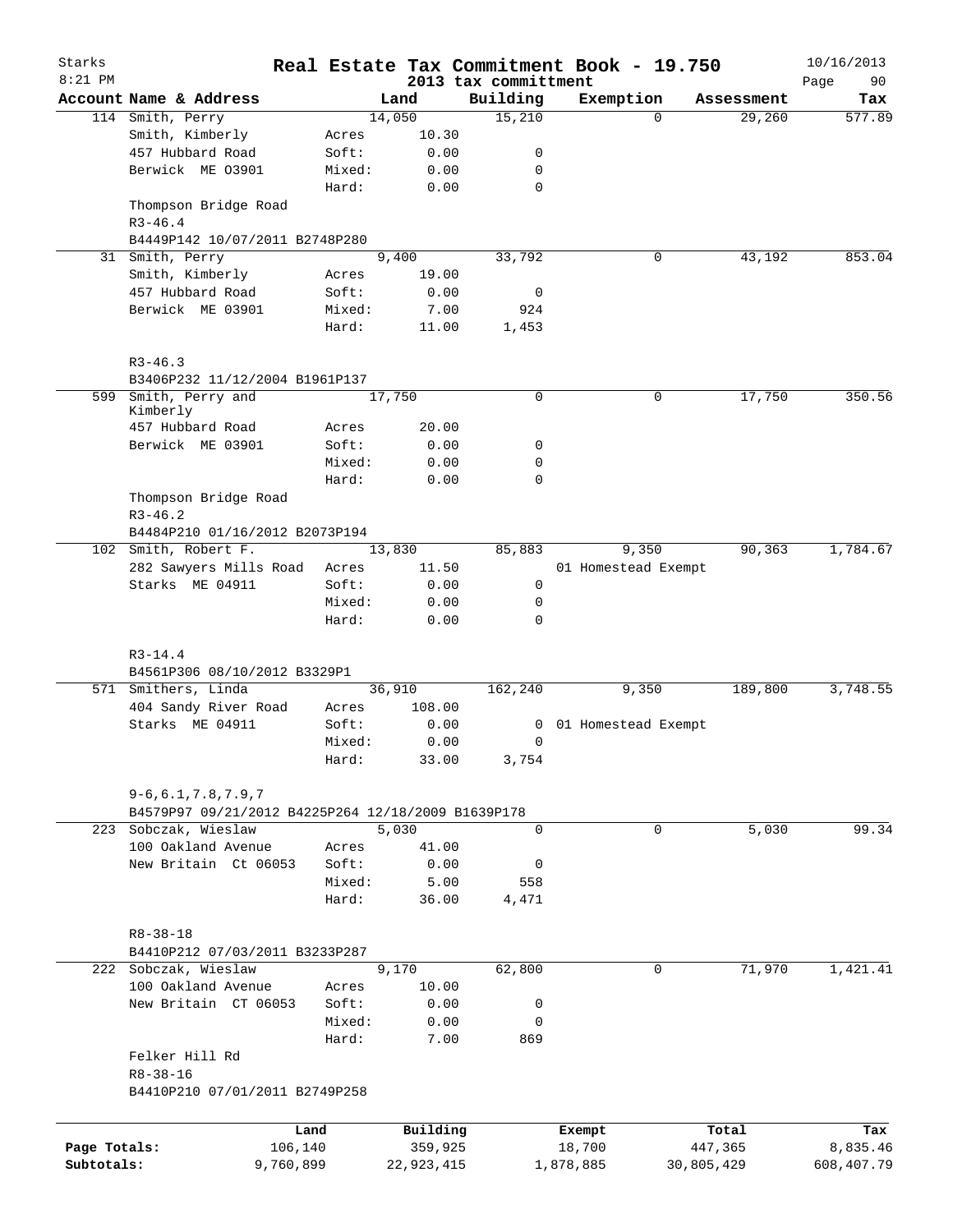# Starks — Real Estate Tax Commitment Book - 19.750

8:21 PM — 2013 tax committment — 10/16/2013

| Account | Name & Address | | Land | Building | Exemption | Assessment | Tax |
|---|---|---|---|---|---|---|---|
| 114 | Smith, Perry | | 14,050 | 15,210 | 0 | 29,260 | 577.89 |
| | Smith, Kimberly | Acres | 10.30 | | | | |
| | 457 Hubbard Road | Soft: | 0.00 | 0 | | | |
| | Berwick ME 03901 | Mixed: | 0.00 | 0 | | | |
| | | Hard: | 0.00 | 0 | | | |
| | Thompson Bridge Road | | | | | | |
| | R3-46.4 | | | | | | |
| | B4449P142 10/07/2011 B2748P280 | | | | | | |
| 31 | Smith, Perry | | 9,400 | 33,792 | 0 | 43,192 | 853.04 |
| | Smith, Kimberly | Acres | 19.00 | | | | |
| | 457 Hubbard Road | Soft: | 0.00 | 0 | | | |
| | Berwick ME 03901 | Mixed: | 7.00 | 924 | | | |
| | | Hard: | 11.00 | 1,453 | | | |
| | R3-46.3 | | | | | | |
| | B3406P232 11/12/2004 B1961P137 | | | | | | |
| 599 | Smith, Perry and Kimberly | | 17,750 | 0 | 0 | 17,750 | 350.56 |
| | 457 Hubbard Road | Acres | 20.00 | | | | |
| | Berwick ME 03901 | Soft: | 0.00 | 0 | | | |
| | | Mixed: | 0.00 | 0 | | | |
| | | Hard: | 0.00 | 0 | | | |
| | Thompson Bridge Road | | | | | | |
| | R3-46.2 | | | | | | |
| | B4484P210 01/16/2012 B2073P194 | | | | | | |
| 102 | Smith, Robert F. | | 13,830 | 85,883 | 9,350 | 90,363 | 1,784.67 |
| | 282 Sawyers Mills Road | Acres | 11.50 | | 01 Homestead Exempt | | |
| | Starks ME 04911 | Soft: | 0.00 | 0 | | | |
| | | Mixed: | 0.00 | 0 | | | |
| | | Hard: | 0.00 | 0 | | | |
| | R3-14.4 | | | | | | |
| | B4561P306 08/10/2012 B3329P1 | | | | | | |
| 571 | Smithers, Linda | | 36,910 | 162,240 | 9,350 | 189,800 | 3,748.55 |
| | 404 Sandy River Road | Acres | 108.00 | | | | |
| | Starks ME 04911 | Soft: | 0.00 | 0 | 01 Homestead Exempt | | |
| | | Mixed: | 0.00 | 0 | | | |
| | | Hard: | 33.00 | 3,754 | | | |
| | 9-6,6.1,7.8,7.9,7 | | | | | | |
| | B4579P97 09/21/2012 B4225P264 12/18/2009 B1639P178 | | | | | | |
| 223 | Sobczak, Wieslaw | | 5,030 | 0 | 0 | 5,030 | 99.34 |
| | 100 Oakland Avenue | Acres | 41.00 | | | | |
| | New Britain Ct 06053 | Soft: | 0.00 | 0 | | | |
| | | Mixed: | 5.00 | 558 | | | |
| | | Hard: | 36.00 | 4,471 | | | |
| | R8-38-18 | | | | | | |
| | B4410P212 07/03/2011 B3233P287 | | | | | | |
| 222 | Sobczak, Wieslaw | | 9,170 | 62,800 | 0 | 71,970 | 1,421.41 |
| | 100 Oakland Avenue | Acres | 10.00 | | | | |
| | New Britain CT 06053 | Soft: | 0.00 | 0 | | | |
| | | Mixed: | 0.00 | 0 | | | |
| | | Hard: | 7.00 | 869 | | | |
| | Felker Hill Rd | | | | | | |
| | R8-38-16 | | | | | | |
| | B4410P210 07/01/2011 B2749P258 | | | | | | |

| | Land | Building | Exempt | Total | Tax |
|---|---|---|---|---|---|
| Page Totals: | 106,140 | 359,925 | 18,700 | 447,365 | 8,835.46 |
| Subtotals: | 9,760,899 | 22,923,415 | 1,878,885 | 30,805,429 | 608,407.79 |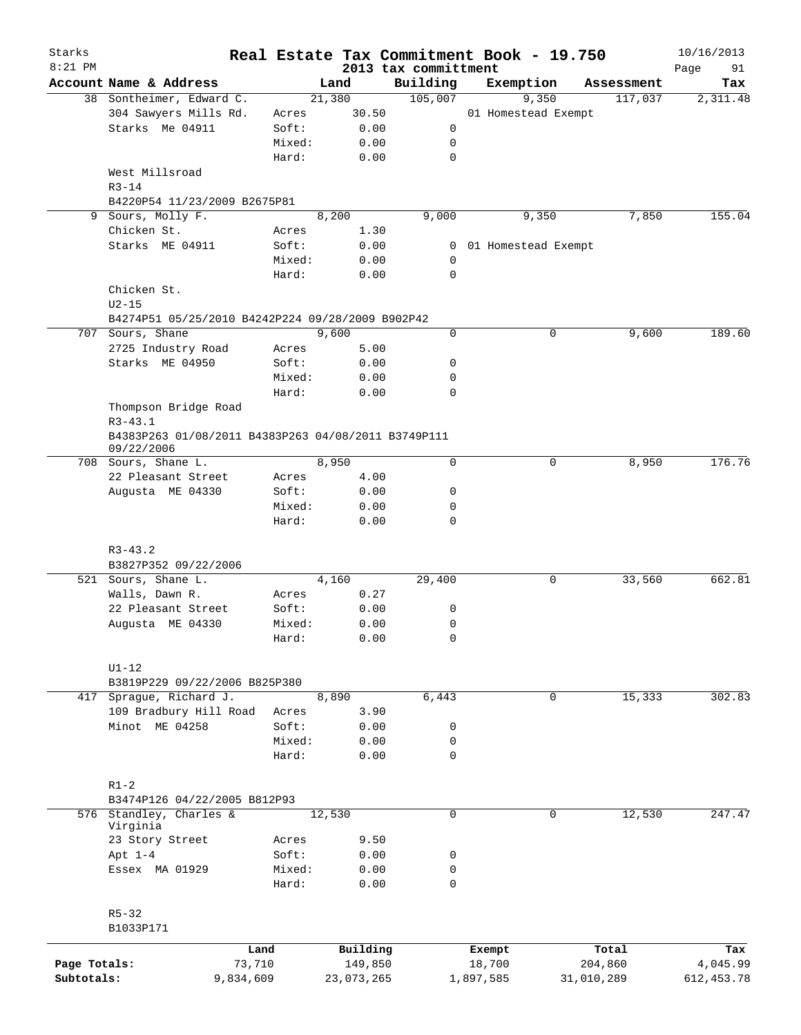Starks
8:21 PM

# Real Estate Tax Commitment Book - 19.750

2013 tax committment

10/16/2013

| Account | Name & Address | | Land | Building | Exemption | Assessment | Tax |
|---|---|---|---|---|---|---|---|
| 38 | Sontheimer, Edward C. | | 21,380 | 105,007 | 9,350 | 117,037 | 2,311.48 |
| | 304 Sawyers Mills Rd. | Acres | 30.50 | | 01 Homestead Exempt | | |
| | Starks Me 04911 | Soft: | 0.00 | 0 | | | |
| | | Mixed: | 0.00 | 0 | | | |
| | | Hard: | 0.00 | 0 | | | |
| | West Millsroad | | | | | | |
| | R3-14 | | | | | | |
| | B4220P54 11/23/2009 B2675P81 | | | | | | |
| 9 | Sours, Molly F. | | 8,200 | 9,000 | 9,350 | 7,850 | 155.04 |
| | Chicken St. | Acres | 1.30 | | | | |
| | Starks ME 04911 | Soft: | 0.00 | 0 | 01 Homestead Exempt | | |
| | | Mixed: | 0.00 | 0 | | | |
| | | Hard: | 0.00 | 0 | | | |
| | Chicken St. | | | | | | |
| | U2-15 | | | | | | |
| | B4274P51 05/25/2010 B4242P224 09/28/2009 B902P42 | | | | | | |
| 707 | Sours, Shane | | 9,600 | 0 | 0 | 9,600 | 189.60 |
| | 2725 Industry Road | Acres | 5.00 | | | | |
| | Starks ME 04950 | Soft: | 0.00 | 0 | | | |
| | | Mixed: | 0.00 | 0 | | | |
| | | Hard: | 0.00 | 0 | | | |
| | Thompson Bridge Road | | | | | | |
| | R3-43.1 | | | | | | |
| | B4383P263 01/08/2011 B4383P263 04/08/2011 B3749P111 09/22/2006 | | | | | | |
| 708 | Sours, Shane L. | | 8,950 | 0 | 0 | 8,950 | 176.76 |
| | 22 Pleasant Street | Acres | 4.00 | | | | |
| | Augusta ME 04330 | Soft: | 0.00 | 0 | | | |
| | | Mixed: | 0.00 | 0 | | | |
| | | Hard: | 0.00 | 0 | | | |
| | R3-43.2 | | | | | | |
| | B3827P352 09/22/2006 | | | | | | |
| 521 | Sours, Shane L. | | 4,160 | 29,400 | 0 | 33,560 | 662.81 |
| | Walls, Dawn R. | Acres | 0.27 | | | | |
| | 22 Pleasant Street | Soft: | 0.00 | 0 | | | |
| | Augusta ME 04330 | Mixed: | 0.00 | 0 | | | |
| | | Hard: | 0.00 | 0 | | | |
| | U1-12 | | | | | | |
| | B3819P229 09/22/2006 B825P380 | | | | | | |
| 417 | Sprague, Richard J. | | 8,890 | 6,443 | 0 | 15,333 | 302.83 |
| | 109 Bradbury Hill Road | Acres | 3.90 | | | | |
| | Minot ME 04258 | Soft: | 0.00 | 0 | | | |
| | | Mixed: | 0.00 | 0 | | | |
| | | Hard: | 0.00 | 0 | | | |
| | R1-2 | | | | | | |
| | B3474P126 04/22/2005 B812P93 | | | | | | |
| 576 | Standley, Charles & Virginia | | 12,530 | 0 | 0 | 12,530 | 247.47 |
| | 23 Story Street | Acres | 9.50 | | | | |
| | Apt 1-4 | Soft: | 0.00 | 0 | | | |
| | Essex MA 01929 | Mixed: | 0.00 | 0 | | | |
| | | Hard: | 0.00 | 0 | | | |
| | R5-32 | | | | | | |
| | B1033P171 | | | | | | |

| | Land | Building | Exempt | Total | Tax |
|---|---|---|---|---|---|
| Page Totals: | 73,710 | 149,850 | 18,700 | 204,860 | 4,045.99 |
| Subtotals: | 9,834,609 | 23,073,265 | 1,897,585 | 31,010,289 | 612,453.78 |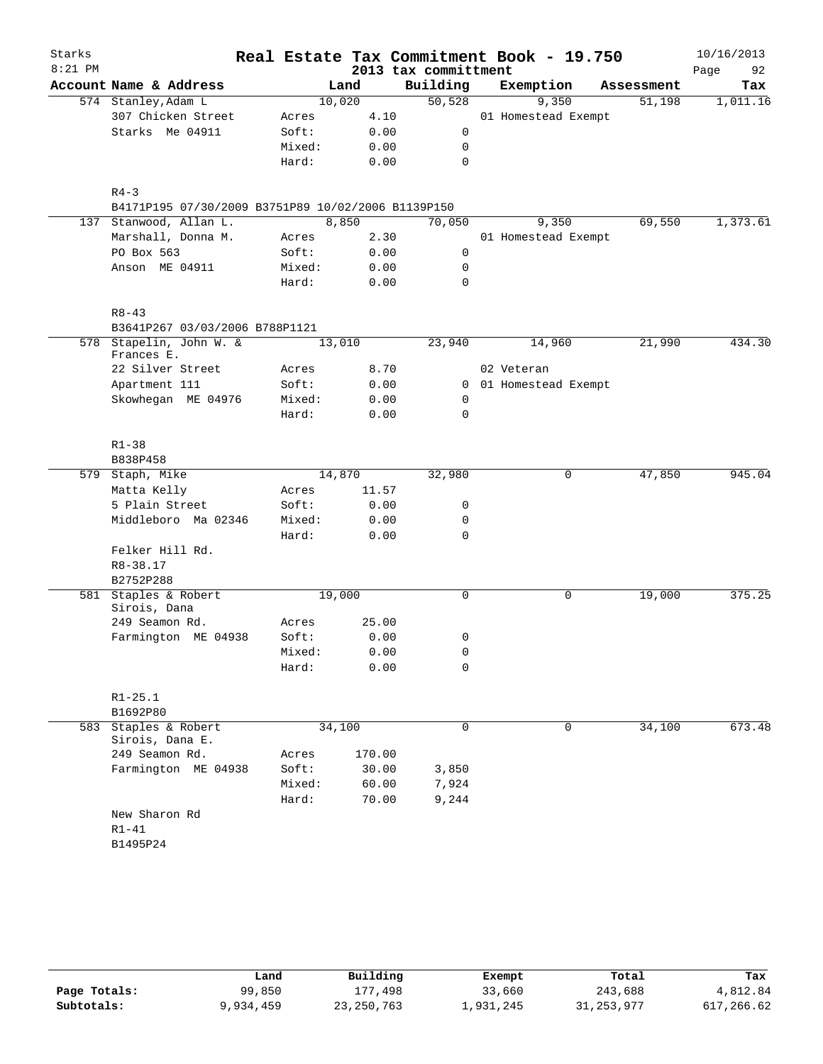Starks 8:21 PM

# Real Estate Tax Commitment Book - 19.750

## 2013 tax committment

10/16/2013

| Account Name & Address | | Land | Building | Exemption | Assessment | Tax |
|---|---|---|---|---|---|---|
| 574 Stanley,Adam L | | 10,020 | 50,528 | 9,350 | 51,198 | 1,011.16 |
| 307 Chicken Street | Acres | 4.10 | | 01 Homestead Exempt | | |
| Starks Me 04911 | Soft: | 0.00 | 0 | | | |
| | Mixed: | 0.00 | 0 | | | |
| | Hard: | 0.00 | 0 | | | |
| R4-3 | | | | | | |
| B4171P195 07/30/2009 B3751P89 10/02/2006 B1139P150 | | | | | | |
| 137 Stanwood, Allan L. | | 8,850 | 70,050 | 9,350 | 69,550 | 1,373.61 |
| Marshall, Donna M. | Acres | 2.30 | | 01 Homestead Exempt | | |
| PO Box 563 | Soft: | 0.00 | 0 | | | |
| Anson ME 04911 | Mixed: | 0.00 | 0 | | | |
| | Hard: | 0.00 | 0 | | | |
| R8-43 | | | | | | |
| B3641P267 03/03/2006 B788P1121 | | | | | | |
| 578 Stapelin, John W. & Frances E. | | 13,010 | 23,940 | 14,960 | 21,990 | 434.30 |
| 22 Silver Street | Acres | 8.70 | | 02 Veteran | | |
| Apartment 111 | Soft: | 0.00 | 0 | 01 Homestead Exempt | | |
| Skowhegan ME 04976 | Mixed: | 0.00 | 0 | | | |
| | Hard: | 0.00 | 0 | | | |
| R1-38 | | | | | | |
| B838P458 | | | | | | |
| 579 Staph, Mike | | 14,870 | 32,980 | 0 | 47,850 | 945.04 |
| Matta Kelly | Acres | 11.57 | | | | |
| 5 Plain Street | Soft: | 0.00 | 0 | | | |
| Middleboro Ma 02346 | Mixed: | 0.00 | 0 | | | |
| | Hard: | 0.00 | 0 | | | |
| Felker Hill Rd. | | | | | | |
| R8-38.17 | | | | | | |
| B2752P288 | | | | | | |
| 581 Staples & Robert Sirois, Dana | | 19,000 | 0 | 0 | 19,000 | 375.25 |
| 249 Seamon Rd. | Acres | 25.00 | | | | |
| Farmington ME 04938 | Soft: | 0.00 | 0 | | | |
| | Mixed: | 0.00 | 0 | | | |
| | Hard: | 0.00 | 0 | | | |
| R1-25.1 | | | | | | |
| B1692P80 | | | | | | |
| 583 Staples & Robert Sirois, Dana E. | | 34,100 | 0 | 0 | 34,100 | 673.48 |
| 249 Seamon Rd. | Acres | 170.00 | | | | |
| Farmington ME 04938 | Soft: | 30.00 | 3,850 | | | |
| | Mixed: | 60.00 | 7,924 | | | |
| | Hard: | 70.00 | 9,244 | | | |
| New Sharon Rd | | | | | | |
| R1-41 | | | | | | |
| B1495P24 | | | | | | |

| | Land | Building | Exempt | Total | Tax |
|---|---|---|---|---|---|
| Page Totals: | 99,850 | 177,498 | 33,660 | 243,688 | 4,812.84 |
| Subtotals: | 9,934,459 | 23,250,763 | 1,931,245 | 31,253,977 | 617,266.62 |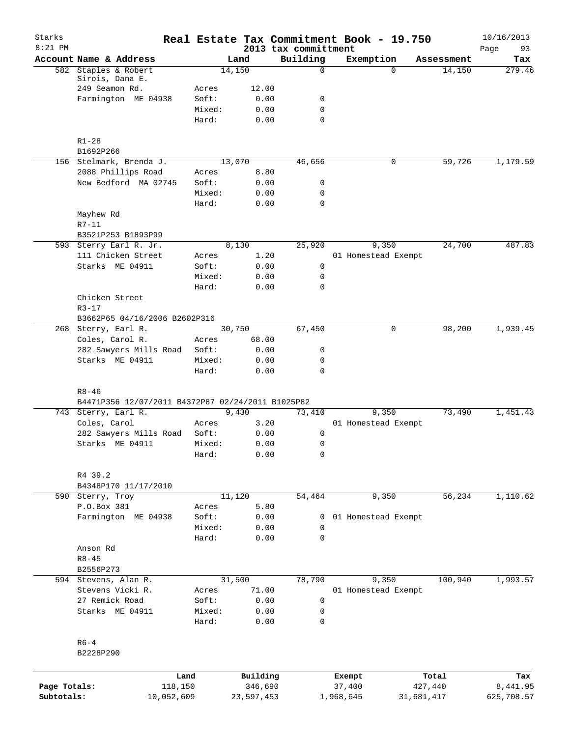Starks 8:21 PM

# Real Estate Tax Commitment Book - 19.750

2013 tax committment

10/16/2013

| Account Name & Address | | Land | Building | Exemption | Assessment | Tax |
|---|---|---|---|---|---|---|
| 582 Staples & Robert Sirois, Dana E. | | 14,150 | 0 | 0 | 14,150 | 279.46 |
| 249 Seamon Rd. | Acres | 12.00 | | | | |
| Farmington ME 04938 | Soft: | 0.00 | 0 | | | |
| | Mixed: | 0.00 | 0 | | | |
| | Hard: | 0.00 | 0 | | | |
| R1-28 | | | | | | |
| B1692P266 | | | | | | |
| 156 Stelmark, Brenda J. | | 13,070 | 46,656 | 0 | 59,726 | 1,179.59 |
| 2088 Phillips Road | Acres | 8.80 | | | | |
| New Bedford MA 02745 | Soft: | 0.00 | 0 | | | |
| | Mixed: | 0.00 | 0 | | | |
| | Hard: | 0.00 | 0 | | | |
| Mayhew Rd | | | | | | |
| R7-11 | | | | | | |
| B3521P253 B1893P99 | | | | | | |
| 593 Sterry Earl R. Jr. | | 8,130 | 25,920 | 9,350 | 24,700 | 487.83 |
| 111 Chicken Street | Acres | 1.20 | | 01 Homestead Exempt | | |
| Starks ME 04911 | Soft: | 0.00 | 0 | | | |
| | Mixed: | 0.00 | 0 | | | |
| | Hard: | 0.00 | 0 | | | |
| Chicken Street | | | | | | |
| R3-17 | | | | | | |
| B3662P65 04/16/2006 B2602P316 | | | | | | |
| 268 Sterry, Earl R. | | 30,750 | 67,450 | 0 | 98,200 | 1,939.45 |
| Coles, Carol R. | Acres | 68.00 | | | | |
| 282 Sawyers Mills Road | Soft: | 0.00 | 0 | | | |
| Starks ME 04911 | Mixed: | 0.00 | 0 | | | |
| | Hard: | 0.00 | 0 | | | |
| R8-46 | | | | | | |
| B4471P356 12/07/2011 B4372P87 02/24/2011 B1025P82 | | | | | | |
| 743 Sterry, Earl R. | | 9,430 | 73,410 | 9,350 | 73,490 | 1,451.43 |
| Coles, Carol | Acres | 3.20 | | 01 Homestead Exempt | | |
| 282 Sawyers Mills Road | Soft: | 0.00 | 0 | | | |
| Starks ME 04911 | Mixed: | 0.00 | 0 | | | |
| | Hard: | 0.00 | 0 | | | |
| R4 39.2 | | | | | | |
| B4348P170 11/17/2010 | | | | | | |
| 590 Sterry, Troy | | 11,120 | 54,464 | 9,350 | 56,234 | 1,110.62 |
| P.O.Box 381 | Acres | 5.80 | | | | |
| Farmington ME 04938 | Soft: | 0.00 | 0 | 01 Homestead Exempt | | |
| | Mixed: | 0.00 | 0 | | | |
| | Hard: | 0.00 | 0 | | | |
| Anson Rd | | | | | | |
| R8-45 | | | | | | |
| B2556P273 | | | | | | |
| 594 Stevens, Alan R. | | 31,500 | 78,790 | 9,350 | 100,940 | 1,993.57 |
| Stevens Vicki R. | Acres | 71.00 | | 01 Homestead Exempt | | |
| 27 Remick Road | Soft: | 0.00 | 0 | | | |
| Starks ME 04911 | Mixed: | 0.00 | 0 | | | |
| | Hard: | 0.00 | 0 | | | |
| R6-4 | | | | | | |
| B2228P290 | | | | | | |

| | Land | Building | Exempt | Total | Tax |
|---|---|---|---|---|---|
| Page Totals: | 118,150 | 346,690 | 37,400 | 427,440 | 8,441.95 |
| Subtotals: | 10,052,609 | 23,597,453 | 1,968,645 | 31,681,417 | 625,708.57 |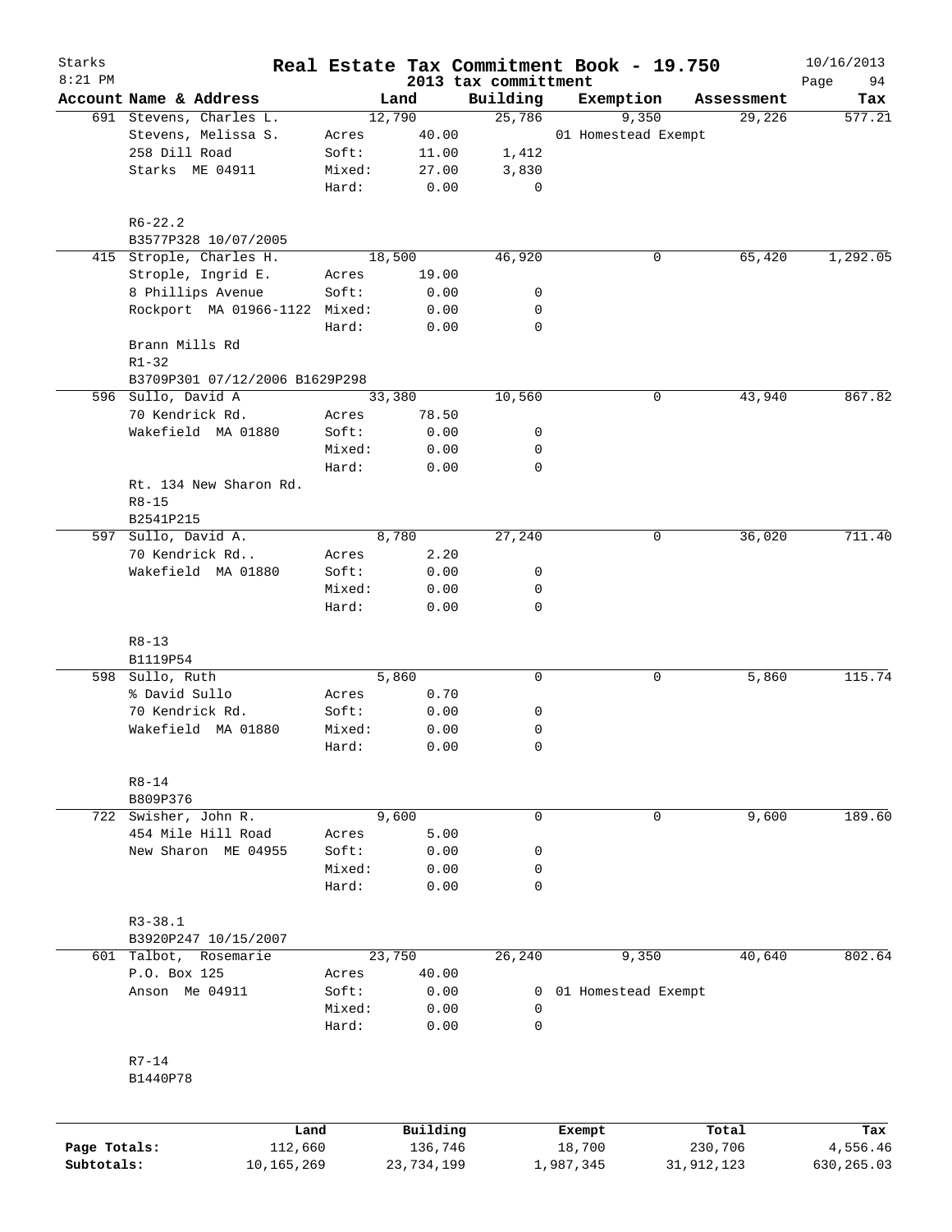# Real Estate Tax Commitment Book - 19.750

Starks
8:21 PM

2013 tax committment

10/16/2013

| Account Name & Address | Land | | Building | Exemption | Assessment | Tax |
|---|---|---|---|---|---|---|
| 691 Stevens, Charles L. | | 12,790 | 25,786 | 9,350 | 29,226 | 577.21 |
| Stevens, Melissa S. | Acres | 40.00 | | 01 Homestead Exempt | | |
| 258 Dill Road | Soft: | 11.00 | 1,412 | | | |
| Starks ME 04911 | Mixed: | 27.00 | 3,830 | | | |
| | Hard: | 0.00 | 0 | | | |
| R6-22.2 | | | | | | |
| B3577P328 10/07/2005 | | | | | | |
| 415 Strople, Charles H. | | 18,500 | 46,920 | 0 | 65,420 | 1,292.05 |
| Strople, Ingrid E. | Acres | 19.00 | | | | |
| 8 Phillips Avenue | Soft: | 0.00 | 0 | | | |
| Rockport MA 01966-1122 | Mixed: | 0.00 | 0 | | | |
| | Hard: | 0.00 | 0 | | | |
| Brann Mills Rd | | | | | | |
| R1-32 | | | | | | |
| B3709P301 07/12/2006 B1629P298 | | | | | | |
| 596 Sullo, David A | | 33,380 | 10,560 | 0 | 43,940 | 867.82 |
| 70 Kendrick Rd. | Acres | 78.50 | | | | |
| Wakefield MA 01880 | Soft: | 0.00 | 0 | | | |
| | Mixed: | 0.00 | 0 | | | |
| | Hard: | 0.00 | 0 | | | |
| Rt. 134 New Sharon Rd. | | | | | | |
| R8-15 | | | | | | |
| B2541P215 | | | | | | |
| 597 Sullo, David A. | | 8,780 | 27,240 | 0 | 36,020 | 711.40 |
| 70 Kendrick Rd.. | Acres | 2.20 | | | | |
| Wakefield MA 01880 | Soft: | 0.00 | 0 | | | |
| | Mixed: | 0.00 | 0 | | | |
| | Hard: | 0.00 | 0 | | | |
| R8-13 | | | | | | |
| B1119P54 | | | | | | |
| 598 Sullo, Ruth | | 5,860 | 0 | 0 | 5,860 | 115.74 |
| % David Sullo | Acres | 0.70 | | | | |
| 70 Kendrick Rd. | Soft: | 0.00 | 0 | | | |
| Wakefield MA 01880 | Mixed: | 0.00 | 0 | | | |
| | Hard: | 0.00 | 0 | | | |
| R8-14 | | | | | | |
| B809P376 | | | | | | |
| 722 Swisher, John R. | | 9,600 | 0 | 0 | 9,600 | 189.60 |
| 454 Mile Hill Road | Acres | 5.00 | | | | |
| New Sharon ME 04955 | Soft: | 0.00 | 0 | | | |
| | Mixed: | 0.00 | 0 | | | |
| | Hard: | 0.00 | 0 | | | |
| R3-38.1 | | | | | | |
| B3920P247 10/15/2007 | | | | | | |
| 601 Talbot, Rosemarie | | 23,750 | 26,240 | 9,350 | 40,640 | 802.64 |
| P.O. Box 125 | Acres | 40.00 | | | | |
| Anson Me 04911 | Soft: | 0.00 | 0 | 01 Homestead Exempt | | |
| | Mixed: | 0.00 | 0 | | | |
| | Hard: | 0.00 | 0 | | | |
| R7-14 | | | | | | |
| B1440P78 | | | | | | |

| | Land | Building | Exempt | Total | Tax |
|---|---|---|---|---|---|
| Page Totals: | 112,660 | 136,746 | 18,700 | 230,706 | 4,556.46 |
| Subtotals: | 10,165,269 | 23,734,199 | 1,987,345 | 31,912,123 | 630,265.03 |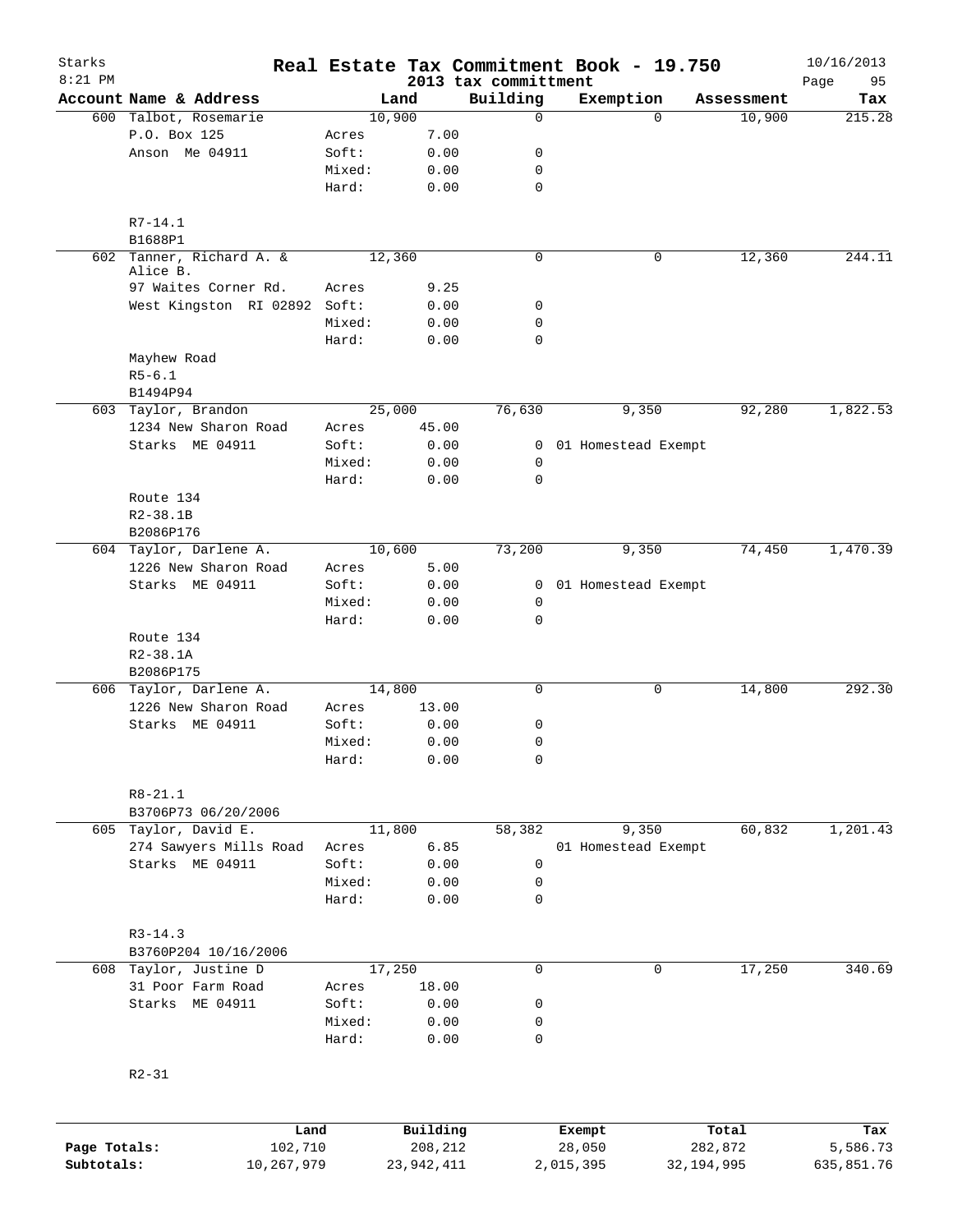Starks
8:21 PM

# Real Estate Tax Commitment Book - 19.750

2013 tax committment

10/16/2013

| Account Name & Address | | Land | Building | Exemption | Assessment | Tax |
|---|---|---|---|---|---|---|
| 600 Talbot, Rosemarie | | 10,900 | 0 | 0 | 10,900 | 215.28 |
| P.O. Box 125 | Acres | 7.00 | | | | |
| Anson Me 04911 | Soft: | 0.00 | 0 | | | |
| | Mixed: | 0.00 | 0 | | | |
| | Hard: | 0.00 | 0 | | | |
| R7-14.1 | | | | | | |
| B1688P1 | | | | | | |
| 602 Tanner, Richard A. & Alice B. | | 12,360 | 0 | 0 | 12,360 | 244.11 |
| 97 Waites Corner Rd. | Acres | 9.25 | | | | |
| West Kingston RI 02892 | Soft: | 0.00 | 0 | | | |
| | Mixed: | 0.00 | 0 | | | |
| | Hard: | 0.00 | 0 | | | |
| Mayhew Road | | | | | | |
| R5-6.1 | | | | | | |
| B1494P94 | | | | | | |
| 603 Taylor, Brandon | | 25,000 | 76,630 | 9,350 | 92,280 | 1,822.53 |
| 1234 New Sharon Road | Acres | 45.00 | | | | |
| Starks ME 04911 | Soft: | 0.00 | 0 | 01 Homestead Exempt | | |
| | Mixed: | 0.00 | 0 | | | |
| | Hard: | 0.00 | 0 | | | |
| Route 134 | | | | | | |
| R2-38.1B | | | | | | |
| B2086P176 | | | | | | |
| 604 Taylor, Darlene A. | | 10,600 | 73,200 | 9,350 | 74,450 | 1,470.39 |
| 1226 New Sharon Road | Acres | 5.00 | | | | |
| Starks ME 04911 | Soft: | 0.00 | 0 | 01 Homestead Exempt | | |
| | Mixed: | 0.00 | 0 | | | |
| | Hard: | 0.00 | 0 | | | |
| Route 134 | | | | | | |
| R2-38.1A | | | | | | |
| B2086P175 | | | | | | |
| 606 Taylor, Darlene A. | | 14,800 | 0 | 0 | 14,800 | 292.30 |
| 1226 New Sharon Road | Acres | 13.00 | | | | |
| Starks ME 04911 | Soft: | 0.00 | 0 | | | |
| | Mixed: | 0.00 | 0 | | | |
| | Hard: | 0.00 | 0 | | | |
| R8-21.1 | | | | | | |
| B3706P73 06/20/2006 | | | | | | |
| 605 Taylor, David E. | | 11,800 | 58,382 | 9,350 | 60,832 | 1,201.43 |
| 274 Sawyers Mills Road | Acres | 6.85 | | 01 Homestead Exempt | | |
| Starks ME 04911 | Soft: | 0.00 | 0 | | | |
| | Mixed: | 0.00 | 0 | | | |
| | Hard: | 0.00 | 0 | | | |
| R3-14.3 | | | | | | |
| B3760P204 10/16/2006 | | | | | | |
| 608 Taylor, Justine D | | 17,250 | 0 | 0 | 17,250 | 340.69 |
| 31 Poor Farm Road | Acres | 18.00 | | | | |
| Starks ME 04911 | Soft: | 0.00 | 0 | | | |
| | Mixed: | 0.00 | 0 | | | |
| | Hard: | 0.00 | 0 | | | |
| R2-31 | | | | | | |

| | Land | Building | Exempt | Total | Tax |
|---|---|---|---|---|---|
| Page Totals: | 102,710 | 208,212 | 28,050 | 282,872 | 5,586.73 |
| Subtotals: | 10,267,979 | 23,942,411 | 2,015,395 | 32,194,995 | 635,851.76 |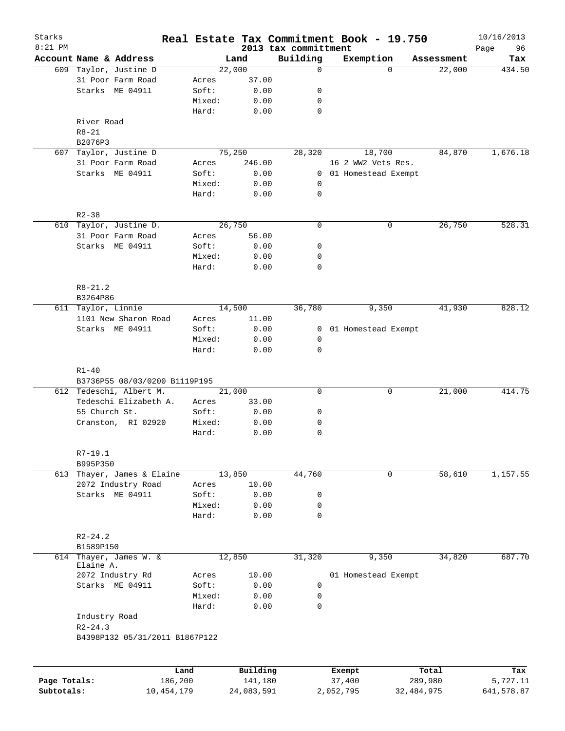# Real Estate Tax Commitment Book - 19.750

Starks 8:21 PM — 2013 tax committment — 10/16/2013

| Account | Name & Address | | Land | Building | Exemption | Assessment | Tax |
|---|---|---|---|---|---|---|---|
| 609 | Taylor, Justine D | | 22,000 | 0 | 0 | 22,000 | 434.50 |
| | 31 Poor Farm Road | Acres | 37.00 | | | | |
| | Starks ME 04911 | Soft: | 0.00 | 0 | | | |
| | | Mixed: | 0.00 | 0 | | | |
| | | Hard: | 0.00 | 0 | | | |
| | River Road | | | | | | |
| | R8-21 | | | | | | |
| | B2076P3 | | | | | | |
| 607 | Taylor, Justine D | | 75,250 | 28,320 | 18,700 | 84,870 | 1,676.18 |
| | 31 Poor Farm Road | Acres | 246.00 | | 16 2 WW2 Vets Res. | | |
| | Starks ME 04911 | Soft: | 0.00 | 0 | 01 Homestead Exempt | | |
| | | Mixed: | 0.00 | 0 | | | |
| | | Hard: | 0.00 | 0 | | | |
| | R2-38 | | | | | | |
| 610 | Taylor, Justine D. | | 26,750 | 0 | 0 | 26,750 | 528.31 |
| | 31 Poor Farm Road | Acres | 56.00 | | | | |
| | Starks ME 04911 | Soft: | 0.00 | 0 | | | |
| | | Mixed: | 0.00 | 0 | | | |
| | | Hard: | 0.00 | 0 | | | |
| | R8-21.2 | | | | | | |
| | B3264P86 | | | | | | |
| 611 | Taylor, Linnie | | 14,500 | 36,780 | 9,350 | 41,930 | 828.12 |
| | 1101 New Sharon Road | Acres | 11.00 | | | | |
| | Starks ME 04911 | Soft: | 0.00 | 0 | 01 Homestead Exempt | | |
| | | Mixed: | 0.00 | 0 | | | |
| | | Hard: | 0.00 | 0 | | | |
| | R1-40 | | | | | | |
| | B3736P55 08/03/0200 B1119P195 | | | | | | |
| 612 | Tedeschi, Albert M. | | 21,000 | 0 | 0 | 21,000 | 414.75 |
| | Tedeschi Elizabeth A. | Acres | 33.00 | | | | |
| | 55 Church St. | Soft: | 0.00 | 0 | | | |
| | Cranston, RI 02920 | Mixed: | 0.00 | 0 | | | |
| | | Hard: | 0.00 | 0 | | | |
| | R7-19.1 | | | | | | |
| | B995P350 | | | | | | |
| 613 | Thayer, James & Elaine | | 13,850 | 44,760 | 0 | 58,610 | 1,157.55 |
| | 2072 Industry Road | Acres | 10.00 | | | | |
| | Starks ME 04911 | Soft: | 0.00 | 0 | | | |
| | | Mixed: | 0.00 | 0 | | | |
| | | Hard: | 0.00 | 0 | | | |
| | R2-24.2 | | | | | | |
| | B1589P150 | | | | | | |
| 614 | Thayer, James W. & Elaine A. | | 12,850 | 31,320 | 9,350 | 34,820 | 687.70 |
| | 2072 Industry Rd | Acres | 10.00 | | 01 Homestead Exempt | | |
| | Starks ME 04911 | Soft: | 0.00 | 0 | | | |
| | | Mixed: | 0.00 | 0 | | | |
| | | Hard: | 0.00 | 0 | | | |
| | Industry Road | | | | | | |
| | R2-24.3 | | | | | | |
| | B4398P132 05/31/2011 B1867P122 | | | | | | |

| | Land | Building | Exempt | Total | Tax |
|---|---|---|---|---|---|
| Page Totals: | 186,200 | 141,180 | 37,400 | 289,980 | 5,727.11 |
| Subtotals: | 10,454,179 | 24,083,591 | 2,052,795 | 32,484,975 | 641,578.87 |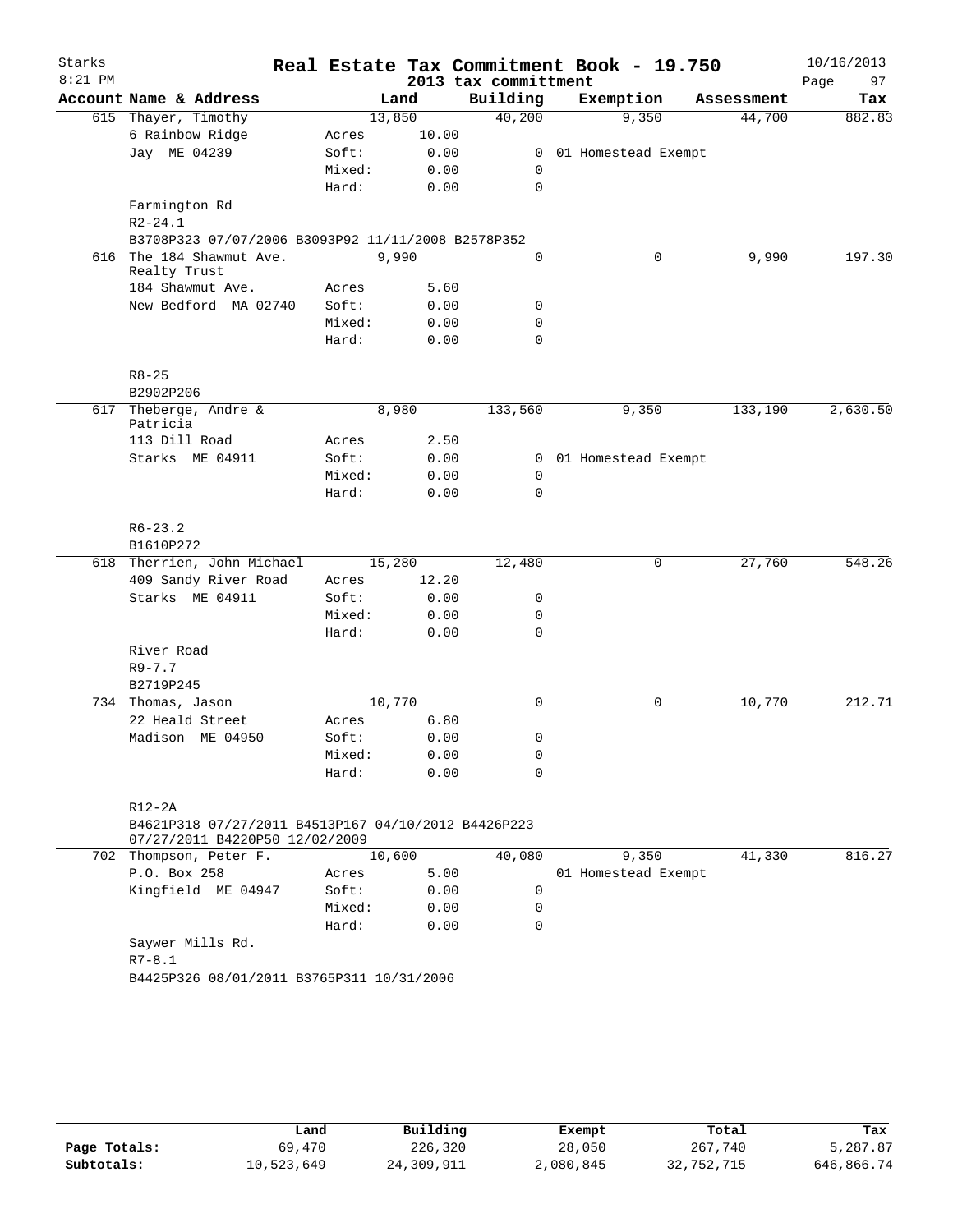# Real Estate Tax Commitment Book - 19.750

Starks 8:21 PM — 2013 tax committment — 10/16/2013

| Account Name & Address | | Land | Building | Exemption | Assessment | Tax |
|---|---|---|---|---|---|---|
| 615 Thayer, Timothy | | 13,850 | 40,200 | 9,350 | 44,700 | 882.83 |
| 6 Rainbow Ridge | Acres | 10.00 | | | | |
| Jay ME 04239 | Soft: | 0.00 | 0 | 01 Homestead Exempt | | |
| | Mixed: | 0.00 | 0 | | | |
| | Hard: | 0.00 | 0 | | | |
| Farmington Rd | | | | | | |
| R2-24.1 | | | | | | |
| B3708P323 07/07/2006 B3093P92 11/11/2008 B2578P352 | | | | | | |
| 616 The 184 Shawmut Ave. Realty Trust | | 9,990 | 0 | 0 | 9,990 | 197.30 |
| 184 Shawmut Ave. | Acres | 5.60 | | | | |
| New Bedford MA 02740 | Soft: | 0.00 | 0 | | | |
| | Mixed: | 0.00 | 0 | | | |
| | Hard: | 0.00 | 0 | | | |
| R8-25 | | | | | | |
| B2902P206 | | | | | | |
| 617 Theberge, Andre & Patricia | | 8,980 | 133,560 | 9,350 | 133,190 | 2,630.50 |
| 113 Dill Road | Acres | 2.50 | | | | |
| Starks ME 04911 | Soft: | 0.00 | 0 | 01 Homestead Exempt | | |
| | Mixed: | 0.00 | 0 | | | |
| | Hard: | 0.00 | 0 | | | |
| R6-23.2 | | | | | | |
| B1610P272 | | | | | | |
| 618 Therrien, John Michael | | 15,280 | 12,480 | 0 | 27,760 | 548.26 |
| 409 Sandy River Road | Acres | 12.20 | | | | |
| Starks ME 04911 | Soft: | 0.00 | 0 | | | |
| | Mixed: | 0.00 | 0 | | | |
| | Hard: | 0.00 | 0 | | | |
| River Road | | | | | | |
| R9-7.7 | | | | | | |
| B2719P245 | | | | | | |
| 734 Thomas, Jason | | 10,770 | 0 | 0 | 10,770 | 212.71 |
| 22 Heald Street | Acres | 6.80 | | | | |
| Madison ME 04950 | Soft: | 0.00 | 0 | | | |
| | Mixed: | 0.00 | 0 | | | |
| | Hard: | 0.00 | 0 | | | |
| R12-2A | | | | | | |
| B4621P318 07/27/2011 B4513P167 04/10/2012 B4426P223 07/27/2011 B4220P50 12/02/2009 | | | | | | |
| 702 Thompson, Peter F. | | 10,600 | 40,080 | 9,350 | 41,330 | 816.27 |
| P.O. Box 258 | Acres | 5.00 | | 01 Homestead Exempt | | |
| Kingfield ME 04947 | Soft: | 0.00 | 0 | | | |
| | Mixed: | 0.00 | 0 | | | |
| | Hard: | 0.00 | 0 | | | |
| Saywer Mills Rd. | | | | | | |
| R7-8.1 | | | | | | |
| B4425P326 08/01/2011 B3765P311 10/31/2006 | | | | | | |

| | Land | Building | Exempt | Total | Tax |
|---|---|---|---|---|---|
| Page Totals: | 69,470 | 226,320 | 28,050 | 267,740 | 5,287.87 |
| Subtotals: | 10,523,649 | 24,309,911 | 2,080,845 | 32,752,715 | 646,866.74 |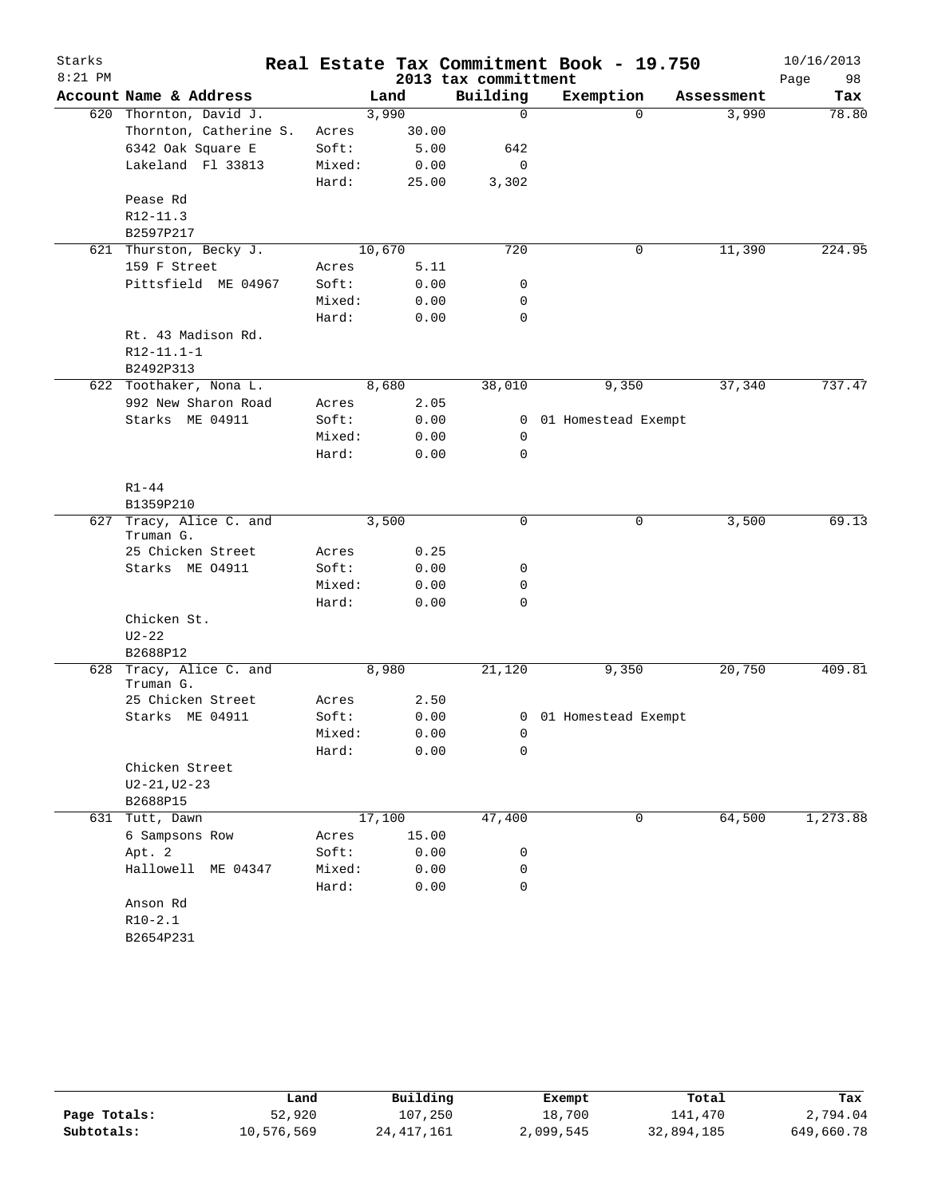# Real Estate Tax Commitment Book - 19.750

Starks
8:21 PM

2013 tax committment

10/16/2013

| Account | Name & Address | | Land | Building | Exemption | Assessment | Tax |
|---|---|---|---|---|---|---|---|
| 620 | Thornton, David J. | | 3,990 | 0 | 0 | 3,990 | 78.80 |
| | Thornton, Catherine S. | Acres | 30.00 | | | | |
| | 6342 Oak Square E | Soft: | 5.00 | 642 | | | |
| | Lakeland Fl 33813 | Mixed: | 0.00 | 0 | | | |
| | | Hard: | 25.00 | 3,302 | | | |
| | Pease Rd | | | | | | |
| | R12-11.3 | | | | | | |
| | B2597P217 | | | | | | |
| 621 | Thurston, Becky J. | | 10,670 | 720 | 0 | 11,390 | 224.95 |
| | 159 F Street | Acres | 5.11 | | | | |
| | Pittsfield ME 04967 | Soft: | 0.00 | 0 | | | |
| | | Mixed: | 0.00 | 0 | | | |
| | | Hard: | 0.00 | 0 | | | |
| | Rt. 43 Madison Rd. | | | | | | |
| | R12-11.1-1 | | | | | | |
| | B2492P313 | | | | | | |
| 622 | Toothaker, Nona L. | | 8,680 | 38,010 | 9,350 | 37,340 | 737.47 |
| | 992 New Sharon Road | Acres | 2.05 | | | | |
| | Starks ME 04911 | Soft: | 0.00 | 0 | 01 Homestead Exempt | | |
| | | Mixed: | 0.00 | 0 | | | |
| | | Hard: | 0.00 | 0 | | | |
| | R1-44 | | | | | | |
| | B1359P210 | | | | | | |
| 627 | Tracy, Alice C. and Truman G. | | 3,500 | 0 | 0 | 3,500 | 69.13 |
| | 25 Chicken Street | Acres | 0.25 | | | | |
| | Starks ME O4911 | Soft: | 0.00 | 0 | | | |
| | | Mixed: | 0.00 | 0 | | | |
| | | Hard: | 0.00 | 0 | | | |
| | Chicken St. | | | | | | |
| | U2-22 | | | | | | |
| | B2688P12 | | | | | | |
| 628 | Tracy, Alice C. and Truman G. | | 8,980 | 21,120 | 9,350 | 20,750 | 409.81 |
| | 25 Chicken Street | Acres | 2.50 | | | | |
| | Starks ME 04911 | Soft: | 0.00 | 0 | 01 Homestead Exempt | | |
| | | Mixed: | 0.00 | 0 | | | |
| | | Hard: | 0.00 | 0 | | | |
| | Chicken Street | | | | | | |
| | U2-21,U2-23 | | | | | | |
| | B2688P15 | | | | | | |
| 631 | Tutt, Dawn | | 17,100 | 47,400 | 0 | 64,500 | 1,273.88 |
| | 6 Sampsons Row | Acres | 15.00 | | | | |
| | Apt. 2 | Soft: | 0.00 | 0 | | | |
| | Hallowell ME 04347 | Mixed: | 0.00 | 0 | | | |
| | | Hard: | 0.00 | 0 | | | |
| | Anson Rd | | | | | | |
| | R10-2.1 | | | | | | |
| | B2654P231 | | | | | | |

| | Land | Building | Exempt | Total | Tax |
|---|---|---|---|---|---|
| Page Totals: | 52,920 | 107,250 | 18,700 | 141,470 | 2,794.04 |
| Subtotals: | 10,576,569 | 24,417,161 | 2,099,545 | 32,894,185 | 649,660.78 |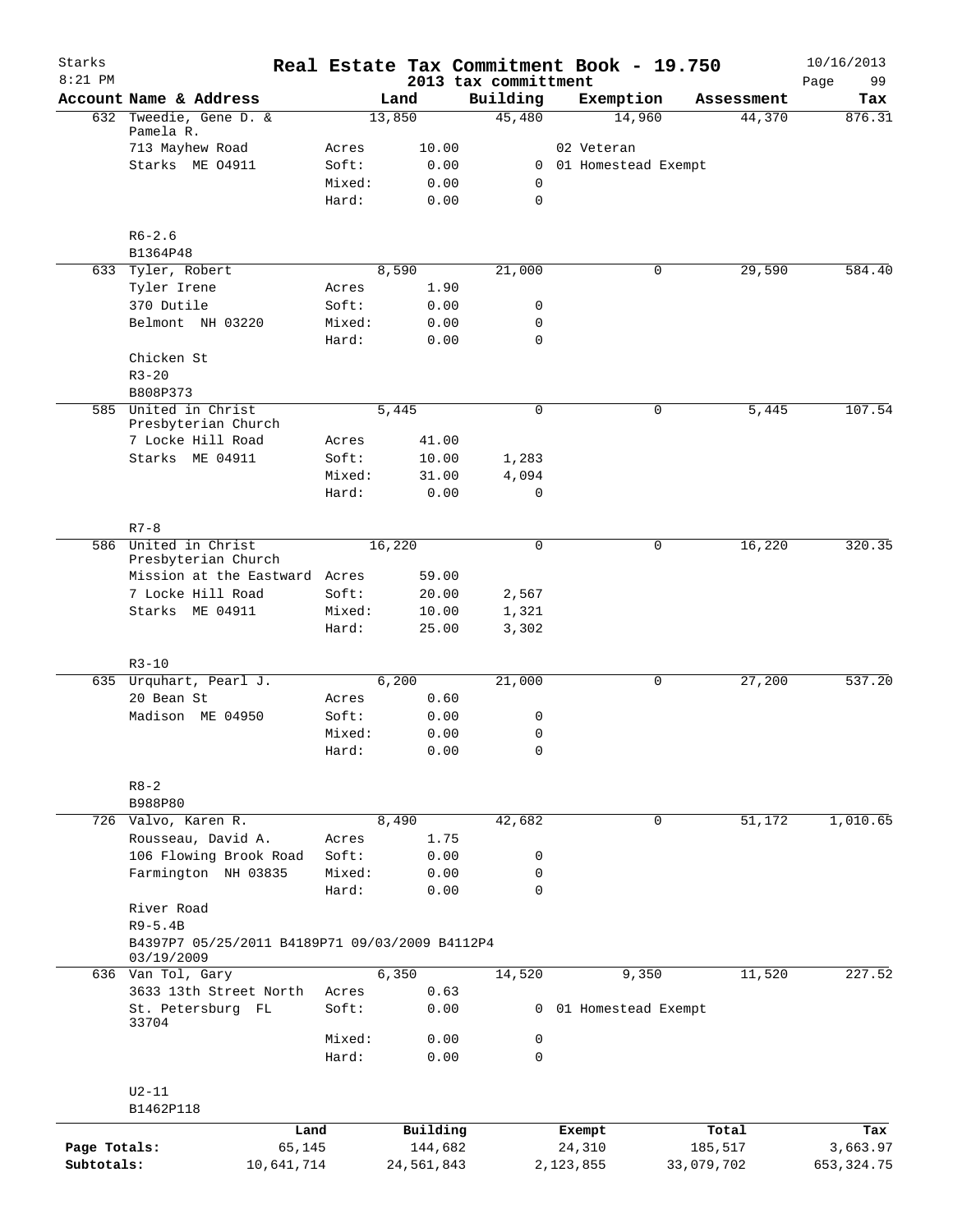Starks 8:21 PM

# Real Estate Tax Commitment Book - 19.750

2013 tax committment

10/16/2013

| Account Name & Address | | Land | Building | Exemption | Assessment | Tax |
|---|---|---|---|---|---|---|
| 632 Tweedie, Gene D. & Pamela R. | | 13,850 | 45,480 | 14,960 | 44,370 | 876.31 |
| 713 Mayhew Road | Acres | 10.00 | | 02 Veteran | | |
| Starks ME 04911 | Soft: | 0.00 | 0 | 01 Homestead Exempt | | |
| | Mixed: | 0.00 | 0 | | | |
| | Hard: | 0.00 | 0 | | | |
| R6-2.6 | | | | | | |
| B1364P48 | | | | | | |
| 633 Tyler, Robert | | 8,590 | 21,000 | 0 | 29,590 | 584.40 |
| Tyler Irene | Acres | 1.90 | | | | |
| 370 Dutile | Soft: | 0.00 | 0 | | | |
| Belmont NH 03220 | Mixed: | 0.00 | 0 | | | |
| | Hard: | 0.00 | 0 | | | |
| Chicken St | | | | | | |
| R3-20 | | | | | | |
| B808P373 | | | | | | |
| 585 United in Christ Presbyterian Church | | 5,445 | 0 | 0 | 5,445 | 107.54 |
| 7 Locke Hill Road | Acres | 41.00 | | | | |
| Starks ME 04911 | Soft: | 10.00 | 1,283 | | | |
| | Mixed: | 31.00 | 4,094 | | | |
| | Hard: | 0.00 | 0 | | | |
| R7-8 | | | | | | |
| 586 United in Christ Presbyterian Church | | 16,220 | 0 | 0 | 16,220 | 320.35 |
| Mission at the Eastward | Acres | 59.00 | | | | |
| 7 Locke Hill Road | Soft: | 20.00 | 2,567 | | | |
| Starks ME 04911 | Mixed: | 10.00 | 1,321 | | | |
| | Hard: | 25.00 | 3,302 | | | |
| R3-10 | | | | | | |
| 635 Urquhart, Pearl J. | | 6,200 | 21,000 | 0 | 27,200 | 537.20 |
| 20 Bean St | Acres | 0.60 | | | | |
| Madison ME 04950 | Soft: | 0.00 | 0 | | | |
| | Mixed: | 0.00 | 0 | | | |
| | Hard: | 0.00 | 0 | | | |
| R8-2 | | | | | | |
| B988P80 | | | | | | |
| 726 Valvo, Karen R. | | 8,490 | 42,682 | 0 | 51,172 | 1,010.65 |
| Rousseau, David A. | Acres | 1.75 | | | | |
| 106 Flowing Brook Road | Soft: | 0.00 | 0 | | | |
| Farmington NH 03835 | Mixed: | 0.00 | 0 | | | |
| | Hard: | 0.00 | 0 | | | |
| River Road | | | | | | |
| R9-5.4B | | | | | | |
| B4397P7 05/25/2011 B4189P71 09/03/2009 B4112P4 03/19/2009 | | | | | | |
| 636 Van Tol, Gary | | 6,350 | 14,520 | 9,350 | 11,520 | 227.52 |
| 3633 13th Street North | Acres | 0.63 | | | | |
| St. Petersburg FL 33704 | Soft: | 0.00 | 0 | 01 Homestead Exempt | | |
| | Mixed: | 0.00 | 0 | | | |
| | Hard: | 0.00 | 0 | | | |
| U2-11 | | | | | | |
| B1462P118 | | | | | | |

| | Land | Building | Exempt | Total | Tax |
|---|---|---|---|---|---|
| Page Totals: | 65,145 | 144,682 | 24,310 | 185,517 | 3,663.97 |
| Subtotals: | 10,641,714 | 24,561,843 | 2,123,855 | 33,079,702 | 653,324.75 |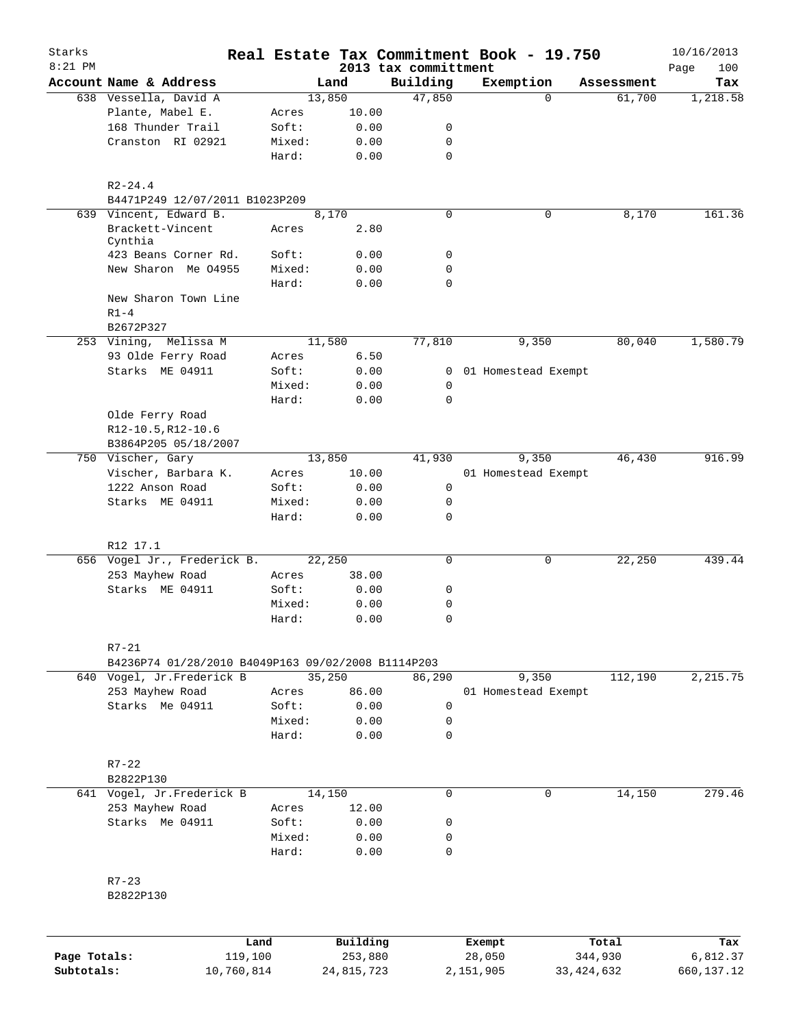Starks 8:21 PM

# Real Estate Tax Commitment Book - 19.750

2013 tax committment

10/16/2013

| Account Name & Address | | Land | Building | Exemption | Assessment | Tax |
|---|---|---|---|---|---|---|
| 638 Vessella, David A | | 13,850 | 47,850 | 0 | 61,700 | 1,218.58 |
| Plante, Mabel E. | Acres | 10.00 | | | | |
| 168 Thunder Trail | Soft: | 0.00 | 0 | | | |
| Cranston RI 02921 | Mixed: | 0.00 | 0 | | | |
| | Hard: | 0.00 | 0 | | | |
| R2-24.4 | | | | | | |
| B4471P249 12/07/2011 B1023P209 | | | | | | |
| 639 Vincent, Edward B. | | 8,170 | 0 | 0 | 8,170 | 161.36 |
| Brackett-Vincent Cynthia | Acres | 2.80 | | | | |
| 423 Beans Corner Rd. | Soft: | 0.00 | 0 | | | |
| New Sharon Me 04955 | Mixed: | 0.00 | 0 | | | |
| | Hard: | 0.00 | 0 | | | |
| New Sharon Town Line | | | | | | |
| R1-4 | | | | | | |
| B2672P327 | | | | | | |
| 253 Vining, Melissa M | | 11,580 | 77,810 | 9,350 | 80,040 | 1,580.79 |
| 93 Olde Ferry Road | Acres | 6.50 | | | | |
| Starks ME 04911 | Soft: | 0.00 | 0 | 01 Homestead Exempt | | |
| | Mixed: | 0.00 | 0 | | | |
| | Hard: | 0.00 | 0 | | | |
| Olde Ferry Road | | | | | | |
| R12-10.5,R12-10.6 | | | | | | |
| B3864P205 05/18/2007 | | | | | | |
| 750 Vischer, Gary | | 13,850 | 41,930 | 9,350 | 46,430 | 916.99 |
| Vischer, Barbara K. | Acres | 10.00 | | 01 Homestead Exempt | | |
| 1222 Anson Road | Soft: | 0.00 | 0 | | | |
| Starks ME 04911 | Mixed: | 0.00 | 0 | | | |
| | Hard: | 0.00 | 0 | | | |
| R12 17.1 | | | | | | |
| 656 Vogel Jr., Frederick B. | | 22,250 | 0 | 0 | 22,250 | 439.44 |
| 253 Mayhew Road | Acres | 38.00 | | | | |
| Starks ME 04911 | Soft: | 0.00 | 0 | | | |
| | Mixed: | 0.00 | 0 | | | |
| | Hard: | 0.00 | 0 | | | |
| R7-21 | | | | | | |
| B4236P74 01/28/2010 B4049P163 09/02/2008 B1114P203 | | | | | | |
| 640 Vogel, Jr.Frederick B | | 35,250 | 86,290 | 9,350 | 112,190 | 2,215.75 |
| 253 Mayhew Road | Acres | 86.00 | | 01 Homestead Exempt | | |
| Starks Me 04911 | Soft: | 0.00 | 0 | | | |
| | Mixed: | 0.00 | 0 | | | |
| | Hard: | 0.00 | 0 | | | |
| R7-22 | | | | | | |
| B2822P130 | | | | | | |
| 641 Vogel, Jr.Frederick B | | 14,150 | 0 | 0 | 14,150 | 279.46 |
| 253 Mayhew Road | Acres | 12.00 | | | | |
| Starks Me 04911 | Soft: | 0.00 | 0 | | | |
| | Mixed: | 0.00 | 0 | | | |
| | Hard: | 0.00 | 0 | | | |
| R7-23 | | | | | | |
| B2822P130 | | | | | | |

| | Land | Building | Exempt | Total | Tax |
|---|---|---|---|---|---|
| Page Totals: | 119,100 | 253,880 | 28,050 | 344,930 | 6,812.37 |
| Subtotals: | 10,760,814 | 24,815,723 | 2,151,905 | 33,424,632 | 660,137.12 |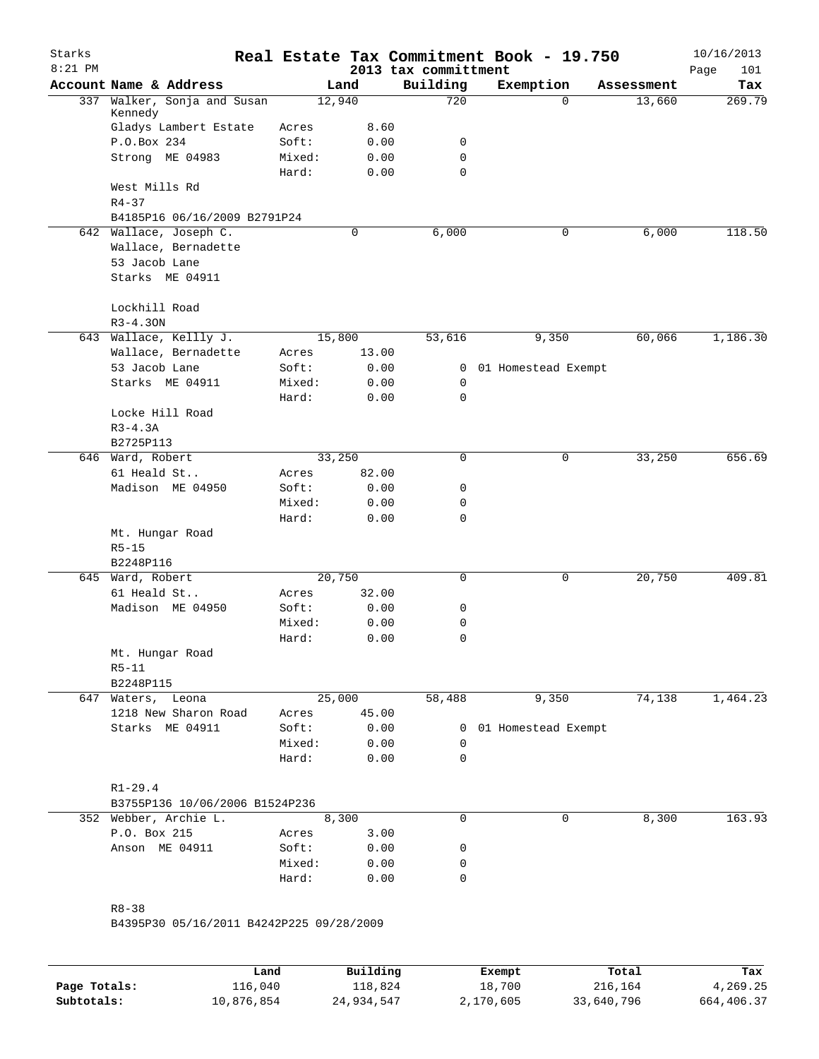# Real Estate Tax Commitment Book - 19.750

Starks
8:21 PM
2013 tax committment
10/16/2013

| Account Name & Address | Land | | Building | Exemption | Assessment | Tax |
|---|---|---|---|---|---|---|
| 337 Walker, Sonja and Susan Kennedy | 12,940 | | 720 | 0 | 13,660 | 269.79 |
| Gladys Lambert Estate | Acres | 8.60 | | | | |
| P.O.Box 234 | Soft: | 0.00 | 0 | | | |
| Strong ME 04983 | Mixed: | 0.00 | 0 | | | |
| | Hard: | 0.00 | 0 | | | |
| West Mills Rd | | | | | | |
| R4-37 | | | | | | |
| B4185P16 06/16/2009 B2791P24 | | | | | | |
| 642 Wallace, Joseph C. | 0 | | 6,000 | 0 | 6,000 | 118.50 |
| Wallace, Bernadette | | | | | | |
| 53 Jacob Lane | | | | | | |
| Starks ME 04911 | | | | | | |
| Lockhill Road | | | | | | |
| R3-4.3ON | | | | | | |
| 643 Wallace, Kellly J. | 15,800 | | 53,616 | 9,350 | 60,066 | 1,186.30 |
| Wallace, Bernadette | Acres | 13.00 | | | | |
| 53 Jacob Lane | Soft: | 0.00 | 0 | 01 Homestead Exempt | | |
| Starks ME 04911 | Mixed: | 0.00 | 0 | | | |
| | Hard: | 0.00 | 0 | | | |
| Locke Hill Road | | | | | | |
| R3-4.3A | | | | | | |
| B2725P113 | | | | | | |
| 646 Ward, Robert | 33,250 | | 0 | 0 | 33,250 | 656.69 |
| 61 Heald St.. | Acres | 82.00 | | | | |
| Madison ME 04950 | Soft: | 0.00 | 0 | | | |
| | Mixed: | 0.00 | 0 | | | |
| | Hard: | 0.00 | 0 | | | |
| Mt. Hungar Road | | | | | | |
| R5-15 | | | | | | |
| B2248P116 | | | | | | |
| 645 Ward, Robert | 20,750 | | 0 | 0 | 20,750 | 409.81 |
| 61 Heald St.. | Acres | 32.00 | | | | |
| Madison ME 04950 | Soft: | 0.00 | 0 | | | |
| | Mixed: | 0.00 | 0 | | | |
| | Hard: | 0.00 | 0 | | | |
| Mt. Hungar Road | | | | | | |
| R5-11 | | | | | | |
| B2248P115 | | | | | | |
| 647 Waters, Leona | 25,000 | | 58,488 | 9,350 | 74,138 | 1,464.23 |
| 1218 New Sharon Road | Acres | 45.00 | | | | |
| Starks ME 04911 | Soft: | 0.00 | 0 | 01 Homestead Exempt | | |
| | Mixed: | 0.00 | 0 | | | |
| | Hard: | 0.00 | 0 | | | |
| R1-29.4 | | | | | | |
| B3755P136 10/06/2006 B1524P236 | | | | | | |
| 352 Webber, Archie L. | 8,300 | | 0 | 0 | 8,300 | 163.93 |
| P.O. Box 215 | Acres | 3.00 | | | | |
| Anson ME 04911 | Soft: | 0.00 | 0 | | | |
| | Mixed: | 0.00 | 0 | | | |
| | Hard: | 0.00 | 0 | | | |
| R8-38 | | | | | | |
| B4395P30 05/16/2011 B4242P225 09/28/2009 | | | | | | |

| | Land | Building | Exempt | Total | Tax |
|---|---|---|---|---|---|
| Page Totals: | 116,040 | 118,824 | 18,700 | 216,164 | 4,269.25 |
| Subtotals: | 10,876,854 | 24,934,547 | 2,170,605 | 33,640,796 | 664,406.37 |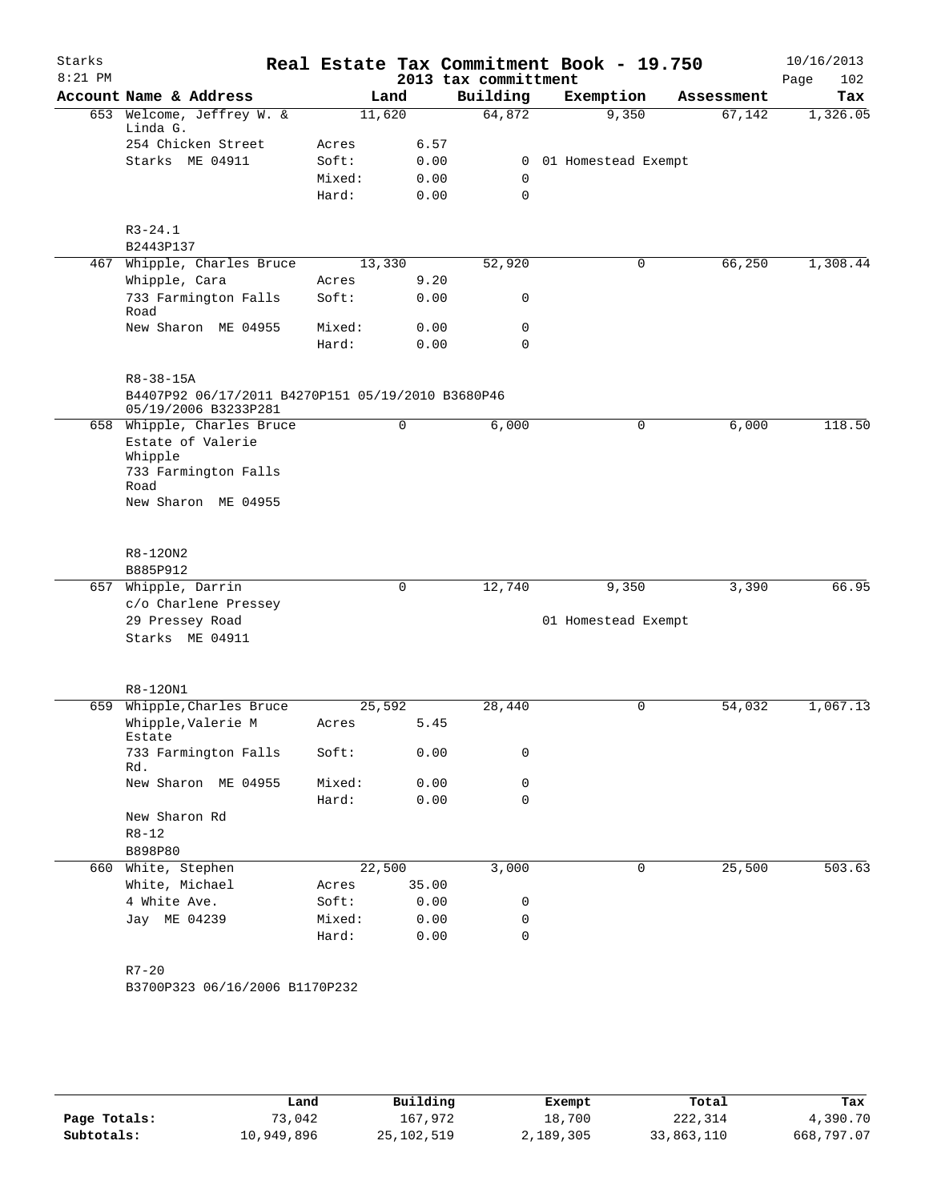Starks 8:21 PM

# Real Estate Tax Commitment Book - 19.750

## 2013 tax committment

10/16/2013

| Account Name & Address | Land | | Building | Exemption | Assessment | Tax |
|---|---|---|---|---|---|---|
| 653 Welcome, Jeffrey W. & Linda G. | 11,620 | | 64,872 | 9,350 | 67,142 | 1,326.05 |
| 254 Chicken Street | Acres | 6.57 | | | | |
| Starks ME 04911 | Soft: | 0.00 | 0 | 01 Homestead Exempt | | |
| | Mixed: | 0.00 | 0 | | | |
| | Hard: | 0.00 | 0 | | | |
| R3-24.1 | | | | | | |
| B2443P137 | | | | | | |
| 467 Whipple, Charles Bruce | 13,330 | | 52,920 | 0 | 66,250 | 1,308.44 |
| Whipple, Cara | Acres | 9.20 | | | | |
| 733 Farmington Falls Road | Soft: | 0.00 | 0 | | | |
| New Sharon ME 04955 | Mixed: | 0.00 | 0 | | | |
| | Hard: | 0.00 | 0 | | | |
| R8-38-15A | | | | | | |
| B4407P92 06/17/2011 B4270P151 05/19/2010 B3680P46 05/19/2006 B3233P281 | | | | | | |
| 658 Whipple, Charles Bruce | 0 | | 6,000 | 0 | 6,000 | 118.50 |
| Estate of Valerie Whipple | | | | | | |
| 733 Farmington Falls Road | | | | | | |
| New Sharon ME 04955 | | | | | | |
| R8-12ON2 | | | | | | |
| B885P912 | | | | | | |
| 657 Whipple, Darrin | 0 | | 12,740 | 9,350 | 3,390 | 66.95 |
| c/o Charlene Pressey | | | | | | |
| 29 Pressey Road | | | | 01 Homestead Exempt | | |
| Starks ME 04911 | | | | | | |
| R8-12ON1 | | | | | | |
| 659 Whipple,Charles Bruce | 25,592 | | 28,440 | 0 | 54,032 | 1,067.13 |
| Whipple,Valerie M Estate | Acres | 5.45 | | | | |
| 733 Farmington Falls Rd. | Soft: | 0.00 | 0 | | | |
| New Sharon ME 04955 | Mixed: | 0.00 | 0 | | | |
| | Hard: | 0.00 | 0 | | | |
| New Sharon Rd | | | | | | |
| R8-12 | | | | | | |
| B898P80 | | | | | | |
| 660 White, Stephen | 22,500 | | 3,000 | 0 | 25,500 | 503.63 |
| White, Michael | Acres | 35.00 | | | | |
| 4 White Ave. | Soft: | 0.00 | 0 | | | |
| Jay ME 04239 | Mixed: | 0.00 | 0 | | | |
| | Hard: | 0.00 | 0 | | | |
| R7-20 | | | | | | |
| B3700P323 06/16/2006 B1170P232 | | | | | | |

| | Land | Building | Exempt | Total | Tax |
|---|---|---|---|---|---|
| Page Totals: | 73,042 | 167,972 | 18,700 | 222,314 | 4,390.70 |
| Subtotals: | 10,949,896 | 25,102,519 | 2,189,305 | 33,863,110 | 668,797.07 |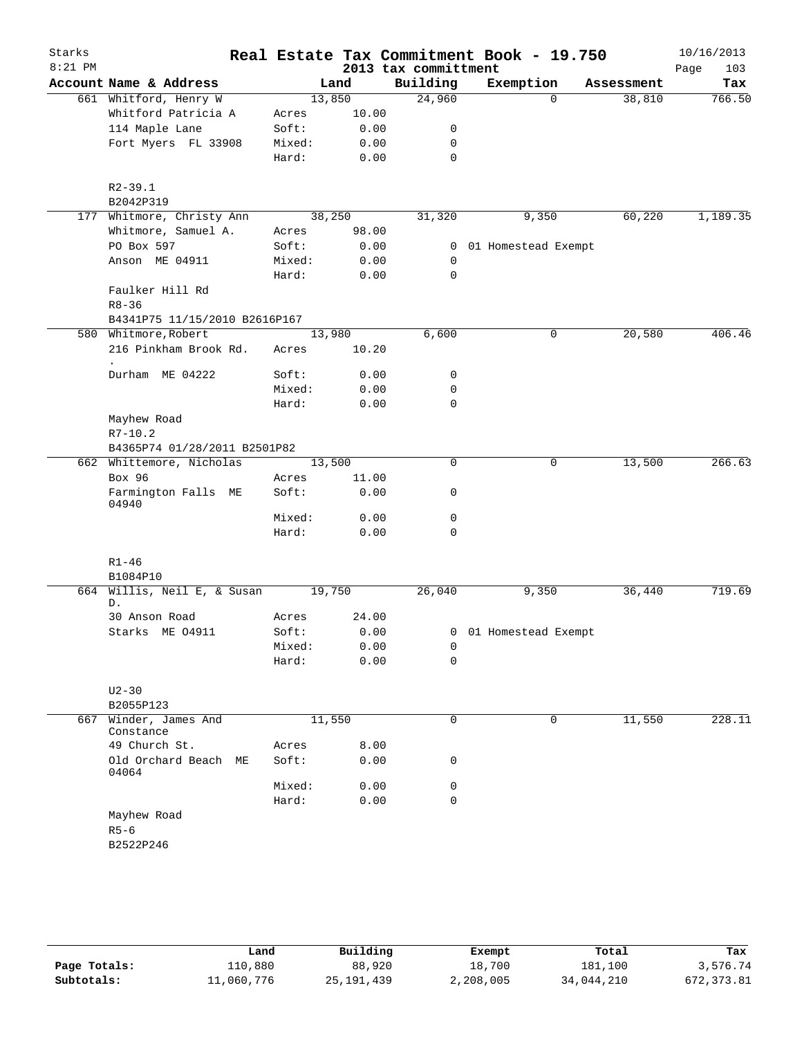# Real Estate Tax Commitment Book - 19.750

Starks
8:21 PM

2013 tax committment

10/16/2013

| Account Name & Address | | Land | Building | Exemption | Assessment | Tax |
|---|---|---|---|---|---|---|
| 661 Whitford, Henry W | | 13,850 | 24,960 | 0 | 38,810 | 766.50 |
| Whitford Patricia A | Acres | 10.00 | | | | |
| 114 Maple Lane | Soft: | 0.00 | 0 | | | |
| Fort Myers FL 33908 | Mixed: | 0.00 | 0 | | | |
| | Hard: | 0.00 | 0 | | | |
| R2-39.1 | | | | | | |
| B2042P319 | | | | | | |
| 177 Whitmore, Christy Ann | | 38,250 | 31,320 | 9,350 | 60,220 | 1,189.35 |
| Whitmore, Samuel A. | Acres | 98.00 | | | | |
| PO Box 597 | Soft: | 0.00 | 0 | 01 Homestead Exempt | | |
| Anson ME 04911 | Mixed: | 0.00 | 0 | | | |
| | Hard: | 0.00 | 0 | | | |
| Faulker Hill Rd | | | | | | |
| R8-36 | | | | | | |
| B4341P75 11/15/2010 B2616P167 | | | | | | |
| 580 Whitmore,Robert | | 13,980 | 6,600 | 0 | 20,580 | 406.46 |
| 216 Pinkham Brook Rd. . | Acres | 10.20 | | | | |
| Durham ME 04222 | Soft: | 0.00 | 0 | | | |
| | Mixed: | 0.00 | 0 | | | |
| | Hard: | 0.00 | 0 | | | |
| Mayhew Road | | | | | | |
| R7-10.2 | | | | | | |
| B4365P74 01/28/2011 B2501P82 | | | | | | |
| 662 Whittemore, Nicholas | | 13,500 | 0 | 0 | 13,500 | 266.63 |
| Box 96 | Acres | 11.00 | | | | |
| Farmington Falls ME 04940 | Soft: | 0.00 | 0 | | | |
| | Mixed: | 0.00 | 0 | | | |
| | Hard: | 0.00 | 0 | | | |
| R1-46 | | | | | | |
| B1084P10 | | | | | | |
| 664 Willis, Neil E, & Susan D. | | 19,750 | 26,040 | 9,350 | 36,440 | 719.69 |
| 30 Anson Road | Acres | 24.00 | | | | |
| Starks ME 04911 | Soft: | 0.00 | 0 | 01 Homestead Exempt | | |
| | Mixed: | 0.00 | 0 | | | |
| | Hard: | 0.00 | 0 | | | |
| U2-30 | | | | | | |
| B2055P123 | | | | | | |
| 667 Winder, James And Constance | | 11,550 | 0 | 0 | 11,550 | 228.11 |
| 49 Church St. | Acres | 8.00 | | | | |
| Old Orchard Beach ME 04064 | Soft: | 0.00 | 0 | | | |
| | Mixed: | 0.00 | 0 | | | |
| | Hard: | 0.00 | 0 | | | |
| Mayhew Road | | | | | | |
| R5-6 | | | | | | |
| B2522P246 | | | | | | |

| | Land | Building | Exempt | Total | Tax |
|---|---|---|---|---|---|
| Page Totals: | 110,880 | 88,920 | 18,700 | 181,100 | 3,576.74 |
| Subtotals: | 11,060,776 | 25,191,439 | 2,208,005 | 34,044,210 | 672,373.81 |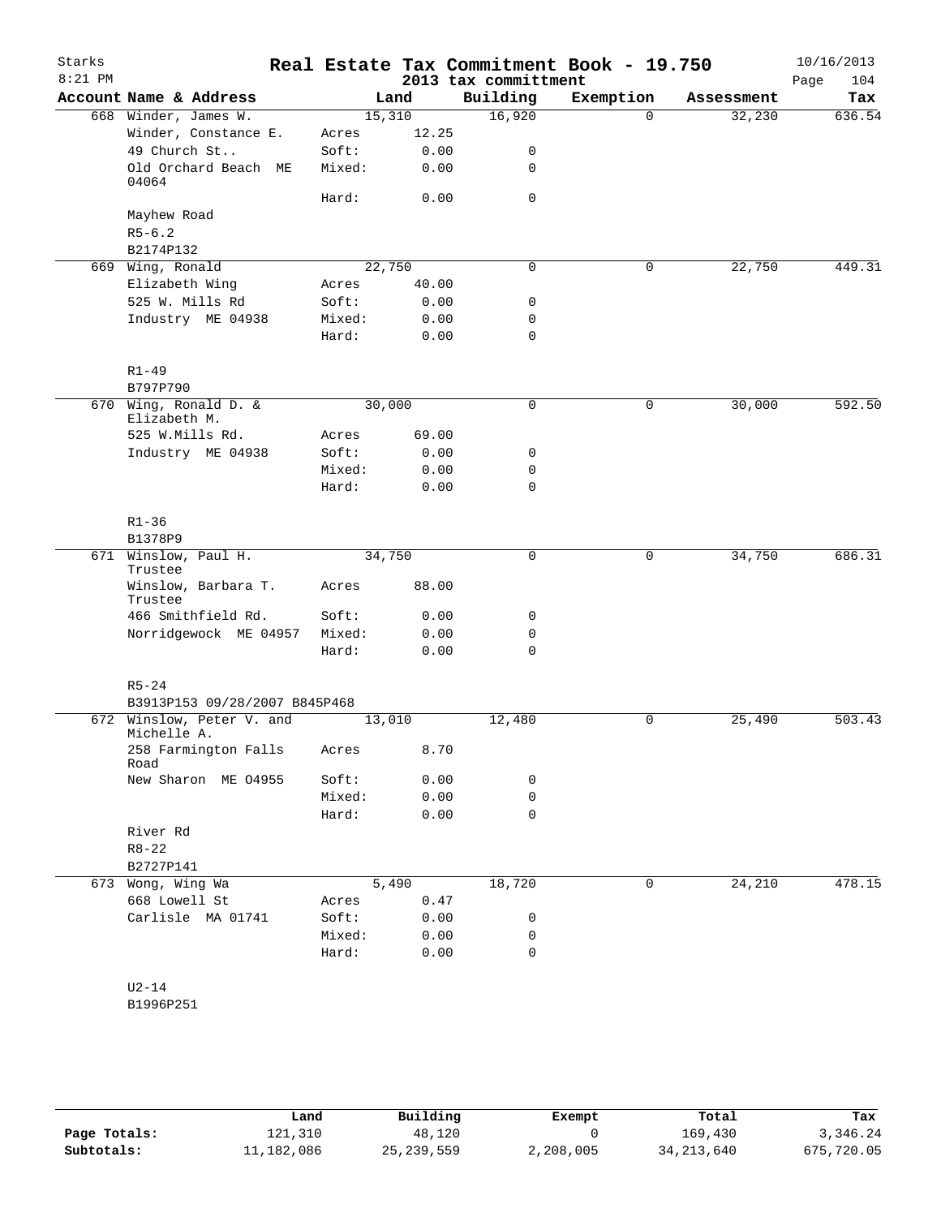# Starks — Real Estate Tax Commitment Book - 19.750

8:21 PM — 2013 tax committment — 10/16/2013

| Account | Name & Address | Land | | Building | Exemption | Assessment | Tax |
|---|---|---|---|---|---|---|---|
| 668 | Winder, James W. | 15,310 | | 16,920 | 0 | 32,230 | 636.54 |
| | Winder, Constance E. | Acres | 12.25 | | | | |
| | 49 Church St.. | Soft: | 0.00 | 0 | | | |
| | Old Orchard Beach ME 04064 | Mixed: | 0.00 | 0 | | | |
| | | Hard: | 0.00 | 0 | | | |
| | Mayhew Road | | | | | | |
| | R5-6.2 | | | | | | |
| | B2174P132 | | | | | | |
| 669 | Wing, Ronald | 22,750 | | 0 | 0 | 22,750 | 449.31 |
| | Elizabeth Wing | Acres | 40.00 | | | | |
| | 525 W. Mills Rd | Soft: | 0.00 | 0 | | | |
| | Industry ME 04938 | Mixed: | 0.00 | 0 | | | |
| | | Hard: | 0.00 | 0 | | | |
| | R1-49 | | | | | | |
| | B797P790 | | | | | | |
| 670 | Wing, Ronald D. & Elizabeth M. | 30,000 | | 0 | 0 | 30,000 | 592.50 |
| | 525 W.Mills Rd. | Acres | 69.00 | | | | |
| | Industry ME 04938 | Soft: | 0.00 | 0 | | | |
| | | Mixed: | 0.00 | 0 | | | |
| | | Hard: | 0.00 | 0 | | | |
| | R1-36 | | | | | | |
| | B1378P9 | | | | | | |
| 671 | Winslow, Paul H. Trustee | 34,750 | | 0 | 0 | 34,750 | 686.31 |
| | Winslow, Barbara T. Trustee | Acres | 88.00 | | | | |
| | 466 Smithfield Rd. | Soft: | 0.00 | 0 | | | |
| | Norridgewock ME 04957 | Mixed: | 0.00 | 0 | | | |
| | | Hard: | 0.00 | 0 | | | |
| | R5-24 | | | | | | |
| | B3913P153 09/28/2007 B845P468 | | | | | | |
| 672 | Winslow, Peter V. and Michelle A. | 13,010 | | 12,480 | 0 | 25,490 | 503.43 |
| | 258 Farmington Falls Road | Acres | 8.70 | | | | |
| | New Sharon ME O4955 | Soft: | 0.00 | 0 | | | |
| | | Mixed: | 0.00 | 0 | | | |
| | | Hard: | 0.00 | 0 | | | |
| | River Rd | | | | | | |
| | R8-22 | | | | | | |
| | B2727P141 | | | | | | |
| 673 | Wong, Wing Wa | 5,490 | | 18,720 | 0 | 24,210 | 478.15 |
| | 668 Lowell St | Acres | 0.47 | | | | |
| | Carlisle MA 01741 | Soft: | 0.00 | 0 | | | |
| | | Mixed: | 0.00 | 0 | | | |
| | | Hard: | 0.00 | 0 | | | |
| | U2-14 | | | | | | |
| | B1996P251 | | | | | | |

| | Land | Building | Exempt | Total | Tax |
|---|---|---|---|---|---|
| Page Totals: | 121,310 | 48,120 | 0 | 169,430 | 3,346.24 |
| Subtotals: | 11,182,086 | 25,239,559 | 2,208,005 | 34,213,640 | 675,720.05 |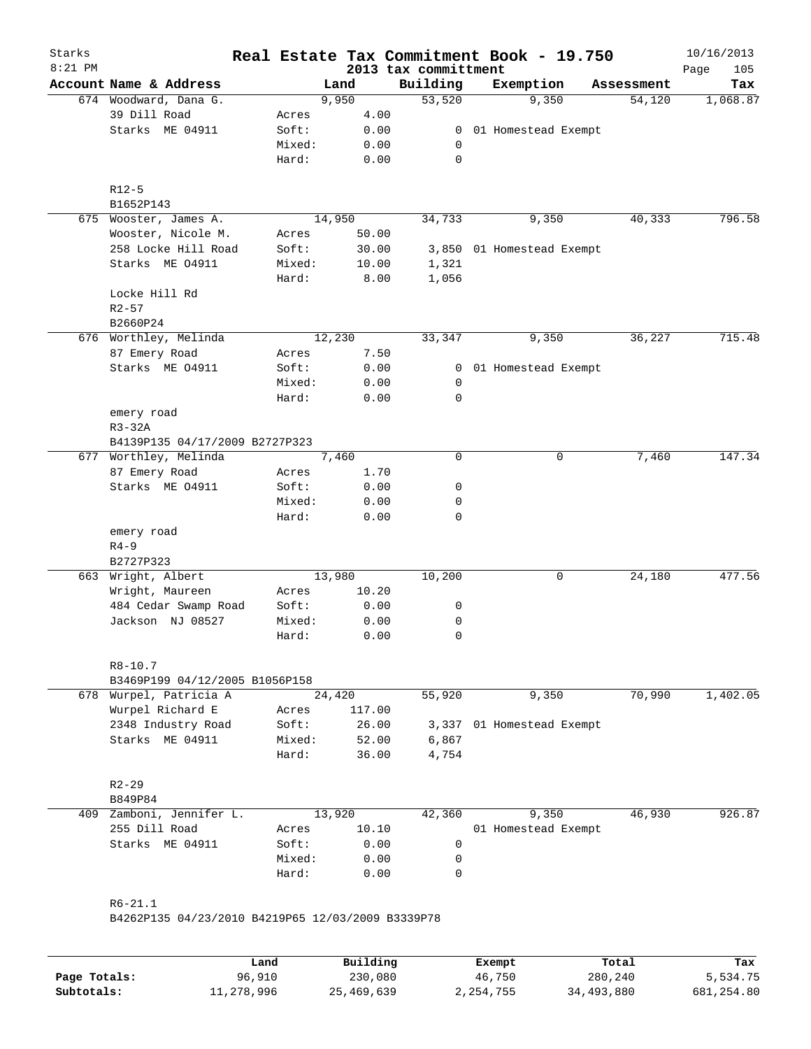# Real Estate Tax Commitment Book - 19.750

Starks
8:21 PM

2013 tax committment

10/16/2013

| Account Name & Address | | Land | Building | Exemption | Assessment | Tax |
|---|---|---|---|---|---|---|
| 674 Woodward, Dana G. | | 9,950 | 53,520 | 9,350 | 54,120 | 1,068.87 |
| 39 Dill Road | Acres | 4.00 | | | | |
| Starks ME 04911 | Soft: | 0.00 | 0 | 01 Homestead Exempt | | |
| | Mixed: | 0.00 | 0 | | | |
| | Hard: | 0.00 | 0 | | | |
| R12-5 | | | | | | |
| B1652P143 | | | | | | |
| 675 Wooster, James A. | | 14,950 | 34,733 | 9,350 | 40,333 | 796.58 |
| Wooster, Nicole M. | Acres | 50.00 | | | | |
| 258 Locke Hill Road | Soft: | 30.00 | 3,850 | 01 Homestead Exempt | | |
| Starks ME O4911 | Mixed: | 10.00 | 1,321 | | | |
| | Hard: | 8.00 | 1,056 | | | |
| Locke Hill Rd | | | | | | |
| R2-57 | | | | | | |
| B2660P24 | | | | | | |
| 676 Worthley, Melinda | | 12,230 | 33,347 | 9,350 | 36,227 | 715.48 |
| 87 Emery Road | Acres | 7.50 | | | | |
| Starks ME O4911 | Soft: | 0.00 | 0 | 01 Homestead Exempt | | |
| | Mixed: | 0.00 | 0 | | | |
| | Hard: | 0.00 | 0 | | | |
| emery road | | | | | | |
| R3-32A | | | | | | |
| B4139P135 04/17/2009 B2727P323 | | | | | | |
| 677 Worthley, Melinda | | 7,460 | 0 | 0 | 7,460 | 147.34 |
| 87 Emery Road | Acres | 1.70 | | | | |
| Starks ME O4911 | Soft: | 0.00 | 0 | | | |
| | Mixed: | 0.00 | 0 | | | |
| | Hard: | 0.00 | 0 | | | |
| emery road | | | | | | |
| R4-9 | | | | | | |
| B2727P323 | | | | | | |
| 663 Wright, Albert | | 13,980 | 10,200 | 0 | 24,180 | 477.56 |
| Wright, Maureen | Acres | 10.20 | | | | |
| 484 Cedar Swamp Road | Soft: | 0.00 | 0 | | | |
| Jackson NJ 08527 | Mixed: | 0.00 | 0 | | | |
| | Hard: | 0.00 | 0 | | | |
| R8-10.7 | | | | | | |
| B3469P199 04/12/2005 B1056P158 | | | | | | |
| 678 Wurpel, Patricia A | | 24,420 | 55,920 | 9,350 | 70,990 | 1,402.05 |
| Wurpel Richard E | Acres | 117.00 | | | | |
| 2348 Industry Road | Soft: | 26.00 | 3,337 | 01 Homestead Exempt | | |
| Starks ME 04911 | Mixed: | 52.00 | 6,867 | | | |
| | Hard: | 36.00 | 4,754 | | | |
| R2-29 | | | | | | |
| B849P84 | | | | | | |
| 409 Zamboni, Jennifer L. | | 13,920 | 42,360 | 9,350 | 46,930 | 926.87 |
| 255 Dill Road | Acres | 10.10 | | 01 Homestead Exempt | | |
| Starks ME 04911 | Soft: | 0.00 | 0 | | | |
| | Mixed: | 0.00 | 0 | | | |
| | Hard: | 0.00 | 0 | | | |
| R6-21.1 | | | | | | |
| B4262P135 04/23/2010 B4219P65 12/03/2009 B3339P78 | | | | | | |

| | Land | Building | Exempt | Total | Tax |
|---|---|---|---|---|---|
| Page Totals: | 96,910 | 230,080 | 46,750 | 280,240 | 5,534.75 |
| Subtotals: | 11,278,996 | 25,469,639 | 2,254,755 | 34,493,880 | 681,254.80 |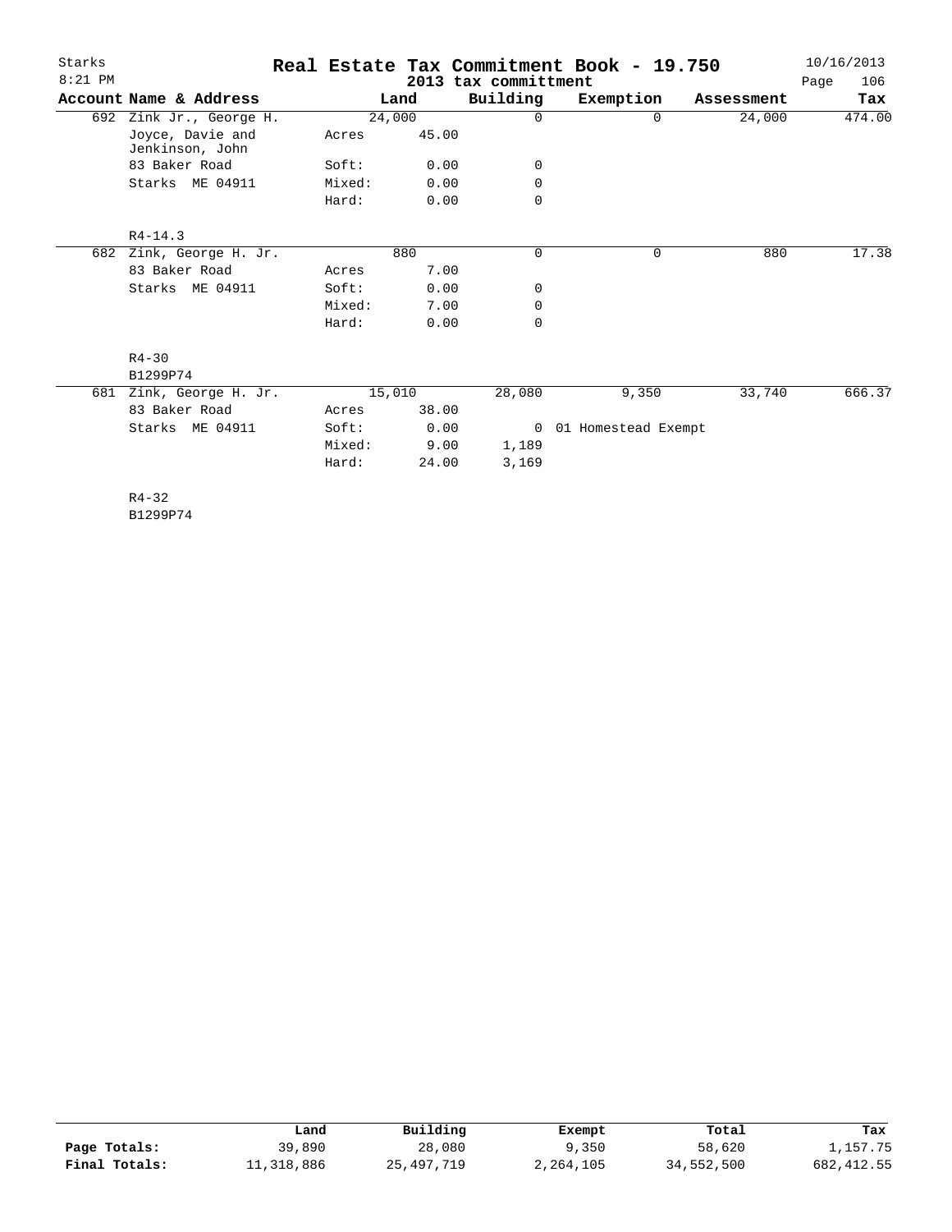Starks
8:21 PM

# Real Estate Tax Commitment Book - 19.750

2013 tax committment

10/16/2013

| Account Name & Address | | Land | Building | Exemption | Assessment | Tax |
|---|---|---|---|---|---|---|
| 692 Zink Jr., George H. | | 24,000 | 0 | 0 | 24,000 | 474.00 |
| Joyce, Davie and Jenkinson, John | Acres | 45.00 | | | | |
| 83 Baker Road | Soft: | 0.00 | 0 | | | |
| Starks ME 04911 | Mixed: | 0.00 | 0 | | | |
| | Hard: | 0.00 | 0 | | | |
| R4-14.3 | | | | | | |
| 682 Zink, George H. Jr. | | 880 | 0 | 0 | 880 | 17.38 |
| 83 Baker Road | Acres | 7.00 | | | | |
| Starks ME 04911 | Soft: | 0.00 | 0 | | | |
| | Mixed: | 7.00 | 0 | | | |
| | Hard: | 0.00 | 0 | | | |
| R4-30 | | | | | | |
| B1299P74 | | | | | | |
| 681 Zink, George H. Jr. | | 15,010 | 28,080 | 9,350 | 33,740 | 666.37 |
| 83 Baker Road | Acres | 38.00 | | | | |
| Starks ME 04911 | Soft: | 0.00 | 0 | 01 Homestead Exempt | | |
| | Mixed: | 9.00 | 1,189 | | | |
| | Hard: | 24.00 | 3,169 | | | |
| R4-32 | | | | | | |
| B1299P74 | | | | | | |

| | Land | Building | Exempt | Total | Tax |
|---|---|---|---|---|---|
| **Page Totals:** | 39,890 | 28,080 | 9,350 | 58,620 | 1,157.75 |
| **Final Totals:** | 11,318,886 | 25,497,719 | 2,264,105 | 34,552,500 | 682,412.55 |